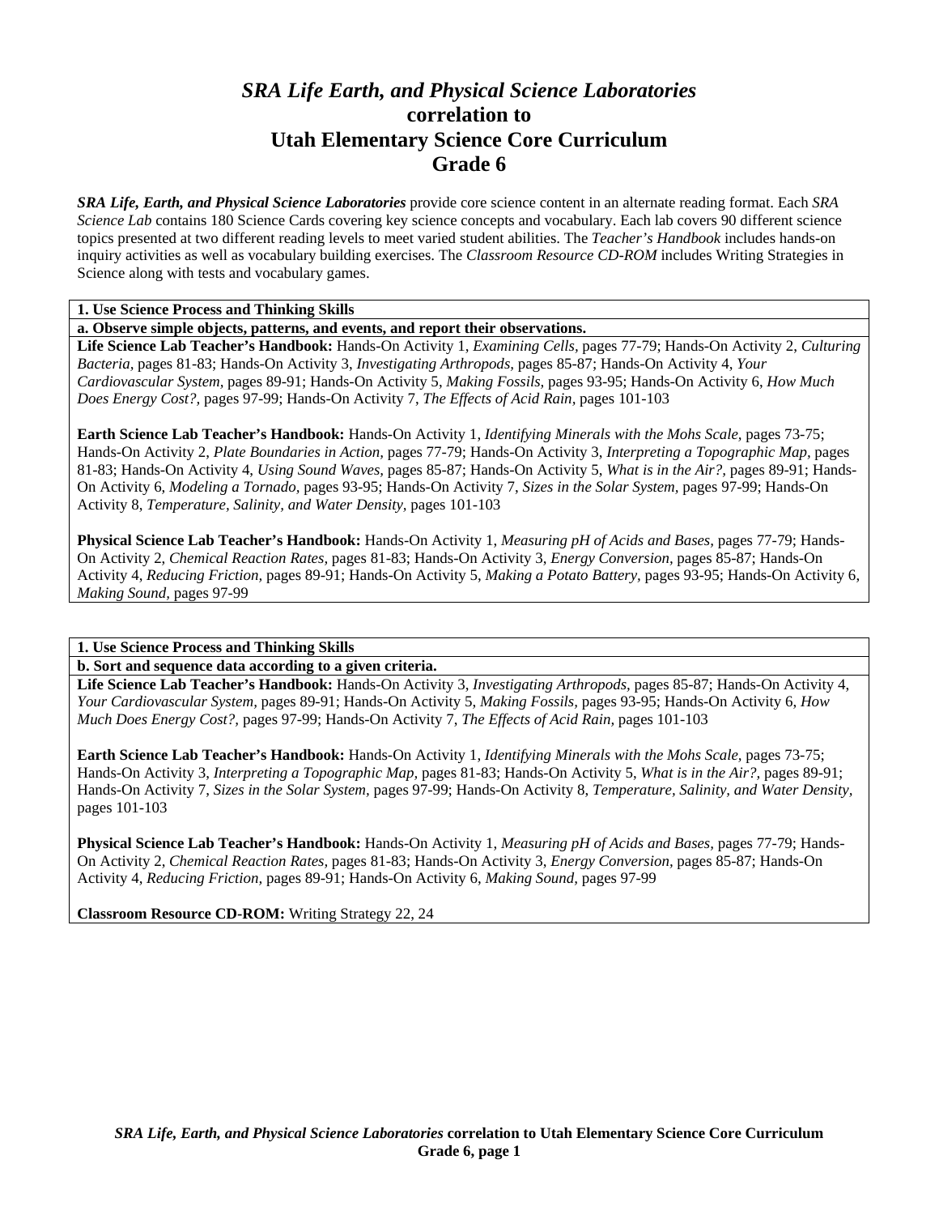# *SRA Life Earth, and Physical Science Laboratories* correlation to Utah Elementary Science Core Curriculum Grade 6

***SRA Life, Earth, and Physical Science Laboratories*** provide core science content in an alternate reading format. Each *SRA Science Lab* contains 180 Science Cards covering key science concepts and vocabulary. Each lab covers 90 different science topics presented at two different reading levels to meet varied student abilities. The *Teacher's Handbook* includes hands-on inquiry activities as well as vocabulary building exercises. The *Classroom Resource CD-ROM* includes Writing Strategies in Science along with tests and vocabulary games.

**1. Use Science Process and Thinking Skills**

**a. Observe simple objects, patterns, and events, and report their observations.**

**Life Science Lab Teacher's Handbook:** Hands-On Activity 1, *Examining Cells,* pages 77-79; Hands-On Activity 2, *Culturing Bacteria,* pages 81-83; Hands-On Activity 3, *Investigating Arthropods,* pages 85-87; Hands-On Activity 4, *Your Cardiovascular System,* pages 89-91; Hands-On Activity 5, *Making Fossils,* pages 93-95; Hands-On Activity 6, *How Much Does Energy Cost?,* pages 97-99; Hands-On Activity 7, *The Effects of Acid Rain,* pages 101-103

**Earth Science Lab Teacher's Handbook:** Hands-On Activity 1, *Identifying Minerals with the Mohs Scale,* pages 73-75; Hands-On Activity 2, *Plate Boundaries in Action,* pages 77-79; Hands-On Activity 3, *Interpreting a Topographic Map,* pages 81-83; Hands-On Activity 4, *Using Sound Waves,* pages 85-87; Hands-On Activity 5, *What is in the Air?,* pages 89-91; Hands-On Activity 6, *Modeling a Tornado,* pages 93-95; Hands-On Activity 7, *Sizes in the Solar System,* pages 97-99; Hands-On Activity 8, *Temperature, Salinity, and Water Density,* pages 101-103

**Physical Science Lab Teacher's Handbook:** Hands-On Activity 1, *Measuring pH of Acids and Bases,* pages 77-79; Hands-On Activity 2, *Chemical Reaction Rates,* pages 81-83; Hands-On Activity 3, *Energy Conversion,* pages 85-87; Hands-On Activity 4, *Reducing Friction,* pages 89-91; Hands-On Activity 5, *Making a Potato Battery,* pages 93-95; Hands-On Activity 6, *Making Sound,* pages 97-99

**1. Use Science Process and Thinking Skills**

**b. Sort and sequence data according to a given criteria.**

**Life Science Lab Teacher's Handbook:** Hands-On Activity 3, *Investigating Arthropods,* pages 85-87; Hands-On Activity 4, *Your Cardiovascular System,* pages 89-91; Hands-On Activity 5, *Making Fossils,* pages 93-95; Hands-On Activity 6, *How Much Does Energy Cost?,* pages 97-99; Hands-On Activity 7, *The Effects of Acid Rain,* pages 101-103

**Earth Science Lab Teacher's Handbook:** Hands-On Activity 1, *Identifying Minerals with the Mohs Scale,* pages 73-75; Hands-On Activity 3, *Interpreting a Topographic Map,* pages 81-83; Hands-On Activity 5, *What is in the Air?,* pages 89-91; Hands-On Activity 7, *Sizes in the Solar System,* pages 97-99; Hands-On Activity 8, *Temperature, Salinity, and Water Density,* pages 101-103

**Physical Science Lab Teacher's Handbook:** Hands-On Activity 1, *Measuring pH of Acids and Bases,* pages 77-79; Hands-On Activity 2, *Chemical Reaction Rates,* pages 81-83; Hands-On Activity 3, *Energy Conversion,* pages 85-87; Hands-On Activity 4, *Reducing Friction,* pages 89-91; Hands-On Activity 6, *Making Sound,* pages 97-99

**Classroom Resource CD-ROM:** Writing Strategy 22, 24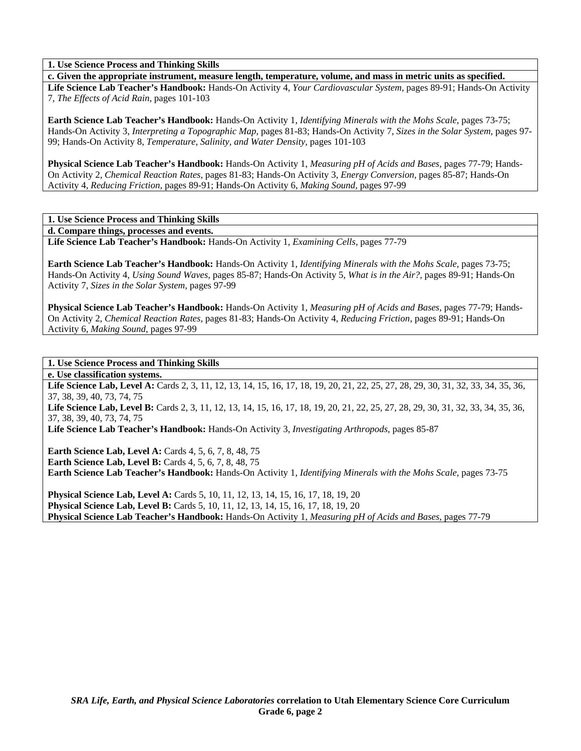**1. Use Science Process and Thinking Skills**

**c. Given the appropriate instrument, measure length, temperature, volume, and mass in metric units as specified.**

**Life Science Lab Teacher's Handbook:** Hands-On Activity 4, *Your Cardiovascular System,* pages 89-91; Hands-On Activity 7, *The Effects of Acid Rain,* pages 101-103

**Earth Science Lab Teacher's Handbook:** Hands-On Activity 1, *Identifying Minerals with the Mohs Scale,* pages 73-75; Hands-On Activity 3, *Interpreting a Topographic Map,* pages 81-83; Hands-On Activity 7, *Sizes in the Solar System,* pages 97-99; Hands-On Activity 8, *Temperature, Salinity, and Water Density,* pages 101-103

**Physical Science Lab Teacher's Handbook:** Hands-On Activity 1, *Measuring pH of Acids and Bases,* pages 77-79; Hands-On Activity 2, *Chemical Reaction Rates,* pages 81-83; Hands-On Activity 3, *Energy Conversion,* pages 85-87; Hands-On Activity 4, *Reducing Friction,* pages 89-91; Hands-On Activity 6, *Making Sound,* pages 97-99

**1. Use Science Process and Thinking Skills**

**d. Compare things, processes and events.**

**Life Science Lab Teacher's Handbook:** Hands-On Activity 1, *Examining Cells,* pages 77-79

**Earth Science Lab Teacher's Handbook:** Hands-On Activity 1, *Identifying Minerals with the Mohs Scale,* pages 73-75; Hands-On Activity 4, *Using Sound Waves,* pages 85-87; Hands-On Activity 5, *What is in the Air?,* pages 89-91; Hands-On Activity 7, *Sizes in the Solar System,* pages 97-99

**Physical Science Lab Teacher's Handbook:** Hands-On Activity 1, *Measuring pH of Acids and Bases,* pages 77-79; Hands-On Activity 2, *Chemical Reaction Rates,* pages 81-83; Hands-On Activity 4, *Reducing Friction,* pages 89-91; Hands-On Activity 6, *Making Sound,* pages 97-99

**1. Use Science Process and Thinking Skills**

**e. Use classification systems.**

**Life Science Lab, Level A:** Cards 2, 3, 11, 12, 13, 14, 15, 16, 17, 18, 19, 20, 21, 22, 25, 27, 28, 29, 30, 31, 32, 33, 34, 35, 36, 37, 38, 39, 40, 73, 74, 75
**Life Science Lab, Level B:** Cards 2, 3, 11, 12, 13, 14, 15, 16, 17, 18, 19, 20, 21, 22, 25, 27, 28, 29, 30, 31, 32, 33, 34, 35, 36, 37, 38, 39, 40, 73, 74, 75
**Life Science Lab Teacher's Handbook:** Hands-On Activity 3, *Investigating Arthropods,* pages 85-87

**Earth Science Lab, Level A:** Cards 4, 5, 6, 7, 8, 48, 75
**Earth Science Lab, Level B:** Cards 4, 5, 6, 7, 8, 48, 75
**Earth Science Lab Teacher's Handbook:** Hands-On Activity 1, *Identifying Minerals with the Mohs Scale,* pages 73-75

**Physical Science Lab, Level A:** Cards 5, 10, 11, 12, 13, 14, 15, 16, 17, 18, 19, 20
**Physical Science Lab, Level B:** Cards 5, 10, 11, 12, 13, 14, 15, 16, 17, 18, 19, 20
**Physical Science Lab Teacher's Handbook:** Hands-On Activity 1, *Measuring pH of Acids and Bases,* pages 77-79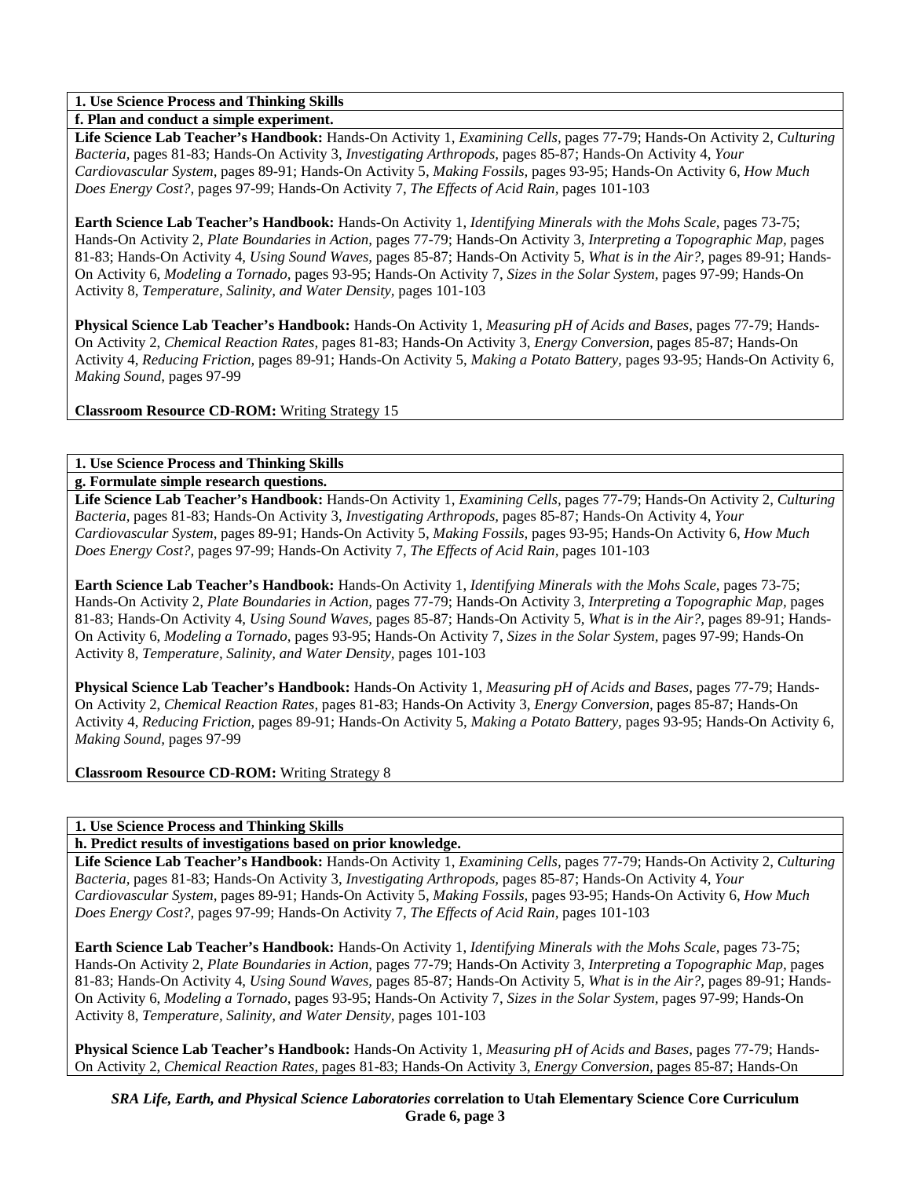**1. Use Science Process and Thinking Skills**

**f. Plan and conduct a simple experiment.**

**Life Science Lab Teacher's Handbook:** Hands-On Activity 1, *Examining Cells,* pages 77-79; Hands-On Activity 2, *Culturing Bacteria,* pages 81-83; Hands-On Activity 3, *Investigating Arthropods,* pages 85-87; Hands-On Activity 4, *Your Cardiovascular System,* pages 89-91; Hands-On Activity 5, *Making Fossils,* pages 93-95; Hands-On Activity 6, *How Much Does Energy Cost?,* pages 97-99; Hands-On Activity 7, *The Effects of Acid Rain,* pages 101-103

**Earth Science Lab Teacher's Handbook:** Hands-On Activity 1, *Identifying Minerals with the Mohs Scale,* pages 73-75; Hands-On Activity 2, *Plate Boundaries in Action,* pages 77-79; Hands-On Activity 3, *Interpreting a Topographic Map,* pages 81-83; Hands-On Activity 4, *Using Sound Waves,* pages 85-87; Hands-On Activity 5, *What is in the Air?,* pages 89-91; Hands-On Activity 6, *Modeling a Tornado,* pages 93-95; Hands-On Activity 7, *Sizes in the Solar System,* pages 97-99; Hands-On Activity 8, *Temperature, Salinity, and Water Density,* pages 101-103

**Physical Science Lab Teacher's Handbook:** Hands-On Activity 1, *Measuring pH of Acids and Bases,* pages 77-79; Hands-On Activity 2, *Chemical Reaction Rates,* pages 81-83; Hands-On Activity 3, *Energy Conversion,* pages 85-87; Hands-On Activity 4, *Reducing Friction,* pages 89-91; Hands-On Activity 5, *Making a Potato Battery,* pages 93-95; Hands-On Activity 6, *Making Sound,* pages 97-99

**Classroom Resource CD-ROM:** Writing Strategy 15

**1. Use Science Process and Thinking Skills**

**g. Formulate simple research questions.**

**Life Science Lab Teacher's Handbook:** Hands-On Activity 1, *Examining Cells,* pages 77-79; Hands-On Activity 2, *Culturing Bacteria,* pages 81-83; Hands-On Activity 3, *Investigating Arthropods,* pages 85-87; Hands-On Activity 4, *Your Cardiovascular System,* pages 89-91; Hands-On Activity 5, *Making Fossils,* pages 93-95; Hands-On Activity 6, *How Much Does Energy Cost?,* pages 97-99; Hands-On Activity 7, *The Effects of Acid Rain,* pages 101-103

**Earth Science Lab Teacher's Handbook:** Hands-On Activity 1, *Identifying Minerals with the Mohs Scale,* pages 73-75; Hands-On Activity 2, *Plate Boundaries in Action,* pages 77-79; Hands-On Activity 3, *Interpreting a Topographic Map,* pages 81-83; Hands-On Activity 4, *Using Sound Waves,* pages 85-87; Hands-On Activity 5, *What is in the Air?,* pages 89-91; Hands-On Activity 6, *Modeling a Tornado,* pages 93-95; Hands-On Activity 7, *Sizes in the Solar System,* pages 97-99; Hands-On Activity 8, *Temperature, Salinity, and Water Density,* pages 101-103

**Physical Science Lab Teacher's Handbook:** Hands-On Activity 1, *Measuring pH of Acids and Bases,* pages 77-79; Hands-On Activity 2, *Chemical Reaction Rates,* pages 81-83; Hands-On Activity 3, *Energy Conversion,* pages 85-87; Hands-On Activity 4, *Reducing Friction,* pages 89-91; Hands-On Activity 5, *Making a Potato Battery,* pages 93-95; Hands-On Activity 6, *Making Sound,* pages 97-99

**Classroom Resource CD-ROM:** Writing Strategy 8

**1. Use Science Process and Thinking Skills**

**h. Predict results of investigations based on prior knowledge.**

**Life Science Lab Teacher's Handbook:** Hands-On Activity 1, *Examining Cells,* pages 77-79; Hands-On Activity 2, *Culturing Bacteria,* pages 81-83; Hands-On Activity 3, *Investigating Arthropods,* pages 85-87; Hands-On Activity 4, *Your Cardiovascular System,* pages 89-91; Hands-On Activity 5, *Making Fossils,* pages 93-95; Hands-On Activity 6, *How Much Does Energy Cost?,* pages 97-99; Hands-On Activity 7, *The Effects of Acid Rain,* pages 101-103

**Earth Science Lab Teacher's Handbook:** Hands-On Activity 1, *Identifying Minerals with the Mohs Scale,* pages 73-75; Hands-On Activity 2, *Plate Boundaries in Action,* pages 77-79; Hands-On Activity 3, *Interpreting a Topographic Map,* pages 81-83; Hands-On Activity 4, *Using Sound Waves,* pages 85-87; Hands-On Activity 5, *What is in the Air?,* pages 89-91; Hands-On Activity 6, *Modeling a Tornado,* pages 93-95; Hands-On Activity 7, *Sizes in the Solar System,* pages 97-99; Hands-On Activity 8, *Temperature, Salinity, and Water Density,* pages 101-103

**Physical Science Lab Teacher's Handbook:** Hands-On Activity 1, *Measuring pH of Acids and Bases,* pages 77-79; Hands-On Activity 2, *Chemical Reaction Rates,* pages 81-83; Hands-On Activity 3, *Energy Conversion,* pages 85-87; Hands-On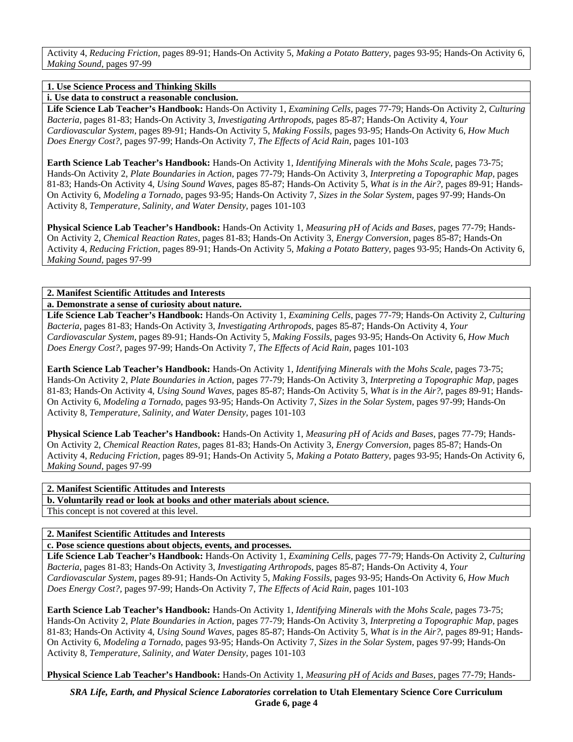Activity 4, *Reducing Friction,* pages 89-91; Hands-On Activity 5, *Making a Potato Battery,* pages 93-95; Hands-On Activity 6, *Making Sound,* pages 97-99

**1. Use Science Process and Thinking Skills**

**i. Use data to construct a reasonable conclusion.**

**Life Science Lab Teacher's Handbook:** Hands-On Activity 1, *Examining Cells,* pages 77-79; Hands-On Activity 2, *Culturing Bacteria,* pages 81-83; Hands-On Activity 3, *Investigating Arthropods,* pages 85-87; Hands-On Activity 4, *Your Cardiovascular System,* pages 89-91; Hands-On Activity 5, *Making Fossils,* pages 93-95; Hands-On Activity 6, *How Much Does Energy Cost?,* pages 97-99; Hands-On Activity 7, *The Effects of Acid Rain,* pages 101-103

**Earth Science Lab Teacher's Handbook:** Hands-On Activity 1, *Identifying Minerals with the Mohs Scale,* pages 73-75; Hands-On Activity 2, *Plate Boundaries in Action,* pages 77-79; Hands-On Activity 3, *Interpreting a Topographic Map,* pages 81-83; Hands-On Activity 4, *Using Sound Waves,* pages 85-87; Hands-On Activity 5, *What is in the Air?,* pages 89-91; Hands-On Activity 6, *Modeling a Tornado,* pages 93-95; Hands-On Activity 7, *Sizes in the Solar System,* pages 97-99; Hands-On Activity 8, *Temperature, Salinity, and Water Density,* pages 101-103

**Physical Science Lab Teacher's Handbook:** Hands-On Activity 1, *Measuring pH of Acids and Bases,* pages 77-79; Hands-On Activity 2, *Chemical Reaction Rates,* pages 81-83; Hands-On Activity 3, *Energy Conversion,* pages 85-87; Hands-On Activity 4, *Reducing Friction,* pages 89-91; Hands-On Activity 5, *Making a Potato Battery,* pages 93-95; Hands-On Activity 6, *Making Sound,* pages 97-99

**2. Manifest Scientific Attitudes and Interests**

**a. Demonstrate a sense of curiosity about nature.**

**Life Science Lab Teacher's Handbook:** Hands-On Activity 1, *Examining Cells,* pages 77-79; Hands-On Activity 2, *Culturing Bacteria,* pages 81-83; Hands-On Activity 3, *Investigating Arthropods,* pages 85-87; Hands-On Activity 4, *Your Cardiovascular System,* pages 89-91; Hands-On Activity 5, *Making Fossils,* pages 93-95; Hands-On Activity 6, *How Much Does Energy Cost?,* pages 97-99; Hands-On Activity 7, *The Effects of Acid Rain,* pages 101-103

**Earth Science Lab Teacher's Handbook:** Hands-On Activity 1, *Identifying Minerals with the Mohs Scale,* pages 73-75; Hands-On Activity 2, *Plate Boundaries in Action,* pages 77-79; Hands-On Activity 3, *Interpreting a Topographic Map,* pages 81-83; Hands-On Activity 4, *Using Sound Waves,* pages 85-87; Hands-On Activity 5, *What is in the Air?,* pages 89-91; Hands-On Activity 6, *Modeling a Tornado,* pages 93-95; Hands-On Activity 7, *Sizes in the Solar System,* pages 97-99; Hands-On Activity 8, *Temperature, Salinity, and Water Density,* pages 101-103

**Physical Science Lab Teacher's Handbook:** Hands-On Activity 1, *Measuring pH of Acids and Bases,* pages 77-79; Hands-On Activity 2, *Chemical Reaction Rates,* pages 81-83; Hands-On Activity 3, *Energy Conversion,* pages 85-87; Hands-On Activity 4, *Reducing Friction,* pages 89-91; Hands-On Activity 5, *Making a Potato Battery,* pages 93-95; Hands-On Activity 6, *Making Sound,* pages 97-99

**2. Manifest Scientific Attitudes and Interests**

**b. Voluntarily read or look at books and other materials about science.**

This concept is not covered at this level.

**2. Manifest Scientific Attitudes and Interests**

**c. Pose science questions about objects, events, and processes.**

**Life Science Lab Teacher's Handbook:** Hands-On Activity 1, *Examining Cells,* pages 77-79; Hands-On Activity 2, *Culturing Bacteria,* pages 81-83; Hands-On Activity 3, *Investigating Arthropods,* pages 85-87; Hands-On Activity 4, *Your Cardiovascular System,* pages 89-91; Hands-On Activity 5, *Making Fossils,* pages 93-95; Hands-On Activity 6, *How Much Does Energy Cost?,* pages 97-99; Hands-On Activity 7, *The Effects of Acid Rain,* pages 101-103

**Earth Science Lab Teacher's Handbook:** Hands-On Activity 1, *Identifying Minerals with the Mohs Scale,* pages 73-75; Hands-On Activity 2, *Plate Boundaries in Action,* pages 77-79; Hands-On Activity 3, *Interpreting a Topographic Map,* pages 81-83; Hands-On Activity 4, *Using Sound Waves,* pages 85-87; Hands-On Activity 5, *What is in the Air?,* pages 89-91; Hands-On Activity 6, *Modeling a Tornado,* pages 93-95; Hands-On Activity 7, *Sizes in the Solar System,* pages 97-99; Hands-On Activity 8, *Temperature, Salinity, and Water Density,* pages 101-103

**Physical Science Lab Teacher's Handbook:** Hands-On Activity 1, *Measuring pH of Acids and Bases,* pages 77-79; Hands-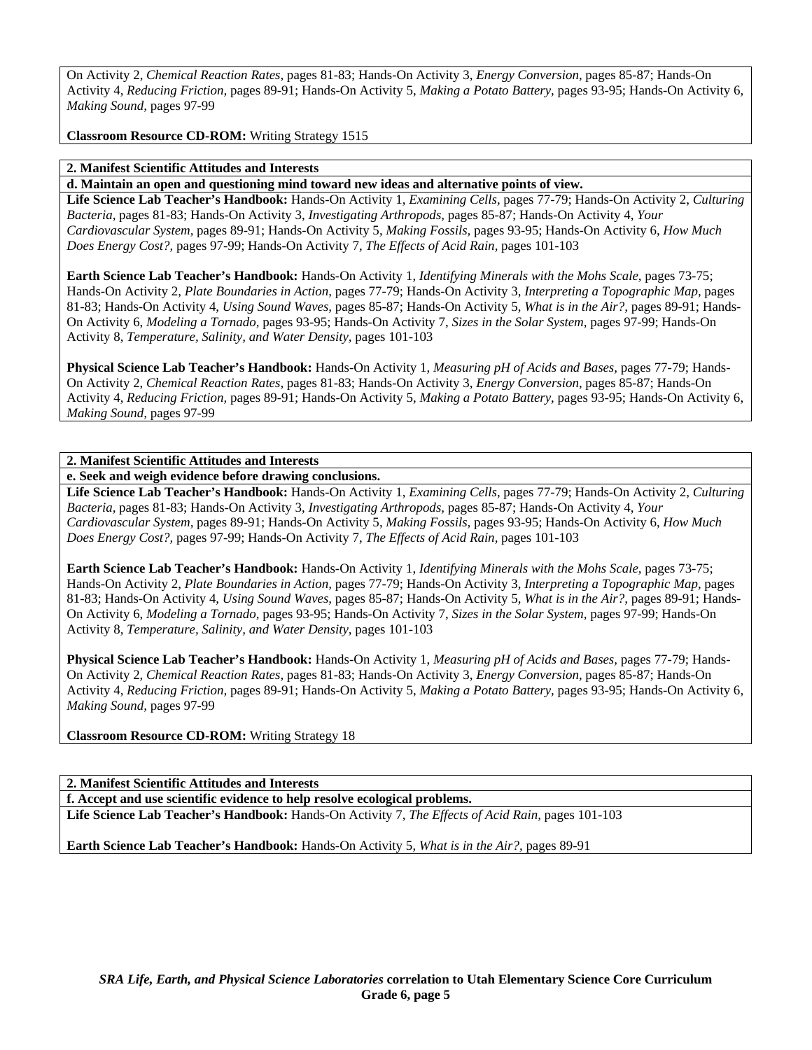On Activity 2, *Chemical Reaction Rates,* pages 81-83; Hands-On Activity 3, *Energy Conversion,* pages 85-87; Hands-On Activity 4, *Reducing Friction,* pages 89-91; Hands-On Activity 5, *Making a Potato Battery,* pages 93-95; Hands-On Activity 6, *Making Sound,* pages 97-99

**Classroom Resource CD-ROM:** Writing Strategy 1515

**2. Manifest Scientific Attitudes and Interests**

**d. Maintain an open and questioning mind toward new ideas and alternative points of view.**

**Life Science Lab Teacher's Handbook:** Hands-On Activity 1, *Examining Cells,* pages 77-79; Hands-On Activity 2, *Culturing Bacteria,* pages 81-83; Hands-On Activity 3, *Investigating Arthropods,* pages 85-87; Hands-On Activity 4, *Your Cardiovascular System,* pages 89-91; Hands-On Activity 5, *Making Fossils,* pages 93-95; Hands-On Activity 6, *How Much Does Energy Cost?,* pages 97-99; Hands-On Activity 7, *The Effects of Acid Rain,* pages 101-103

**Earth Science Lab Teacher's Handbook:** Hands-On Activity 1, *Identifying Minerals with the Mohs Scale,* pages 73-75; Hands-On Activity 2, *Plate Boundaries in Action,* pages 77-79; Hands-On Activity 3, *Interpreting a Topographic Map,* pages 81-83; Hands-On Activity 4, *Using Sound Waves,* pages 85-87; Hands-On Activity 5, *What is in the Air?,* pages 89-91; Hands-On Activity 6, *Modeling a Tornado,* pages 93-95; Hands-On Activity 7, *Sizes in the Solar System,* pages 97-99; Hands-On Activity 8, *Temperature, Salinity, and Water Density,* pages 101-103

**Physical Science Lab Teacher's Handbook:** Hands-On Activity 1, *Measuring pH of Acids and Bases,* pages 77-79; Hands-On Activity 2, *Chemical Reaction Rates,* pages 81-83; Hands-On Activity 3, *Energy Conversion,* pages 85-87; Hands-On Activity 4, *Reducing Friction,* pages 89-91; Hands-On Activity 5, *Making a Potato Battery,* pages 93-95; Hands-On Activity 6, *Making Sound,* pages 97-99

**2. Manifest Scientific Attitudes and Interests**

**e. Seek and weigh evidence before drawing conclusions.**

**Life Science Lab Teacher's Handbook:** Hands-On Activity 1, *Examining Cells,* pages 77-79; Hands-On Activity 2, *Culturing Bacteria,* pages 81-83; Hands-On Activity 3, *Investigating Arthropods,* pages 85-87; Hands-On Activity 4, *Your Cardiovascular System,* pages 89-91; Hands-On Activity 5, *Making Fossils,* pages 93-95; Hands-On Activity 6, *How Much Does Energy Cost?,* pages 97-99; Hands-On Activity 7, *The Effects of Acid Rain,* pages 101-103

**Earth Science Lab Teacher's Handbook:** Hands-On Activity 1, *Identifying Minerals with the Mohs Scale,* pages 73-75; Hands-On Activity 2, *Plate Boundaries in Action,* pages 77-79; Hands-On Activity 3, *Interpreting a Topographic Map,* pages 81-83; Hands-On Activity 4, *Using Sound Waves,* pages 85-87; Hands-On Activity 5, *What is in the Air?,* pages 89-91; Hands-On Activity 6, *Modeling a Tornado,* pages 93-95; Hands-On Activity 7, *Sizes in the Solar System,* pages 97-99; Hands-On Activity 8, *Temperature, Salinity, and Water Density,* pages 101-103

**Physical Science Lab Teacher's Handbook:** Hands-On Activity 1, *Measuring pH of Acids and Bases,* pages 77-79; Hands-On Activity 2, *Chemical Reaction Rates,* pages 81-83; Hands-On Activity 3, *Energy Conversion,* pages 85-87; Hands-On Activity 4, *Reducing Friction,* pages 89-91; Hands-On Activity 5, *Making a Potato Battery,* pages 93-95; Hands-On Activity 6, *Making Sound,* pages 97-99

**Classroom Resource CD-ROM:** Writing Strategy 18

**2. Manifest Scientific Attitudes and Interests**

**f. Accept and use scientific evidence to help resolve ecological problems.**

**Life Science Lab Teacher's Handbook:** Hands-On Activity 7, *The Effects of Acid Rain,* pages 101-103

**Earth Science Lab Teacher's Handbook:** Hands-On Activity 5, *What is in the Air?,* pages 89-91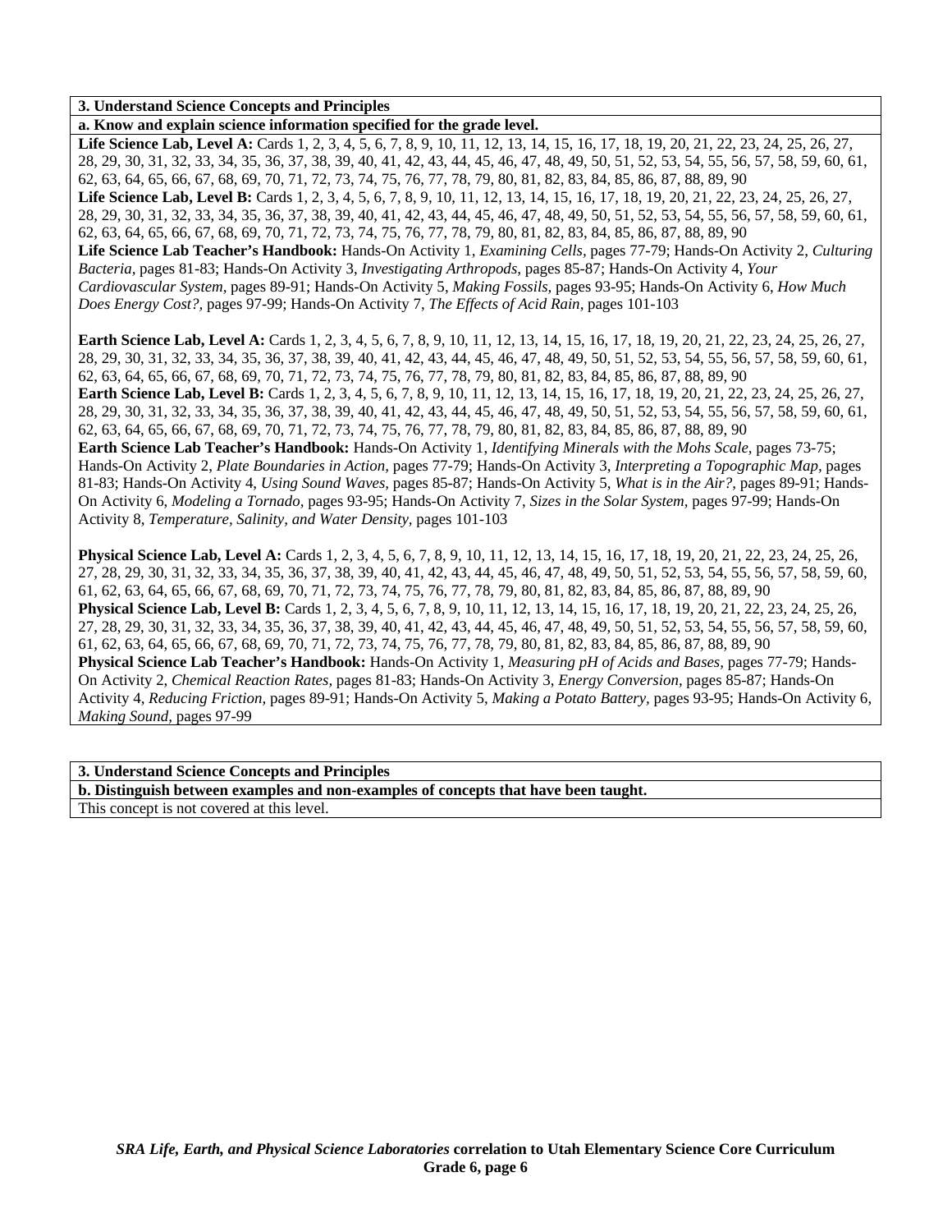**3. Understand Science Concepts and Principles**

**a. Know and explain science information specified for the grade level.**

**Life Science Lab, Level A:** Cards 1, 2, 3, 4, 5, 6, 7, 8, 9, 10, 11, 12, 13, 14, 15, 16, 17, 18, 19, 20, 21, 22, 23, 24, 25, 26, 27, 28, 29, 30, 31, 32, 33, 34, 35, 36, 37, 38, 39, 40, 41, 42, 43, 44, 45, 46, 47, 48, 49, 50, 51, 52, 53, 54, 55, 56, 57, 58, 59, 60, 61, 62, 63, 64, 65, 66, 67, 68, 69, 70, 71, 72, 73, 74, 75, 76, 77, 78, 79, 80, 81, 82, 83, 84, 85, 86, 87, 88, 89, 90
**Life Science Lab, Level B:** Cards 1, 2, 3, 4, 5, 6, 7, 8, 9, 10, 11, 12, 13, 14, 15, 16, 17, 18, 19, 20, 21, 22, 23, 24, 25, 26, 27, 28, 29, 30, 31, 32, 33, 34, 35, 36, 37, 38, 39, 40, 41, 42, 43, 44, 45, 46, 47, 48, 49, 50, 51, 52, 53, 54, 55, 56, 57, 58, 59, 60, 61, 62, 63, 64, 65, 66, 67, 68, 69, 70, 71, 72, 73, 74, 75, 76, 77, 78, 79, 80, 81, 82, 83, 84, 85, 86, 87, 88, 89, 90
**Life Science Lab Teacher's Handbook:** Hands-On Activity 1, *Examining Cells,* pages 77-79; Hands-On Activity 2, *Culturing Bacteria,* pages 81-83; Hands-On Activity 3, *Investigating Arthropods,* pages 85-87; Hands-On Activity 4, *Your Cardiovascular System,* pages 89-91; Hands-On Activity 5, *Making Fossils,* pages 93-95; Hands-On Activity 6, *How Much Does Energy Cost?,* pages 97-99; Hands-On Activity 7, *The Effects of Acid Rain,* pages 101-103

**Earth Science Lab, Level A:** Cards 1, 2, 3, 4, 5, 6, 7, 8, 9, 10, 11, 12, 13, 14, 15, 16, 17, 18, 19, 20, 21, 22, 23, 24, 25, 26, 27, 28, 29, 30, 31, 32, 33, 34, 35, 36, 37, 38, 39, 40, 41, 42, 43, 44, 45, 46, 47, 48, 49, 50, 51, 52, 53, 54, 55, 56, 57, 58, 59, 60, 61, 62, 63, 64, 65, 66, 67, 68, 69, 70, 71, 72, 73, 74, 75, 76, 77, 78, 79, 80, 81, 82, 83, 84, 85, 86, 87, 88, 89, 90
**Earth Science Lab, Level B:** Cards 1, 2, 3, 4, 5, 6, 7, 8, 9, 10, 11, 12, 13, 14, 15, 16, 17, 18, 19, 20, 21, 22, 23, 24, 25, 26, 27, 28, 29, 30, 31, 32, 33, 34, 35, 36, 37, 38, 39, 40, 41, 42, 43, 44, 45, 46, 47, 48, 49, 50, 51, 52, 53, 54, 55, 56, 57, 58, 59, 60, 61, 62, 63, 64, 65, 66, 67, 68, 69, 70, 71, 72, 73, 74, 75, 76, 77, 78, 79, 80, 81, 82, 83, 84, 85, 86, 87, 88, 89, 90
**Earth Science Lab Teacher's Handbook:** Hands-On Activity 1, *Identifying Minerals with the Mohs Scale,* pages 73-75; Hands-On Activity 2, *Plate Boundaries in Action,* pages 77-79; Hands-On Activity 3, *Interpreting a Topographic Map,* pages 81-83; Hands-On Activity 4, *Using Sound Waves,* pages 85-87; Hands-On Activity 5, *What is in the Air?,* pages 89-91; Hands-On Activity 6, *Modeling a Tornado,* pages 93-95; Hands-On Activity 7, *Sizes in the Solar System,* pages 97-99; Hands-On Activity 8, *Temperature, Salinity, and Water Density,* pages 101-103

**Physical Science Lab, Level A:** Cards 1, 2, 3, 4, 5, 6, 7, 8, 9, 10, 11, 12, 13, 14, 15, 16, 17, 18, 19, 20, 21, 22, 23, 24, 25, 26, 27, 28, 29, 30, 31, 32, 33, 34, 35, 36, 37, 38, 39, 40, 41, 42, 43, 44, 45, 46, 47, 48, 49, 50, 51, 52, 53, 54, 55, 56, 57, 58, 59, 60, 61, 62, 63, 64, 65, 66, 67, 68, 69, 70, 71, 72, 73, 74, 75, 76, 77, 78, 79, 80, 81, 82, 83, 84, 85, 86, 87, 88, 89, 90
**Physical Science Lab, Level B:** Cards 1, 2, 3, 4, 5, 6, 7, 8, 9, 10, 11, 12, 13, 14, 15, 16, 17, 18, 19, 20, 21, 22, 23, 24, 25, 26, 27, 28, 29, 30, 31, 32, 33, 34, 35, 36, 37, 38, 39, 40, 41, 42, 43, 44, 45, 46, 47, 48, 49, 50, 51, 52, 53, 54, 55, 56, 57, 58, 59, 60, 61, 62, 63, 64, 65, 66, 67, 68, 69, 70, 71, 72, 73, 74, 75, 76, 77, 78, 79, 80, 81, 82, 83, 84, 85, 86, 87, 88, 89, 90
**Physical Science Lab Teacher's Handbook:** Hands-On Activity 1, *Measuring pH of Acids and Bases,* pages 77-79; Hands-On Activity 2, *Chemical Reaction Rates,* pages 81-83; Hands-On Activity 3, *Energy Conversion,* pages 85-87; Hands-On Activity 4, *Reducing Friction,* pages 89-91; Hands-On Activity 5, *Making a Potato Battery,* pages 93-95; Hands-On Activity 6, *Making Sound,* pages 97-99

**3. Understand Science Concepts and Principles**

**b. Distinguish between examples and non-examples of concepts that have been taught.**

This concept is not covered at this level.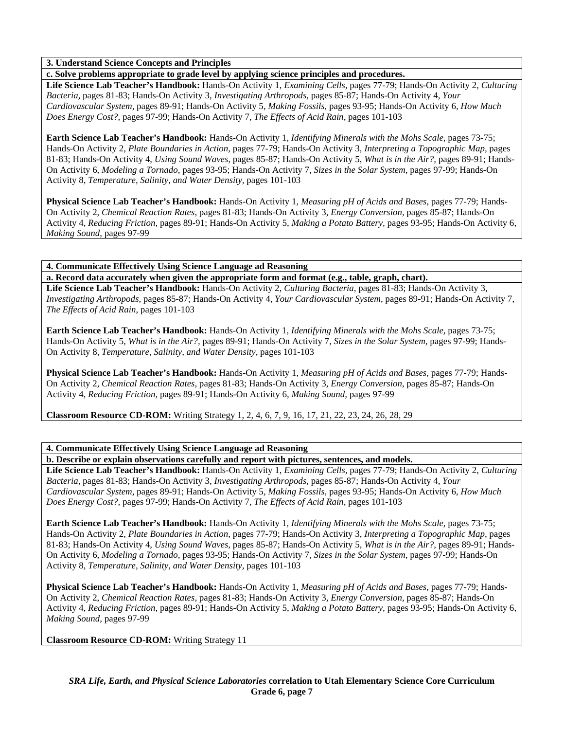**3. Understand Science Concepts and Principles**

**c. Solve problems appropriate to grade level by applying science principles and procedures.**

**Life Science Lab Teacher's Handbook:** Hands-On Activity 1, *Examining Cells,* pages 77-79; Hands-On Activity 2, *Culturing Bacteria,* pages 81-83; Hands-On Activity 3, *Investigating Arthropods,* pages 85-87; Hands-On Activity 4, *Your Cardiovascular System,* pages 89-91; Hands-On Activity 5, *Making Fossils,* pages 93-95; Hands-On Activity 6, *How Much Does Energy Cost?,* pages 97-99; Hands-On Activity 7, *The Effects of Acid Rain,* pages 101-103

**Earth Science Lab Teacher's Handbook:** Hands-On Activity 1, *Identifying Minerals with the Mohs Scale,* pages 73-75; Hands-On Activity 2, *Plate Boundaries in Action,* pages 77-79; Hands-On Activity 3, *Interpreting a Topographic Map,* pages 81-83; Hands-On Activity 4, *Using Sound Waves,* pages 85-87; Hands-On Activity 5, *What is in the Air?,* pages 89-91; Hands-On Activity 6, *Modeling a Tornado,* pages 93-95; Hands-On Activity 7, *Sizes in the Solar System,* pages 97-99; Hands-On Activity 8, *Temperature, Salinity, and Water Density,* pages 101-103

**Physical Science Lab Teacher's Handbook:** Hands-On Activity 1, *Measuring pH of Acids and Bases,* pages 77-79; Hands-On Activity 2, *Chemical Reaction Rates,* pages 81-83; Hands-On Activity 3, *Energy Conversion,* pages 85-87; Hands-On Activity 4, *Reducing Friction,* pages 89-91; Hands-On Activity 5, *Making a Potato Battery,* pages 93-95; Hands-On Activity 6, *Making Sound,* pages 97-99

**4. Communicate Effectively Using Science Language ad Reasoning**

**a. Record data accurately when given the appropriate form and format (e.g., table, graph, chart).**

**Life Science Lab Teacher's Handbook:** Hands-On Activity 2, *Culturing Bacteria,* pages 81-83; Hands-On Activity 3, *Investigating Arthropods,* pages 85-87; Hands-On Activity 4, *Your Cardiovascular System,* pages 89-91; Hands-On Activity 7, *The Effects of Acid Rain,* pages 101-103

**Earth Science Lab Teacher's Handbook:** Hands-On Activity 1, *Identifying Minerals with the Mohs Scale,* pages 73-75; Hands-On Activity 5, *What is in the Air?,* pages 89-91; Hands-On Activity 7, *Sizes in the Solar System,* pages 97-99; Hands-On Activity 8, *Temperature, Salinity, and Water Density,* pages 101-103

**Physical Science Lab Teacher's Handbook:** Hands-On Activity 1, *Measuring pH of Acids and Bases,* pages 77-79; Hands-On Activity 2, *Chemical Reaction Rates,* pages 81-83; Hands-On Activity 3, *Energy Conversion,* pages 85-87; Hands-On Activity 4, *Reducing Friction,* pages 89-91; Hands-On Activity 6, *Making Sound,* pages 97-99

**Classroom Resource CD-ROM:** Writing Strategy 1, 2, 4, 6, 7, 9, 16, 17, 21, 22, 23, 24, 26, 28, 29

**4. Communicate Effectively Using Science Language ad Reasoning**

**b. Describe or explain observations carefully and report with pictures, sentences, and models.**

**Life Science Lab Teacher's Handbook:** Hands-On Activity 1, *Examining Cells,* pages 77-79; Hands-On Activity 2, *Culturing Bacteria,* pages 81-83; Hands-On Activity 3, *Investigating Arthropods,* pages 85-87; Hands-On Activity 4, *Your Cardiovascular System,* pages 89-91; Hands-On Activity 5, *Making Fossils,* pages 93-95; Hands-On Activity 6, *How Much Does Energy Cost?,* pages 97-99; Hands-On Activity 7, *The Effects of Acid Rain,* pages 101-103

**Earth Science Lab Teacher's Handbook:** Hands-On Activity 1, *Identifying Minerals with the Mohs Scale,* pages 73-75; Hands-On Activity 2, *Plate Boundaries in Action,* pages 77-79; Hands-On Activity 3, *Interpreting a Topographic Map,* pages 81-83; Hands-On Activity 4, *Using Sound Waves,* pages 85-87; Hands-On Activity 5, *What is in the Air?,* pages 89-91; Hands-On Activity 6, *Modeling a Tornado,* pages 93-95; Hands-On Activity 7, *Sizes in the Solar System,* pages 97-99; Hands-On Activity 8, *Temperature, Salinity, and Water Density,* pages 101-103

**Physical Science Lab Teacher's Handbook:** Hands-On Activity 1, *Measuring pH of Acids and Bases,* pages 77-79; Hands-On Activity 2, *Chemical Reaction Rates,* pages 81-83; Hands-On Activity 3, *Energy Conversion,* pages 85-87; Hands-On Activity 4, *Reducing Friction,* pages 89-91; Hands-On Activity 5, *Making a Potato Battery,* pages 93-95; Hands-On Activity 6, *Making Sound,* pages 97-99

**Classroom Resource CD-ROM:** Writing Strategy 11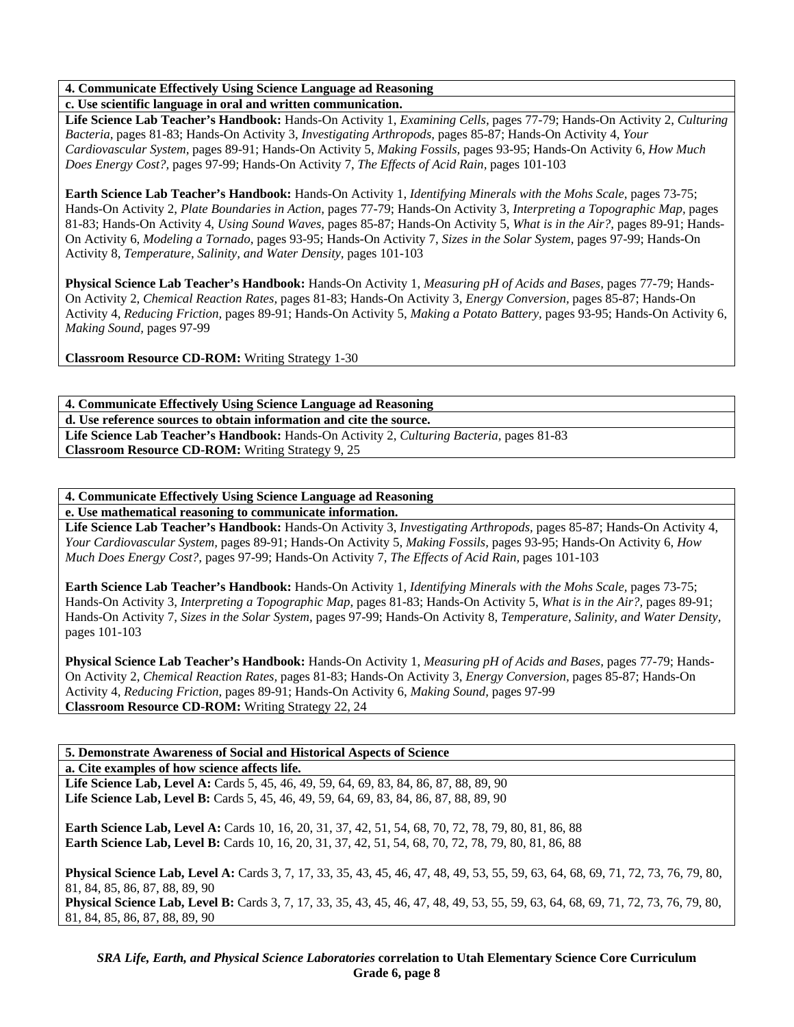**4. Communicate Effectively Using Science Language ad Reasoning**

**c. Use scientific language in oral and written communication.**

**Life Science Lab Teacher's Handbook:** Hands-On Activity 1, *Examining Cells,* pages 77-79; Hands-On Activity 2, *Culturing Bacteria,* pages 81-83; Hands-On Activity 3, *Investigating Arthropods,* pages 85-87; Hands-On Activity 4, *Your Cardiovascular System,* pages 89-91; Hands-On Activity 5, *Making Fossils,* pages 93-95; Hands-On Activity 6, *How Much Does Energy Cost?,* pages 97-99; Hands-On Activity 7, *The Effects of Acid Rain,* pages 101-103

**Earth Science Lab Teacher's Handbook:** Hands-On Activity 1, *Identifying Minerals with the Mohs Scale,* pages 73-75; Hands-On Activity 2, *Plate Boundaries in Action,* pages 77-79; Hands-On Activity 3, *Interpreting a Topographic Map,* pages 81-83; Hands-On Activity 4, *Using Sound Waves,* pages 85-87; Hands-On Activity 5, *What is in the Air?,* pages 89-91; Hands-On Activity 6, *Modeling a Tornado,* pages 93-95; Hands-On Activity 7, *Sizes in the Solar System,* pages 97-99; Hands-On Activity 8, *Temperature, Salinity, and Water Density,* pages 101-103

**Physical Science Lab Teacher's Handbook:** Hands-On Activity 1, *Measuring pH of Acids and Bases,* pages 77-79; Hands-On Activity 2, *Chemical Reaction Rates,* pages 81-83; Hands-On Activity 3, *Energy Conversion,* pages 85-87; Hands-On Activity 4, *Reducing Friction,* pages 89-91; Hands-On Activity 5, *Making a Potato Battery,* pages 93-95; Hands-On Activity 6, *Making Sound,* pages 97-99

**Classroom Resource CD-ROM:** Writing Strategy 1-30

**4. Communicate Effectively Using Science Language ad Reasoning**

**d. Use reference sources to obtain information and cite the source.**

**Life Science Lab Teacher's Handbook:** Hands-On Activity 2, *Culturing Bacteria,* pages 81-83
**Classroom Resource CD-ROM:** Writing Strategy 9, 25

**4. Communicate Effectively Using Science Language ad Reasoning**

**e. Use mathematical reasoning to communicate information.**

**Life Science Lab Teacher's Handbook:** Hands-On Activity 3, *Investigating Arthropods,* pages 85-87; Hands-On Activity 4, *Your Cardiovascular System,* pages 89-91; Hands-On Activity 5, *Making Fossils,* pages 93-95; Hands-On Activity 6, *How Much Does Energy Cost?,* pages 97-99; Hands-On Activity 7, *The Effects of Acid Rain,* pages 101-103

**Earth Science Lab Teacher's Handbook:** Hands-On Activity 1, *Identifying Minerals with the Mohs Scale,* pages 73-75; Hands-On Activity 3, *Interpreting a Topographic Map,* pages 81-83; Hands-On Activity 5, *What is in the Air?,* pages 89-91; Hands-On Activity 7, *Sizes in the Solar System,* pages 97-99; Hands-On Activity 8, *Temperature, Salinity, and Water Density,* pages 101-103

**Physical Science Lab Teacher's Handbook:** Hands-On Activity 1, *Measuring pH of Acids and Bases,* pages 77-79; Hands-On Activity 2, *Chemical Reaction Rates,* pages 81-83; Hands-On Activity 3, *Energy Conversion,* pages 85-87; Hands-On Activity 4, *Reducing Friction,* pages 89-91; Hands-On Activity 6, *Making Sound,* pages 97-99
**Classroom Resource CD-ROM:** Writing Strategy 22, 24

**5. Demonstrate Awareness of Social and Historical Aspects of Science**

**a. Cite examples of how science affects life.**

**Life Science Lab, Level A:** Cards 5, 45, 46, 49, 59, 64, 69, 83, 84, 86, 87, 88, 89, 90
**Life Science Lab, Level B:** Cards 5, 45, 46, 49, 59, 64, 69, 83, 84, 86, 87, 88, 89, 90

**Earth Science Lab, Level A:** Cards 10, 16, 20, 31, 37, 42, 51, 54, 68, 70, 72, 78, 79, 80, 81, 86, 88
**Earth Science Lab, Level B:** Cards 10, 16, 20, 31, 37, 42, 51, 54, 68, 70, 72, 78, 79, 80, 81, 86, 88

**Physical Science Lab, Level A:** Cards 3, 7, 17, 33, 35, 43, 45, 46, 47, 48, 49, 53, 55, 59, 63, 64, 68, 69, 71, 72, 73, 76, 79, 80, 81, 84, 85, 86, 87, 88, 89, 90
**Physical Science Lab, Level B:** Cards 3, 7, 17, 33, 35, 43, 45, 46, 47, 48, 49, 53, 55, 59, 63, 64, 68, 69, 71, 72, 73, 76, 79, 80, 81, 84, 85, 86, 87, 88, 89, 90

***SRA Life, Earth, and Physical Science Laboratories* correlation to Utah Elementary Science Core Curriculum Grade 6, page 8**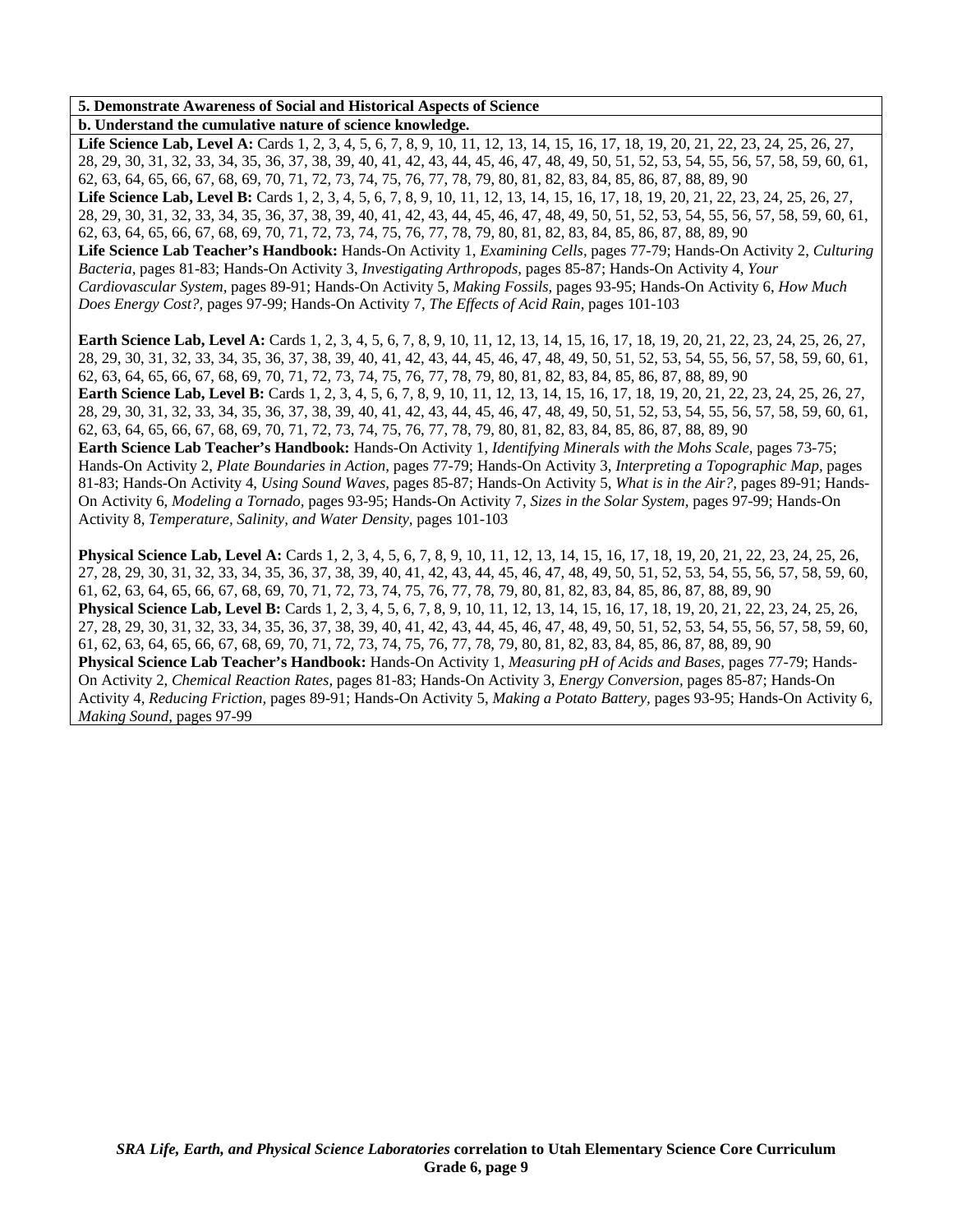**5. Demonstrate Awareness of Social and Historical Aspects of Science**

**b. Understand the cumulative nature of science knowledge.**

**Life Science Lab, Level A:** Cards 1, 2, 3, 4, 5, 6, 7, 8, 9, 10, 11, 12, 13, 14, 15, 16, 17, 18, 19, 20, 21, 22, 23, 24, 25, 26, 27, 28, 29, 30, 31, 32, 33, 34, 35, 36, 37, 38, 39, 40, 41, 42, 43, 44, 45, 46, 47, 48, 49, 50, 51, 52, 53, 54, 55, 56, 57, 58, 59, 60, 61, 62, 63, 64, 65, 66, 67, 68, 69, 70, 71, 72, 73, 74, 75, 76, 77, 78, 79, 80, 81, 82, 83, 84, 85, 86, 87, 88, 89, 90
**Life Science Lab, Level B:** Cards 1, 2, 3, 4, 5, 6, 7, 8, 9, 10, 11, 12, 13, 14, 15, 16, 17, 18, 19, 20, 21, 22, 23, 24, 25, 26, 27, 28, 29, 30, 31, 32, 33, 34, 35, 36, 37, 38, 39, 40, 41, 42, 43, 44, 45, 46, 47, 48, 49, 50, 51, 52, 53, 54, 55, 56, 57, 58, 59, 60, 61, 62, 63, 64, 65, 66, 67, 68, 69, 70, 71, 72, 73, 74, 75, 76, 77, 78, 79, 80, 81, 82, 83, 84, 85, 86, 87, 88, 89, 90
**Life Science Lab Teacher's Handbook:** Hands-On Activity 1, *Examining Cells,* pages 77-79; Hands-On Activity 2, *Culturing Bacteria,* pages 81-83; Hands-On Activity 3, *Investigating Arthropods,* pages 85-87; Hands-On Activity 4, *Your Cardiovascular System,* pages 89-91; Hands-On Activity 5, *Making Fossils,* pages 93-95; Hands-On Activity 6, *How Much Does Energy Cost?,* pages 97-99; Hands-On Activity 7, *The Effects of Acid Rain,* pages 101-103

**Earth Science Lab, Level A:** Cards 1, 2, 3, 4, 5, 6, 7, 8, 9, 10, 11, 12, 13, 14, 15, 16, 17, 18, 19, 20, 21, 22, 23, 24, 25, 26, 27, 28, 29, 30, 31, 32, 33, 34, 35, 36, 37, 38, 39, 40, 41, 42, 43, 44, 45, 46, 47, 48, 49, 50, 51, 52, 53, 54, 55, 56, 57, 58, 59, 60, 61, 62, 63, 64, 65, 66, 67, 68, 69, 70, 71, 72, 73, 74, 75, 76, 77, 78, 79, 80, 81, 82, 83, 84, 85, 86, 87, 88, 89, 90
**Earth Science Lab, Level B:** Cards 1, 2, 3, 4, 5, 6, 7, 8, 9, 10, 11, 12, 13, 14, 15, 16, 17, 18, 19, 20, 21, 22, 23, 24, 25, 26, 27, 28, 29, 30, 31, 32, 33, 34, 35, 36, 37, 38, 39, 40, 41, 42, 43, 44, 45, 46, 47, 48, 49, 50, 51, 52, 53, 54, 55, 56, 57, 58, 59, 60, 61, 62, 63, 64, 65, 66, 67, 68, 69, 70, 71, 72, 73, 74, 75, 76, 77, 78, 79, 80, 81, 82, 83, 84, 85, 86, 87, 88, 89, 90
**Earth Science Lab Teacher's Handbook:** Hands-On Activity 1, *Identifying Minerals with the Mohs Scale,* pages 73-75; Hands-On Activity 2, *Plate Boundaries in Action,* pages 77-79; Hands-On Activity 3, *Interpreting a Topographic Map,* pages 81-83; Hands-On Activity 4, *Using Sound Waves,* pages 85-87; Hands-On Activity 5, *What is in the Air?,* pages 89-91; Hands-On Activity 6, *Modeling a Tornado,* pages 93-95; Hands-On Activity 7, *Sizes in the Solar System,* pages 97-99; Hands-On Activity 8, *Temperature, Salinity, and Water Density,* pages 101-103

**Physical Science Lab, Level A:** Cards 1, 2, 3, 4, 5, 6, 7, 8, 9, 10, 11, 12, 13, 14, 15, 16, 17, 18, 19, 20, 21, 22, 23, 24, 25, 26, 27, 28, 29, 30, 31, 32, 33, 34, 35, 36, 37, 38, 39, 40, 41, 42, 43, 44, 45, 46, 47, 48, 49, 50, 51, 52, 53, 54, 55, 56, 57, 58, 59, 60, 61, 62, 63, 64, 65, 66, 67, 68, 69, 70, 71, 72, 73, 74, 75, 76, 77, 78, 79, 80, 81, 82, 83, 84, 85, 86, 87, 88, 89, 90
**Physical Science Lab, Level B:** Cards 1, 2, 3, 4, 5, 6, 7, 8, 9, 10, 11, 12, 13, 14, 15, 16, 17, 18, 19, 20, 21, 22, 23, 24, 25, 26, 27, 28, 29, 30, 31, 32, 33, 34, 35, 36, 37, 38, 39, 40, 41, 42, 43, 44, 45, 46, 47, 48, 49, 50, 51, 52, 53, 54, 55, 56, 57, 58, 59, 60, 61, 62, 63, 64, 65, 66, 67, 68, 69, 70, 71, 72, 73, 74, 75, 76, 77, 78, 79, 80, 81, 82, 83, 84, 85, 86, 87, 88, 89, 90
**Physical Science Lab Teacher's Handbook:** Hands-On Activity 1, *Measuring pH of Acids and Bases,* pages 77-79; Hands-On Activity 2, *Chemical Reaction Rates,* pages 81-83; Hands-On Activity 3, *Energy Conversion,* pages 85-87; Hands-On Activity 4, *Reducing Friction,* pages 89-91; Hands-On Activity 5, *Making a Potato Battery,* pages 93-95; Hands-On Activity 6, *Making Sound,* pages 97-99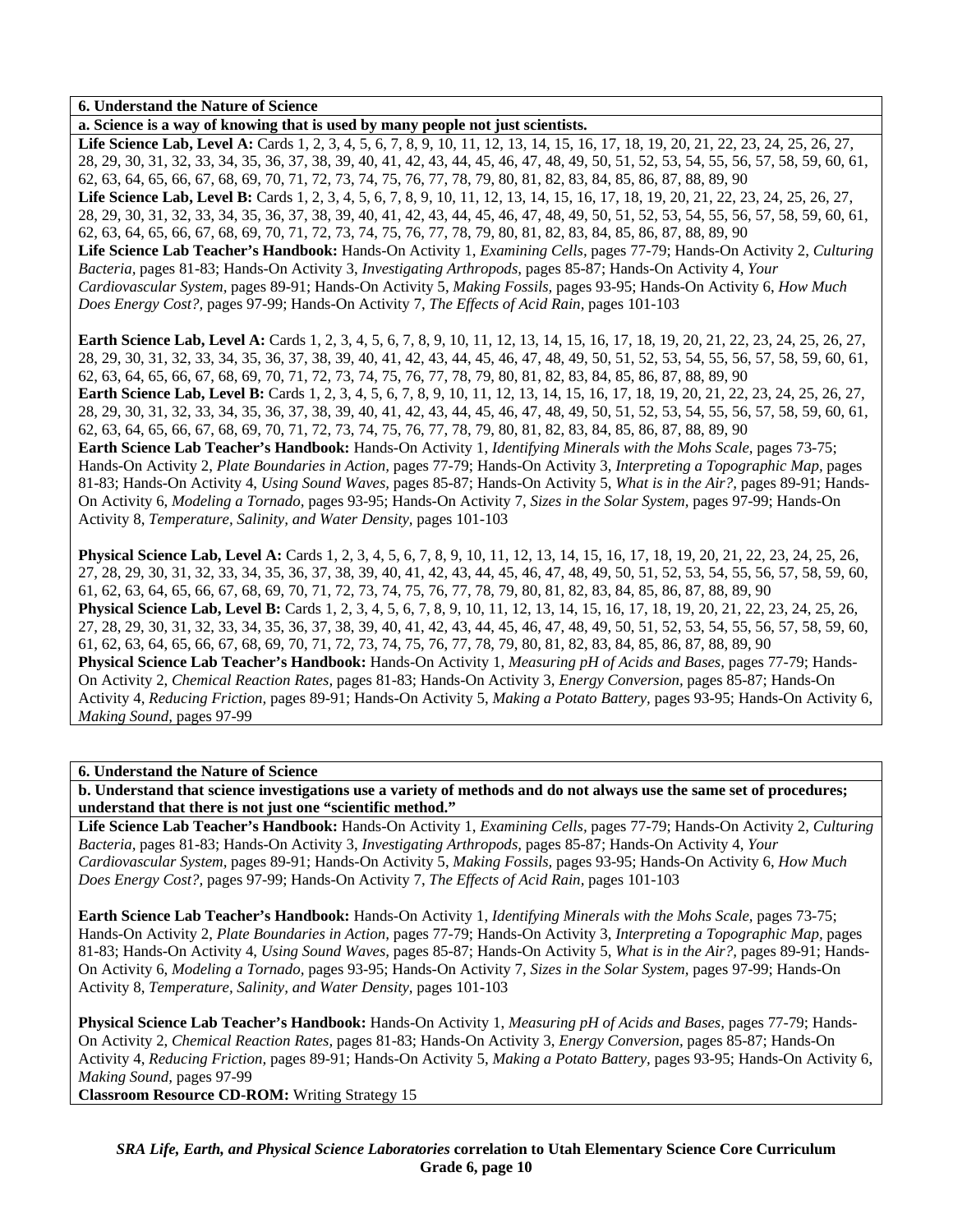**6. Understand the Nature of Science**

**a. Science is a way of knowing that is used by many people not just scientists.**

**Life Science Lab, Level A:** Cards 1, 2, 3, 4, 5, 6, 7, 8, 9, 10, 11, 12, 13, 14, 15, 16, 17, 18, 19, 20, 21, 22, 23, 24, 25, 26, 27, 28, 29, 30, 31, 32, 33, 34, 35, 36, 37, 38, 39, 40, 41, 42, 43, 44, 45, 46, 47, 48, 49, 50, 51, 52, 53, 54, 55, 56, 57, 58, 59, 60, 61, 62, 63, 64, 65, 66, 67, 68, 69, 70, 71, 72, 73, 74, 75, 76, 77, 78, 79, 80, 81, 82, 83, 84, 85, 86, 87, 88, 89, 90
**Life Science Lab, Level B:** Cards 1, 2, 3, 4, 5, 6, 7, 8, 9, 10, 11, 12, 13, 14, 15, 16, 17, 18, 19, 20, 21, 22, 23, 24, 25, 26, 27, 28, 29, 30, 31, 32, 33, 34, 35, 36, 37, 38, 39, 40, 41, 42, 43, 44, 45, 46, 47, 48, 49, 50, 51, 52, 53, 54, 55, 56, 57, 58, 59, 60, 61, 62, 63, 64, 65, 66, 67, 68, 69, 70, 71, 72, 73, 74, 75, 76, 77, 78, 79, 80, 81, 82, 83, 84, 85, 86, 87, 88, 89, 90
**Life Science Lab Teacher's Handbook:** Hands-On Activity 1, *Examining Cells,* pages 77-79; Hands-On Activity 2, *Culturing Bacteria,* pages 81-83; Hands-On Activity 3, *Investigating Arthropods,* pages 85-87; Hands-On Activity 4, *Your Cardiovascular System,* pages 89-91; Hands-On Activity 5, *Making Fossils,* pages 93-95; Hands-On Activity 6, *How Much Does Energy Cost?,* pages 97-99; Hands-On Activity 7, *The Effects of Acid Rain,* pages 101-103

**Earth Science Lab, Level A:** Cards 1, 2, 3, 4, 5, 6, 7, 8, 9, 10, 11, 12, 13, 14, 15, 16, 17, 18, 19, 20, 21, 22, 23, 24, 25, 26, 27, 28, 29, 30, 31, 32, 33, 34, 35, 36, 37, 38, 39, 40, 41, 42, 43, 44, 45, 46, 47, 48, 49, 50, 51, 52, 53, 54, 55, 56, 57, 58, 59, 60, 61, 62, 63, 64, 65, 66, 67, 68, 69, 70, 71, 72, 73, 74, 75, 76, 77, 78, 79, 80, 81, 82, 83, 84, 85, 86, 87, 88, 89, 90
**Earth Science Lab, Level B:** Cards 1, 2, 3, 4, 5, 6, 7, 8, 9, 10, 11, 12, 13, 14, 15, 16, 17, 18, 19, 20, 21, 22, 23, 24, 25, 26, 27, 28, 29, 30, 31, 32, 33, 34, 35, 36, 37, 38, 39, 40, 41, 42, 43, 44, 45, 46, 47, 48, 49, 50, 51, 52, 53, 54, 55, 56, 57, 58, 59, 60, 61, 62, 63, 64, 65, 66, 67, 68, 69, 70, 71, 72, 73, 74, 75, 76, 77, 78, 79, 80, 81, 82, 83, 84, 85, 86, 87, 88, 89, 90
**Earth Science Lab Teacher's Handbook:** Hands-On Activity 1, *Identifying Minerals with the Mohs Scale,* pages 73-75; Hands-On Activity 2, *Plate Boundaries in Action,* pages 77-79; Hands-On Activity 3, *Interpreting a Topographic Map,* pages 81-83; Hands-On Activity 4, *Using Sound Waves,* pages 85-87; Hands-On Activity 5, *What is in the Air?,* pages 89-91; Hands-On Activity 6, *Modeling a Tornado,* pages 93-95; Hands-On Activity 7, *Sizes in the Solar System,* pages 97-99; Hands-On Activity 8, *Temperature, Salinity, and Water Density,* pages 101-103

**Physical Science Lab, Level A:** Cards 1, 2, 3, 4, 5, 6, 7, 8, 9, 10, 11, 12, 13, 14, 15, 16, 17, 18, 19, 20, 21, 22, 23, 24, 25, 26, 27, 28, 29, 30, 31, 32, 33, 34, 35, 36, 37, 38, 39, 40, 41, 42, 43, 44, 45, 46, 47, 48, 49, 50, 51, 52, 53, 54, 55, 56, 57, 58, 59, 60, 61, 62, 63, 64, 65, 66, 67, 68, 69, 70, 71, 72, 73, 74, 75, 76, 77, 78, 79, 80, 81, 82, 83, 84, 85, 86, 87, 88, 89, 90
**Physical Science Lab, Level B:** Cards 1, 2, 3, 4, 5, 6, 7, 8, 9, 10, 11, 12, 13, 14, 15, 16, 17, 18, 19, 20, 21, 22, 23, 24, 25, 26, 27, 28, 29, 30, 31, 32, 33, 34, 35, 36, 37, 38, 39, 40, 41, 42, 43, 44, 45, 46, 47, 48, 49, 50, 51, 52, 53, 54, 55, 56, 57, 58, 59, 60, 61, 62, 63, 64, 65, 66, 67, 68, 69, 70, 71, 72, 73, 74, 75, 76, 77, 78, 79, 80, 81, 82, 83, 84, 85, 86, 87, 88, 89, 90
**Physical Science Lab Teacher's Handbook:** Hands-On Activity 1, *Measuring pH of Acids and Bases,* pages 77-79; Hands-On Activity 2, *Chemical Reaction Rates,* pages 81-83; Hands-On Activity 3, *Energy Conversion,* pages 85-87; Hands-On Activity 4, *Reducing Friction,* pages 89-91; Hands-On Activity 5, *Making a Potato Battery,* pages 93-95; Hands-On Activity 6, *Making Sound,* pages 97-99

**6. Understand the Nature of Science**

**b. Understand that science investigations use a variety of methods and do not always use the same set of procedures; understand that there is not just one "scientific method."**

**Life Science Lab Teacher's Handbook:** Hands-On Activity 1, *Examining Cells,* pages 77-79; Hands-On Activity 2, *Culturing Bacteria,* pages 81-83; Hands-On Activity 3, *Investigating Arthropods,* pages 85-87; Hands-On Activity 4, *Your Cardiovascular System,* pages 89-91; Hands-On Activity 5, *Making Fossils,* pages 93-95; Hands-On Activity 6, *How Much Does Energy Cost?,* pages 97-99; Hands-On Activity 7, *The Effects of Acid Rain,* pages 101-103

**Earth Science Lab Teacher's Handbook:** Hands-On Activity 1, *Identifying Minerals with the Mohs Scale,* pages 73-75; Hands-On Activity 2, *Plate Boundaries in Action,* pages 77-79; Hands-On Activity 3, *Interpreting a Topographic Map,* pages 81-83; Hands-On Activity 4, *Using Sound Waves,* pages 85-87; Hands-On Activity 5, *What is in the Air?,* pages 89-91; Hands-On Activity 6, *Modeling a Tornado,* pages 93-95; Hands-On Activity 7, *Sizes in the Solar System,* pages 97-99; Hands-On Activity 8, *Temperature, Salinity, and Water Density,* pages 101-103

**Physical Science Lab Teacher's Handbook:** Hands-On Activity 1, *Measuring pH of Acids and Bases,* pages 77-79; Hands-On Activity 2, *Chemical Reaction Rates,* pages 81-83; Hands-On Activity 3, *Energy Conversion,* pages 85-87; Hands-On Activity 4, *Reducing Friction,* pages 89-91; Hands-On Activity 5, *Making a Potato Battery,* pages 93-95; Hands-On Activity 6, *Making Sound,* pages 97-99
**Classroom Resource CD-ROM:** Writing Strategy 15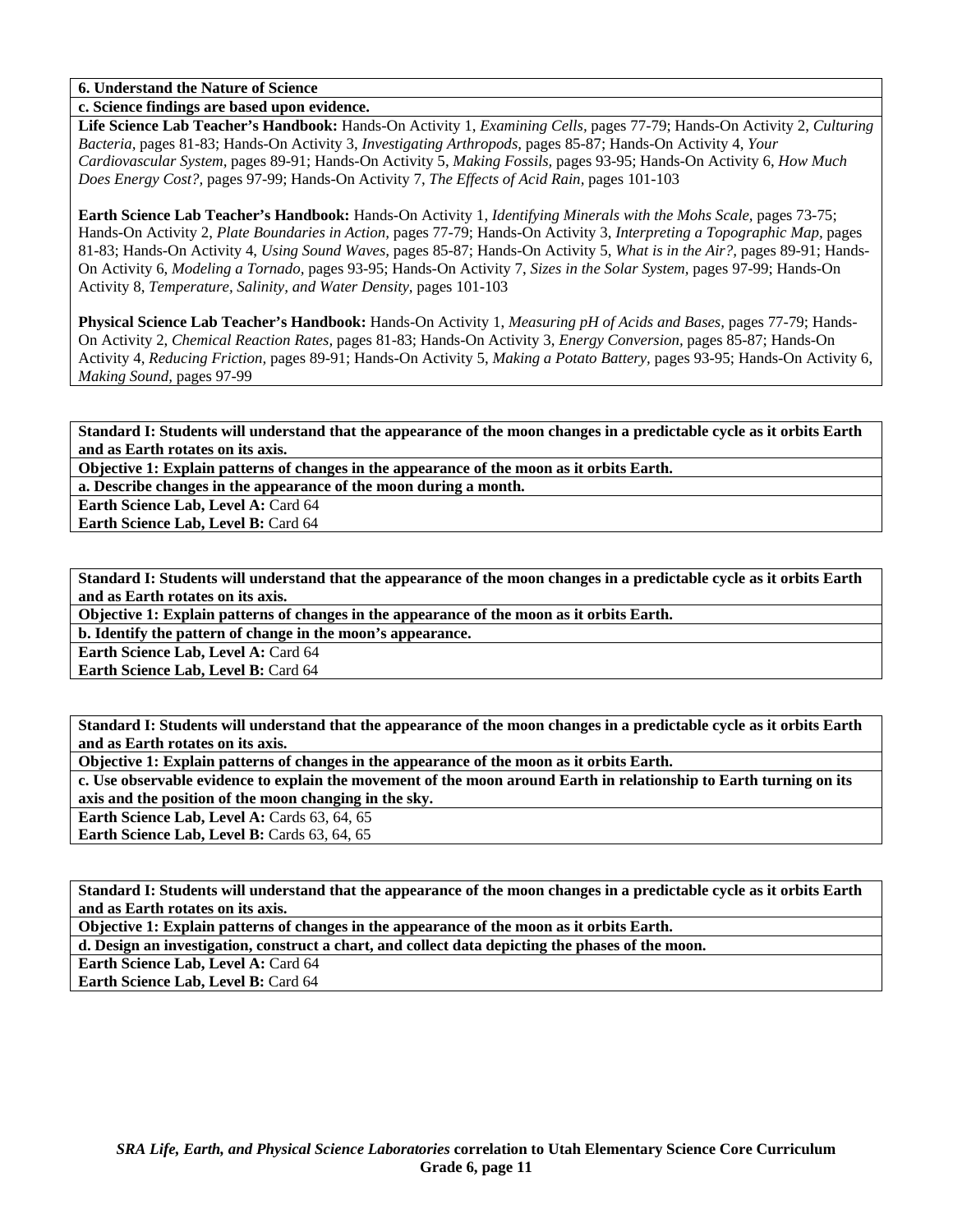**6. Understand the Nature of Science**

**c. Science findings are based upon evidence.**

**Life Science Lab Teacher's Handbook:** Hands-On Activity 1, *Examining Cells,* pages 77-79; Hands-On Activity 2, *Culturing Bacteria,* pages 81-83; Hands-On Activity 3, *Investigating Arthropods,* pages 85-87; Hands-On Activity 4, *Your Cardiovascular System,* pages 89-91; Hands-On Activity 5, *Making Fossils,* pages 93-95; Hands-On Activity 6, *How Much Does Energy Cost?,* pages 97-99; Hands-On Activity 7, *The Effects of Acid Rain,* pages 101-103

**Earth Science Lab Teacher's Handbook:** Hands-On Activity 1, *Identifying Minerals with the Mohs Scale,* pages 73-75; Hands-On Activity 2, *Plate Boundaries in Action,* pages 77-79; Hands-On Activity 3, *Interpreting a Topographic Map,* pages 81-83; Hands-On Activity 4, *Using Sound Waves,* pages 85-87; Hands-On Activity 5, *What is in the Air?,* pages 89-91; Hands-On Activity 6, *Modeling a Tornado,* pages 93-95; Hands-On Activity 7, *Sizes in the Solar System,* pages 97-99; Hands-On Activity 8, *Temperature, Salinity, and Water Density,* pages 101-103

**Physical Science Lab Teacher's Handbook:** Hands-On Activity 1, *Measuring pH of Acids and Bases,* pages 77-79; Hands-On Activity 2, *Chemical Reaction Rates,* pages 81-83; Hands-On Activity 3, *Energy Conversion,* pages 85-87; Hands-On Activity 4, *Reducing Friction,* pages 89-91; Hands-On Activity 5, *Making a Potato Battery,* pages 93-95; Hands-On Activity 6, *Making Sound,* pages 97-99

**Standard I: Students will understand that the appearance of the moon changes in a predictable cycle as it orbits Earth and as Earth rotates on its axis.**

**Objective 1: Explain patterns of changes in the appearance of the moon as it orbits Earth.**

**a. Describe changes in the appearance of the moon during a month.**

**Earth Science Lab, Level A:** Card 64

**Earth Science Lab, Level B:** Card 64

**Standard I: Students will understand that the appearance of the moon changes in a predictable cycle as it orbits Earth and as Earth rotates on its axis.**

**Objective 1: Explain patterns of changes in the appearance of the moon as it orbits Earth.**

**b. Identify the pattern of change in the moon's appearance.**

**Earth Science Lab, Level A:** Card 64

**Earth Science Lab, Level B:** Card 64

**Standard I: Students will understand that the appearance of the moon changes in a predictable cycle as it orbits Earth and as Earth rotates on its axis.**

**Objective 1: Explain patterns of changes in the appearance of the moon as it orbits Earth.**

**c. Use observable evidence to explain the movement of the moon around Earth in relationship to Earth turning on its axis and the position of the moon changing in the sky.**

**Earth Science Lab, Level A:** Cards 63, 64, 65

**Earth Science Lab, Level B:** Cards 63, 64, 65

**Standard I: Students will understand that the appearance of the moon changes in a predictable cycle as it orbits Earth and as Earth rotates on its axis.**

**Objective 1: Explain patterns of changes in the appearance of the moon as it orbits Earth.**

**d. Design an investigation, construct a chart, and collect data depicting the phases of the moon.**

**Earth Science Lab, Level A:** Card 64

**Earth Science Lab, Level B:** Card 64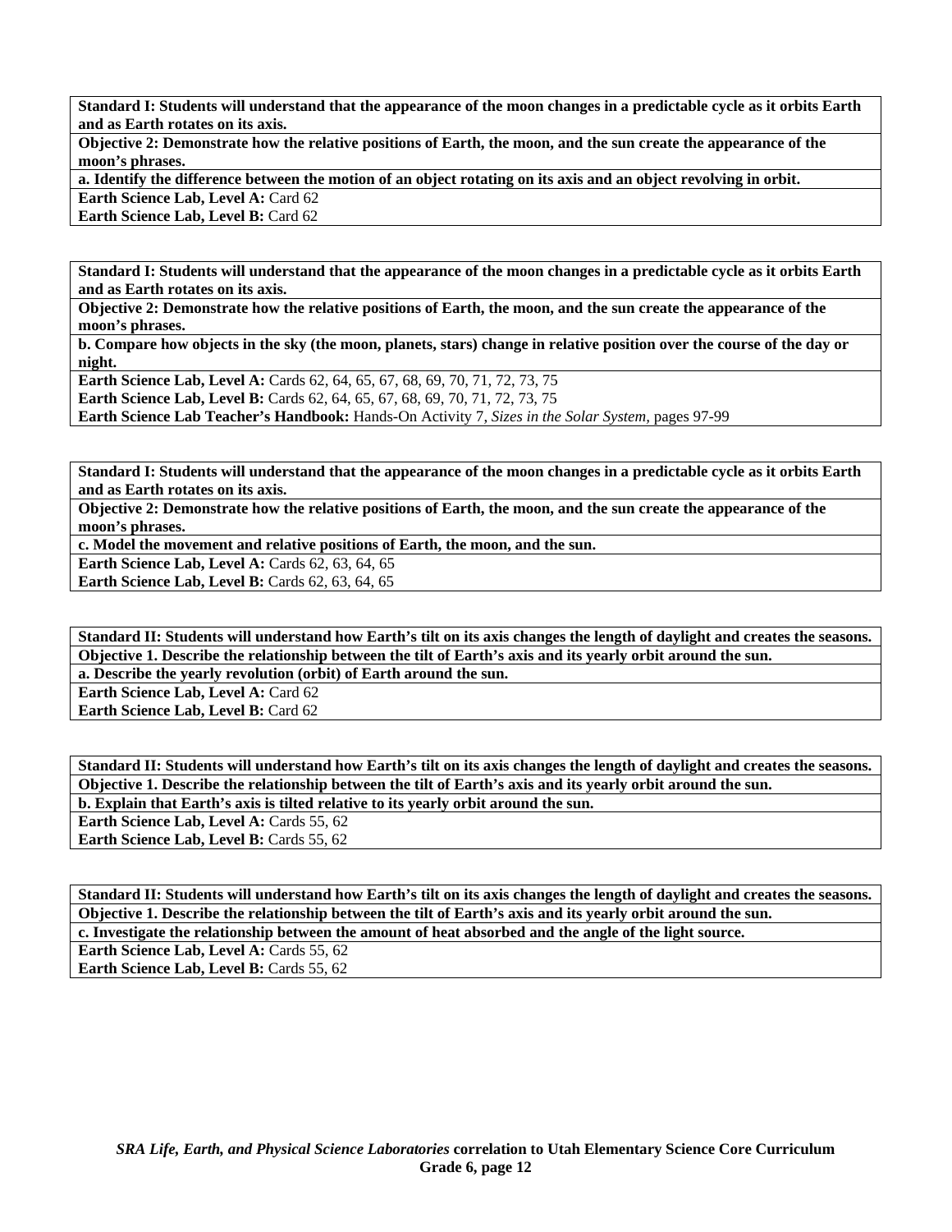**Standard I: Students will understand that the appearance of the moon changes in a predictable cycle as it orbits Earth and as Earth rotates on its axis.**

**Objective 2: Demonstrate how the relative positions of Earth, the moon, and the sun create the appearance of the moon's phrases.**

**a. Identify the difference between the motion of an object rotating on its axis and an object revolving in orbit.**

**Earth Science Lab, Level A:** Card 62
**Earth Science Lab, Level B:** Card 62

---

**Standard I: Students will understand that the appearance of the moon changes in a predictable cycle as it orbits Earth and as Earth rotates on its axis.**

**Objective 2: Demonstrate how the relative positions of Earth, the moon, and the sun create the appearance of the moon's phrases.**

**b. Compare how objects in the sky (the moon, planets, stars) change in relative position over the course of the day or night.**

**Earth Science Lab, Level A:** Cards 62, 64, 65, 67, 68, 69, 70, 71, 72, 73, 75
**Earth Science Lab, Level B:** Cards 62, 64, 65, 67, 68, 69, 70, 71, 72, 73, 75
**Earth Science Lab Teacher's Handbook:** Hands-On Activity 7, *Sizes in the Solar System,* pages 97-99

---

**Standard I: Students will understand that the appearance of the moon changes in a predictable cycle as it orbits Earth and as Earth rotates on its axis.**

**Objective 2: Demonstrate how the relative positions of Earth, the moon, and the sun create the appearance of the moon's phrases.**

**c. Model the movement and relative positions of Earth, the moon, and the sun.**

**Earth Science Lab, Level A:** Cards 62, 63, 64, 65
**Earth Science Lab, Level B:** Cards 62, 63, 64, 65

---

**Standard II: Students will understand how Earth's tilt on its axis changes the length of daylight and creates the seasons.**

**Objective 1. Describe the relationship between the tilt of Earth's axis and its yearly orbit around the sun.**

**a. Describe the yearly revolution (orbit) of Earth around the sun.**

**Earth Science Lab, Level A:** Card 62
**Earth Science Lab, Level B:** Card 62

---

**Standard II: Students will understand how Earth's tilt on its axis changes the length of daylight and creates the seasons.**

**Objective 1. Describe the relationship between the tilt of Earth's axis and its yearly orbit around the sun.**

**b. Explain that Earth's axis is tilted relative to its yearly orbit around the sun.**

**Earth Science Lab, Level A:** Cards 55, 62
**Earth Science Lab, Level B:** Cards 55, 62

---

**Standard II: Students will understand how Earth's tilt on its axis changes the length of daylight and creates the seasons.**

**Objective 1. Describe the relationship between the tilt of Earth's axis and its yearly orbit around the sun.**

**c. Investigate the relationship between the amount of heat absorbed and the angle of the light source.**

**Earth Science Lab, Level A:** Cards 55, 62
**Earth Science Lab, Level B:** Cards 55, 62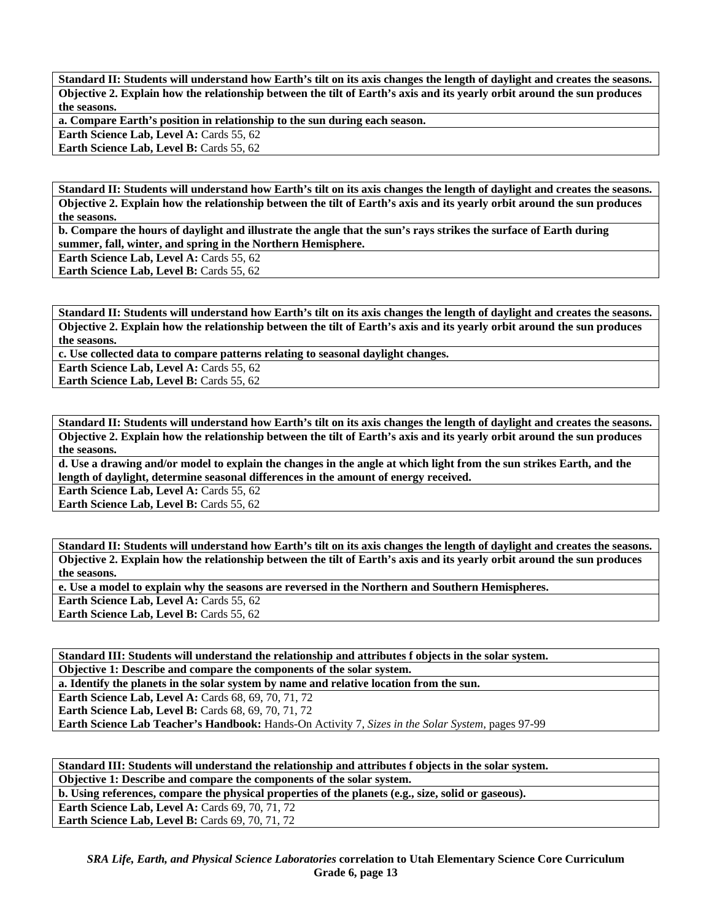| **Standard II: Students will understand how Earth's tilt on its axis changes the length of daylight and creates the seasons.** |
|---|
| **Objective 2. Explain how the relationship between the tilt of Earth's axis and its yearly orbit around the sun produces the seasons.** |
| **a. Compare Earth's position in relationship to the sun during each season.** |
| **Earth Science Lab, Level A:** Cards 55, 62<br>**Earth Science Lab, Level B:** Cards 55, 62 |

| **Standard II: Students will understand how Earth's tilt on its axis changes the length of daylight and creates the seasons.** |
|---|
| **Objective 2. Explain how the relationship between the tilt of Earth's axis and its yearly orbit around the sun produces the seasons.** |
| **b. Compare the hours of daylight and illustrate the angle that the sun's rays strikes the surface of Earth during summer, fall, winter, and spring in the Northern Hemisphere.** |
| **Earth Science Lab, Level A:** Cards 55, 62<br>**Earth Science Lab, Level B:** Cards 55, 62 |

| **Standard II: Students will understand how Earth's tilt on its axis changes the length of daylight and creates the seasons.** |
|---|
| **Objective 2. Explain how the relationship between the tilt of Earth's axis and its yearly orbit around the sun produces the seasons.** |
| **c. Use collected data to compare patterns relating to seasonal daylight changes.** |
| **Earth Science Lab, Level A:** Cards 55, 62<br>**Earth Science Lab, Level B:** Cards 55, 62 |

| **Standard II: Students will understand how Earth's tilt on its axis changes the length of daylight and creates the seasons.** |
|---|
| **Objective 2. Explain how the relationship between the tilt of Earth's axis and its yearly orbit around the sun produces the seasons.** |
| **d. Use a drawing and/or model to explain the changes in the angle at which light from the sun strikes Earth, and the length of daylight, determine seasonal differences in the amount of energy received.** |
| **Earth Science Lab, Level A:** Cards 55, 62<br>**Earth Science Lab, Level B:** Cards 55, 62 |

| **Standard II: Students will understand how Earth's tilt on its axis changes the length of daylight and creates the seasons.** |
|---|
| **Objective 2. Explain how the relationship between the tilt of Earth's axis and its yearly orbit around the sun produces the seasons.** |
| **e. Use a model to explain why the seasons are reversed in the Northern and Southern Hemispheres.** |
| **Earth Science Lab, Level A:** Cards 55, 62<br>**Earth Science Lab, Level B:** Cards 55, 62 |

| **Standard III: Students will understand the relationship and attributes f objects in the solar system.** |
|---|
| **Objective 1: Describe and compare the components of the solar system.** |
| **a. Identify the planets in the solar system by name and relative location from the sun.** |
| **Earth Science Lab, Level A:** Cards 68, 69, 70, 71, 72<br>**Earth Science Lab, Level B:** Cards 68, 69, 70, 71, 72<br>**Earth Science Lab Teacher's Handbook:** Hands-On Activity 7, *Sizes in the Solar System,* pages 97-99 |

| **Standard III: Students will understand the relationship and attributes f objects in the solar system.** |
|---|
| **Objective 1: Describe and compare the components of the solar system.** |
| **b. Using references, compare the physical properties of the planets (e.g., size, solid or gaseous).** |
| **Earth Science Lab, Level A:** Cards 69, 70, 71, 72<br>**Earth Science Lab, Level B:** Cards 69, 70, 71, 72 |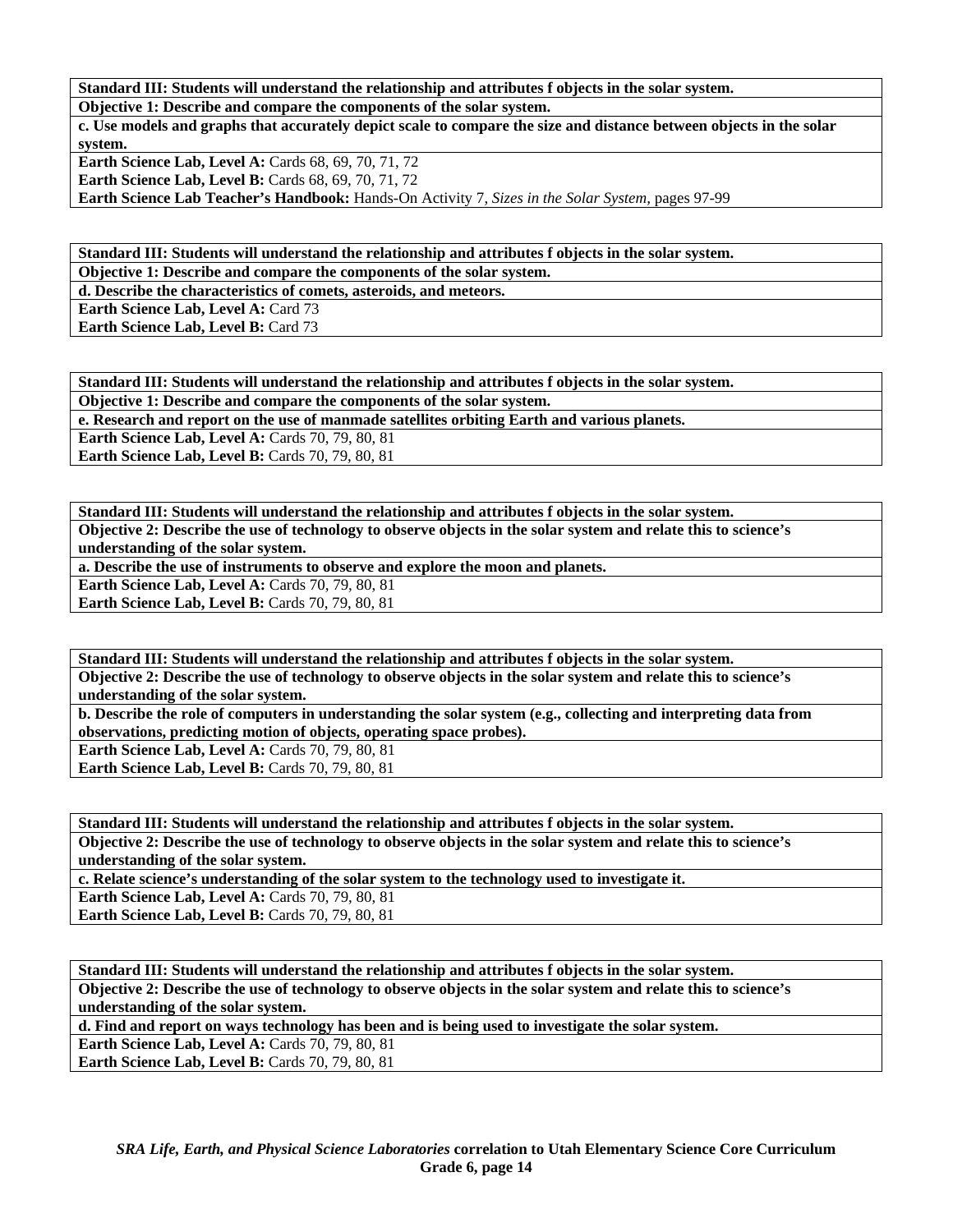**Standard III: Students will understand the relationship and attributes f objects in the solar system.**
**Objective 1: Describe and compare the components of the solar system.**
**c. Use models and graphs that accurately depict scale to compare the size and distance between objects in the solar system.**
**Earth Science Lab, Level A:** Cards 68, 69, 70, 71, 72
**Earth Science Lab, Level B:** Cards 68, 69, 70, 71, 72
**Earth Science Lab Teacher's Handbook:** Hands-On Activity 7, *Sizes in the Solar System,* pages 97-99

**Standard III: Students will understand the relationship and attributes f objects in the solar system.**
**Objective 1: Describe and compare the components of the solar system.**
**d. Describe the characteristics of comets, asteroids, and meteors.**
**Earth Science Lab, Level A:** Card 73
**Earth Science Lab, Level B:** Card 73

**Standard III: Students will understand the relationship and attributes f objects in the solar system.**
**Objective 1: Describe and compare the components of the solar system.**
**e. Research and report on the use of manmade satellites orbiting Earth and various planets.**
**Earth Science Lab, Level A:** Cards 70, 79, 80, 81
**Earth Science Lab, Level B:** Cards 70, 79, 80, 81

**Standard III: Students will understand the relationship and attributes f objects in the solar system.**
**Objective 2: Describe the use of technology to observe objects in the solar system and relate this to science's understanding of the solar system.**
**a. Describe the use of instruments to observe and explore the moon and planets.**
**Earth Science Lab, Level A:** Cards 70, 79, 80, 81
**Earth Science Lab, Level B:** Cards 70, 79, 80, 81

**Standard III: Students will understand the relationship and attributes f objects in the solar system.**
**Objective 2: Describe the use of technology to observe objects in the solar system and relate this to science's understanding of the solar system.**
**b. Describe the role of computers in understanding the solar system (e.g., collecting and interpreting data from observations, predicting motion of objects, operating space probes).**
**Earth Science Lab, Level A:** Cards 70, 79, 80, 81
**Earth Science Lab, Level B:** Cards 70, 79, 80, 81

**Standard III: Students will understand the relationship and attributes f objects in the solar system.**
**Objective 2: Describe the use of technology to observe objects in the solar system and relate this to science's understanding of the solar system.**
**c. Relate science's understanding of the solar system to the technology used to investigate it.**
**Earth Science Lab, Level A:** Cards 70, 79, 80, 81
**Earth Science Lab, Level B:** Cards 70, 79, 80, 81

**Standard III: Students will understand the relationship and attributes f objects in the solar system.**
**Objective 2: Describe the use of technology to observe objects in the solar system and relate this to science's understanding of the solar system.**
**d. Find and report on ways technology has been and is being used to investigate the solar system.**
**Earth Science Lab, Level A:** Cards 70, 79, 80, 81
**Earth Science Lab, Level B:** Cards 70, 79, 80, 81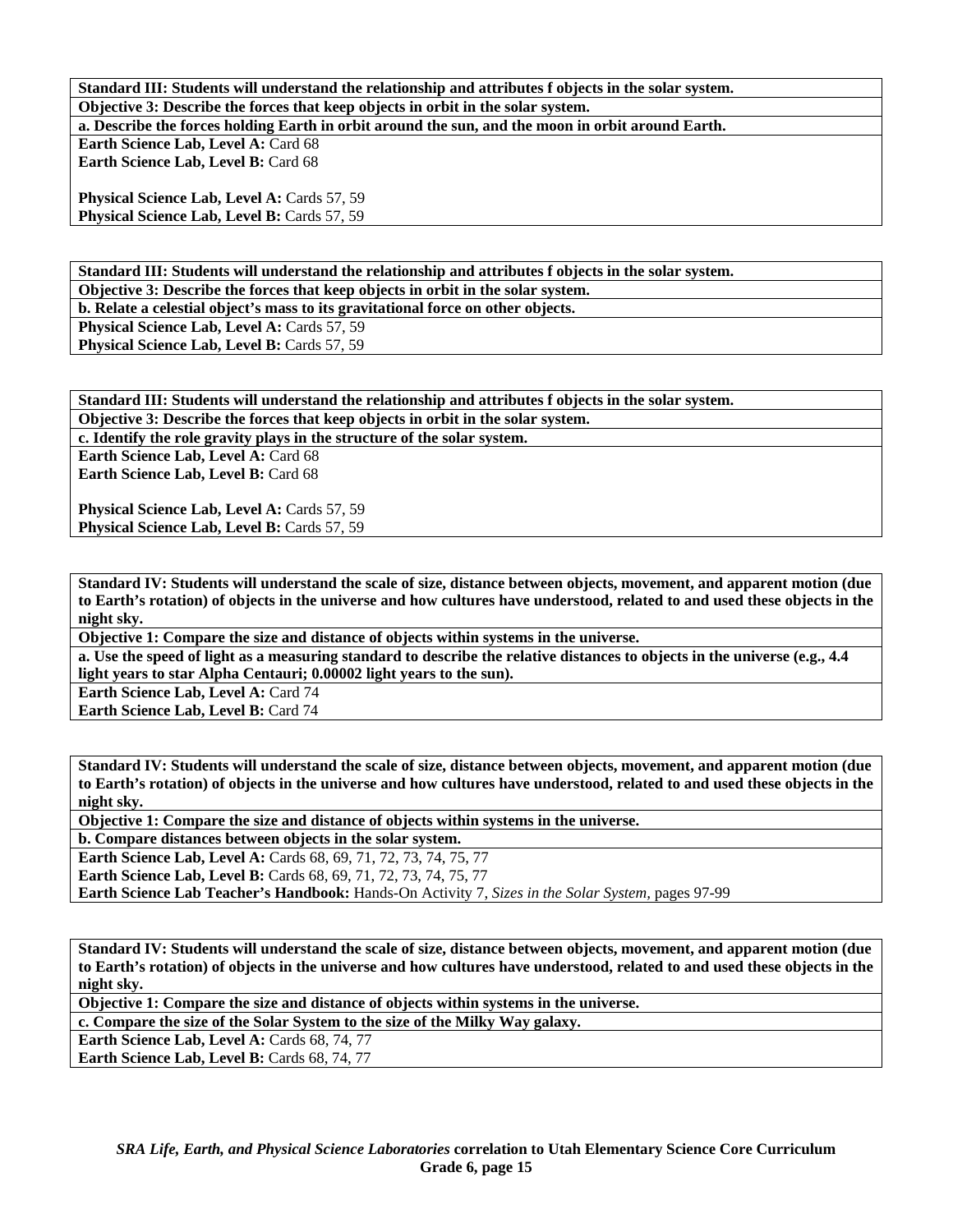**Standard III: Students will understand the relationship and attributes f objects in the solar system.**

**Objective 3: Describe the forces that keep objects in orbit in the solar system.**

**a. Describe the forces holding Earth in orbit around the sun, and the moon in orbit around Earth.**

**Earth Science Lab, Level A:** Card 68
**Earth Science Lab, Level B:** Card 68

**Physical Science Lab, Level A:** Cards 57, 59
**Physical Science Lab, Level B:** Cards 57, 59

---

**Standard III: Students will understand the relationship and attributes f objects in the solar system.**

**Objective 3: Describe the forces that keep objects in orbit in the solar system.**

**b. Relate a celestial object's mass to its gravitational force on other objects.**

**Physical Science Lab, Level A:** Cards 57, 59
**Physical Science Lab, Level B:** Cards 57, 59

---

**Standard III: Students will understand the relationship and attributes f objects in the solar system.**

**Objective 3: Describe the forces that keep objects in orbit in the solar system.**

**c. Identify the role gravity plays in the structure of the solar system.**

**Earth Science Lab, Level A:** Card 68
**Earth Science Lab, Level B:** Card 68

**Physical Science Lab, Level A:** Cards 57, 59
**Physical Science Lab, Level B:** Cards 57, 59

---

**Standard IV: Students will understand the scale of size, distance between objects, movement, and apparent motion (due to Earth's rotation) of objects in the universe and how cultures have understood, related to and used these objects in the night sky.**

**Objective 1: Compare the size and distance of objects within systems in the universe.**

**a. Use the speed of light as a measuring standard to describe the relative distances to objects in the universe (e.g., 4.4 light years to star Alpha Centauri; 0.00002 light years to the sun).**

**Earth Science Lab, Level A:** Card 74
**Earth Science Lab, Level B:** Card 74

---

**Standard IV: Students will understand the scale of size, distance between objects, movement, and apparent motion (due to Earth's rotation) of objects in the universe and how cultures have understood, related to and used these objects in the night sky.**

**Objective 1: Compare the size and distance of objects within systems in the universe.**

**b. Compare distances between objects in the solar system.**

**Earth Science Lab, Level A:** Cards 68, 69, 71, 72, 73, 74, 75, 77
**Earth Science Lab, Level B:** Cards 68, 69, 71, 72, 73, 74, 75, 77
**Earth Science Lab Teacher's Handbook:** Hands-On Activity 7, *Sizes in the Solar System*, pages 97-99

---

**Standard IV: Students will understand the scale of size, distance between objects, movement, and apparent motion (due to Earth's rotation) of objects in the universe and how cultures have understood, related to and used these objects in the night sky.**

**Objective 1: Compare the size and distance of objects within systems in the universe.**

**c. Compare the size of the Solar System to the size of the Milky Way galaxy.**

**Earth Science Lab, Level A:** Cards 68, 74, 77
**Earth Science Lab, Level B:** Cards 68, 74, 77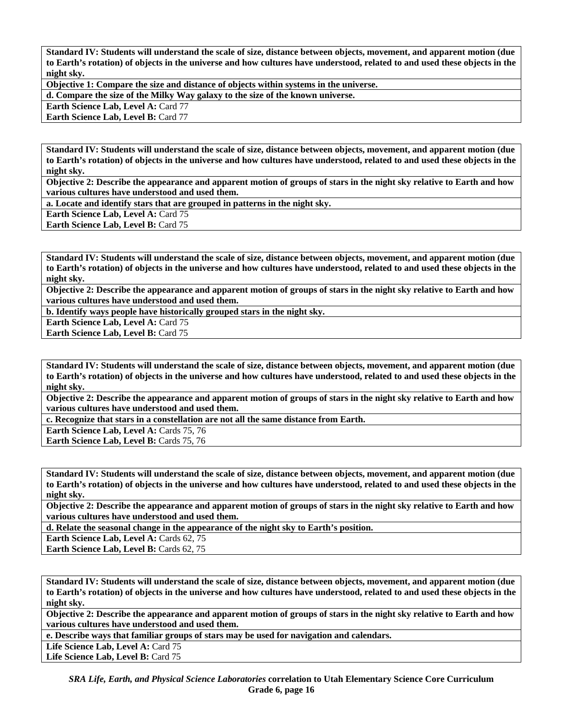**Standard IV: Students will understand the scale of size, distance between objects, movement, and apparent motion (due to Earth's rotation) of objects in the universe and how cultures have understood, related to and used these objects in the night sky.**

**Objective 1: Compare the size and distance of objects within systems in the universe.**

**d. Compare the size of the Milky Way galaxy to the size of the known universe.**

**Earth Science Lab, Level A:** Card 77
**Earth Science Lab, Level B:** Card 77

**Standard IV: Students will understand the scale of size, distance between objects, movement, and apparent motion (due to Earth's rotation) of objects in the universe and how cultures have understood, related to and used these objects in the night sky.**

**Objective 2: Describe the appearance and apparent motion of groups of stars in the night sky relative to Earth and how various cultures have understood and used them.**

**a. Locate and identify stars that are grouped in patterns in the night sky.**

**Earth Science Lab, Level A:** Card 75
**Earth Science Lab, Level B:** Card 75

**Standard IV: Students will understand the scale of size, distance between objects, movement, and apparent motion (due to Earth's rotation) of objects in the universe and how cultures have understood, related to and used these objects in the night sky.**

**Objective 2: Describe the appearance and apparent motion of groups of stars in the night sky relative to Earth and how various cultures have understood and used them.**

**b. Identify ways people have historically grouped stars in the night sky.**

**Earth Science Lab, Level A:** Card 75
**Earth Science Lab, Level B:** Card 75

**Standard IV: Students will understand the scale of size, distance between objects, movement, and apparent motion (due to Earth's rotation) of objects in the universe and how cultures have understood, related to and used these objects in the night sky.**

**Objective 2: Describe the appearance and apparent motion of groups of stars in the night sky relative to Earth and how various cultures have understood and used them.**

**c. Recognize that stars in a constellation are not all the same distance from Earth.**

**Earth Science Lab, Level A:** Cards 75, 76
**Earth Science Lab, Level B:** Cards 75, 76

**Standard IV: Students will understand the scale of size, distance between objects, movement, and apparent motion (due to Earth's rotation) of objects in the universe and how cultures have understood, related to and used these objects in the night sky.**

**Objective 2: Describe the appearance and apparent motion of groups of stars in the night sky relative to Earth and how various cultures have understood and used them.**

**d. Relate the seasonal change in the appearance of the night sky to Earth's position.**

**Earth Science Lab, Level A:** Cards 62, 75
**Earth Science Lab, Level B:** Cards 62, 75

**Standard IV: Students will understand the scale of size, distance between objects, movement, and apparent motion (due to Earth's rotation) of objects in the universe and how cultures have understood, related to and used these objects in the night sky.**

**Objective 2: Describe the appearance and apparent motion of groups of stars in the night sky relative to Earth and how various cultures have understood and used them.**

**e. Describe ways that familiar groups of stars may be used for navigation and calendars.**

**Life Science Lab, Level A:** Card 75
**Life Science Lab, Level B:** Card 75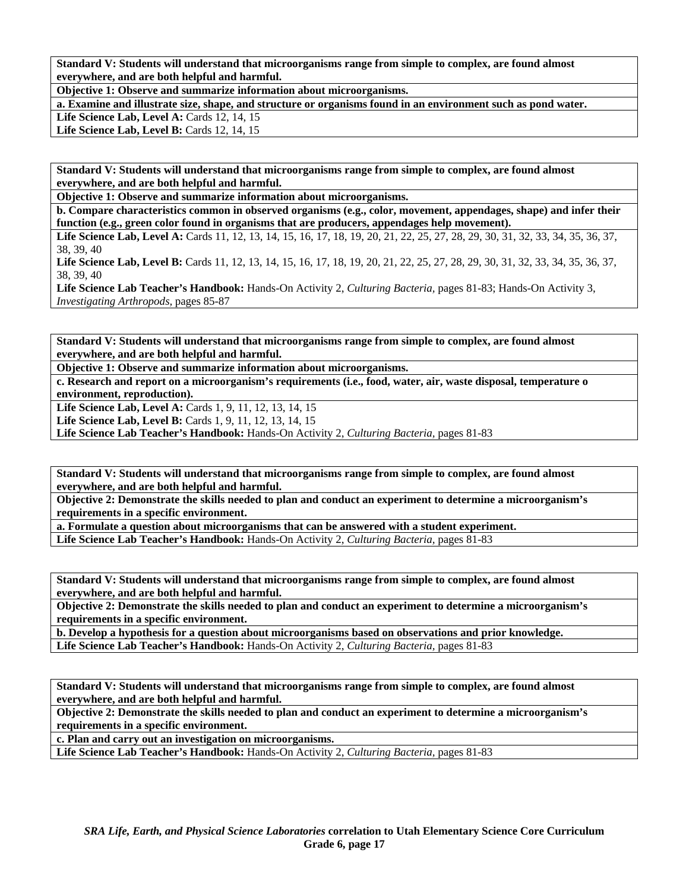**Standard V: Students will understand that microorganisms range from simple to complex, are found almost everywhere, and are both helpful and harmful.**

**Objective 1: Observe and summarize information about microorganisms.**

**a. Examine and illustrate size, shape, and structure or organisms found in an environment such as pond water.**

**Life Science Lab, Level A:** Cards 12, 14, 15

**Life Science Lab, Level B:** Cards 12, 14, 15

**Standard V: Students will understand that microorganisms range from simple to complex, are found almost everywhere, and are both helpful and harmful.**

**Objective 1: Observe and summarize information about microorganisms.**

**b. Compare characteristics common in observed organisms (e.g., color, movement, appendages, shape) and infer their function (e.g., green color found in organisms that are producers, appendages help movement).**

**Life Science Lab, Level A:** Cards 11, 12, 13, 14, 15, 16, 17, 18, 19, 20, 21, 22, 25, 27, 28, 29, 30, 31, 32, 33, 34, 35, 36, 37, 38, 39, 40

**Life Science Lab, Level B:** Cards 11, 12, 13, 14, 15, 16, 17, 18, 19, 20, 21, 22, 25, 27, 28, 29, 30, 31, 32, 33, 34, 35, 36, 37, 38, 39, 40

**Life Science Lab Teacher's Handbook:** Hands-On Activity 2, *Culturing Bacteria,* pages 81-83; Hands-On Activity 3, *Investigating Arthropods,* pages 85-87

**Standard V: Students will understand that microorganisms range from simple to complex, are found almost everywhere, and are both helpful and harmful.**

**Objective 1: Observe and summarize information about microorganisms.**

**c. Research and report on a microorganism's requirements (i.e., food, water, air, waste disposal, temperature o environment, reproduction).**

**Life Science Lab, Level A:** Cards 1, 9, 11, 12, 13, 14, 15

**Life Science Lab, Level B:** Cards 1, 9, 11, 12, 13, 14, 15

**Life Science Lab Teacher's Handbook:** Hands-On Activity 2, *Culturing Bacteria,* pages 81-83

**Standard V: Students will understand that microorganisms range from simple to complex, are found almost everywhere, and are both helpful and harmful.**

**Objective 2: Demonstrate the skills needed to plan and conduct an experiment to determine a microorganism's requirements in a specific environment.**

**a. Formulate a question about microorganisms that can be answered with a student experiment.**

**Life Science Lab Teacher's Handbook:** Hands-On Activity 2, *Culturing Bacteria,* pages 81-83

**Standard V: Students will understand that microorganisms range from simple to complex, are found almost everywhere, and are both helpful and harmful.**

**Objective 2: Demonstrate the skills needed to plan and conduct an experiment to determine a microorganism's requirements in a specific environment.**

**b. Develop a hypothesis for a question about microorganisms based on observations and prior knowledge.**

**Life Science Lab Teacher's Handbook:** Hands-On Activity 2, *Culturing Bacteria,* pages 81-83

**Standard V: Students will understand that microorganisms range from simple to complex, are found almost everywhere, and are both helpful and harmful.**

**Objective 2: Demonstrate the skills needed to plan and conduct an experiment to determine a microorganism's requirements in a specific environment.**

**c. Plan and carry out an investigation on microorganisms.**

**Life Science Lab Teacher's Handbook:** Hands-On Activity 2, *Culturing Bacteria,* pages 81-83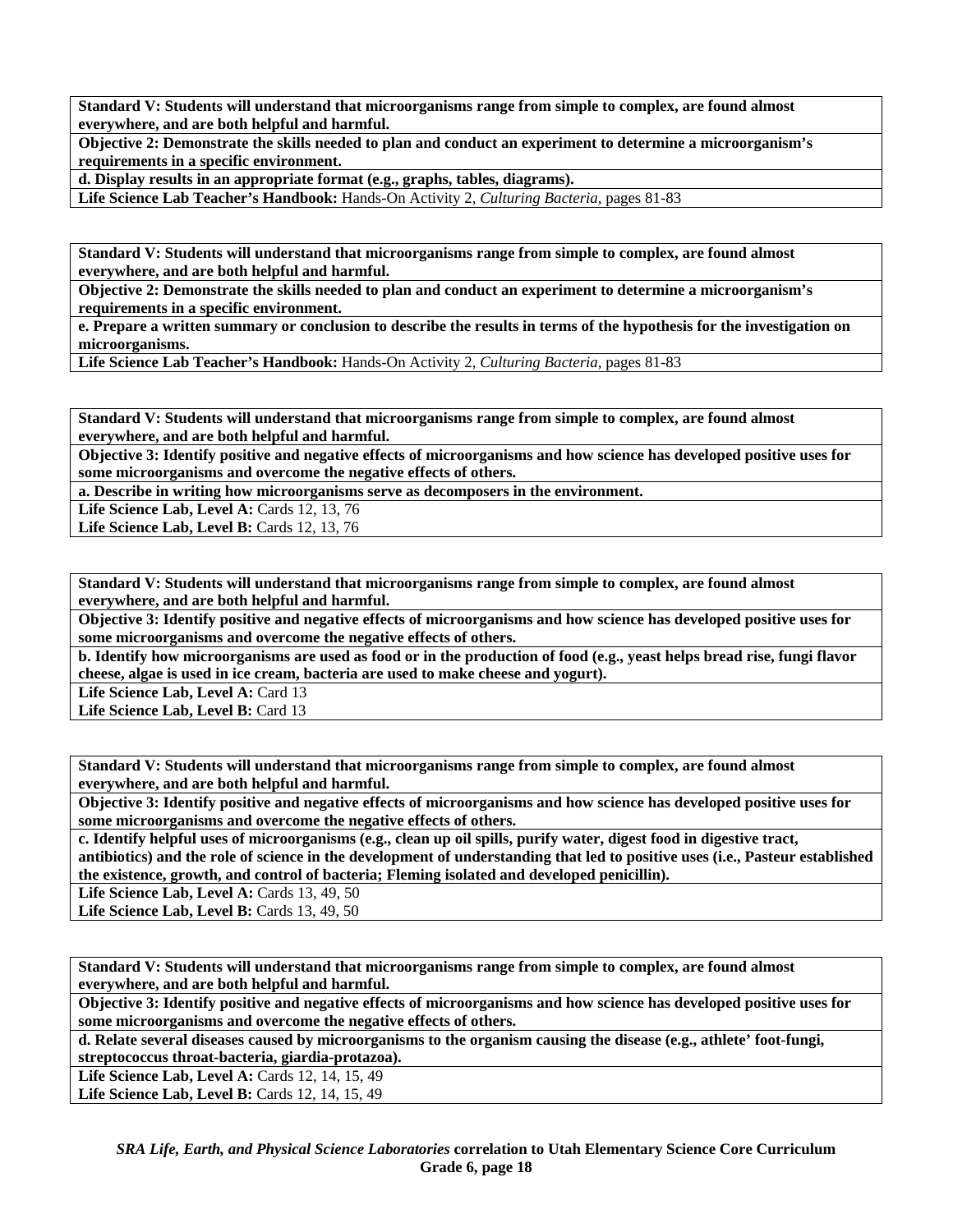**Standard V: Students will understand that microorganisms range from simple to complex, are found almost everywhere, and are both helpful and harmful.**

**Objective 2: Demonstrate the skills needed to plan and conduct an experiment to determine a microorganism's requirements in a specific environment.**

**d. Display results in an appropriate format (e.g., graphs, tables, diagrams).**

**Life Science Lab Teacher's Handbook:** Hands-On Activity 2, *Culturing Bacteria*, pages 81-83

---

**Standard V: Students will understand that microorganisms range from simple to complex, are found almost everywhere, and are both helpful and harmful.**

**Objective 2: Demonstrate the skills needed to plan and conduct an experiment to determine a microorganism's requirements in a specific environment.**

**e. Prepare a written summary or conclusion to describe the results in terms of the hypothesis for the investigation on microorganisms.**

**Life Science Lab Teacher's Handbook:** Hands-On Activity 2, *Culturing Bacteria*, pages 81-83

---

**Standard V: Students will understand that microorganisms range from simple to complex, are found almost everywhere, and are both helpful and harmful.**

**Objective 3: Identify positive and negative effects of microorganisms and how science has developed positive uses for some microorganisms and overcome the negative effects of others.**

**a. Describe in writing how microorganisms serve as decomposers in the environment.**

**Life Science Lab, Level A:** Cards 12, 13, 76
**Life Science Lab, Level B:** Cards 12, 13, 76

---

**Standard V: Students will understand that microorganisms range from simple to complex, are found almost everywhere, and are both helpful and harmful.**

**Objective 3: Identify positive and negative effects of microorganisms and how science has developed positive uses for some microorganisms and overcome the negative effects of others.**

**b. Identify how microorganisms are used as food or in the production of food (e.g., yeast helps bread rise, fungi flavor cheese, algae is used in ice cream, bacteria are used to make cheese and yogurt).**

**Life Science Lab, Level A:** Card 13
**Life Science Lab, Level B:** Card 13

---

**Standard V: Students will understand that microorganisms range from simple to complex, are found almost everywhere, and are both helpful and harmful.**

**Objective 3: Identify positive and negative effects of microorganisms and how science has developed positive uses for some microorganisms and overcome the negative effects of others.**

**c. Identify helpful uses of microorganisms (e.g., clean up oil spills, purify water, digest food in digestive tract, antibiotics) and the role of science in the development of understanding that led to positive uses (i.e., Pasteur established the existence, growth, and control of bacteria; Fleming isolated and developed penicillin).**

**Life Science Lab, Level A:** Cards 13, 49, 50
**Life Science Lab, Level B:** Cards 13, 49, 50

---

**Standard V: Students will understand that microorganisms range from simple to complex, are found almost everywhere, and are both helpful and harmful.**

**Objective 3: Identify positive and negative effects of microorganisms and how science has developed positive uses for some microorganisms and overcome the negative effects of others.**

**d. Relate several diseases caused by microorganisms to the organism causing the disease (e.g., athlete' foot-fungi, streptococcus throat-bacteria, giardia-protozoa).**

**Life Science Lab, Level A:** Cards 12, 14, 15, 49
**Life Science Lab, Level B:** Cards 12, 14, 15, 49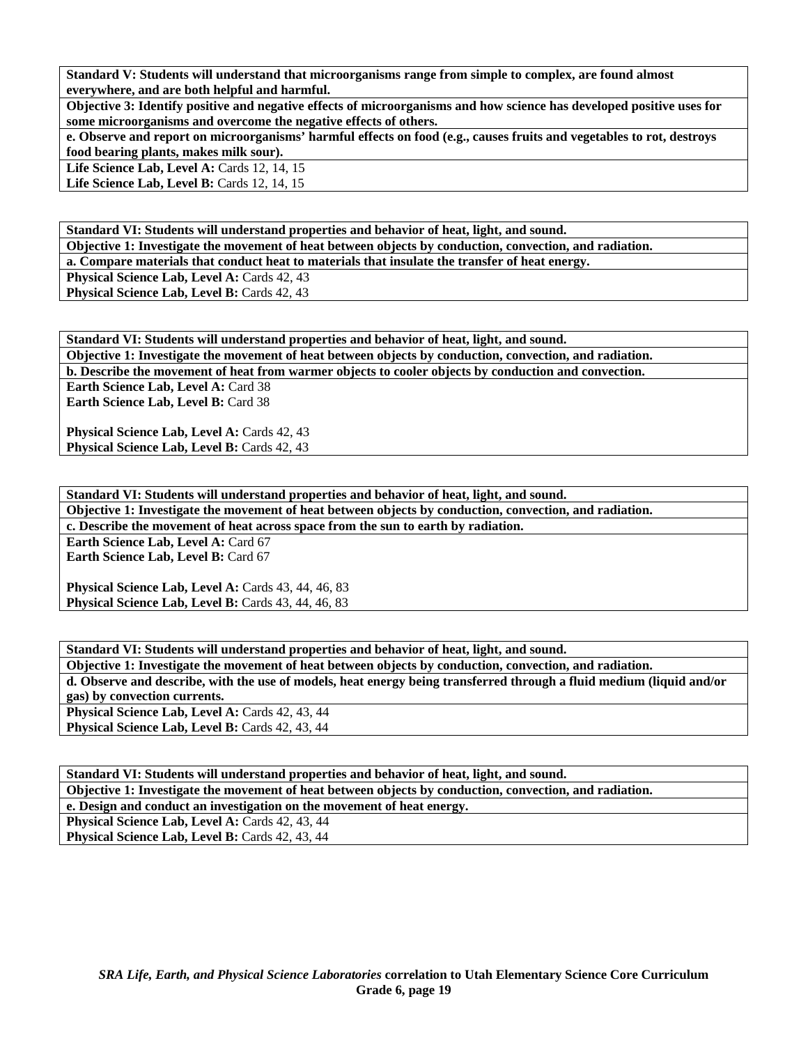**Standard V: Students will understand that microorganisms range from simple to complex, are found almost everywhere, and are both helpful and harmful.**

**Objective 3: Identify positive and negative effects of microorganisms and how science has developed positive uses for some microorganisms and overcome the negative effects of others.**

**e. Observe and report on microorganisms' harmful effects on food (e.g., causes fruits and vegetables to rot, destroys food bearing plants, makes milk sour).**

**Life Science Lab, Level A:** Cards 12, 14, 15
**Life Science Lab, Level B:** Cards 12, 14, 15

**Standard VI: Students will understand properties and behavior of heat, light, and sound.**

**Objective 1: Investigate the movement of heat between objects by conduction, convection, and radiation.**

**a. Compare materials that conduct heat to materials that insulate the transfer of heat energy.**

**Physical Science Lab, Level A:** Cards 42, 43
**Physical Science Lab, Level B:** Cards 42, 43

**Standard VI: Students will understand properties and behavior of heat, light, and sound.**

**Objective 1: Investigate the movement of heat between objects by conduction, convection, and radiation.**

**b. Describe the movement of heat from warmer objects to cooler objects by conduction and convection.**

**Earth Science Lab, Level A:** Card 38
**Earth Science Lab, Level B:** Card 38

**Physical Science Lab, Level A:** Cards 42, 43
**Physical Science Lab, Level B:** Cards 42, 43

**Standard VI: Students will understand properties and behavior of heat, light, and sound.**

**Objective 1: Investigate the movement of heat between objects by conduction, convection, and radiation.**

**c. Describe the movement of heat across space from the sun to earth by radiation.**

**Earth Science Lab, Level A:** Card 67
**Earth Science Lab, Level B:** Card 67

**Physical Science Lab, Level A:** Cards 43, 44, 46, 83
**Physical Science Lab, Level B:** Cards 43, 44, 46, 83

**Standard VI: Students will understand properties and behavior of heat, light, and sound.**

**Objective 1: Investigate the movement of heat between objects by conduction, convection, and radiation.**

**d. Observe and describe, with the use of models, heat energy being transferred through a fluid medium (liquid and/or gas) by convection currents.**

**Physical Science Lab, Level A:** Cards 42, 43, 44
**Physical Science Lab, Level B:** Cards 42, 43, 44

**Standard VI: Students will understand properties and behavior of heat, light, and sound.**

**Objective 1: Investigate the movement of heat between objects by conduction, convection, and radiation.**

**e. Design and conduct an investigation on the movement of heat energy.**

**Physical Science Lab, Level A:** Cards 42, 43, 44
**Physical Science Lab, Level B:** Cards 42, 43, 44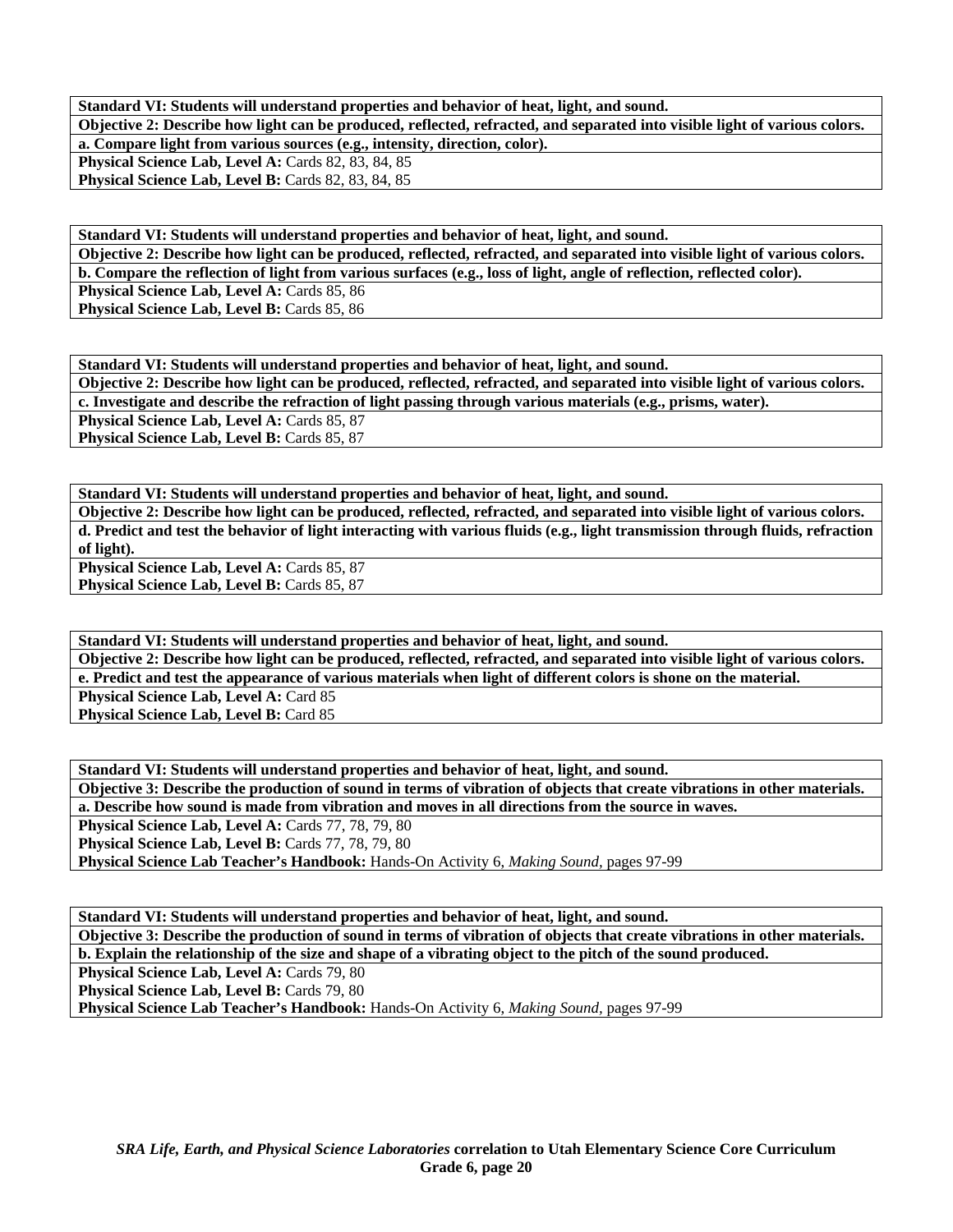**Standard VI: Students will understand properties and behavior of heat, light, and sound.**
**Objective 2: Describe how light can be produced, reflected, refracted, and separated into visible light of various colors.**
**a. Compare light from various sources (e.g., intensity, direction, color).**
**Physical Science Lab, Level A:** Cards 82, 83, 84, 85
**Physical Science Lab, Level B:** Cards 82, 83, 84, 85

**Standard VI: Students will understand properties and behavior of heat, light, and sound.**
**Objective 2: Describe how light can be produced, reflected, refracted, and separated into visible light of various colors.**
**b. Compare the reflection of light from various surfaces (e.g., loss of light, angle of reflection, reflected color).**
**Physical Science Lab, Level A:** Cards 85, 86
**Physical Science Lab, Level B:** Cards 85, 86

**Standard VI: Students will understand properties and behavior of heat, light, and sound.**
**Objective 2: Describe how light can be produced, reflected, refracted, and separated into visible light of various colors.**
**c. Investigate and describe the refraction of light passing through various materials (e.g., prisms, water).**
**Physical Science Lab, Level A:** Cards 85, 87
**Physical Science Lab, Level B:** Cards 85, 87

**Standard VI: Students will understand properties and behavior of heat, light, and sound.**
**Objective 2: Describe how light can be produced, reflected, refracted, and separated into visible light of various colors.**
**d. Predict and test the behavior of light interacting with various fluids (e.g., light transmission through fluids, refraction of light).**
**Physical Science Lab, Level A:** Cards 85, 87
**Physical Science Lab, Level B:** Cards 85, 87

**Standard VI: Students will understand properties and behavior of heat, light, and sound.**
**Objective 2: Describe how light can be produced, reflected, refracted, and separated into visible light of various colors.**
**e. Predict and test the appearance of various materials when light of different colors is shone on the material.**
**Physical Science Lab, Level A:** Card 85
**Physical Science Lab, Level B:** Card 85

**Standard VI: Students will understand properties and behavior of heat, light, and sound.**
**Objective 3: Describe the production of sound in terms of vibration of objects that create vibrations in other materials.**
**a. Describe how sound is made from vibration and moves in all directions from the source in waves.**
**Physical Science Lab, Level A:** Cards 77, 78, 79, 80
**Physical Science Lab, Level B:** Cards 77, 78, 79, 80
**Physical Science Lab Teacher's Handbook:** Hands-On Activity 6, *Making Sound,* pages 97-99

**Standard VI: Students will understand properties and behavior of heat, light, and sound.**
**Objective 3: Describe the production of sound in terms of vibration of objects that create vibrations in other materials.**
**b. Explain the relationship of the size and shape of a vibrating object to the pitch of the sound produced.**
**Physical Science Lab, Level A:** Cards 79, 80
**Physical Science Lab, Level B:** Cards 79, 80
**Physical Science Lab Teacher's Handbook:** Hands-On Activity 6, *Making Sound,* pages 97-99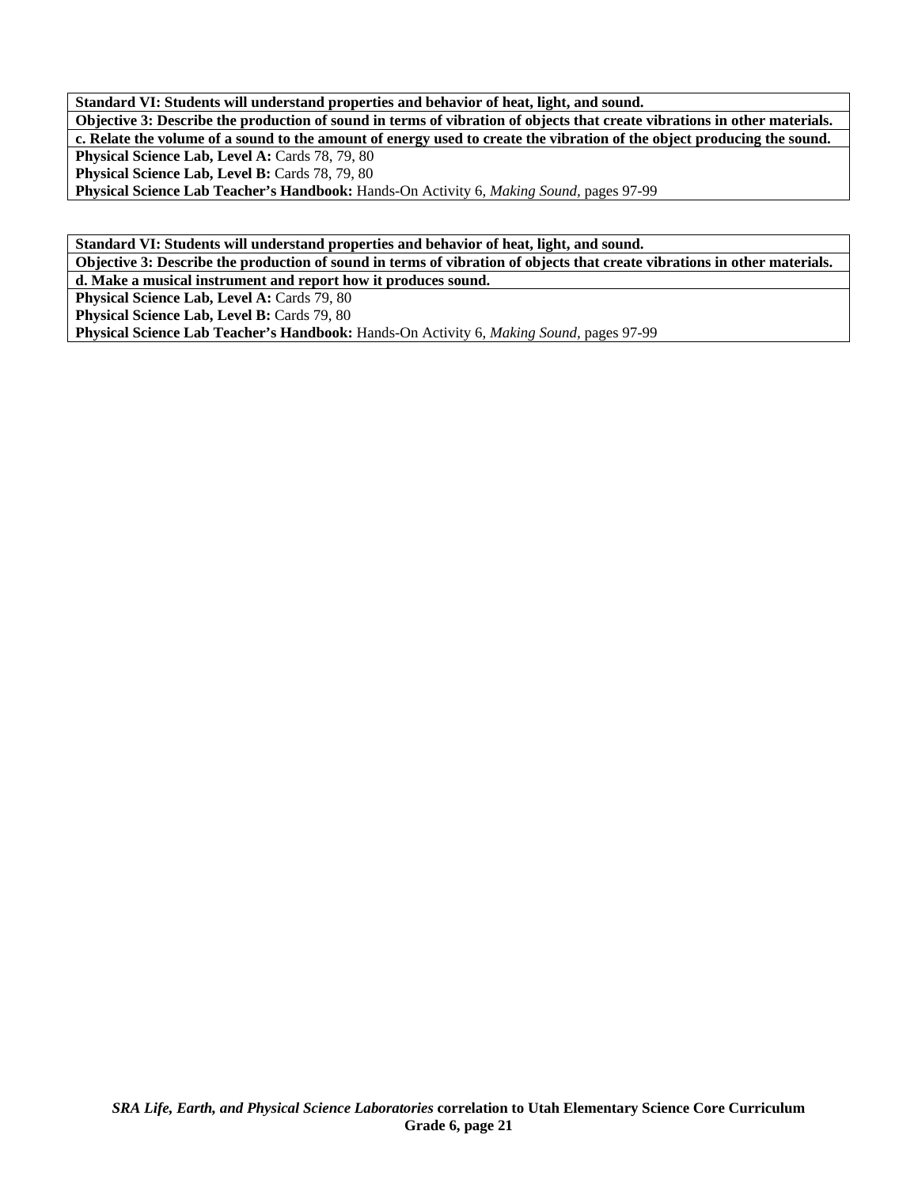**Standard VI: Students will understand properties and behavior of heat, light, and sound.**

**Objective 3: Describe the production of sound in terms of vibration of objects that create vibrations in other materials.**

**c. Relate the volume of a sound to the amount of energy used to create the vibration of the object producing the sound.**

**Physical Science Lab, Level A:** Cards 78, 79, 80
**Physical Science Lab, Level B:** Cards 78, 79, 80
**Physical Science Lab Teacher's Handbook:** Hands-On Activity 6, *Making Sound,* pages 97-99

**Standard VI: Students will understand properties and behavior of heat, light, and sound.**

**Objective 3: Describe the production of sound in terms of vibration of objects that create vibrations in other materials.**

**d. Make a musical instrument and report how it produces sound.**

**Physical Science Lab, Level A:** Cards 79, 80
**Physical Science Lab, Level B:** Cards 79, 80
**Physical Science Lab Teacher's Handbook:** Hands-On Activity 6, *Making Sound,* pages 97-99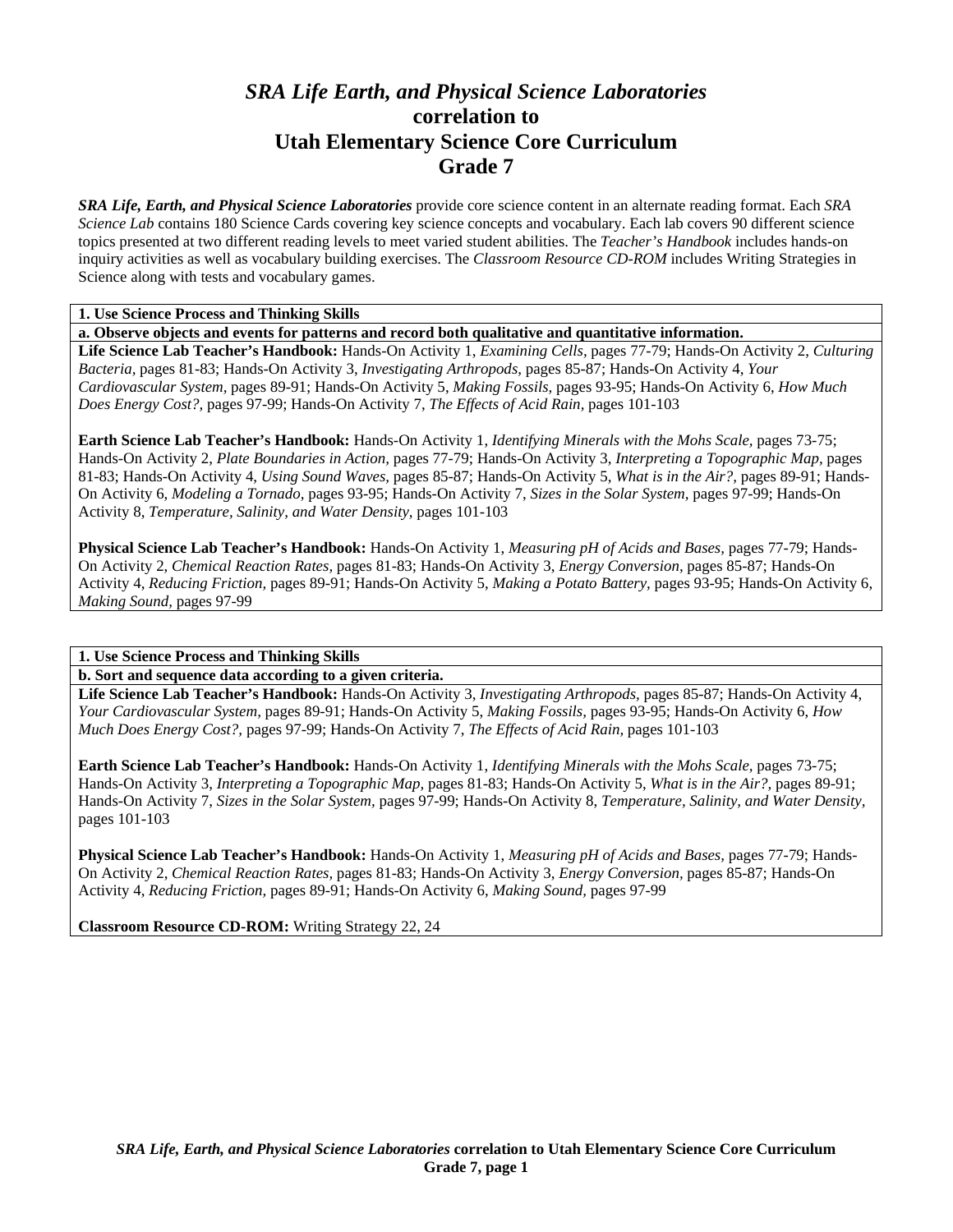# *SRA Life Earth, and Physical Science Laboratories*
## correlation to
## Utah Elementary Science Core Curriculum
## Grade 7

***SRA Life, Earth, and Physical Science Laboratories*** provide core science content in an alternate reading format. Each *SRA Science Lab* contains 180 Science Cards covering key science concepts and vocabulary. Each lab covers 90 different science topics presented at two different reading levels to meet varied student abilities. The *Teacher's Handbook* includes hands-on inquiry activities as well as vocabulary building exercises. The *Classroom Resource CD-ROM* includes Writing Strategies in Science along with tests and vocabulary games.

**1. Use Science Process and Thinking Skills**

**a. Observe objects and events for patterns and record both qualitative and quantitative information.**

**Life Science Lab Teacher's Handbook:** Hands-On Activity 1, *Examining Cells,* pages 77-79; Hands-On Activity 2, *Culturing Bacteria,* pages 81-83; Hands-On Activity 3, *Investigating Arthropods,* pages 85-87; Hands-On Activity 4, *Your Cardiovascular System,* pages 89-91; Hands-On Activity 5, *Making Fossils,* pages 93-95; Hands-On Activity 6, *How Much Does Energy Cost?,* pages 97-99; Hands-On Activity 7, *The Effects of Acid Rain,* pages 101-103

**Earth Science Lab Teacher's Handbook:** Hands-On Activity 1, *Identifying Minerals with the Mohs Scale,* pages 73-75; Hands-On Activity 2, *Plate Boundaries in Action,* pages 77-79; Hands-On Activity 3, *Interpreting a Topographic Map,* pages 81-83; Hands-On Activity 4, *Using Sound Waves,* pages 85-87; Hands-On Activity 5, *What is in the Air?,* pages 89-91; Hands-On Activity 6, *Modeling a Tornado,* pages 93-95; Hands-On Activity 7, *Sizes in the Solar System,* pages 97-99; Hands-On Activity 8, *Temperature, Salinity, and Water Density,* pages 101-103

**Physical Science Lab Teacher's Handbook:** Hands-On Activity 1, *Measuring pH of Acids and Bases,* pages 77-79; Hands-On Activity 2, *Chemical Reaction Rates,* pages 81-83; Hands-On Activity 3, *Energy Conversion,* pages 85-87; Hands-On Activity 4, *Reducing Friction,* pages 89-91; Hands-On Activity 5, *Making a Potato Battery,* pages 93-95; Hands-On Activity 6, *Making Sound,* pages 97-99

**1. Use Science Process and Thinking Skills**

**b. Sort and sequence data according to a given criteria.**

**Life Science Lab Teacher's Handbook:** Hands-On Activity 3, *Investigating Arthropods,* pages 85-87; Hands-On Activity 4, *Your Cardiovascular System,* pages 89-91; Hands-On Activity 5, *Making Fossils,* pages 93-95; Hands-On Activity 6, *How Much Does Energy Cost?,* pages 97-99; Hands-On Activity 7, *The Effects of Acid Rain,* pages 101-103

**Earth Science Lab Teacher's Handbook:** Hands-On Activity 1, *Identifying Minerals with the Mohs Scale,* pages 73-75; Hands-On Activity 3, *Interpreting a Topographic Map,* pages 81-83; Hands-On Activity 5, *What is in the Air?,* pages 89-91; Hands-On Activity 7, *Sizes in the Solar System,* pages 97-99; Hands-On Activity 8, *Temperature, Salinity, and Water Density,* pages 101-103

**Physical Science Lab Teacher's Handbook:** Hands-On Activity 1, *Measuring pH of Acids and Bases,* pages 77-79; Hands-On Activity 2, *Chemical Reaction Rates,* pages 81-83; Hands-On Activity 3, *Energy Conversion,* pages 85-87; Hands-On Activity 4, *Reducing Friction,* pages 89-91; Hands-On Activity 6, *Making Sound,* pages 97-99

**Classroom Resource CD-ROM:** Writing Strategy 22, 24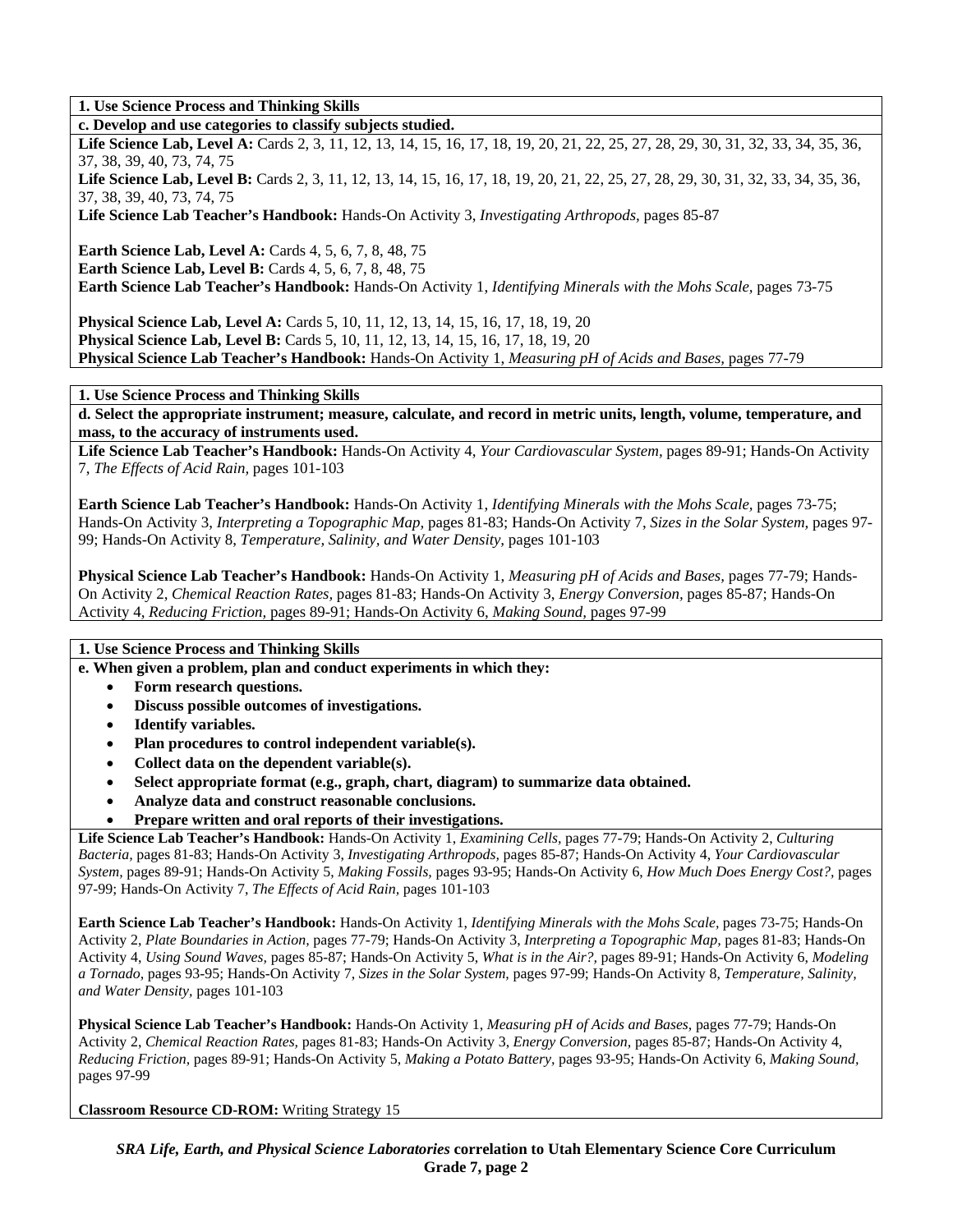**1. Use Science Process and Thinking Skills**

**c. Develop and use categories to classify subjects studied.**

**Life Science Lab, Level A:** Cards 2, 3, 11, 12, 13, 14, 15, 16, 17, 18, 19, 20, 21, 22, 25, 27, 28, 29, 30, 31, 32, 33, 34, 35, 36, 37, 38, 39, 40, 73, 74, 75
**Life Science Lab, Level B:** Cards 2, 3, 11, 12, 13, 14, 15, 16, 17, 18, 19, 20, 21, 22, 25, 27, 28, 29, 30, 31, 32, 33, 34, 35, 36, 37, 38, 39, 40, 73, 74, 75
**Life Science Lab Teacher's Handbook:** Hands-On Activity 3, *Investigating Arthropods,* pages 85-87

**Earth Science Lab, Level A:** Cards 4, 5, 6, 7, 8, 48, 75
**Earth Science Lab, Level B:** Cards 4, 5, 6, 7, 8, 48, 75
**Earth Science Lab Teacher's Handbook:** Hands-On Activity 1, *Identifying Minerals with the Mohs Scale,* pages 73-75

**Physical Science Lab, Level A:** Cards 5, 10, 11, 12, 13, 14, 15, 16, 17, 18, 19, 20
**Physical Science Lab, Level B:** Cards 5, 10, 11, 12, 13, 14, 15, 16, 17, 18, 19, 20
**Physical Science Lab Teacher's Handbook:** Hands-On Activity 1, *Measuring pH of Acids and Bases,* pages 77-79

**1. Use Science Process and Thinking Skills**

**d. Select the appropriate instrument; measure, calculate, and record in metric units, length, volume, temperature, and mass, to the accuracy of instruments used.**

**Life Science Lab Teacher's Handbook:** Hands-On Activity 4, *Your Cardiovascular System,* pages 89-91; Hands-On Activity 7, *The Effects of Acid Rain,* pages 101-103

**Earth Science Lab Teacher's Handbook:** Hands-On Activity 1, *Identifying Minerals with the Mohs Scale,* pages 73-75; Hands-On Activity 3, *Interpreting a Topographic Map,* pages 81-83; Hands-On Activity 7, *Sizes in the Solar System,* pages 97-99; Hands-On Activity 8, *Temperature, Salinity, and Water Density,* pages 101-103

**Physical Science Lab Teacher's Handbook:** Hands-On Activity 1, *Measuring pH of Acids and Bases,* pages 77-79; Hands-On Activity 2, *Chemical Reaction Rates,* pages 81-83; Hands-On Activity 3, *Energy Conversion,* pages 85-87; Hands-On Activity 4, *Reducing Friction,* pages 89-91; Hands-On Activity 6, *Making Sound,* pages 97-99

**1. Use Science Process and Thinking Skills**

**e. When given a problem, plan and conduct experiments in which they:**

- **Form research questions.**
- **Discuss possible outcomes of investigations.**
- **Identify variables.**
- **Plan procedures to control independent variable(s).**
- **Collect data on the dependent variable(s).**
- **Select appropriate format (e.g., graph, chart, diagram) to summarize data obtained.**
- **Analyze data and construct reasonable conclusions.**
- **Prepare written and oral reports of their investigations.**

**Life Science Lab Teacher's Handbook:** Hands-On Activity 1, *Examining Cells,* pages 77-79; Hands-On Activity 2, *Culturing Bacteria,* pages 81-83; Hands-On Activity 3, *Investigating Arthropods,* pages 85-87; Hands-On Activity 4, *Your Cardiovascular System,* pages 89-91; Hands-On Activity 5, *Making Fossils,* pages 93-95; Hands-On Activity 6, *How Much Does Energy Cost?,* pages 97-99; Hands-On Activity 7, *The Effects of Acid Rain,* pages 101-103

**Earth Science Lab Teacher's Handbook:** Hands-On Activity 1, *Identifying Minerals with the Mohs Scale,* pages 73-75; Hands-On Activity 2, *Plate Boundaries in Action,* pages 77-79; Hands-On Activity 3, *Interpreting a Topographic Map,* pages 81-83; Hands-On Activity 4, *Using Sound Waves,* pages 85-87; Hands-On Activity 5, *What is in the Air?,* pages 89-91; Hands-On Activity 6, *Modeling a Tornado,* pages 93-95; Hands-On Activity 7, *Sizes in the Solar System,* pages 97-99; Hands-On Activity 8, *Temperature, Salinity, and Water Density,* pages 101-103

**Physical Science Lab Teacher's Handbook:** Hands-On Activity 1, *Measuring pH of Acids and Bases,* pages 77-79; Hands-On Activity 2, *Chemical Reaction Rates,* pages 81-83; Hands-On Activity 3, *Energy Conversion,* pages 85-87; Hands-On Activity 4, *Reducing Friction,* pages 89-91; Hands-On Activity 5, *Making a Potato Battery,* pages 93-95; Hands-On Activity 6, *Making Sound,* pages 97-99

**Classroom Resource CD-ROM:** Writing Strategy 15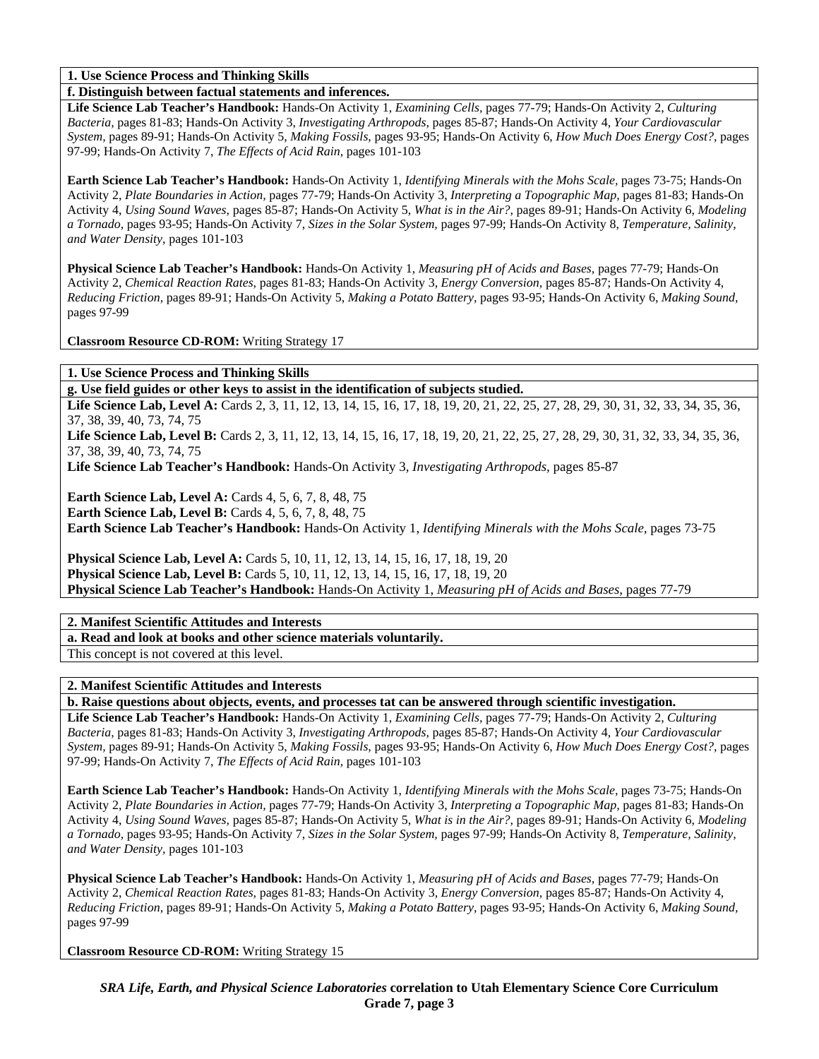**1. Use Science Process and Thinking Skills**

**f. Distinguish between factual statements and inferences.**

**Life Science Lab Teacher's Handbook:** Hands-On Activity 1, *Examining Cells,* pages 77-79; Hands-On Activity 2, *Culturing Bacteria,* pages 81-83; Hands-On Activity 3, *Investigating Arthropods,* pages 85-87; Hands-On Activity 4, *Your Cardiovascular System,* pages 89-91; Hands-On Activity 5, *Making Fossils,* pages 93-95; Hands-On Activity 6, *How Much Does Energy Cost?,* pages 97-99; Hands-On Activity 7, *The Effects of Acid Rain,* pages 101-103

**Earth Science Lab Teacher's Handbook:** Hands-On Activity 1, *Identifying Minerals with the Mohs Scale,* pages 73-75; Hands-On Activity 2, *Plate Boundaries in Action,* pages 77-79; Hands-On Activity 3, *Interpreting a Topographic Map,* pages 81-83; Hands-On Activity 4, *Using Sound Waves,* pages 85-87; Hands-On Activity 5, *What is in the Air?,* pages 89-91; Hands-On Activity 6, *Modeling a Tornado,* pages 93-95; Hands-On Activity 7, *Sizes in the Solar System,* pages 97-99; Hands-On Activity 8, *Temperature, Salinity, and Water Density,* pages 101-103

**Physical Science Lab Teacher's Handbook:** Hands-On Activity 1, *Measuring pH of Acids and Bases,* pages 77-79; Hands-On Activity 2, *Chemical Reaction Rates,* pages 81-83; Hands-On Activity 3, *Energy Conversion,* pages 85-87; Hands-On Activity 4, *Reducing Friction,* pages 89-91; Hands-On Activity 5, *Making a Potato Battery,* pages 93-95; Hands-On Activity 6, *Making Sound,* pages 97-99

**Classroom Resource CD-ROM:** Writing Strategy 17

**1. Use Science Process and Thinking Skills**

**g. Use field guides or other keys to assist in the identification of subjects studied.**

**Life Science Lab, Level A:** Cards 2, 3, 11, 12, 13, 14, 15, 16, 17, 18, 19, 20, 21, 22, 25, 27, 28, 29, 30, 31, 32, 33, 34, 35, 36, 37, 38, 39, 40, 73, 74, 75
**Life Science Lab, Level B:** Cards 2, 3, 11, 12, 13, 14, 15, 16, 17, 18, 19, 20, 21, 22, 25, 27, 28, 29, 30, 31, 32, 33, 34, 35, 36, 37, 38, 39, 40, 73, 74, 75
**Life Science Lab Teacher's Handbook:** Hands-On Activity 3, *Investigating Arthropods,* pages 85-87

**Earth Science Lab, Level A:** Cards 4, 5, 6, 7, 8, 48, 75
**Earth Science Lab, Level B:** Cards 4, 5, 6, 7, 8, 48, 75
**Earth Science Lab Teacher's Handbook:** Hands-On Activity 1, *Identifying Minerals with the Mohs Scale,* pages 73-75

**Physical Science Lab, Level A:** Cards 5, 10, 11, 12, 13, 14, 15, 16, 17, 18, 19, 20
**Physical Science Lab, Level B:** Cards 5, 10, 11, 12, 13, 14, 15, 16, 17, 18, 19, 20
**Physical Science Lab Teacher's Handbook:** Hands-On Activity 1, *Measuring pH of Acids and Bases,* pages 77-79

**2. Manifest Scientific Attitudes and Interests**

**a. Read and look at books and other science materials voluntarily.**

This concept is not covered at this level.

**2. Manifest Scientific Attitudes and Interests**

**b. Raise questions about objects, events, and processes tat can be answered through scientific investigation.**

**Life Science Lab Teacher's Handbook:** Hands-On Activity 1, *Examining Cells,* pages 77-79; Hands-On Activity 2, *Culturing Bacteria,* pages 81-83; Hands-On Activity 3, *Investigating Arthropods,* pages 85-87; Hands-On Activity 4, *Your Cardiovascular System,* pages 89-91; Hands-On Activity 5, *Making Fossils,* pages 93-95; Hands-On Activity 6, *How Much Does Energy Cost?,* pages 97-99; Hands-On Activity 7, *The Effects of Acid Rain,* pages 101-103

**Earth Science Lab Teacher's Handbook:** Hands-On Activity 1, *Identifying Minerals with the Mohs Scale,* pages 73-75; Hands-On Activity 2, *Plate Boundaries in Action,* pages 77-79; Hands-On Activity 3, *Interpreting a Topographic Map,* pages 81-83; Hands-On Activity 4, *Using Sound Waves,* pages 85-87; Hands-On Activity 5, *What is in the Air?,* pages 89-91; Hands-On Activity 6, *Modeling a Tornado,* pages 93-95; Hands-On Activity 7, *Sizes in the Solar System,* pages 97-99; Hands-On Activity 8, *Temperature, Salinity, and Water Density,* pages 101-103

**Physical Science Lab Teacher's Handbook:** Hands-On Activity 1, *Measuring pH of Acids and Bases,* pages 77-79; Hands-On Activity 2, *Chemical Reaction Rates,* pages 81-83; Hands-On Activity 3, *Energy Conversion,* pages 85-87; Hands-On Activity 4, *Reducing Friction,* pages 89-91; Hands-On Activity 5, *Making a Potato Battery,* pages 93-95; Hands-On Activity 6, *Making Sound,* pages 97-99

**Classroom Resource CD-ROM:** Writing Strategy 15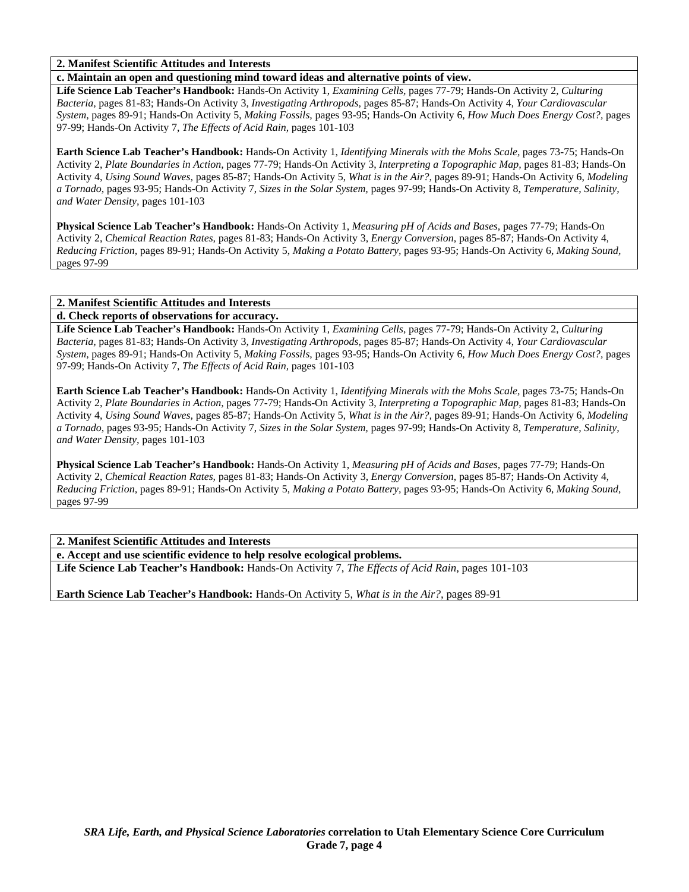**2. Manifest Scientific Attitudes and Interests**

**c. Maintain an open and questioning mind toward ideas and alternative points of view.**

**Life Science Lab Teacher's Handbook:** Hands-On Activity 1, *Examining Cells,* pages 77-79; Hands-On Activity 2, *Culturing Bacteria,* pages 81-83; Hands-On Activity 3, *Investigating Arthropods,* pages 85-87; Hands-On Activity 4, *Your Cardiovascular System,* pages 89-91; Hands-On Activity 5, *Making Fossils,* pages 93-95; Hands-On Activity 6, *How Much Does Energy Cost?,* pages 97-99; Hands-On Activity 7, *The Effects of Acid Rain,* pages 101-103

**Earth Science Lab Teacher's Handbook:** Hands-On Activity 1, *Identifying Minerals with the Mohs Scale,* pages 73-75; Hands-On Activity 2, *Plate Boundaries in Action,* pages 77-79; Hands-On Activity 3, *Interpreting a Topographic Map,* pages 81-83; Hands-On Activity 4, *Using Sound Waves,* pages 85-87; Hands-On Activity 5, *What is in the Air?,* pages 89-91; Hands-On Activity 6, *Modeling a Tornado,* pages 93-95; Hands-On Activity 7, *Sizes in the Solar System,* pages 97-99; Hands-On Activity 8, *Temperature, Salinity, and Water Density,* pages 101-103

**Physical Science Lab Teacher's Handbook:** Hands-On Activity 1, *Measuring pH of Acids and Bases,* pages 77-79; Hands-On Activity 2, *Chemical Reaction Rates,* pages 81-83; Hands-On Activity 3, *Energy Conversion,* pages 85-87; Hands-On Activity 4, *Reducing Friction,* pages 89-91; Hands-On Activity 5, *Making a Potato Battery,* pages 93-95; Hands-On Activity 6, *Making Sound,* pages 97-99

**2. Manifest Scientific Attitudes and Interests**

**d. Check reports of observations for accuracy.**

**Life Science Lab Teacher's Handbook:** Hands-On Activity 1, *Examining Cells,* pages 77-79; Hands-On Activity 2, *Culturing Bacteria,* pages 81-83; Hands-On Activity 3, *Investigating Arthropods,* pages 85-87; Hands-On Activity 4, *Your Cardiovascular System,* pages 89-91; Hands-On Activity 5, *Making Fossils,* pages 93-95; Hands-On Activity 6, *How Much Does Energy Cost?,* pages 97-99; Hands-On Activity 7, *The Effects of Acid Rain,* pages 101-103

**Earth Science Lab Teacher's Handbook:** Hands-On Activity 1, *Identifying Minerals with the Mohs Scale,* pages 73-75; Hands-On Activity 2, *Plate Boundaries in Action,* pages 77-79; Hands-On Activity 3, *Interpreting a Topographic Map,* pages 81-83; Hands-On Activity 4, *Using Sound Waves,* pages 85-87; Hands-On Activity 5, *What is in the Air?,* pages 89-91; Hands-On Activity 6, *Modeling a Tornado,* pages 93-95; Hands-On Activity 7, *Sizes in the Solar System,* pages 97-99; Hands-On Activity 8, *Temperature, Salinity, and Water Density,* pages 101-103

**Physical Science Lab Teacher's Handbook:** Hands-On Activity 1, *Measuring pH of Acids and Bases,* pages 77-79; Hands-On Activity 2, *Chemical Reaction Rates,* pages 81-83; Hands-On Activity 3, *Energy Conversion,* pages 85-87; Hands-On Activity 4, *Reducing Friction,* pages 89-91; Hands-On Activity 5, *Making a Potato Battery,* pages 93-95; Hands-On Activity 6, *Making Sound,* pages 97-99

**2. Manifest Scientific Attitudes and Interests**

**e. Accept and use scientific evidence to help resolve ecological problems.**

**Life Science Lab Teacher's Handbook:** Hands-On Activity 7, *The Effects of Acid Rain,* pages 101-103

**Earth Science Lab Teacher's Handbook:** Hands-On Activity 5, *What is in the Air?,* pages 89-91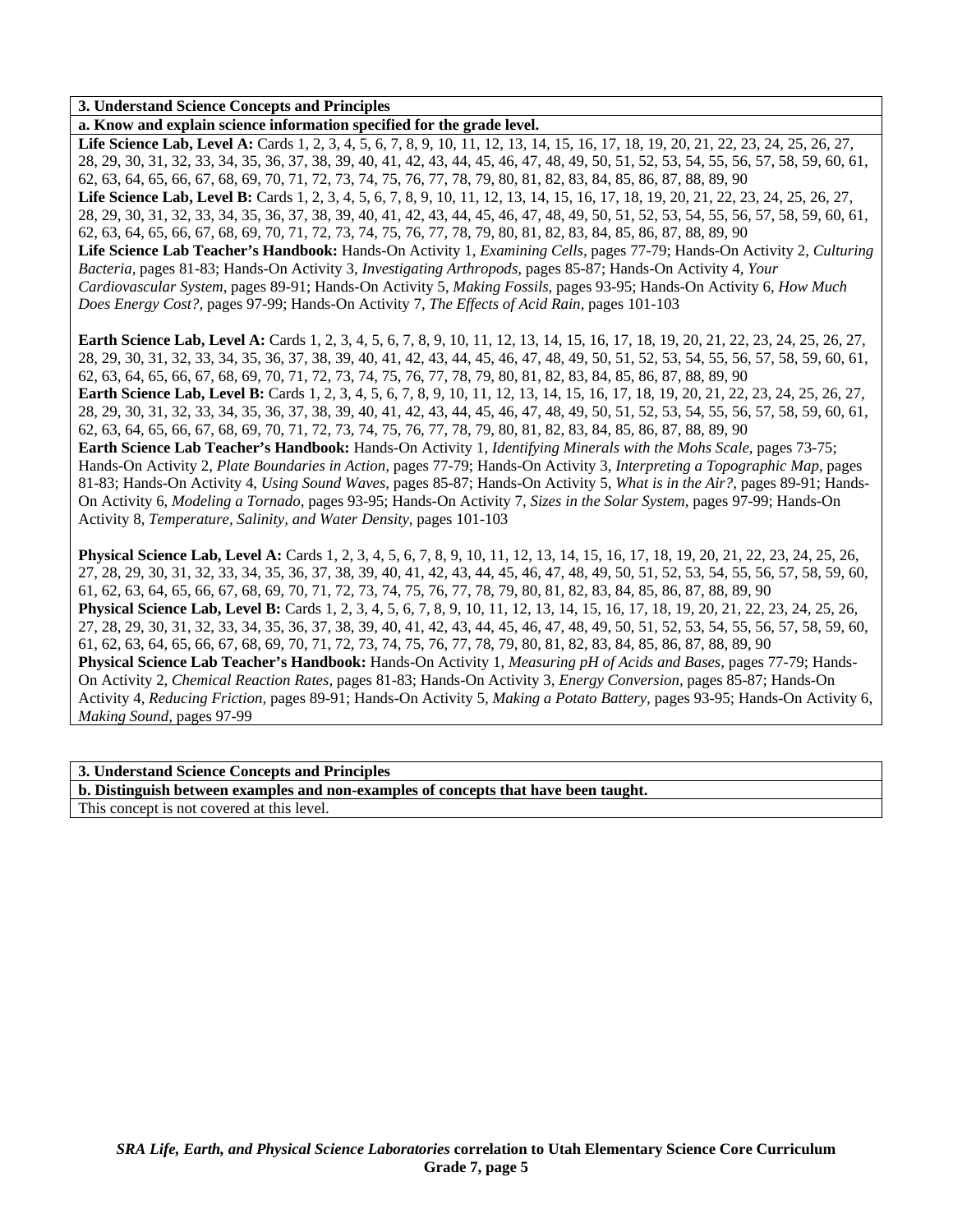**3. Understand Science Concepts and Principles**

**a. Know and explain science information specified for the grade level.**

**Life Science Lab, Level A:** Cards 1, 2, 3, 4, 5, 6, 7, 8, 9, 10, 11, 12, 13, 14, 15, 16, 17, 18, 19, 20, 21, 22, 23, 24, 25, 26, 27, 28, 29, 30, 31, 32, 33, 34, 35, 36, 37, 38, 39, 40, 41, 42, 43, 44, 45, 46, 47, 48, 49, 50, 51, 52, 53, 54, 55, 56, 57, 58, 59, 60, 61, 62, 63, 64, 65, 66, 67, 68, 69, 70, 71, 72, 73, 74, 75, 76, 77, 78, 79, 80, 81, 82, 83, 84, 85, 86, 87, 88, 89, 90

**Life Science Lab, Level B:** Cards 1, 2, 3, 4, 5, 6, 7, 8, 9, 10, 11, 12, 13, 14, 15, 16, 17, 18, 19, 20, 21, 22, 23, 24, 25, 26, 27, 28, 29, 30, 31, 32, 33, 34, 35, 36, 37, 38, 39, 40, 41, 42, 43, 44, 45, 46, 47, 48, 49, 50, 51, 52, 53, 54, 55, 56, 57, 58, 59, 60, 61, 62, 63, 64, 65, 66, 67, 68, 69, 70, 71, 72, 73, 74, 75, 76, 77, 78, 79, 80, 81, 82, 83, 84, 85, 86, 87, 88, 89, 90

**Life Science Lab Teacher's Handbook:** Hands-On Activity 1, *Examining Cells,* pages 77-79; Hands-On Activity 2, *Culturing Bacteria,* pages 81-83; Hands-On Activity 3, *Investigating Arthropods,* pages 85-87; Hands-On Activity 4, *Your Cardiovascular System,* pages 89-91; Hands-On Activity 5, *Making Fossils,* pages 93-95; Hands-On Activity 6, *How Much Does Energy Cost?,* pages 97-99; Hands-On Activity 7, *The Effects of Acid Rain,* pages 101-103

**Earth Science Lab, Level A:** Cards 1, 2, 3, 4, 5, 6, 7, 8, 9, 10, 11, 12, 13, 14, 15, 16, 17, 18, 19, 20, 21, 22, 23, 24, 25, 26, 27, 28, 29, 30, 31, 32, 33, 34, 35, 36, 37, 38, 39, 40, 41, 42, 43, 44, 45, 46, 47, 48, 49, 50, 51, 52, 53, 54, 55, 56, 57, 58, 59, 60, 61, 62, 63, 64, 65, 66, 67, 68, 69, 70, 71, 72, 73, 74, 75, 76, 77, 78, 79, 80, 81, 82, 83, 84, 85, 86, 87, 88, 89, 90

**Earth Science Lab, Level B:** Cards 1, 2, 3, 4, 5, 6, 7, 8, 9, 10, 11, 12, 13, 14, 15, 16, 17, 18, 19, 20, 21, 22, 23, 24, 25, 26, 27, 28, 29, 30, 31, 32, 33, 34, 35, 36, 37, 38, 39, 40, 41, 42, 43, 44, 45, 46, 47, 48, 49, 50, 51, 52, 53, 54, 55, 56, 57, 58, 59, 60, 61, 62, 63, 64, 65, 66, 67, 68, 69, 70, 71, 72, 73, 74, 75, 76, 77, 78, 79, 80, 81, 82, 83, 84, 85, 86, 87, 88, 89, 90

**Earth Science Lab Teacher's Handbook:** Hands-On Activity 1, *Identifying Minerals with the Mohs Scale,* pages 73-75; Hands-On Activity 2, *Plate Boundaries in Action,* pages 77-79; Hands-On Activity 3, *Interpreting a Topographic Map,* pages 81-83; Hands-On Activity 4, *Using Sound Waves,* pages 85-87; Hands-On Activity 5, *What is in the Air?,* pages 89-91; Hands-On Activity 6, *Modeling a Tornado,* pages 93-95; Hands-On Activity 7, *Sizes in the Solar System,* pages 97-99; Hands-On Activity 8, *Temperature, Salinity, and Water Density,* pages 101-103

**Physical Science Lab, Level A:** Cards 1, 2, 3, 4, 5, 6, 7, 8, 9, 10, 11, 12, 13, 14, 15, 16, 17, 18, 19, 20, 21, 22, 23, 24, 25, 26, 27, 28, 29, 30, 31, 32, 33, 34, 35, 36, 37, 38, 39, 40, 41, 42, 43, 44, 45, 46, 47, 48, 49, 50, 51, 52, 53, 54, 55, 56, 57, 58, 59, 60, 61, 62, 63, 64, 65, 66, 67, 68, 69, 70, 71, 72, 73, 74, 75, 76, 77, 78, 79, 80, 81, 82, 83, 84, 85, 86, 87, 88, 89, 90

**Physical Science Lab, Level B:** Cards 1, 2, 3, 4, 5, 6, 7, 8, 9, 10, 11, 12, 13, 14, 15, 16, 17, 18, 19, 20, 21, 22, 23, 24, 25, 26, 27, 28, 29, 30, 31, 32, 33, 34, 35, 36, 37, 38, 39, 40, 41, 42, 43, 44, 45, 46, 47, 48, 49, 50, 51, 52, 53, 54, 55, 56, 57, 58, 59, 60, 61, 62, 63, 64, 65, 66, 67, 68, 69, 70, 71, 72, 73, 74, 75, 76, 77, 78, 79, 80, 81, 82, 83, 84, 85, 86, 87, 88, 89, 90

**Physical Science Lab Teacher's Handbook:** Hands-On Activity 1, *Measuring pH of Acids and Bases,* pages 77-79; Hands-On Activity 2, *Chemical Reaction Rates,* pages 81-83; Hands-On Activity 3, *Energy Conversion,* pages 85-87; Hands-On Activity 4, *Reducing Friction,* pages 89-91; Hands-On Activity 5, *Making a Potato Battery,* pages 93-95; Hands-On Activity 6, *Making Sound,* pages 97-99

**3. Understand Science Concepts and Principles**

**b. Distinguish between examples and non-examples of concepts that have been taught.**

This concept is not covered at this level.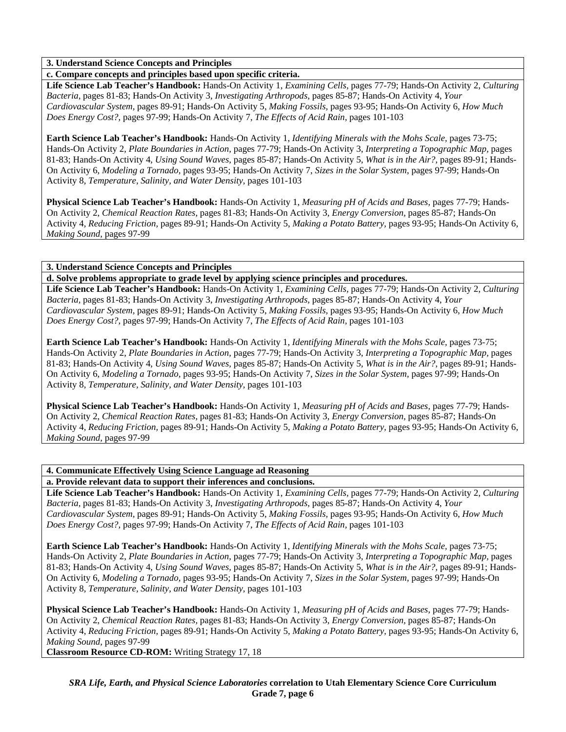**3. Understand Science Concepts and Principles**

**c. Compare concepts and principles based upon specific criteria.**

**Life Science Lab Teacher's Handbook:** Hands-On Activity 1, *Examining Cells,* pages 77-79; Hands-On Activity 2, *Culturing Bacteria,* pages 81-83; Hands-On Activity 3, *Investigating Arthropods,* pages 85-87; Hands-On Activity 4, *Your Cardiovascular System,* pages 89-91; Hands-On Activity 5, *Making Fossils,* pages 93-95; Hands-On Activity 6, *How Much Does Energy Cost?,* pages 97-99; Hands-On Activity 7, *The Effects of Acid Rain,* pages 101-103

**Earth Science Lab Teacher's Handbook:** Hands-On Activity 1, *Identifying Minerals with the Mohs Scale,* pages 73-75; Hands-On Activity 2, *Plate Boundaries in Action,* pages 77-79; Hands-On Activity 3, *Interpreting a Topographic Map,* pages 81-83; Hands-On Activity 4, *Using Sound Waves,* pages 85-87; Hands-On Activity 5, *What is in the Air?,* pages 89-91; Hands-On Activity 6, *Modeling a Tornado,* pages 93-95; Hands-On Activity 7, *Sizes in the Solar System,* pages 97-99; Hands-On Activity 8, *Temperature, Salinity, and Water Density,* pages 101-103

**Physical Science Lab Teacher's Handbook:** Hands-On Activity 1, *Measuring pH of Acids and Bases,* pages 77-79; Hands-On Activity 2, *Chemical Reaction Rates,* pages 81-83; Hands-On Activity 3, *Energy Conversion,* pages 85-87; Hands-On Activity 4, *Reducing Friction,* pages 89-91; Hands-On Activity 5, *Making a Potato Battery,* pages 93-95; Hands-On Activity 6, *Making Sound,* pages 97-99

**3. Understand Science Concepts and Principles**

**d. Solve problems appropriate to grade level by applying science principles and procedures.**

**Life Science Lab Teacher's Handbook:** Hands-On Activity 1, *Examining Cells,* pages 77-79; Hands-On Activity 2, *Culturing Bacteria,* pages 81-83; Hands-On Activity 3, *Investigating Arthropods,* pages 85-87; Hands-On Activity 4, *Your Cardiovascular System,* pages 89-91; Hands-On Activity 5, *Making Fossils,* pages 93-95; Hands-On Activity 6, *How Much Does Energy Cost?,* pages 97-99; Hands-On Activity 7, *The Effects of Acid Rain,* pages 101-103

**Earth Science Lab Teacher's Handbook:** Hands-On Activity 1, *Identifying Minerals with the Mohs Scale,* pages 73-75; Hands-On Activity 2, *Plate Boundaries in Action,* pages 77-79; Hands-On Activity 3, *Interpreting a Topographic Map,* pages 81-83; Hands-On Activity 4, *Using Sound Waves,* pages 85-87; Hands-On Activity 5, *What is in the Air?,* pages 89-91; Hands-On Activity 6, *Modeling a Tornado,* pages 93-95; Hands-On Activity 7, *Sizes in the Solar System,* pages 97-99; Hands-On Activity 8, *Temperature, Salinity, and Water Density,* pages 101-103

**Physical Science Lab Teacher's Handbook:** Hands-On Activity 1, *Measuring pH of Acids and Bases,* pages 77-79; Hands-On Activity 2, *Chemical Reaction Rates,* pages 81-83; Hands-On Activity 3, *Energy Conversion,* pages 85-87; Hands-On Activity 4, *Reducing Friction,* pages 89-91; Hands-On Activity 5, *Making a Potato Battery,* pages 93-95; Hands-On Activity 6, *Making Sound,* pages 97-99

**4. Communicate Effectively Using Science Language ad Reasoning**

**a. Provide relevant data to support their inferences and conclusions.**

**Life Science Lab Teacher's Handbook:** Hands-On Activity 1, *Examining Cells,* pages 77-79; Hands-On Activity 2, *Culturing Bacteria,* pages 81-83; Hands-On Activity 3, *Investigating Arthropods,* pages 85-87; Hands-On Activity 4, *Your Cardiovascular System,* pages 89-91; Hands-On Activity 5, *Making Fossils,* pages 93-95; Hands-On Activity 6, *How Much Does Energy Cost?,* pages 97-99; Hands-On Activity 7, *The Effects of Acid Rain,* pages 101-103

**Earth Science Lab Teacher's Handbook:** Hands-On Activity 1, *Identifying Minerals with the Mohs Scale,* pages 73-75; Hands-On Activity 2, *Plate Boundaries in Action,* pages 77-79; Hands-On Activity 3, *Interpreting a Topographic Map,* pages 81-83; Hands-On Activity 4, *Using Sound Waves,* pages 85-87; Hands-On Activity 5, *What is in the Air?,* pages 89-91; Hands-On Activity 6, *Modeling a Tornado,* pages 93-95; Hands-On Activity 7, *Sizes in the Solar System,* pages 97-99; Hands-On Activity 8, *Temperature, Salinity, and Water Density,* pages 101-103

**Physical Science Lab Teacher's Handbook:** Hands-On Activity 1, *Measuring pH of Acids and Bases,* pages 77-79; Hands-On Activity 2, *Chemical Reaction Rates,* pages 81-83; Hands-On Activity 3, *Energy Conversion,* pages 85-87; Hands-On Activity 4, *Reducing Friction,* pages 89-91; Hands-On Activity 5, *Making a Potato Battery,* pages 93-95; Hands-On Activity 6, *Making Sound,* pages 97-99

**Classroom Resource CD-ROM:** Writing Strategy 17, 18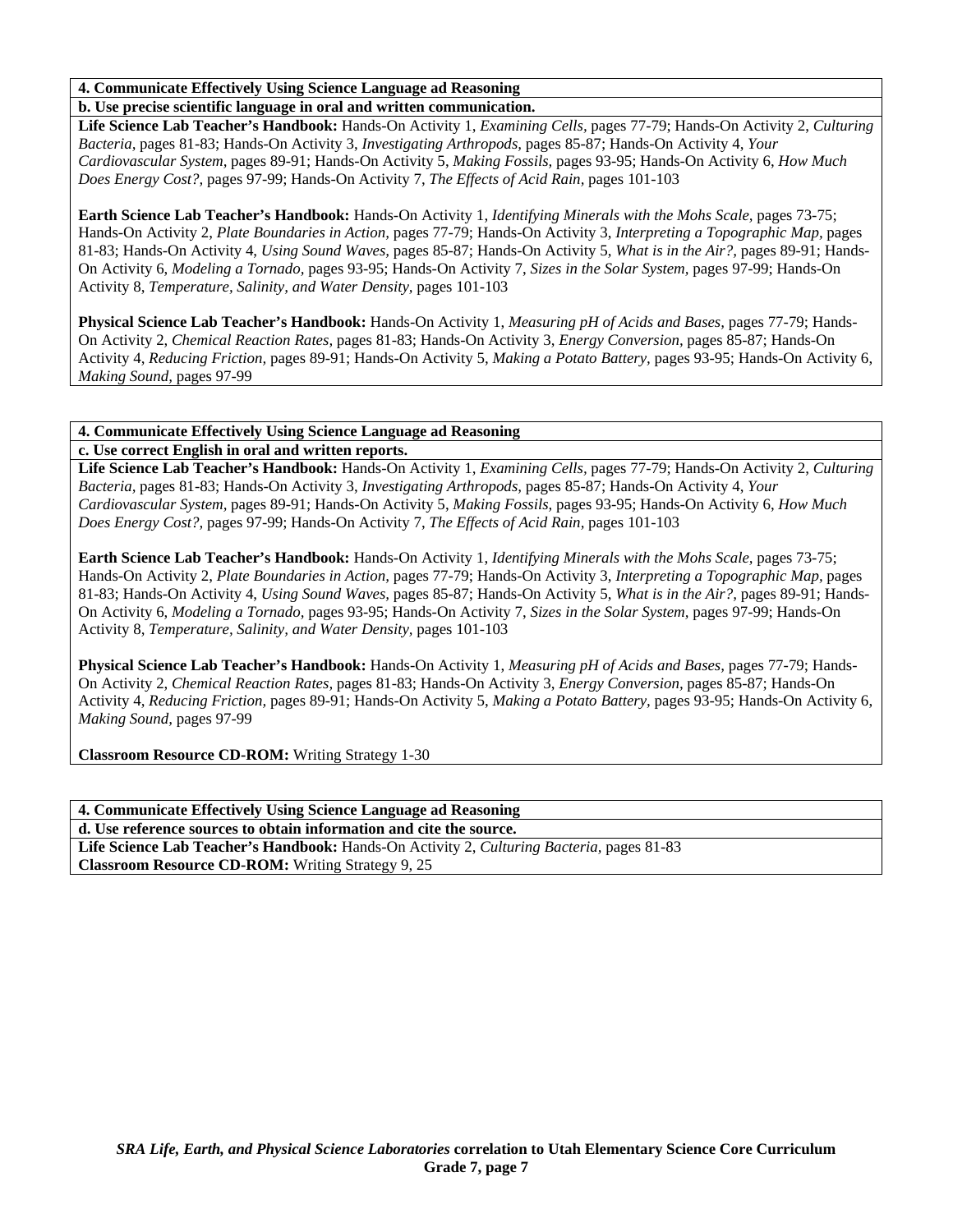**4. Communicate Effectively Using Science Language ad Reasoning**

**b. Use precise scientific language in oral and written communication.**

**Life Science Lab Teacher's Handbook:** Hands-On Activity 1, *Examining Cells,* pages 77-79; Hands-On Activity 2, *Culturing Bacteria,* pages 81-83; Hands-On Activity 3, *Investigating Arthropods,* pages 85-87; Hands-On Activity 4, *Your Cardiovascular System,* pages 89-91; Hands-On Activity 5, *Making Fossils,* pages 93-95; Hands-On Activity 6, *How Much Does Energy Cost?,* pages 97-99; Hands-On Activity 7, *The Effects of Acid Rain,* pages 101-103

**Earth Science Lab Teacher's Handbook:** Hands-On Activity 1, *Identifying Minerals with the Mohs Scale,* pages 73-75; Hands-On Activity 2, *Plate Boundaries in Action,* pages 77-79; Hands-On Activity 3, *Interpreting a Topographic Map,* pages 81-83; Hands-On Activity 4, *Using Sound Waves,* pages 85-87; Hands-On Activity 5, *What is in the Air?,* pages 89-91; Hands-On Activity 6, *Modeling a Tornado,* pages 93-95; Hands-On Activity 7, *Sizes in the Solar System,* pages 97-99; Hands-On Activity 8, *Temperature, Salinity, and Water Density,* pages 101-103

**Physical Science Lab Teacher's Handbook:** Hands-On Activity 1, *Measuring pH of Acids and Bases,* pages 77-79; Hands-On Activity 2, *Chemical Reaction Rates,* pages 81-83; Hands-On Activity 3, *Energy Conversion,* pages 85-87; Hands-On Activity 4, *Reducing Friction,* pages 89-91; Hands-On Activity 5, *Making a Potato Battery,* pages 93-95; Hands-On Activity 6, *Making Sound,* pages 97-99

**4. Communicate Effectively Using Science Language ad Reasoning**

**c. Use correct English in oral and written reports.**

**Life Science Lab Teacher's Handbook:** Hands-On Activity 1, *Examining Cells,* pages 77-79; Hands-On Activity 2, *Culturing Bacteria,* pages 81-83; Hands-On Activity 3, *Investigating Arthropods,* pages 85-87; Hands-On Activity 4, *Your Cardiovascular System,* pages 89-91; Hands-On Activity 5, *Making Fossils,* pages 93-95; Hands-On Activity 6, *How Much Does Energy Cost?,* pages 97-99; Hands-On Activity 7, *The Effects of Acid Rain,* pages 101-103

**Earth Science Lab Teacher's Handbook:** Hands-On Activity 1, *Identifying Minerals with the Mohs Scale,* pages 73-75; Hands-On Activity 2, *Plate Boundaries in Action,* pages 77-79; Hands-On Activity 3, *Interpreting a Topographic Map,* pages 81-83; Hands-On Activity 4, *Using Sound Waves,* pages 85-87; Hands-On Activity 5, *What is in the Air?,* pages 89-91; Hands-On Activity 6, *Modeling a Tornado,* pages 93-95; Hands-On Activity 7, *Sizes in the Solar System,* pages 97-99; Hands-On Activity 8, *Temperature, Salinity, and Water Density,* pages 101-103

**Physical Science Lab Teacher's Handbook:** Hands-On Activity 1, *Measuring pH of Acids and Bases,* pages 77-79; Hands-On Activity 2, *Chemical Reaction Rates,* pages 81-83; Hands-On Activity 3, *Energy Conversion,* pages 85-87; Hands-On Activity 4, *Reducing Friction,* pages 89-91; Hands-On Activity 5, *Making a Potato Battery,* pages 93-95; Hands-On Activity 6, *Making Sound,* pages 97-99

**Classroom Resource CD-ROM:** Writing Strategy 1-30

**4. Communicate Effectively Using Science Language ad Reasoning**

**d. Use reference sources to obtain information and cite the source.**

**Life Science Lab Teacher's Handbook:** Hands-On Activity 2, *Culturing Bacteria,* pages 81-83

**Classroom Resource CD-ROM:** Writing Strategy 9, 25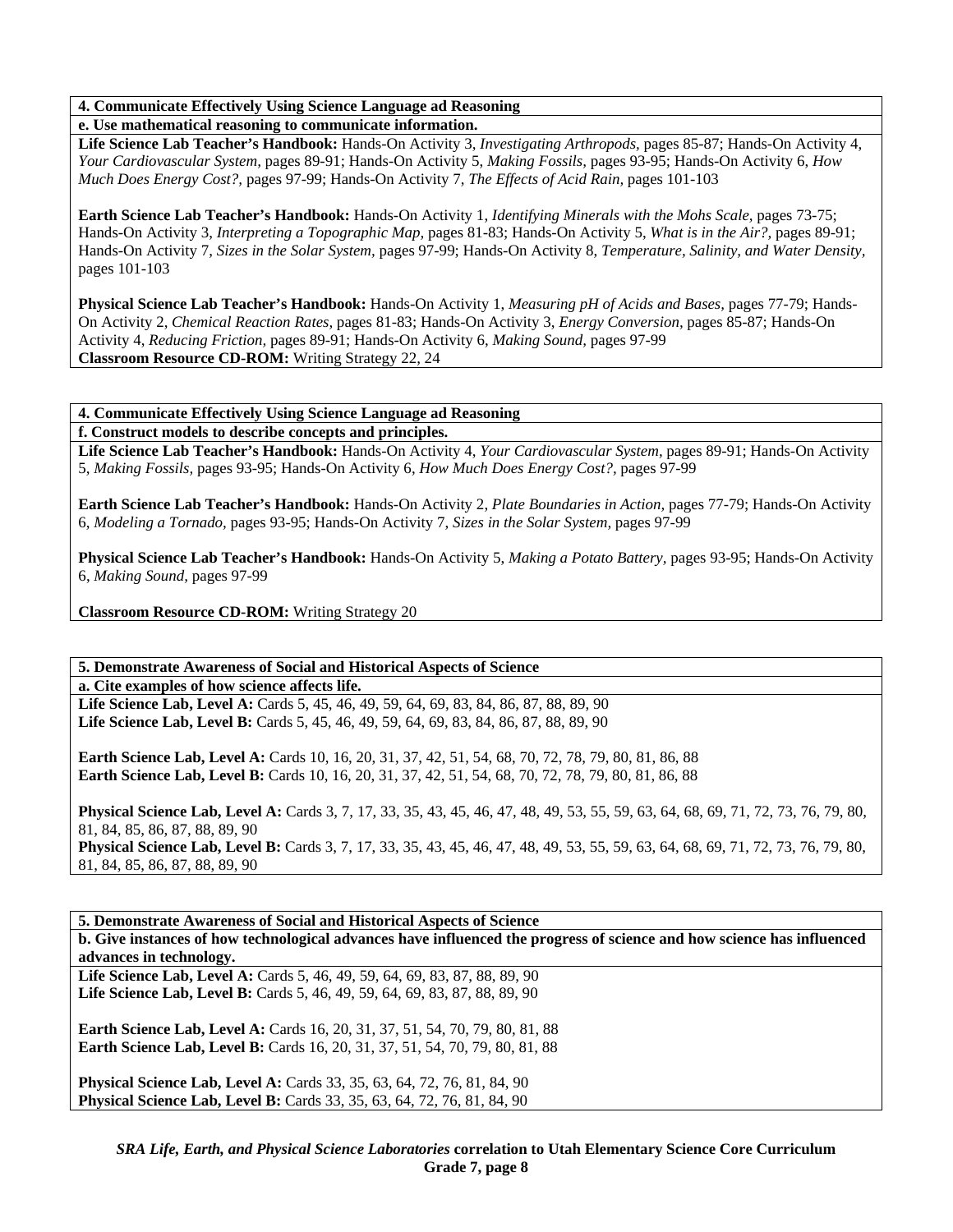**4. Communicate Effectively Using Science Language ad Reasoning**

**e. Use mathematical reasoning to communicate information.**

**Life Science Lab Teacher's Handbook:** Hands-On Activity 3, *Investigating Arthropods,* pages 85-87; Hands-On Activity 4, *Your Cardiovascular System,* pages 89-91; Hands-On Activity 5, *Making Fossils,* pages 93-95; Hands-On Activity 6, *How Much Does Energy Cost?,* pages 97-99; Hands-On Activity 7, *The Effects of Acid Rain,* pages 101-103

**Earth Science Lab Teacher's Handbook:** Hands-On Activity 1, *Identifying Minerals with the Mohs Scale,* pages 73-75; Hands-On Activity 3, *Interpreting a Topographic Map,* pages 81-83; Hands-On Activity 5, *What is in the Air?,* pages 89-91; Hands-On Activity 7, *Sizes in the Solar System,* pages 97-99; Hands-On Activity 8, *Temperature, Salinity, and Water Density,* pages 101-103

**Physical Science Lab Teacher's Handbook:** Hands-On Activity 1, *Measuring pH of Acids and Bases,* pages 77-79; Hands-On Activity 2, *Chemical Reaction Rates,* pages 81-83; Hands-On Activity 3, *Energy Conversion,* pages 85-87; Hands-On Activity 4, *Reducing Friction,* pages 89-91; Hands-On Activity 6, *Making Sound,* pages 97-99
**Classroom Resource CD-ROM:** Writing Strategy 22, 24

**4. Communicate Effectively Using Science Language ad Reasoning**

**f. Construct models to describe concepts and principles.**

**Life Science Lab Teacher's Handbook:** Hands-On Activity 4, *Your Cardiovascular System,* pages 89-91; Hands-On Activity 5, *Making Fossils,* pages 93-95; Hands-On Activity 6, *How Much Does Energy Cost?,* pages 97-99

**Earth Science Lab Teacher's Handbook:** Hands-On Activity 2, *Plate Boundaries in Action,* pages 77-79; Hands-On Activity 6, *Modeling a Tornado,* pages 93-95; Hands-On Activity 7, *Sizes in the Solar System,* pages 97-99

**Physical Science Lab Teacher's Handbook:** Hands-On Activity 5, *Making a Potato Battery,* pages 93-95; Hands-On Activity 6, *Making Sound,* pages 97-99

**Classroom Resource CD-ROM:** Writing Strategy 20

**5. Demonstrate Awareness of Social and Historical Aspects of Science**

**a. Cite examples of how science affects life.**

**Life Science Lab, Level A:** Cards 5, 45, 46, 49, 59, 64, 69, 83, 84, 86, 87, 88, 89, 90
**Life Science Lab, Level B:** Cards 5, 45, 46, 49, 59, 64, 69, 83, 84, 86, 87, 88, 89, 90

**Earth Science Lab, Level A:** Cards 10, 16, 20, 31, 37, 42, 51, 54, 68, 70, 72, 78, 79, 80, 81, 86, 88
**Earth Science Lab, Level B:** Cards 10, 16, 20, 31, 37, 42, 51, 54, 68, 70, 72, 78, 79, 80, 81, 86, 88

**Physical Science Lab, Level A:** Cards 3, 7, 17, 33, 35, 43, 45, 46, 47, 48, 49, 53, 55, 59, 63, 64, 68, 69, 71, 72, 73, 76, 79, 80, 81, 84, 85, 86, 87, 88, 89, 90
**Physical Science Lab, Level B:** Cards 3, 7, 17, 33, 35, 43, 45, 46, 47, 48, 49, 53, 55, 59, 63, 64, 68, 69, 71, 72, 73, 76, 79, 80, 81, 84, 85, 86, 87, 88, 89, 90

**5. Demonstrate Awareness of Social and Historical Aspects of Science**

**b. Give instances of how technological advances have influenced the progress of science and how science has influenced advances in technology.**

**Life Science Lab, Level A:** Cards 5, 46, 49, 59, 64, 69, 83, 87, 88, 89, 90
**Life Science Lab, Level B:** Cards 5, 46, 49, 59, 64, 69, 83, 87, 88, 89, 90

**Earth Science Lab, Level A:** Cards 16, 20, 31, 37, 51, 54, 70, 79, 80, 81, 88
**Earth Science Lab, Level B:** Cards 16, 20, 31, 37, 51, 54, 70, 79, 80, 81, 88

**Physical Science Lab, Level A:** Cards 33, 35, 63, 64, 72, 76, 81, 84, 90
**Physical Science Lab, Level B:** Cards 33, 35, 63, 64, 72, 76, 81, 84, 90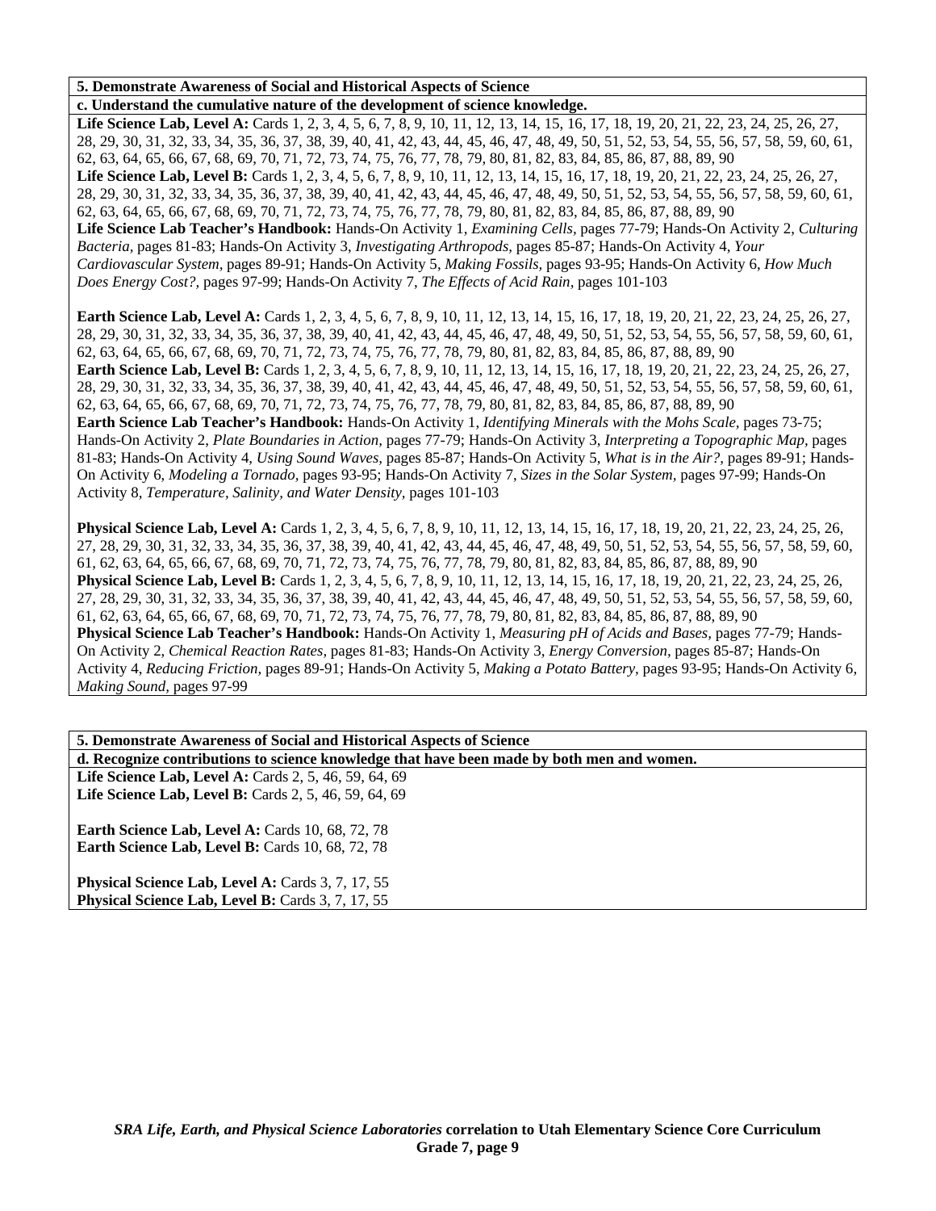**5. Demonstrate Awareness of Social and Historical Aspects of Science**

**c. Understand the cumulative nature of the development of science knowledge.**

**Life Science Lab, Level A:** Cards 1, 2, 3, 4, 5, 6, 7, 8, 9, 10, 11, 12, 13, 14, 15, 16, 17, 18, 19, 20, 21, 22, 23, 24, 25, 26, 27, 28, 29, 30, 31, 32, 33, 34, 35, 36, 37, 38, 39, 40, 41, 42, 43, 44, 45, 46, 47, 48, 49, 50, 51, 52, 53, 54, 55, 56, 57, 58, 59, 60, 61, 62, 63, 64, 65, 66, 67, 68, 69, 70, 71, 72, 73, 74, 75, 76, 77, 78, 79, 80, 81, 82, 83, 84, 85, 86, 87, 88, 89, 90
**Life Science Lab, Level B:** Cards 1, 2, 3, 4, 5, 6, 7, 8, 9, 10, 11, 12, 13, 14, 15, 16, 17, 18, 19, 20, 21, 22, 23, 24, 25, 26, 27, 28, 29, 30, 31, 32, 33, 34, 35, 36, 37, 38, 39, 40, 41, 42, 43, 44, 45, 46, 47, 48, 49, 50, 51, 52, 53, 54, 55, 56, 57, 58, 59, 60, 61, 62, 63, 64, 65, 66, 67, 68, 69, 70, 71, 72, 73, 74, 75, 76, 77, 78, 79, 80, 81, 82, 83, 84, 85, 86, 87, 88, 89, 90
**Life Science Lab Teacher's Handbook:** Hands-On Activity 1, *Examining Cells,* pages 77-79; Hands-On Activity 2, *Culturing Bacteria,* pages 81-83; Hands-On Activity 3, *Investigating Arthropods,* pages 85-87; Hands-On Activity 4, *Your Cardiovascular System,* pages 89-91; Hands-On Activity 5, *Making Fossils,* pages 93-95; Hands-On Activity 6, *How Much Does Energy Cost?,* pages 97-99; Hands-On Activity 7, *The Effects of Acid Rain,* pages 101-103

**Earth Science Lab, Level A:** Cards 1, 2, 3, 4, 5, 6, 7, 8, 9, 10, 11, 12, 13, 14, 15, 16, 17, 18, 19, 20, 21, 22, 23, 24, 25, 26, 27, 28, 29, 30, 31, 32, 33, 34, 35, 36, 37, 38, 39, 40, 41, 42, 43, 44, 45, 46, 47, 48, 49, 50, 51, 52, 53, 54, 55, 56, 57, 58, 59, 60, 61, 62, 63, 64, 65, 66, 67, 68, 69, 70, 71, 72, 73, 74, 75, 76, 77, 78, 79, 80, 81, 82, 83, 84, 85, 86, 87, 88, 89, 90
**Earth Science Lab, Level B:** Cards 1, 2, 3, 4, 5, 6, 7, 8, 9, 10, 11, 12, 13, 14, 15, 16, 17, 18, 19, 20, 21, 22, 23, 24, 25, 26, 27, 28, 29, 30, 31, 32, 33, 34, 35, 36, 37, 38, 39, 40, 41, 42, 43, 44, 45, 46, 47, 48, 49, 50, 51, 52, 53, 54, 55, 56, 57, 58, 59, 60, 61, 62, 63, 64, 65, 66, 67, 68, 69, 70, 71, 72, 73, 74, 75, 76, 77, 78, 79, 80, 81, 82, 83, 84, 85, 86, 87, 88, 89, 90
**Earth Science Lab Teacher's Handbook:** Hands-On Activity 1, *Identifying Minerals with the Mohs Scale,* pages 73-75; Hands-On Activity 2, *Plate Boundaries in Action,* pages 77-79; Hands-On Activity 3, *Interpreting a Topographic Map,* pages 81-83; Hands-On Activity 4, *Using Sound Waves,* pages 85-87; Hands-On Activity 5, *What is in the Air?,* pages 89-91; Hands-On Activity 6, *Modeling a Tornado,* pages 93-95; Hands-On Activity 7, *Sizes in the Solar System,* pages 97-99; Hands-On Activity 8, *Temperature, Salinity, and Water Density,* pages 101-103

**Physical Science Lab, Level A:** Cards 1, 2, 3, 4, 5, 6, 7, 8, 9, 10, 11, 12, 13, 14, 15, 16, 17, 18, 19, 20, 21, 22, 23, 24, 25, 26, 27, 28, 29, 30, 31, 32, 33, 34, 35, 36, 37, 38, 39, 40, 41, 42, 43, 44, 45, 46, 47, 48, 49, 50, 51, 52, 53, 54, 55, 56, 57, 58, 59, 60, 61, 62, 63, 64, 65, 66, 67, 68, 69, 70, 71, 72, 73, 74, 75, 76, 77, 78, 79, 80, 81, 82, 83, 84, 85, 86, 87, 88, 89, 90
**Physical Science Lab, Level B:** Cards 1, 2, 3, 4, 5, 6, 7, 8, 9, 10, 11, 12, 13, 14, 15, 16, 17, 18, 19, 20, 21, 22, 23, 24, 25, 26, 27, 28, 29, 30, 31, 32, 33, 34, 35, 36, 37, 38, 39, 40, 41, 42, 43, 44, 45, 46, 47, 48, 49, 50, 51, 52, 53, 54, 55, 56, 57, 58, 59, 60, 61, 62, 63, 64, 65, 66, 67, 68, 69, 70, 71, 72, 73, 74, 75, 76, 77, 78, 79, 80, 81, 82, 83, 84, 85, 86, 87, 88, 89, 90
**Physical Science Lab Teacher's Handbook:** Hands-On Activity 1, *Measuring pH of Acids and Bases,* pages 77-79; Hands-On Activity 2, *Chemical Reaction Rates,* pages 81-83; Hands-On Activity 3, *Energy Conversion,* pages 85-87; Hands-On Activity 4, *Reducing Friction,* pages 89-91; Hands-On Activity 5, *Making a Potato Battery,* pages 93-95; Hands-On Activity 6, *Making Sound,* pages 97-99

**5. Demonstrate Awareness of Social and Historical Aspects of Science**

**d. Recognize contributions to science knowledge that have been made by both men and women.**

**Life Science Lab, Level A:** Cards 2, 5, 46, 59, 64, 69
**Life Science Lab, Level B:** Cards 2, 5, 46, 59, 64, 69

**Earth Science Lab, Level A:** Cards 10, 68, 72, 78
**Earth Science Lab, Level B:** Cards 10, 68, 72, 78

**Physical Science Lab, Level A:** Cards 3, 7, 17, 55
**Physical Science Lab, Level B:** Cards 3, 7, 17, 55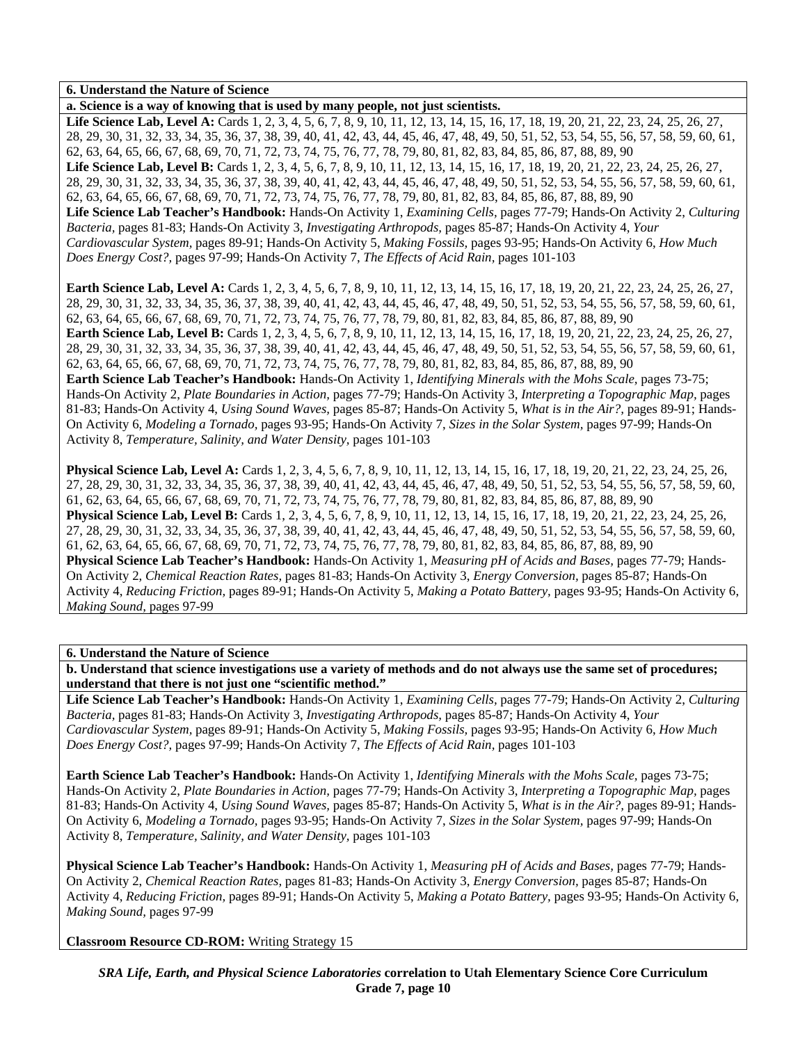**6. Understand the Nature of Science**

**a. Science is a way of knowing that is used by many people, not just scientists.**

**Life Science Lab, Level A:** Cards 1, 2, 3, 4, 5, 6, 7, 8, 9, 10, 11, 12, 13, 14, 15, 16, 17, 18, 19, 20, 21, 22, 23, 24, 25, 26, 27, 28, 29, 30, 31, 32, 33, 34, 35, 36, 37, 38, 39, 40, 41, 42, 43, 44, 45, 46, 47, 48, 49, 50, 51, 52, 53, 54, 55, 56, 57, 58, 59, 60, 61, 62, 63, 64, 65, 66, 67, 68, 69, 70, 71, 72, 73, 74, 75, 76, 77, 78, 79, 80, 81, 82, 83, 84, 85, 86, 87, 88, 89, 90
**Life Science Lab, Level B:** Cards 1, 2, 3, 4, 5, 6, 7, 8, 9, 10, 11, 12, 13, 14, 15, 16, 17, 18, 19, 20, 21, 22, 23, 24, 25, 26, 27, 28, 29, 30, 31, 32, 33, 34, 35, 36, 37, 38, 39, 40, 41, 42, 43, 44, 45, 46, 47, 48, 49, 50, 51, 52, 53, 54, 55, 56, 57, 58, 59, 60, 61, 62, 63, 64, 65, 66, 67, 68, 69, 70, 71, 72, 73, 74, 75, 76, 77, 78, 79, 80, 81, 82, 83, 84, 85, 86, 87, 88, 89, 90
**Life Science Lab Teacher's Handbook:** Hands-On Activity 1, *Examining Cells,* pages 77-79; Hands-On Activity 2, *Culturing Bacteria,* pages 81-83; Hands-On Activity 3, *Investigating Arthropods,* pages 85-87; Hands-On Activity 4, *Your Cardiovascular System,* pages 89-91; Hands-On Activity 5, *Making Fossils,* pages 93-95; Hands-On Activity 6, *How Much Does Energy Cost?,* pages 97-99; Hands-On Activity 7, *The Effects of Acid Rain,* pages 101-103

**Earth Science Lab, Level A:** Cards 1, 2, 3, 4, 5, 6, 7, 8, 9, 10, 11, 12, 13, 14, 15, 16, 17, 18, 19, 20, 21, 22, 23, 24, 25, 26, 27, 28, 29, 30, 31, 32, 33, 34, 35, 36, 37, 38, 39, 40, 41, 42, 43, 44, 45, 46, 47, 48, 49, 50, 51, 52, 53, 54, 55, 56, 57, 58, 59, 60, 61, 62, 63, 64, 65, 66, 67, 68, 69, 70, 71, 72, 73, 74, 75, 76, 77, 78, 79, 80, 81, 82, 83, 84, 85, 86, 87, 88, 89, 90
**Earth Science Lab, Level B:** Cards 1, 2, 3, 4, 5, 6, 7, 8, 9, 10, 11, 12, 13, 14, 15, 16, 17, 18, 19, 20, 21, 22, 23, 24, 25, 26, 27, 28, 29, 30, 31, 32, 33, 34, 35, 36, 37, 38, 39, 40, 41, 42, 43, 44, 45, 46, 47, 48, 49, 50, 51, 52, 53, 54, 55, 56, 57, 58, 59, 60, 61, 62, 63, 64, 65, 66, 67, 68, 69, 70, 71, 72, 73, 74, 75, 76, 77, 78, 79, 80, 81, 82, 83, 84, 85, 86, 87, 88, 89, 90
**Earth Science Lab Teacher's Handbook:** Hands-On Activity 1, *Identifying Minerals with the Mohs Scale,* pages 73-75; Hands-On Activity 2, *Plate Boundaries in Action,* pages 77-79; Hands-On Activity 3, *Interpreting a Topographic Map,* pages 81-83; Hands-On Activity 4, *Using Sound Waves,* pages 85-87; Hands-On Activity 5, *What is in the Air?,* pages 89-91; Hands-On Activity 6, *Modeling a Tornado,* pages 93-95; Hands-On Activity 7, *Sizes in the Solar System,* pages 97-99; Hands-On Activity 8, *Temperature, Salinity, and Water Density,* pages 101-103

**Physical Science Lab, Level A:** Cards 1, 2, 3, 4, 5, 6, 7, 8, 9, 10, 11, 12, 13, 14, 15, 16, 17, 18, 19, 20, 21, 22, 23, 24, 25, 26, 27, 28, 29, 30, 31, 32, 33, 34, 35, 36, 37, 38, 39, 40, 41, 42, 43, 44, 45, 46, 47, 48, 49, 50, 51, 52, 53, 54, 55, 56, 57, 58, 59, 60, 61, 62, 63, 64, 65, 66, 67, 68, 69, 70, 71, 72, 73, 74, 75, 76, 77, 78, 79, 80, 81, 82, 83, 84, 85, 86, 87, 88, 89, 90
**Physical Science Lab, Level B:** Cards 1, 2, 3, 4, 5, 6, 7, 8, 9, 10, 11, 12, 13, 14, 15, 16, 17, 18, 19, 20, 21, 22, 23, 24, 25, 26, 27, 28, 29, 30, 31, 32, 33, 34, 35, 36, 37, 38, 39, 40, 41, 42, 43, 44, 45, 46, 47, 48, 49, 50, 51, 52, 53, 54, 55, 56, 57, 58, 59, 60, 61, 62, 63, 64, 65, 66, 67, 68, 69, 70, 71, 72, 73, 74, 75, 76, 77, 78, 79, 80, 81, 82, 83, 84, 85, 86, 87, 88, 89, 90
**Physical Science Lab Teacher's Handbook:** Hands-On Activity 1, *Measuring pH of Acids and Bases,* pages 77-79; Hands-On Activity 2, *Chemical Reaction Rates,* pages 81-83; Hands-On Activity 3, *Energy Conversion,* pages 85-87; Hands-On Activity 4, *Reducing Friction,* pages 89-91; Hands-On Activity 5, *Making a Potato Battery,* pages 93-95; Hands-On Activity 6, *Making Sound,* pages 97-99

**6. Understand the Nature of Science**

**b. Understand that science investigations use a variety of methods and do not always use the same set of procedures; understand that there is not just one "scientific method."**

**Life Science Lab Teacher's Handbook:** Hands-On Activity 1, *Examining Cells,* pages 77-79; Hands-On Activity 2, *Culturing Bacteria,* pages 81-83; Hands-On Activity 3, *Investigating Arthropods,* pages 85-87; Hands-On Activity 4, *Your Cardiovascular System,* pages 89-91; Hands-On Activity 5, *Making Fossils,* pages 93-95; Hands-On Activity 6, *How Much Does Energy Cost?,* pages 97-99; Hands-On Activity 7, *The Effects of Acid Rain,* pages 101-103

**Earth Science Lab Teacher's Handbook:** Hands-On Activity 1, *Identifying Minerals with the Mohs Scale,* pages 73-75; Hands-On Activity 2, *Plate Boundaries in Action,* pages 77-79; Hands-On Activity 3, *Interpreting a Topographic Map,* pages 81-83; Hands-On Activity 4, *Using Sound Waves,* pages 85-87; Hands-On Activity 5, *What is in the Air?,* pages 89-91; Hands-On Activity 6, *Modeling a Tornado,* pages 93-95; Hands-On Activity 7, *Sizes in the Solar System,* pages 97-99; Hands-On Activity 8, *Temperature, Salinity, and Water Density,* pages 101-103

**Physical Science Lab Teacher's Handbook:** Hands-On Activity 1, *Measuring pH of Acids and Bases,* pages 77-79; Hands-On Activity 2, *Chemical Reaction Rates,* pages 81-83; Hands-On Activity 3, *Energy Conversion,* pages 85-87; Hands-On Activity 4, *Reducing Friction,* pages 89-91; Hands-On Activity 5, *Making a Potato Battery,* pages 93-95; Hands-On Activity 6, *Making Sound,* pages 97-99

**Classroom Resource CD-ROM:** Writing Strategy 15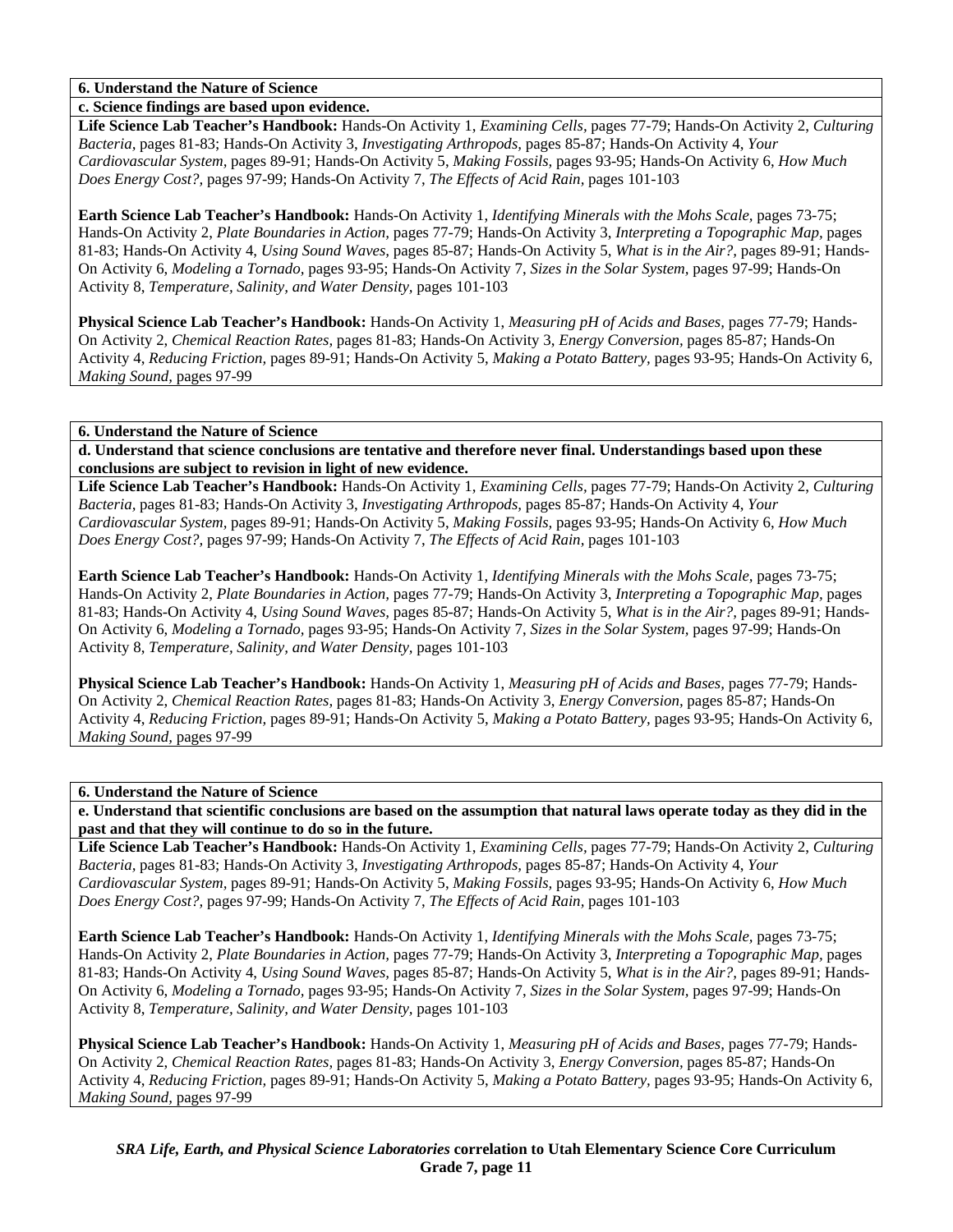**6. Understand the Nature of Science**

**c. Science findings are based upon evidence.**

**Life Science Lab Teacher's Handbook:** Hands-On Activity 1, *Examining Cells,* pages 77-79; Hands-On Activity 2, *Culturing Bacteria,* pages 81-83; Hands-On Activity 3, *Investigating Arthropods,* pages 85-87; Hands-On Activity 4, *Your Cardiovascular System,* pages 89-91; Hands-On Activity 5, *Making Fossils,* pages 93-95; Hands-On Activity 6, *How Much Does Energy Cost?,* pages 97-99; Hands-On Activity 7, *The Effects of Acid Rain,* pages 101-103

**Earth Science Lab Teacher's Handbook:** Hands-On Activity 1, *Identifying Minerals with the Mohs Scale,* pages 73-75; Hands-On Activity 2, *Plate Boundaries in Action,* pages 77-79; Hands-On Activity 3, *Interpreting a Topographic Map,* pages 81-83; Hands-On Activity 4, *Using Sound Waves,* pages 85-87; Hands-On Activity 5, *What is in the Air?,* pages 89-91; Hands-On Activity 6, *Modeling a Tornado,* pages 93-95; Hands-On Activity 7, *Sizes in the Solar System,* pages 97-99; Hands-On Activity 8, *Temperature, Salinity, and Water Density,* pages 101-103

**Physical Science Lab Teacher's Handbook:** Hands-On Activity 1, *Measuring pH of Acids and Bases,* pages 77-79; Hands-On Activity 2, *Chemical Reaction Rates,* pages 81-83; Hands-On Activity 3, *Energy Conversion,* pages 85-87; Hands-On Activity 4, *Reducing Friction,* pages 89-91; Hands-On Activity 5, *Making a Potato Battery,* pages 93-95; Hands-On Activity 6, *Making Sound,* pages 97-99

**6. Understand the Nature of Science**

**d. Understand that science conclusions are tentative and therefore never final. Understandings based upon these conclusions are subject to revision in light of new evidence.**

**Life Science Lab Teacher's Handbook:** Hands-On Activity 1, *Examining Cells,* pages 77-79; Hands-On Activity 2, *Culturing Bacteria,* pages 81-83; Hands-On Activity 3, *Investigating Arthropods,* pages 85-87; Hands-On Activity 4, *Your Cardiovascular System,* pages 89-91; Hands-On Activity 5, *Making Fossils,* pages 93-95; Hands-On Activity 6, *How Much Does Energy Cost?,* pages 97-99; Hands-On Activity 7, *The Effects of Acid Rain,* pages 101-103

**Earth Science Lab Teacher's Handbook:** Hands-On Activity 1, *Identifying Minerals with the Mohs Scale,* pages 73-75; Hands-On Activity 2, *Plate Boundaries in Action,* pages 77-79; Hands-On Activity 3, *Interpreting a Topographic Map,* pages 81-83; Hands-On Activity 4, *Using Sound Waves,* pages 85-87; Hands-On Activity 5, *What is in the Air?,* pages 89-91; Hands-On Activity 6, *Modeling a Tornado,* pages 93-95; Hands-On Activity 7, *Sizes in the Solar System,* pages 97-99; Hands-On Activity 8, *Temperature, Salinity, and Water Density,* pages 101-103

**Physical Science Lab Teacher's Handbook:** Hands-On Activity 1, *Measuring pH of Acids and Bases,* pages 77-79; Hands-On Activity 2, *Chemical Reaction Rates,* pages 81-83; Hands-On Activity 3, *Energy Conversion,* pages 85-87; Hands-On Activity 4, *Reducing Friction,* pages 89-91; Hands-On Activity 5, *Making a Potato Battery,* pages 93-95; Hands-On Activity 6, *Making Sound,* pages 97-99

**6. Understand the Nature of Science**

**e. Understand that scientific conclusions are based on the assumption that natural laws operate today as they did in the past and that they will continue to do so in the future.**

**Life Science Lab Teacher's Handbook:** Hands-On Activity 1, *Examining Cells,* pages 77-79; Hands-On Activity 2, *Culturing Bacteria,* pages 81-83; Hands-On Activity 3, *Investigating Arthropods,* pages 85-87; Hands-On Activity 4, *Your Cardiovascular System,* pages 89-91; Hands-On Activity 5, *Making Fossils,* pages 93-95; Hands-On Activity 6, *How Much Does Energy Cost?,* pages 97-99; Hands-On Activity 7, *The Effects of Acid Rain,* pages 101-103

**Earth Science Lab Teacher's Handbook:** Hands-On Activity 1, *Identifying Minerals with the Mohs Scale,* pages 73-75; Hands-On Activity 2, *Plate Boundaries in Action,* pages 77-79; Hands-On Activity 3, *Interpreting a Topographic Map,* pages 81-83; Hands-On Activity 4, *Using Sound Waves,* pages 85-87; Hands-On Activity 5, *What is in the Air?,* pages 89-91; Hands-On Activity 6, *Modeling a Tornado,* pages 93-95; Hands-On Activity 7, *Sizes in the Solar System,* pages 97-99; Hands-On Activity 8, *Temperature, Salinity, and Water Density,* pages 101-103

**Physical Science Lab Teacher's Handbook:** Hands-On Activity 1, *Measuring pH of Acids and Bases,* pages 77-79; Hands-On Activity 2, *Chemical Reaction Rates,* pages 81-83; Hands-On Activity 3, *Energy Conversion,* pages 85-87; Hands-On Activity 4, *Reducing Friction,* pages 89-91; Hands-On Activity 5, *Making a Potato Battery,* pages 93-95; Hands-On Activity 6, *Making Sound,* pages 97-99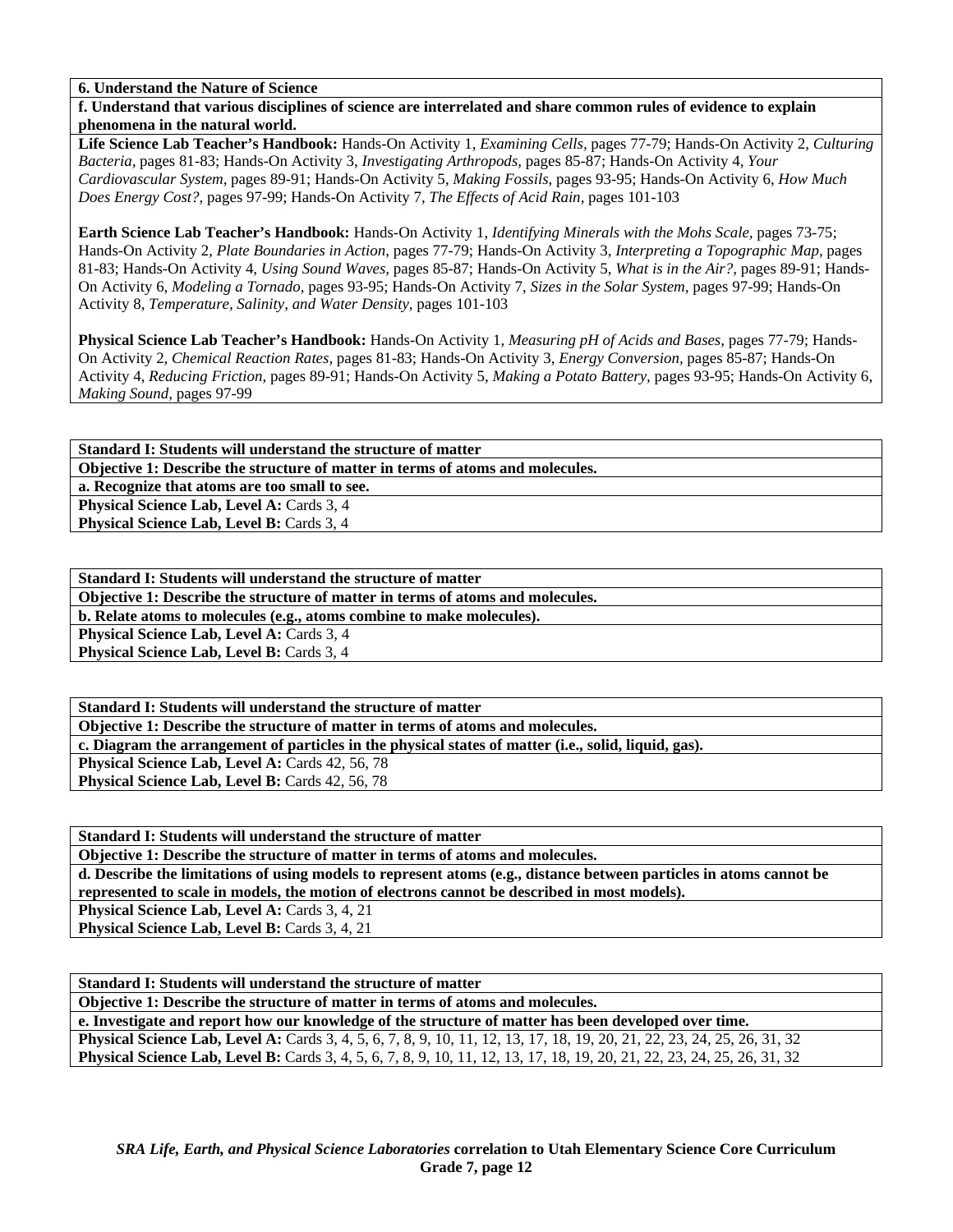**6. Understand the Nature of Science**

**f. Understand that various disciplines of science are interrelated and share common rules of evidence to explain phenomena in the natural world.**

**Life Science Lab Teacher's Handbook:** Hands-On Activity 1, *Examining Cells,* pages 77-79; Hands-On Activity 2, *Culturing Bacteria,* pages 81-83; Hands-On Activity 3, *Investigating Arthropods,* pages 85-87; Hands-On Activity 4, *Your Cardiovascular System,* pages 89-91; Hands-On Activity 5, *Making Fossils,* pages 93-95; Hands-On Activity 6, *How Much Does Energy Cost?,* pages 97-99; Hands-On Activity 7, *The Effects of Acid Rain,* pages 101-103

**Earth Science Lab Teacher's Handbook:** Hands-On Activity 1, *Identifying Minerals with the Mohs Scale,* pages 73-75; Hands-On Activity 2, *Plate Boundaries in Action,* pages 77-79; Hands-On Activity 3, *Interpreting a Topographic Map,* pages 81-83; Hands-On Activity 4, *Using Sound Waves,* pages 85-87; Hands-On Activity 5, *What is in the Air?,* pages 89-91; Hands-On Activity 6, *Modeling a Tornado,* pages 93-95; Hands-On Activity 7, *Sizes in the Solar System,* pages 97-99; Hands-On Activity 8, *Temperature, Salinity, and Water Density,* pages 101-103

**Physical Science Lab Teacher's Handbook:** Hands-On Activity 1, *Measuring pH of Acids and Bases,* pages 77-79; Hands-On Activity 2, *Chemical Reaction Rates,* pages 81-83; Hands-On Activity 3, *Energy Conversion,* pages 85-87; Hands-On Activity 4, *Reducing Friction,* pages 89-91; Hands-On Activity 5, *Making a Potato Battery,* pages 93-95; Hands-On Activity 6, *Making Sound,* pages 97-99

**Standard I: Students will understand the structure of matter**

**Objective 1: Describe the structure of matter in terms of atoms and molecules.**

**a. Recognize that atoms are too small to see.**

**Physical Science Lab, Level A:** Cards 3, 4
**Physical Science Lab, Level B:** Cards 3, 4

**Standard I: Students will understand the structure of matter**

**Objective 1: Describe the structure of matter in terms of atoms and molecules.**

**b. Relate atoms to molecules (e.g., atoms combine to make molecules).**

**Physical Science Lab, Level A:** Cards 3, 4
**Physical Science Lab, Level B:** Cards 3, 4

**Standard I: Students will understand the structure of matter**

**Objective 1: Describe the structure of matter in terms of atoms and molecules.**

**c. Diagram the arrangement of particles in the physical states of matter (i.e., solid, liquid, gas).**

**Physical Science Lab, Level A:** Cards 42, 56, 78
**Physical Science Lab, Level B:** Cards 42, 56, 78

**Standard I: Students will understand the structure of matter**

**Objective 1: Describe the structure of matter in terms of atoms and molecules.**

**d. Describe the limitations of using models to represent atoms (e.g., distance between particles in atoms cannot be represented to scale in models, the motion of electrons cannot be described in most models).**

**Physical Science Lab, Level A:** Cards 3, 4, 21
**Physical Science Lab, Level B:** Cards 3, 4, 21

**Standard I: Students will understand the structure of matter**

**Objective 1: Describe the structure of matter in terms of atoms and molecules.**

**e. Investigate and report how our knowledge of the structure of matter has been developed over time.**

**Physical Science Lab, Level A:** Cards 3, 4, 5, 6, 7, 8, 9, 10, 11, 12, 13, 17, 18, 19, 20, 21, 22, 23, 24, 25, 26, 31, 32
**Physical Science Lab, Level B:** Cards 3, 4, 5, 6, 7, 8, 9, 10, 11, 12, 13, 17, 18, 19, 20, 21, 22, 23, 24, 25, 26, 31, 32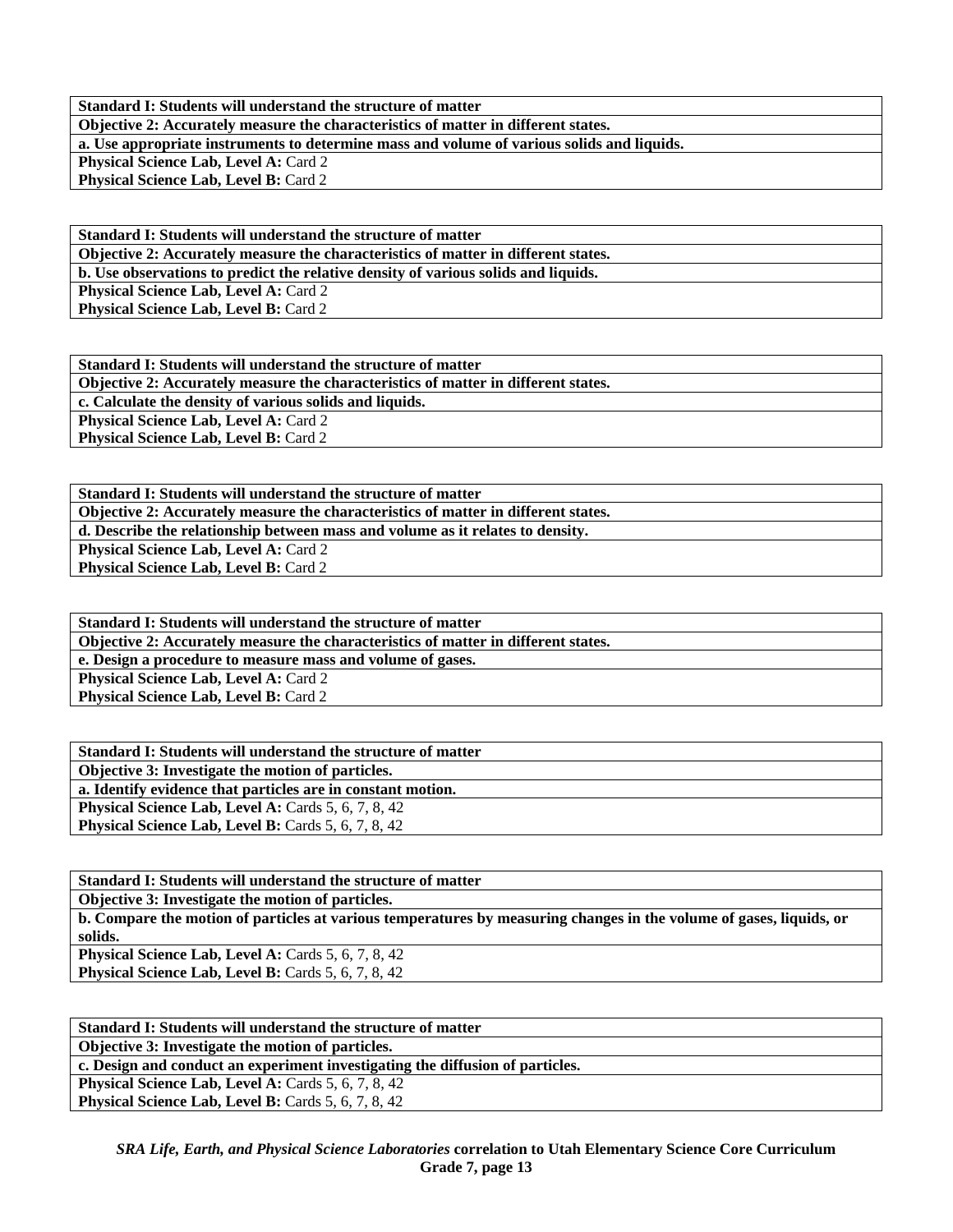| Standard I: Students will understand the structure of matter |
| --- |
| **Objective 2: Accurately measure the characteristics of matter in different states.** |
| **a. Use appropriate instruments to determine mass and volume of various solids and liquids.** |
| **Physical Science Lab, Level A:** Card 2 |
| **Physical Science Lab, Level B:** Card 2 |

| Standard I: Students will understand the structure of matter |
| --- |
| **Objective 2: Accurately measure the characteristics of matter in different states.** |
| **b. Use observations to predict the relative density of various solids and liquids.** |
| **Physical Science Lab, Level A:** Card 2 |
| **Physical Science Lab, Level B:** Card 2 |

| Standard I: Students will understand the structure of matter |
| --- |
| **Objective 2: Accurately measure the characteristics of matter in different states.** |
| **c. Calculate the density of various solids and liquids.** |
| **Physical Science Lab, Level A:** Card 2 |
| **Physical Science Lab, Level B:** Card 2 |

| Standard I: Students will understand the structure of matter |
| --- |
| **Objective 2: Accurately measure the characteristics of matter in different states.** |
| **d. Describe the relationship between mass and volume as it relates to density.** |
| **Physical Science Lab, Level A:** Card 2 |
| **Physical Science Lab, Level B:** Card 2 |

| Standard I: Students will understand the structure of matter |
| --- |
| **Objective 2: Accurately measure the characteristics of matter in different states.** |
| **e. Design a procedure to measure mass and volume of gases.** |
| **Physical Science Lab, Level A:** Card 2 |
| **Physical Science Lab, Level B:** Card 2 |

| Standard I: Students will understand the structure of matter |
| --- |
| **Objective 3: Investigate the motion of particles.** |
| **a. Identify evidence that particles are in constant motion.** |
| **Physical Science Lab, Level A:** Cards 5, 6, 7, 8, 42 |
| **Physical Science Lab, Level B:** Cards 5, 6, 7, 8, 42 |

| Standard I: Students will understand the structure of matter |
| --- |
| **Objective 3: Investigate the motion of particles.** |
| **b. Compare the motion of particles at various temperatures by measuring changes in the volume of gases, liquids, or solids.** |
| **Physical Science Lab, Level A:** Cards 5, 6, 7, 8, 42 |
| **Physical Science Lab, Level B:** Cards 5, 6, 7, 8, 42 |

| Standard I: Students will understand the structure of matter |
| --- |
| **Objective 3: Investigate the motion of particles.** |
| **c. Design and conduct an experiment investigating the diffusion of particles.** |
| **Physical Science Lab, Level A:** Cards 5, 6, 7, 8, 42 |
| **Physical Science Lab, Level B:** Cards 5, 6, 7, 8, 42 |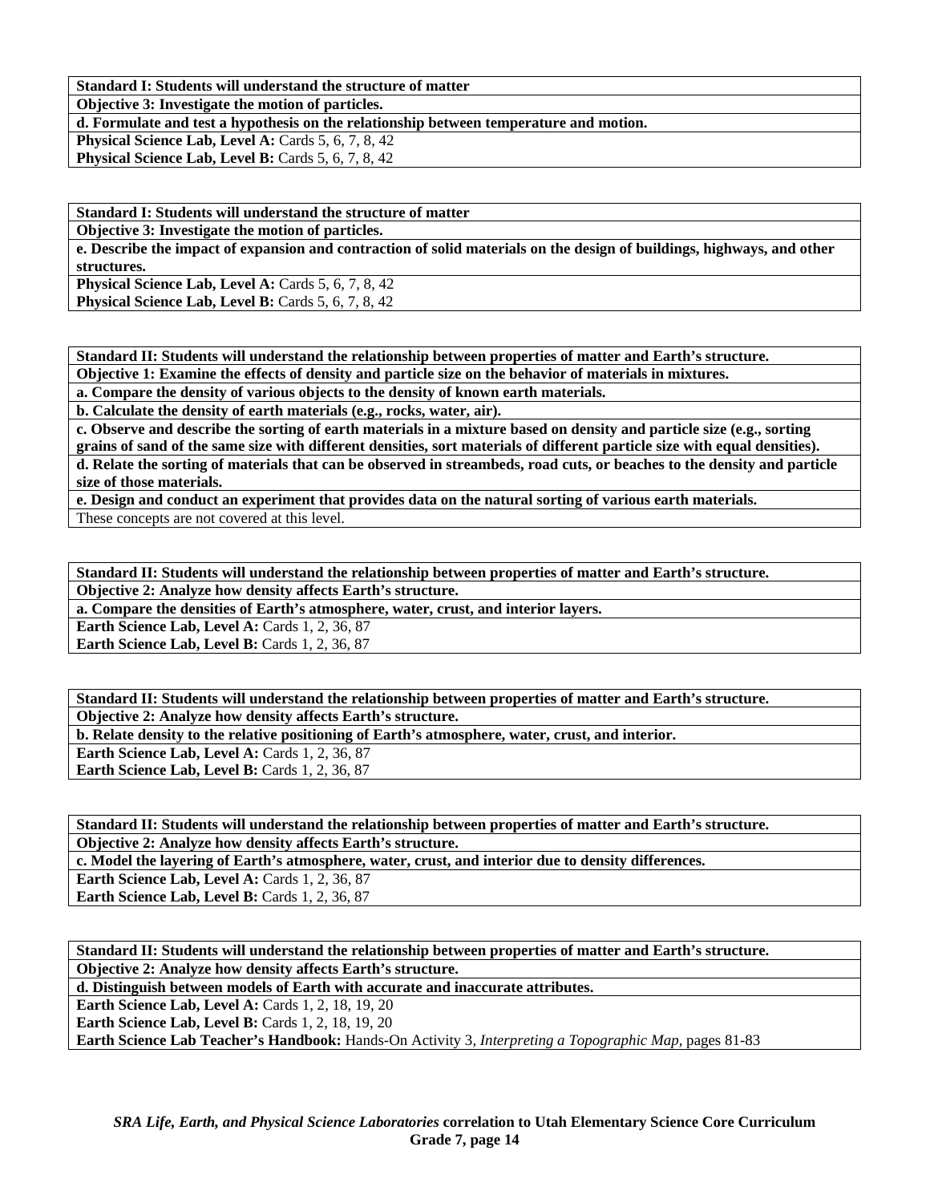| **Standard I: Students will understand the structure of matter** |
|---|
| **Objective 3: Investigate the motion of particles.** |
| **d. Formulate and test a hypothesis on the relationship between temperature and motion.** |
| **Physical Science Lab, Level A:** Cards 5, 6, 7, 8, 42 |
| **Physical Science Lab, Level B:** Cards 5, 6, 7, 8, 42 |

| **Standard I: Students will understand the structure of matter** |
|---|
| **Objective 3: Investigate the motion of particles.** |
| **e. Describe the impact of expansion and contraction of solid materials on the design of buildings, highways, and other structures.** |
| **Physical Science Lab, Level A:** Cards 5, 6, 7, 8, 42 |
| **Physical Science Lab, Level B:** Cards 5, 6, 7, 8, 42 |

| **Standard II: Students will understand the relationship between properties of matter and Earth's structure.** |
|---|
| **Objective 1: Examine the effects of density and particle size on the behavior of materials in mixtures.** |
| **a. Compare the density of various objects to the density of known earth materials.** |
| **b. Calculate the density of earth materials (e.g., rocks, water, air).** |
| **c. Observe and describe the sorting of earth materials in a mixture based on density and particle size (e.g., sorting grains of sand of the same size with different densities, sort materials of different particle size with equal densities).** |
| **d. Relate the sorting of materials that can be observed in streambeds, road cuts, or beaches to the density and particle size of those materials.** |
| **e. Design and conduct an experiment that provides data on the natural sorting of various earth materials.** |
| These concepts are not covered at this level. |

| **Standard II: Students will understand the relationship between properties of matter and Earth's structure.** |
|---|
| **Objective 2: Analyze how density affects Earth's structure.** |
| **a. Compare the densities of Earth's atmosphere, water, crust, and interior layers.** |
| **Earth Science Lab, Level A:** Cards 1, 2, 36, 87 |
| **Earth Science Lab, Level B:** Cards 1, 2, 36, 87 |

| **Standard II: Students will understand the relationship between properties of matter and Earth's structure.** |
|---|
| **Objective 2: Analyze how density affects Earth's structure.** |
| **b. Relate density to the relative positioning of Earth's atmosphere, water, crust, and interior.** |
| **Earth Science Lab, Level A:** Cards 1, 2, 36, 87 |
| **Earth Science Lab, Level B:** Cards 1, 2, 36, 87 |

| **Standard II: Students will understand the relationship between properties of matter and Earth's structure.** |
|---|
| **Objective 2: Analyze how density affects Earth's structure.** |
| **c. Model the layering of Earth's atmosphere, water, crust, and interior due to density differences.** |
| **Earth Science Lab, Level A:** Cards 1, 2, 36, 87 |
| **Earth Science Lab, Level B:** Cards 1, 2, 36, 87 |

| **Standard II: Students will understand the relationship between properties of matter and Earth's structure.** |
|---|
| **Objective 2: Analyze how density affects Earth's structure.** |
| **d. Distinguish between models of Earth with accurate and inaccurate attributes.** |
| **Earth Science Lab, Level A:** Cards 1, 2, 18, 19, 20 |
| **Earth Science Lab, Level B:** Cards 1, 2, 18, 19, 20 |
| **Earth Science Lab Teacher's Handbook:** Hands-On Activity 3, *Interpreting a Topographic Map*, pages 81-83 |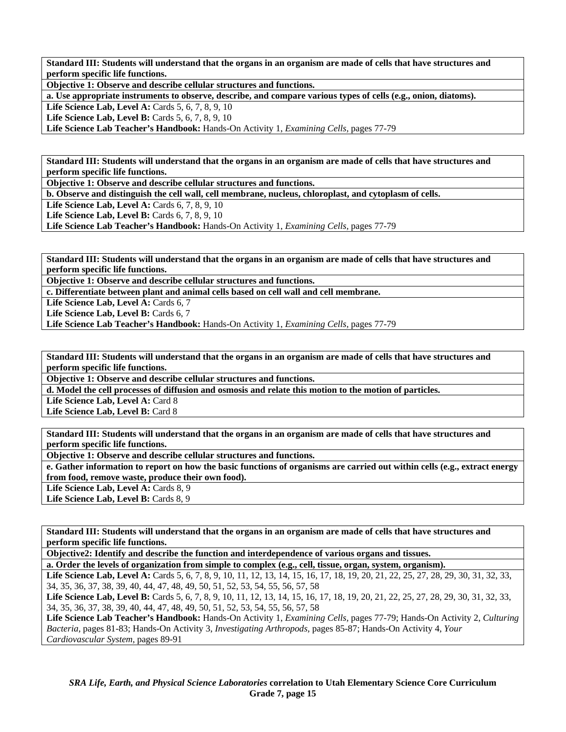**Standard III: Students will understand that the organs in an organism are made of cells that have structures and perform specific life functions.**

**Objective 1: Observe and describe cellular structures and functions.**

**a. Use appropriate instruments to observe, describe, and compare various types of cells (e.g., onion, diatoms).**

**Life Science Lab, Level A:** Cards 5, 6, 7, 8, 9, 10
**Life Science Lab, Level B:** Cards 5, 6, 7, 8, 9, 10
**Life Science Lab Teacher's Handbook:** Hands-On Activity 1, *Examining Cells,* pages 77-79

**Standard III: Students will understand that the organs in an organism are made of cells that have structures and perform specific life functions.**

**Objective 1: Observe and describe cellular structures and functions.**

**b. Observe and distinguish the cell wall, cell membrane, nucleus, chloroplast, and cytoplasm of cells.**

**Life Science Lab, Level A:** Cards 6, 7, 8, 9, 10
**Life Science Lab, Level B:** Cards 6, 7, 8, 9, 10
**Life Science Lab Teacher's Handbook:** Hands-On Activity 1, *Examining Cells,* pages 77-79

**Standard III: Students will understand that the organs in an organism are made of cells that have structures and perform specific life functions.**

**Objective 1: Observe and describe cellular structures and functions.**

**c. Differentiate between plant and animal cells based on cell wall and cell membrane.**

**Life Science Lab, Level A:** Cards 6, 7
**Life Science Lab, Level B:** Cards 6, 7
**Life Science Lab Teacher's Handbook:** Hands-On Activity 1, *Examining Cells,* pages 77-79

**Standard III: Students will understand that the organs in an organism are made of cells that have structures and perform specific life functions.**

**Objective 1: Observe and describe cellular structures and functions.**

**d. Model the cell processes of diffusion and osmosis and relate this motion to the motion of particles.**

**Life Science Lab, Level A:** Card 8
**Life Science Lab, Level B:** Card 8

**Standard III: Students will understand that the organs in an organism are made of cells that have structures and perform specific life functions.**

**Objective 1: Observe and describe cellular structures and functions.**

**e. Gather information to report on how the basic functions of organisms are carried out within cells (e.g., extract energy from food, remove waste, produce their own food).**

**Life Science Lab, Level A:** Cards 8, 9
**Life Science Lab, Level B:** Cards 8, 9

**Standard III: Students will understand that the organs in an organism are made of cells that have structures and perform specific life functions.**

**Objective2: Identify and describe the function and interdependence of various organs and tissues.**

**a. Order the levels of organization from simple to complex (e.g., cell, tissue, organ, system, organism).**

**Life Science Lab, Level A:** Cards 5, 6, 7, 8, 9, 10, 11, 12, 13, 14, 15, 16, 17, 18, 19, 20, 21, 22, 25, 27, 28, 29, 30, 31, 32, 33, 34, 35, 36, 37, 38, 39, 40, 44, 47, 48, 49, 50, 51, 52, 53, 54, 55, 56, 57, 58
**Life Science Lab, Level B:** Cards 5, 6, 7, 8, 9, 10, 11, 12, 13, 14, 15, 16, 17, 18, 19, 20, 21, 22, 25, 27, 28, 29, 30, 31, 32, 33, 34, 35, 36, 37, 38, 39, 40, 44, 47, 48, 49, 50, 51, 52, 53, 54, 55, 56, 57, 58
**Life Science Lab Teacher's Handbook:** Hands-On Activity 1, *Examining Cells,* pages 77-79; Hands-On Activity 2, *Culturing Bacteria,* pages 81-83; Hands-On Activity 3, *Investigating Arthropods,* pages 85-87; Hands-On Activity 4, *Your Cardiovascular System,* pages 89-91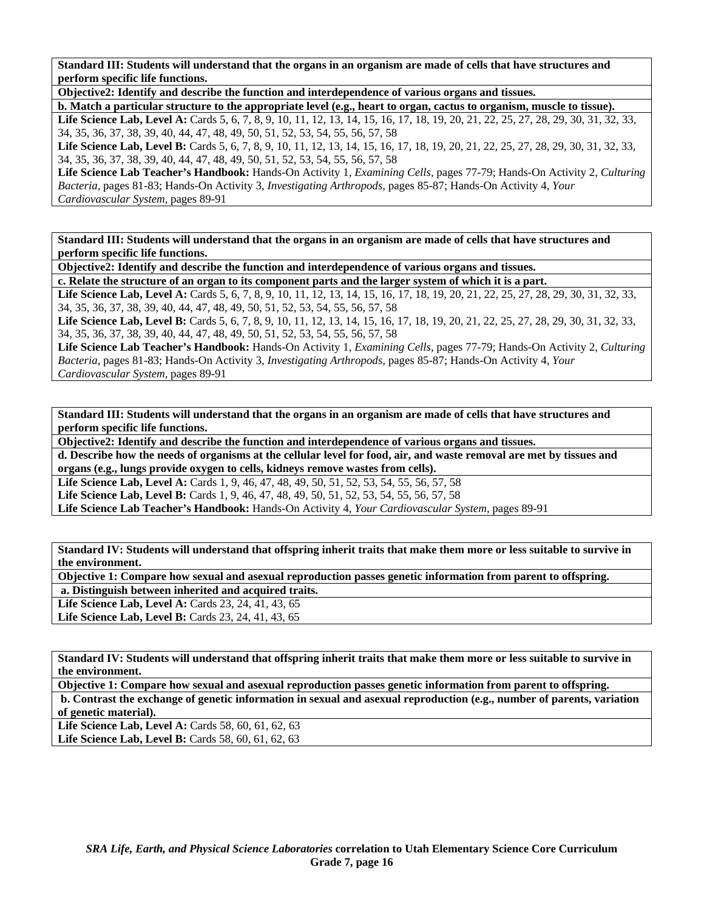**Standard III: Students will understand that the organs in an organism are made of cells that have structures and perform specific life functions.**

**Objective2: Identify and describe the function and interdependence of various organs and tissues.**

**b. Match a particular structure to the appropriate level (e.g., heart to organ, cactus to organism, muscle to tissue).**

**Life Science Lab, Level A:** Cards 5, 6, 7, 8, 9, 10, 11, 12, 13, 14, 15, 16, 17, 18, 19, 20, 21, 22, 25, 27, 28, 29, 30, 31, 32, 33, 34, 35, 36, 37, 38, 39, 40, 44, 47, 48, 49, 50, 51, 52, 53, 54, 55, 56, 57, 58

**Life Science Lab, Level B:** Cards 5, 6, 7, 8, 9, 10, 11, 12, 13, 14, 15, 16, 17, 18, 19, 20, 21, 22, 25, 27, 28, 29, 30, 31, 32, 33, 34, 35, 36, 37, 38, 39, 40, 44, 47, 48, 49, 50, 51, 52, 53, 54, 55, 56, 57, 58

**Life Science Lab Teacher's Handbook:** Hands-On Activity 1, *Examining Cells,* pages 77-79; Hands-On Activity 2, *Culturing Bacteria,* pages 81-83; Hands-On Activity 3, *Investigating Arthropods,* pages 85-87; Hands-On Activity 4, *Your Cardiovascular System,* pages 89-91

---

**Standard III: Students will understand that the organs in an organism are made of cells that have structures and perform specific life functions.**

**Objective2: Identify and describe the function and interdependence of various organs and tissues.**

**c. Relate the structure of an organ to its component parts and the larger system of which it is a part.**

**Life Science Lab, Level A:** Cards 5, 6, 7, 8, 9, 10, 11, 12, 13, 14, 15, 16, 17, 18, 19, 20, 21, 22, 25, 27, 28, 29, 30, 31, 32, 33, 34, 35, 36, 37, 38, 39, 40, 44, 47, 48, 49, 50, 51, 52, 53, 54, 55, 56, 57, 58

**Life Science Lab, Level B:** Cards 5, 6, 7, 8, 9, 10, 11, 12, 13, 14, 15, 16, 17, 18, 19, 20, 21, 22, 25, 27, 28, 29, 30, 31, 32, 33, 34, 35, 36, 37, 38, 39, 40, 44, 47, 48, 49, 50, 51, 52, 53, 54, 55, 56, 57, 58

**Life Science Lab Teacher's Handbook:** Hands-On Activity 1, *Examining Cells,* pages 77-79; Hands-On Activity 2, *Culturing Bacteria,* pages 81-83; Hands-On Activity 3, *Investigating Arthropods,* pages 85-87; Hands-On Activity 4, *Your Cardiovascular System,* pages 89-91

---

**Standard III: Students will understand that the organs in an organism are made of cells that have structures and perform specific life functions.**

**Objective2: Identify and describe the function and interdependence of various organs and tissues.**

**d. Describe how the needs of organisms at the cellular level for food, air, and waste removal are met by tissues and organs (e.g., lungs provide oxygen to cells, kidneys remove wastes from cells).**

**Life Science Lab, Level A:** Cards 1, 9, 46, 47, 48, 49, 50, 51, 52, 53, 54, 55, 56, 57, 58

**Life Science Lab, Level B:** Cards 1, 9, 46, 47, 48, 49, 50, 51, 52, 53, 54, 55, 56, 57, 58

**Life Science Lab Teacher's Handbook:** Hands-On Activity 4, *Your Cardiovascular System,* pages 89-91

---

**Standard IV: Students will understand that offspring inherit traits that make them more or less suitable to survive in the environment.**

**Objective 1: Compare how sexual and asexual reproduction passes genetic information from parent to offspring.**

**a. Distinguish between inherited and acquired traits.**

**Life Science Lab, Level A:** Cards 23, 24, 41, 43, 65

**Life Science Lab, Level B:** Cards 23, 24, 41, 43, 65

---

**Standard IV: Students will understand that offspring inherit traits that make them more or less suitable to survive in the environment.**

**Objective 1: Compare how sexual and asexual reproduction passes genetic information from parent to offspring.**

**b. Contrast the exchange of genetic information in sexual and asexual reproduction (e.g., number of parents, variation of genetic material).**

**Life Science Lab, Level A:** Cards 58, 60, 61, 62, 63

**Life Science Lab, Level B:** Cards 58, 60, 61, 62, 63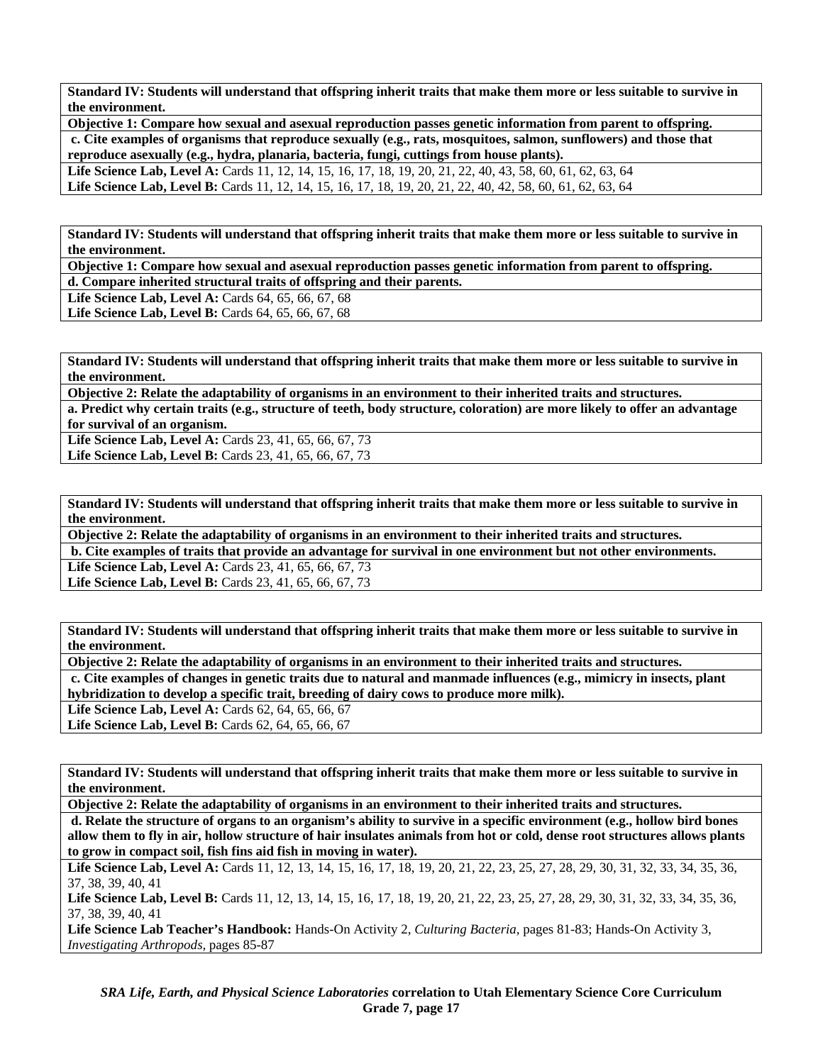| **Standard IV: Students will understand that offspring inherit traits that make them more or less suitable to survive in the environment.** |
|---|
| **Objective 1: Compare how sexual and asexual reproduction passes genetic information from parent to offspring.** |
| **c. Cite examples of organisms that reproduce sexually (e.g., rats, mosquitoes, salmon, sunflowers) and those that reproduce asexually (e.g., hydra, planaria, bacteria, fungi, cuttings from house plants).** |
| **Life Science Lab, Level A:** Cards 11, 12, 14, 15, 16, 17, 18, 19, 20, 21, 22, 40, 43, 58, 60, 61, 62, 63, 64<br>**Life Science Lab, Level B:** Cards 11, 12, 14, 15, 16, 17, 18, 19, 20, 21, 22, 40, 42, 58, 60, 61, 62, 63, 64 |

| **Standard IV: Students will understand that offspring inherit traits that make them more or less suitable to survive in the environment.** |
|---|
| **Objective 1: Compare how sexual and asexual reproduction passes genetic information from parent to offspring.** |
| **d. Compare inherited structural traits of offspring and their parents.** |
| **Life Science Lab, Level A:** Cards 64, 65, 66, 67, 68<br>**Life Science Lab, Level B:** Cards 64, 65, 66, 67, 68 |

| **Standard IV: Students will understand that offspring inherit traits that make them more or less suitable to survive in the environment.** |
|---|
| **Objective 2: Relate the adaptability of organisms in an environment to their inherited traits and structures.** |
| **a. Predict why certain traits (e.g., structure of teeth, body structure, coloration) are more likely to offer an advantage for survival of an organism.** |
| **Life Science Lab, Level A:** Cards 23, 41, 65, 66, 67, 73<br>**Life Science Lab, Level B:** Cards 23, 41, 65, 66, 67, 73 |

| **Standard IV: Students will understand that offspring inherit traits that make them more or less suitable to survive in the environment.** |
|---|
| **Objective 2: Relate the adaptability of organisms in an environment to their inherited traits and structures.** |
| **b. Cite examples of traits that provide an advantage for survival in one environment but not other environments.** |
| **Life Science Lab, Level A:** Cards 23, 41, 65, 66, 67, 73<br>**Life Science Lab, Level B:** Cards 23, 41, 65, 66, 67, 73 |

| **Standard IV: Students will understand that offspring inherit traits that make them more or less suitable to survive in the environment.** |
|---|
| **Objective 2: Relate the adaptability of organisms in an environment to their inherited traits and structures.** |
| **c. Cite examples of changes in genetic traits due to natural and manmade influences (e.g., mimicry in insects, plant hybridization to develop a specific trait, breeding of dairy cows to produce more milk).** |
| **Life Science Lab, Level A:** Cards 62, 64, 65, 66, 67<br>**Life Science Lab, Level B:** Cards 62, 64, 65, 66, 67 |

| **Standard IV: Students will understand that offspring inherit traits that make them more or less suitable to survive in the environment.** |
|---|
| **Objective 2: Relate the adaptability of organisms in an environment to their inherited traits and structures.** |
| **d. Relate the structure of organs to an organism's ability to survive in a specific environment (e.g., hollow bird bones allow them to fly in air, hollow structure of hair insulates animals from hot or cold, dense root structures allows plants to grow in compact soil, fish fins aid fish in moving in water).** |
| **Life Science Lab, Level A:** Cards 11, 12, 13, 14, 15, 16, 17, 18, 19, 20, 21, 22, 23, 25, 27, 28, 29, 30, 31, 32, 33, 34, 35, 36, 37, 38, 39, 40, 41<br>**Life Science Lab, Level B:** Cards 11, 12, 13, 14, 15, 16, 17, 18, 19, 20, 21, 22, 23, 25, 27, 28, 29, 30, 31, 32, 33, 34, 35, 36, 37, 38, 39, 40, 41<br>**Life Science Lab Teacher's Handbook:** Hands-On Activity 2, *Culturing Bacteria,* pages 81-83; Hands-On Activity 3, *Investigating Arthropods,* pages 85-87 |

***SRA Life, Earth, and Physical Science Laboratories* correlation to Utah Elementary Science Core Curriculum**
**Grade 7, page 17**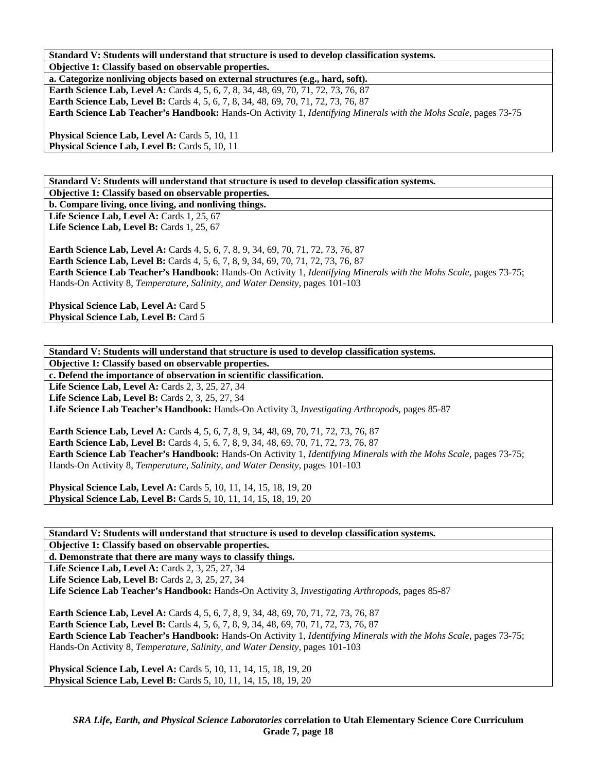**Standard V: Students will understand that structure is used to develop classification systems.**

**Objective 1: Classify based on observable properties.**

**a. Categorize nonliving objects based on external structures (e.g., hard, soft).**

**Earth Science Lab, Level A:** Cards 4, 5, 6, 7, 8, 34, 48, 69, 70, 71, 72, 73, 76, 87
**Earth Science Lab, Level B:** Cards 4, 5, 6, 7, 8, 34, 48, 69, 70, 71, 72, 73, 76, 87
**Earth Science Lab Teacher's Handbook:** Hands-On Activity 1, *Identifying Minerals with the Mohs Scale,* pages 73-75

**Physical Science Lab, Level A:** Cards 5, 10, 11
**Physical Science Lab, Level B:** Cards 5, 10, 11

---

**Standard V: Students will understand that structure is used to develop classification systems.**

**Objective 1: Classify based on observable properties.**

**b. Compare living, once living, and nonliving things.**

**Life Science Lab, Level A:** Cards 1, 25, 67
**Life Science Lab, Level B:** Cards 1, 25, 67

**Earth Science Lab, Level A:** Cards 4, 5, 6, 7, 8, 9, 34, 69, 70, 71, 72, 73, 76, 87
**Earth Science Lab, Level B:** Cards 4, 5, 6, 7, 8, 9, 34, 69, 70, 71, 72, 73, 76, 87
**Earth Science Lab Teacher's Handbook:** Hands-On Activity 1, *Identifying Minerals with the Mohs Scale,* pages 73-75; Hands-On Activity 8, *Temperature, Salinity, and Water Density,* pages 101-103

**Physical Science Lab, Level A:** Card 5
**Physical Science Lab, Level B:** Card 5

---

**Standard V: Students will understand that structure is used to develop classification systems.**

**Objective 1: Classify based on observable properties.**

**c. Defend the importance of observation in scientific classification.**

**Life Science Lab, Level A:** Cards 2, 3, 25, 27, 34
**Life Science Lab, Level B:** Cards 2, 3, 25, 27, 34
**Life Science Lab Teacher's Handbook:** Hands-On Activity 3, *Investigating Arthropods,* pages 85-87

**Earth Science Lab, Level A:** Cards 4, 5, 6, 7, 8, 9, 34, 48, 69, 70, 71, 72, 73, 76, 87
**Earth Science Lab, Level B:** Cards 4, 5, 6, 7, 8, 9, 34, 48, 69, 70, 71, 72, 73, 76, 87
**Earth Science Lab Teacher's Handbook:** Hands-On Activity 1, *Identifying Minerals with the Mohs Scale,* pages 73-75; Hands-On Activity 8, *Temperature, Salinity, and Water Density,* pages 101-103

**Physical Science Lab, Level A:** Cards 5, 10, 11, 14, 15, 18, 19, 20
**Physical Science Lab, Level B:** Cards 5, 10, 11, 14, 15, 18, 19, 20

---

**Standard V: Students will understand that structure is used to develop classification systems.**

**Objective 1: Classify based on observable properties.**

**d. Demonstrate that there are many ways to classify things.**

**Life Science Lab, Level A:** Cards 2, 3, 25, 27, 34
**Life Science Lab, Level B:** Cards 2, 3, 25, 27, 34
**Life Science Lab Teacher's Handbook:** Hands-On Activity 3, *Investigating Arthropods,* pages 85-87

**Earth Science Lab, Level A:** Cards 4, 5, 6, 7, 8, 9, 34, 48, 69, 70, 71, 72, 73, 76, 87
**Earth Science Lab, Level B:** Cards 4, 5, 6, 7, 8, 9, 34, 48, 69, 70, 71, 72, 73, 76, 87
**Earth Science Lab Teacher's Handbook:** Hands-On Activity 1, *Identifying Minerals with the Mohs Scale,* pages 73-75; Hands-On Activity 8, *Temperature, Salinity, and Water Density,* pages 101-103

**Physical Science Lab, Level A:** Cards 5, 10, 11, 14, 15, 18, 19, 20
**Physical Science Lab, Level B:** Cards 5, 10, 11, 14, 15, 18, 19, 20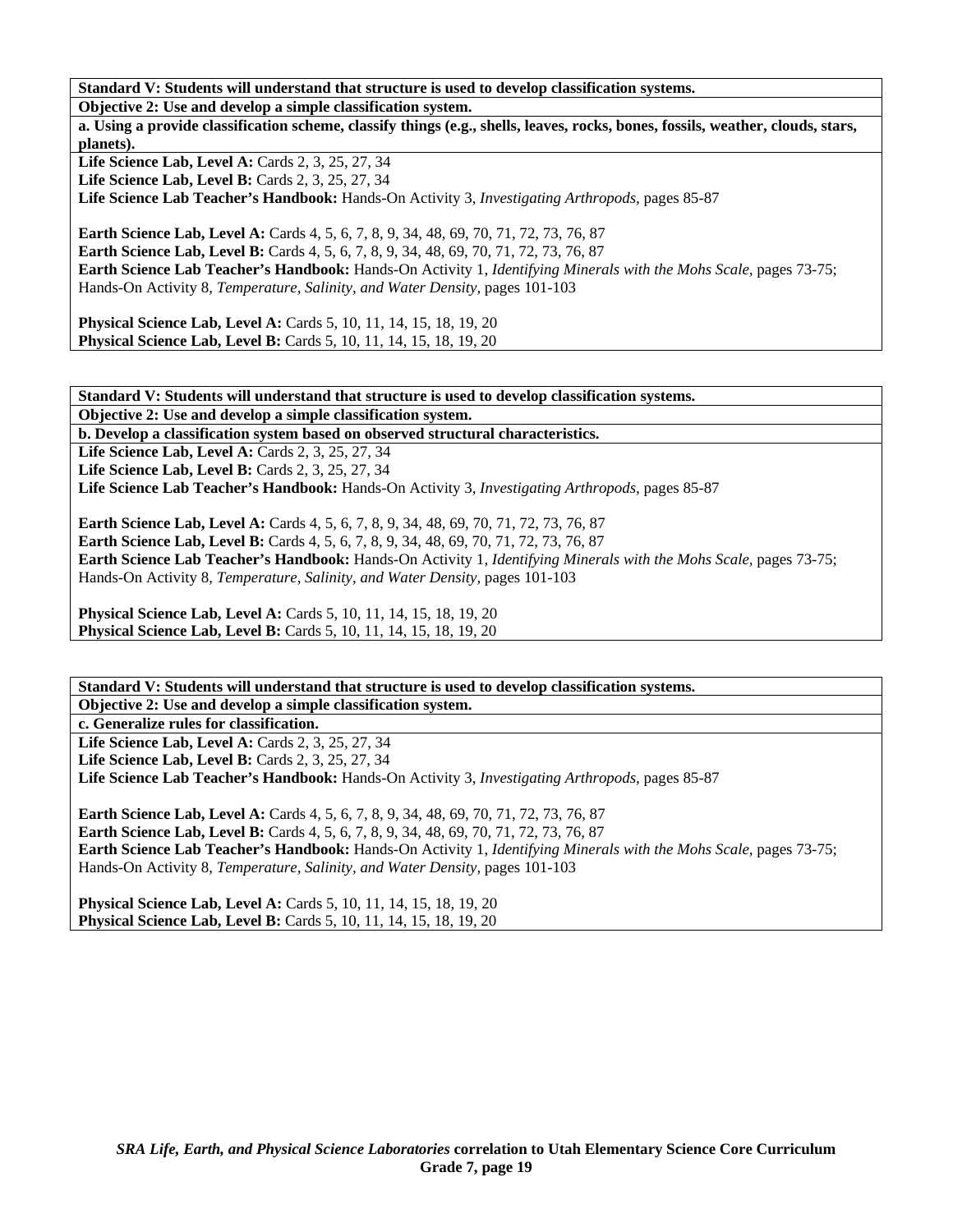**Standard V: Students will understand that structure is used to develop classification systems.**

**Objective 2: Use and develop a simple classification system.**

**a. Using a provide classification scheme, classify things (e.g., shells, leaves, rocks, bones, fossils, weather, clouds, stars, planets).**

**Life Science Lab, Level A:** Cards 2, 3, 25, 27, 34
**Life Science Lab, Level B:** Cards 2, 3, 25, 27, 34
**Life Science Lab Teacher's Handbook:** Hands-On Activity 3, *Investigating Arthropods,* pages 85-87

**Earth Science Lab, Level A:** Cards 4, 5, 6, 7, 8, 9, 34, 48, 69, 70, 71, 72, 73, 76, 87
**Earth Science Lab, Level B:** Cards 4, 5, 6, 7, 8, 9, 34, 48, 69, 70, 71, 72, 73, 76, 87
**Earth Science Lab Teacher's Handbook:** Hands-On Activity 1, *Identifying Minerals with the Mohs Scale,* pages 73-75; Hands-On Activity 8, *Temperature, Salinity, and Water Density,* pages 101-103

**Physical Science Lab, Level A:** Cards 5, 10, 11, 14, 15, 18, 19, 20
**Physical Science Lab, Level B:** Cards 5, 10, 11, 14, 15, 18, 19, 20

---

**Standard V: Students will understand that structure is used to develop classification systems.**

**Objective 2: Use and develop a simple classification system.**

**b. Develop a classification system based on observed structural characteristics.**

**Life Science Lab, Level A:** Cards 2, 3, 25, 27, 34
**Life Science Lab, Level B:** Cards 2, 3, 25, 27, 34
**Life Science Lab Teacher's Handbook:** Hands-On Activity 3, *Investigating Arthropods,* pages 85-87

**Earth Science Lab, Level A:** Cards 4, 5, 6, 7, 8, 9, 34, 48, 69, 70, 71, 72, 73, 76, 87
**Earth Science Lab, Level B:** Cards 4, 5, 6, 7, 8, 9, 34, 48, 69, 70, 71, 72, 73, 76, 87
**Earth Science Lab Teacher's Handbook:** Hands-On Activity 1, *Identifying Minerals with the Mohs Scale,* pages 73-75; Hands-On Activity 8, *Temperature, Salinity, and Water Density,* pages 101-103

**Physical Science Lab, Level A:** Cards 5, 10, 11, 14, 15, 18, 19, 20
**Physical Science Lab, Level B:** Cards 5, 10, 11, 14, 15, 18, 19, 20

---

**Standard V: Students will understand that structure is used to develop classification systems.**

**Objective 2: Use and develop a simple classification system.**

**c. Generalize rules for classification.**

**Life Science Lab, Level A:** Cards 2, 3, 25, 27, 34
**Life Science Lab, Level B:** Cards 2, 3, 25, 27, 34
**Life Science Lab Teacher's Handbook:** Hands-On Activity 3, *Investigating Arthropods,* pages 85-87

**Earth Science Lab, Level A:** Cards 4, 5, 6, 7, 8, 9, 34, 48, 69, 70, 71, 72, 73, 76, 87
**Earth Science Lab, Level B:** Cards 4, 5, 6, 7, 8, 9, 34, 48, 69, 70, 71, 72, 73, 76, 87
**Earth Science Lab Teacher's Handbook:** Hands-On Activity 1, *Identifying Minerals with the Mohs Scale,* pages 73-75; Hands-On Activity 8, *Temperature, Salinity, and Water Density,* pages 101-103

**Physical Science Lab, Level A:** Cards 5, 10, 11, 14, 15, 18, 19, 20
**Physical Science Lab, Level B:** Cards 5, 10, 11, 14, 15, 18, 19, 20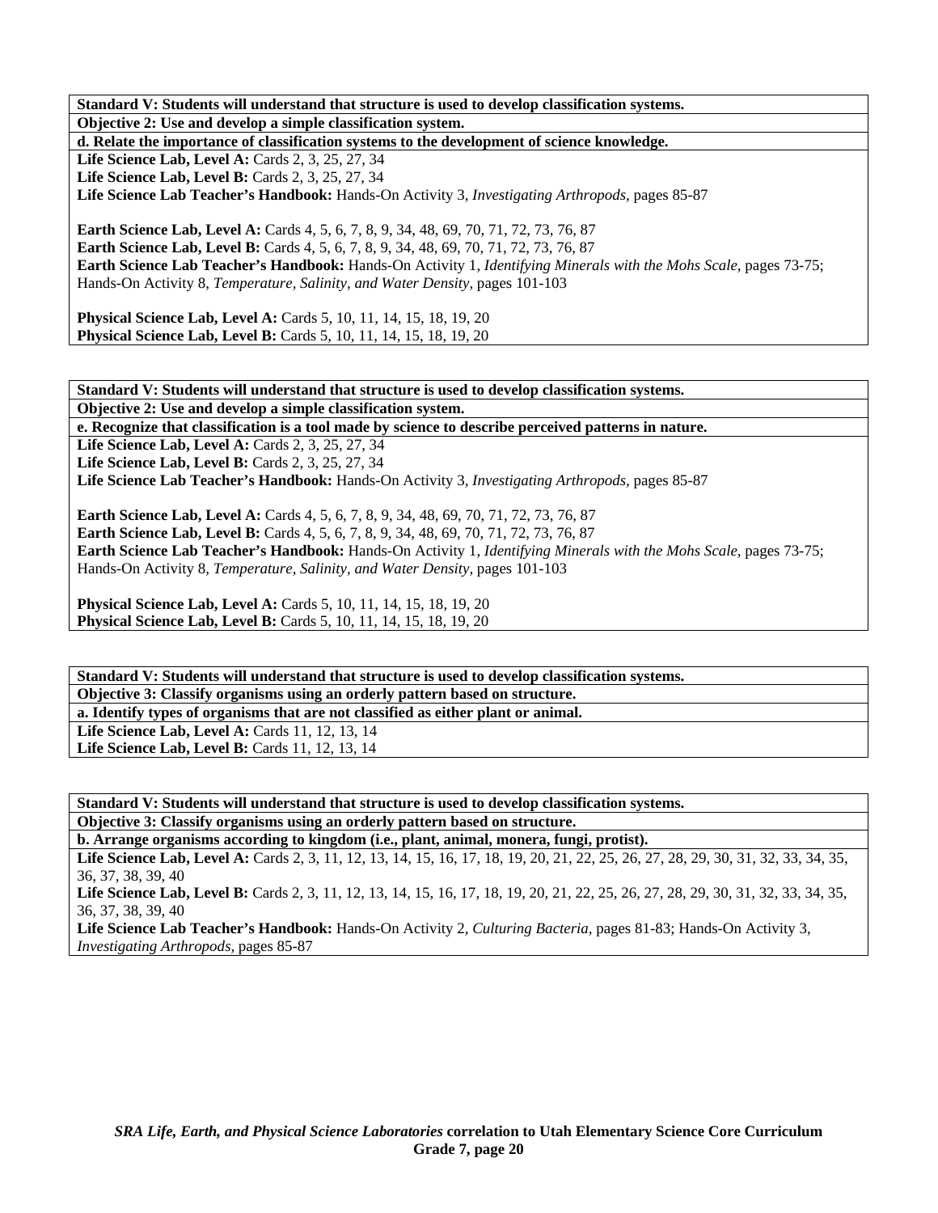**Standard V: Students will understand that structure is used to develop classification systems.**

**Objective 2: Use and develop a simple classification system.**

**d. Relate the importance of classification systems to the development of science knowledge.**

**Life Science Lab, Level A:** Cards 2, 3, 25, 27, 34
**Life Science Lab, Level B:** Cards 2, 3, 25, 27, 34
**Life Science Lab Teacher's Handbook:** Hands-On Activity 3, *Investigating Arthropods,* pages 85-87

**Earth Science Lab, Level A:** Cards 4, 5, 6, 7, 8, 9, 34, 48, 69, 70, 71, 72, 73, 76, 87
**Earth Science Lab, Level B:** Cards 4, 5, 6, 7, 8, 9, 34, 48, 69, 70, 71, 72, 73, 76, 87
**Earth Science Lab Teacher's Handbook:** Hands-On Activity 1, *Identifying Minerals with the Mohs Scale,* pages 73-75; Hands-On Activity 8, *Temperature, Salinity, and Water Density,* pages 101-103

**Physical Science Lab, Level A:** Cards 5, 10, 11, 14, 15, 18, 19, 20
**Physical Science Lab, Level B:** Cards 5, 10, 11, 14, 15, 18, 19, 20

**Standard V: Students will understand that structure is used to develop classification systems.**

**Objective 2: Use and develop a simple classification system.**

**e. Recognize that classification is a tool made by science to describe perceived patterns in nature.**

**Life Science Lab, Level A:** Cards 2, 3, 25, 27, 34
**Life Science Lab, Level B:** Cards 2, 3, 25, 27, 34
**Life Science Lab Teacher's Handbook:** Hands-On Activity 3, *Investigating Arthropods,* pages 85-87

**Earth Science Lab, Level A:** Cards 4, 5, 6, 7, 8, 9, 34, 48, 69, 70, 71, 72, 73, 76, 87
**Earth Science Lab, Level B:** Cards 4, 5, 6, 7, 8, 9, 34, 48, 69, 70, 71, 72, 73, 76, 87
**Earth Science Lab Teacher's Handbook:** Hands-On Activity 1, *Identifying Minerals with the Mohs Scale,* pages 73-75; Hands-On Activity 8, *Temperature, Salinity, and Water Density,* pages 101-103

**Physical Science Lab, Level A:** Cards 5, 10, 11, 14, 15, 18, 19, 20
**Physical Science Lab, Level B:** Cards 5, 10, 11, 14, 15, 18, 19, 20

**Standard V: Students will understand that structure is used to develop classification systems.**

**Objective 3: Classify organisms using an orderly pattern based on structure.**

**a. Identify types of organisms that are not classified as either plant or animal.**

**Life Science Lab, Level A:** Cards 11, 12, 13, 14
**Life Science Lab, Level B:** Cards 11, 12, 13, 14

**Standard V: Students will understand that structure is used to develop classification systems.**

**Objective 3: Classify organisms using an orderly pattern based on structure.**

**b. Arrange organisms according to kingdom (i.e., plant, animal, monera, fungi, protist).**

**Life Science Lab, Level A:** Cards 2, 3, 11, 12, 13, 14, 15, 16, 17, 18, 19, 20, 21, 22, 25, 26, 27, 28, 29, 30, 31, 32, 33, 34, 35, 36, 37, 38, 39, 40
**Life Science Lab, Level B:** Cards 2, 3, 11, 12, 13, 14, 15, 16, 17, 18, 19, 20, 21, 22, 25, 26, 27, 28, 29, 30, 31, 32, 33, 34, 35, 36, 37, 38, 39, 40
**Life Science Lab Teacher's Handbook:** Hands-On Activity 2, *Culturing Bacteria,* pages 81-83; Hands-On Activity 3, *Investigating Arthropods,* pages 85-87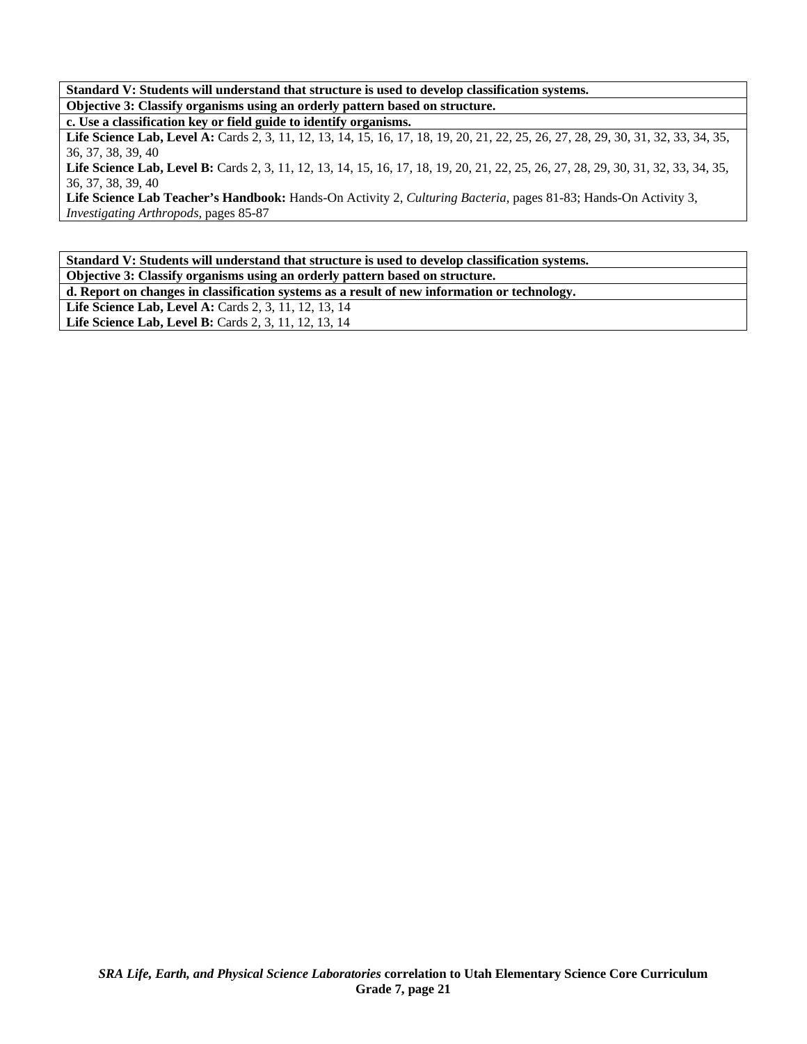**Standard V: Students will understand that structure is used to develop classification systems.**

**Objective 3: Classify organisms using an orderly pattern based on structure.**

**c. Use a classification key or field guide to identify organisms.**

**Life Science Lab, Level A:** Cards 2, 3, 11, 12, 13, 14, 15, 16, 17, 18, 19, 20, 21, 22, 25, 26, 27, 28, 29, 30, 31, 32, 33, 34, 35, 36, 37, 38, 39, 40

**Life Science Lab, Level B:** Cards 2, 3, 11, 12, 13, 14, 15, 16, 17, 18, 19, 20, 21, 22, 25, 26, 27, 28, 29, 30, 31, 32, 33, 34, 35, 36, 37, 38, 39, 40

**Life Science Lab Teacher's Handbook:** Hands-On Activity 2, *Culturing Bacteria,* pages 81-83; Hands-On Activity 3, *Investigating Arthropods,* pages 85-87

**Standard V: Students will understand that structure is used to develop classification systems.**

**Objective 3: Classify organisms using an orderly pattern based on structure.**

**d. Report on changes in classification systems as a result of new information or technology.**

**Life Science Lab, Level A:** Cards 2, 3, 11, 12, 13, 14

**Life Science Lab, Level B:** Cards 2, 3, 11, 12, 13, 14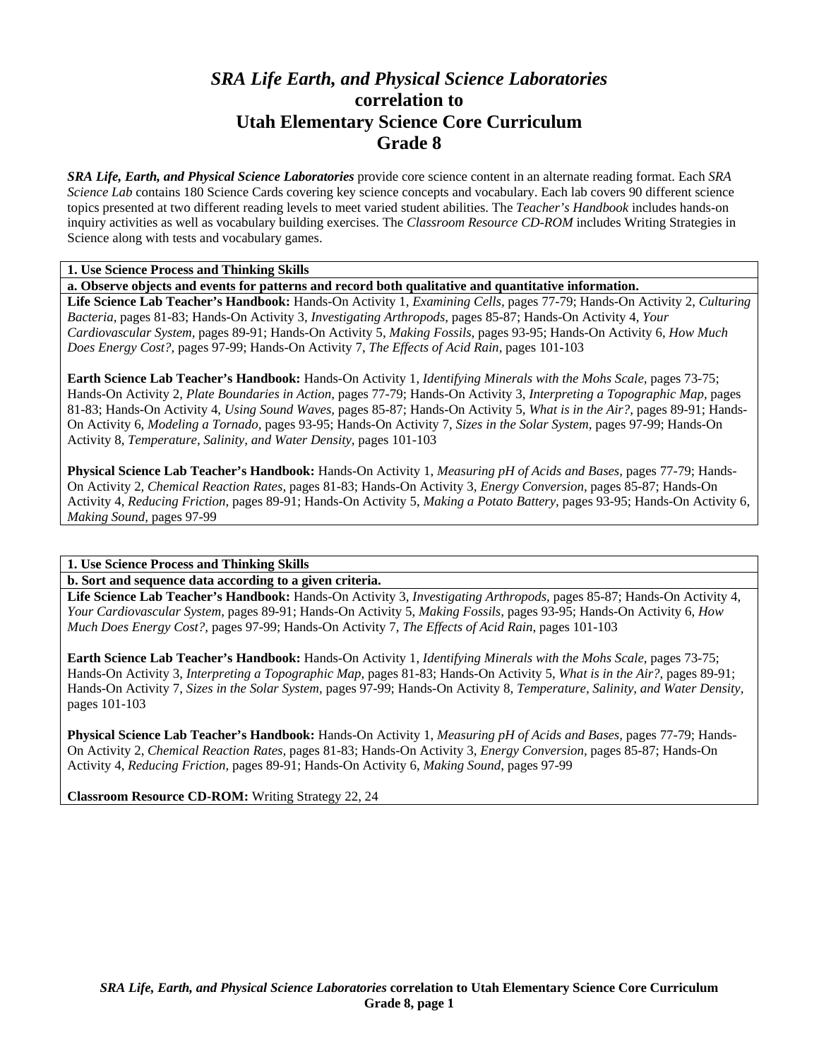# *SRA Life Earth, and Physical Science Laboratories* correlation to Utah Elementary Science Core Curriculum Grade 8

***SRA Life, Earth, and Physical Science Laboratories*** provide core science content in an alternate reading format. Each *SRA Science Lab* contains 180 Science Cards covering key science concepts and vocabulary. Each lab covers 90 different science topics presented at two different reading levels to meet varied student abilities. The *Teacher's Handbook* includes hands-on inquiry activities as well as vocabulary building exercises. The *Classroom Resource CD-ROM* includes Writing Strategies in Science along with tests and vocabulary games.

**1. Use Science Process and Thinking Skills**

**a. Observe objects and events for patterns and record both qualitative and quantitative information.**

**Life Science Lab Teacher's Handbook:** Hands-On Activity 1, *Examining Cells,* pages 77-79; Hands-On Activity 2, *Culturing Bacteria,* pages 81-83; Hands-On Activity 3, *Investigating Arthropods,* pages 85-87; Hands-On Activity 4, *Your Cardiovascular System,* pages 89-91; Hands-On Activity 5, *Making Fossils,* pages 93-95; Hands-On Activity 6, *How Much Does Energy Cost?,* pages 97-99; Hands-On Activity 7, *The Effects of Acid Rain,* pages 101-103

**Earth Science Lab Teacher's Handbook:** Hands-On Activity 1, *Identifying Minerals with the Mohs Scale,* pages 73-75; Hands-On Activity 2, *Plate Boundaries in Action,* pages 77-79; Hands-On Activity 3, *Interpreting a Topographic Map,* pages 81-83; Hands-On Activity 4, *Using Sound Waves,* pages 85-87; Hands-On Activity 5, *What is in the Air?,* pages 89-91; Hands-On Activity 6, *Modeling a Tornado,* pages 93-95; Hands-On Activity 7, *Sizes in the Solar System,* pages 97-99; Hands-On Activity 8, *Temperature, Salinity, and Water Density,* pages 101-103

**Physical Science Lab Teacher's Handbook:** Hands-On Activity 1, *Measuring pH of Acids and Bases,* pages 77-79; Hands-On Activity 2, *Chemical Reaction Rates,* pages 81-83; Hands-On Activity 3, *Energy Conversion,* pages 85-87; Hands-On Activity 4, *Reducing Friction,* pages 89-91; Hands-On Activity 5, *Making a Potato Battery,* pages 93-95; Hands-On Activity 6, *Making Sound,* pages 97-99

**1. Use Science Process and Thinking Skills**

**b. Sort and sequence data according to a given criteria.**

**Life Science Lab Teacher's Handbook:** Hands-On Activity 3, *Investigating Arthropods,* pages 85-87; Hands-On Activity 4, *Your Cardiovascular System,* pages 89-91; Hands-On Activity 5, *Making Fossils,* pages 93-95; Hands-On Activity 6, *How Much Does Energy Cost?,* pages 97-99; Hands-On Activity 7, *The Effects of Acid Rain,* pages 101-103

**Earth Science Lab Teacher's Handbook:** Hands-On Activity 1, *Identifying Minerals with the Mohs Scale,* pages 73-75; Hands-On Activity 3, *Interpreting a Topographic Map,* pages 81-83; Hands-On Activity 5, *What is in the Air?,* pages 89-91; Hands-On Activity 7, *Sizes in the Solar System,* pages 97-99; Hands-On Activity 8, *Temperature, Salinity, and Water Density,* pages 101-103

**Physical Science Lab Teacher's Handbook:** Hands-On Activity 1, *Measuring pH of Acids and Bases,* pages 77-79; Hands-On Activity 2, *Chemical Reaction Rates,* pages 81-83; Hands-On Activity 3, *Energy Conversion,* pages 85-87; Hands-On Activity 4, *Reducing Friction,* pages 89-91; Hands-On Activity 6, *Making Sound,* pages 97-99

**Classroom Resource CD-ROM:** Writing Strategy 22, 24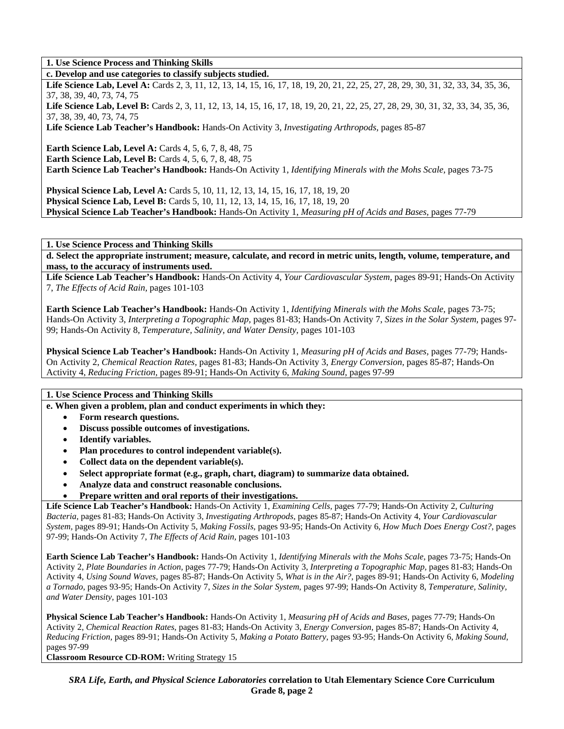**1. Use Science Process and Thinking Skills**

**c. Develop and use categories to classify subjects studied.**

**Life Science Lab, Level A:** Cards 2, 3, 11, 12, 13, 14, 15, 16, 17, 18, 19, 20, 21, 22, 25, 27, 28, 29, 30, 31, 32, 33, 34, 35, 36, 37, 38, 39, 40, 73, 74, 75
**Life Science Lab, Level B:** Cards 2, 3, 11, 12, 13, 14, 15, 16, 17, 18, 19, 20, 21, 22, 25, 27, 28, 29, 30, 31, 32, 33, 34, 35, 36, 37, 38, 39, 40, 73, 74, 75
**Life Science Lab Teacher's Handbook:** Hands-On Activity 3, *Investigating Arthropods,* pages 85-87

**Earth Science Lab, Level A:** Cards 4, 5, 6, 7, 8, 48, 75
**Earth Science Lab, Level B:** Cards 4, 5, 6, 7, 8, 48, 75
**Earth Science Lab Teacher's Handbook:** Hands-On Activity 1, *Identifying Minerals with the Mohs Scale,* pages 73-75

**Physical Science Lab, Level A:** Cards 5, 10, 11, 12, 13, 14, 15, 16, 17, 18, 19, 20
**Physical Science Lab, Level B:** Cards 5, 10, 11, 12, 13, 14, 15, 16, 17, 18, 19, 20
**Physical Science Lab Teacher's Handbook:** Hands-On Activity 1, *Measuring pH of Acids and Bases,* pages 77-79

**1. Use Science Process and Thinking Skills**

**d. Select the appropriate instrument; measure, calculate, and record in metric units, length, volume, temperature, and mass, to the accuracy of instruments used.**

**Life Science Lab Teacher's Handbook:** Hands-On Activity 4, *Your Cardiovascular System,* pages 89-91; Hands-On Activity 7, *The Effects of Acid Rain,* pages 101-103

**Earth Science Lab Teacher's Handbook:** Hands-On Activity 1, *Identifying Minerals with the Mohs Scale,* pages 73-75; Hands-On Activity 3, *Interpreting a Topographic Map,* pages 81-83; Hands-On Activity 7, *Sizes in the Solar System,* pages 97-99; Hands-On Activity 8, *Temperature, Salinity, and Water Density,* pages 101-103

**Physical Science Lab Teacher's Handbook:** Hands-On Activity 1, *Measuring pH of Acids and Bases,* pages 77-79; Hands-On Activity 2, *Chemical Reaction Rates,* pages 81-83; Hands-On Activity 3, *Energy Conversion,* pages 85-87; Hands-On Activity 4, *Reducing Friction,* pages 89-91; Hands-On Activity 6, *Making Sound,* pages 97-99

**1. Use Science Process and Thinking Skills**

**e. When given a problem, plan and conduct experiments in which they:**

- **Form research questions.**
- **Discuss possible outcomes of investigations.**
- **Identify variables.**
- **Plan procedures to control independent variable(s).**
- **Collect data on the dependent variable(s).**
- **Select appropriate format (e.g., graph, chart, diagram) to summarize data obtained.**
- **Analyze data and construct reasonable conclusions.**
- **Prepare written and oral reports of their investigations.**

**Life Science Lab Teacher's Handbook:** Hands-On Activity 1, *Examining Cells,* pages 77-79; Hands-On Activity 2, *Culturing Bacteria,* pages 81-83; Hands-On Activity 3, *Investigating Arthropods,* pages 85-87; Hands-On Activity 4, *Your Cardiovascular System,* pages 89-91; Hands-On Activity 5, *Making Fossils,* pages 93-95; Hands-On Activity 6, *How Much Does Energy Cost?,* pages 97-99; Hands-On Activity 7, *The Effects of Acid Rain,* pages 101-103

**Earth Science Lab Teacher's Handbook:** Hands-On Activity 1, *Identifying Minerals with the Mohs Scale,* pages 73-75; Hands-On Activity 2, *Plate Boundaries in Action,* pages 77-79; Hands-On Activity 3, *Interpreting a Topographic Map,* pages 81-83; Hands-On Activity 4, *Using Sound Waves,* pages 85-87; Hands-On Activity 5, *What is in the Air?,* pages 89-91; Hands-On Activity 6, *Modeling a Tornado,* pages 93-95; Hands-On Activity 7, *Sizes in the Solar System,* pages 97-99; Hands-On Activity 8, *Temperature, Salinity, and Water Density,* pages 101-103

**Physical Science Lab Teacher's Handbook:** Hands-On Activity 1, *Measuring pH of Acids and Bases,* pages 77-79; Hands-On Activity 2, *Chemical Reaction Rates,* pages 81-83; Hands-On Activity 3, *Energy Conversion,* pages 85-87; Hands-On Activity 4, *Reducing Friction,* pages 89-91; Hands-On Activity 5, *Making a Potato Battery,* pages 93-95; Hands-On Activity 6, *Making Sound,* pages 97-99
**Classroom Resource CD-ROM:** Writing Strategy 15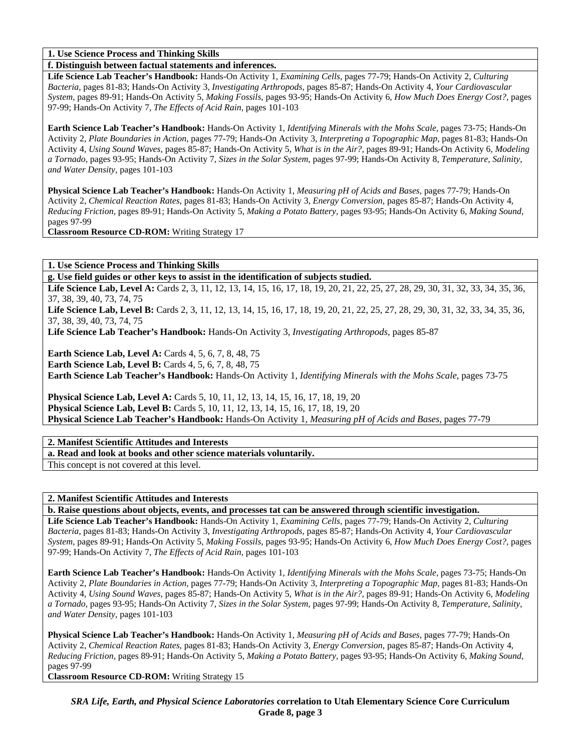**1. Use Science Process and Thinking Skills**

**f. Distinguish between factual statements and inferences.**

**Life Science Lab Teacher's Handbook:** Hands-On Activity 1, *Examining Cells,* pages 77-79; Hands-On Activity 2, *Culturing Bacteria,* pages 81-83; Hands-On Activity 3, *Investigating Arthropods,* pages 85-87; Hands-On Activity 4, *Your Cardiovascular System,* pages 89-91; Hands-On Activity 5, *Making Fossils,* pages 93-95; Hands-On Activity 6, *How Much Does Energy Cost?,* pages 97-99; Hands-On Activity 7, *The Effects of Acid Rain,* pages 101-103

**Earth Science Lab Teacher's Handbook:** Hands-On Activity 1, *Identifying Minerals with the Mohs Scale,* pages 73-75; Hands-On Activity 2, *Plate Boundaries in Action,* pages 77-79; Hands-On Activity 3, *Interpreting a Topographic Map,* pages 81-83; Hands-On Activity 4, *Using Sound Waves,* pages 85-87; Hands-On Activity 5, *What is in the Air?,* pages 89-91; Hands-On Activity 6, *Modeling a Tornado,* pages 93-95; Hands-On Activity 7, *Sizes in the Solar System,* pages 97-99; Hands-On Activity 8, *Temperature, Salinity, and Water Density,* pages 101-103

**Physical Science Lab Teacher's Handbook:** Hands-On Activity 1, *Measuring pH of Acids and Bases,* pages 77-79; Hands-On Activity 2, *Chemical Reaction Rates,* pages 81-83; Hands-On Activity 3, *Energy Conversion,* pages 85-87; Hands-On Activity 4, *Reducing Friction,* pages 89-91; Hands-On Activity 5, *Making a Potato Battery,* pages 93-95; Hands-On Activity 6, *Making Sound,* pages 97-99

**Classroom Resource CD-ROM:** Writing Strategy 17

**1. Use Science Process and Thinking Skills**

**g. Use field guides or other keys to assist in the identification of subjects studied.**

**Life Science Lab, Level A:** Cards 2, 3, 11, 12, 13, 14, 15, 16, 17, 18, 19, 20, 21, 22, 25, 27, 28, 29, 30, 31, 32, 33, 34, 35, 36, 37, 38, 39, 40, 73, 74, 75

**Life Science Lab, Level B:** Cards 2, 3, 11, 12, 13, 14, 15, 16, 17, 18, 19, 20, 21, 22, 25, 27, 28, 29, 30, 31, 32, 33, 34, 35, 36, 37, 38, 39, 40, 73, 74, 75

**Life Science Lab Teacher's Handbook:** Hands-On Activity 3, *Investigating Arthropods,* pages 85-87

**Earth Science Lab, Level A:** Cards 4, 5, 6, 7, 8, 48, 75

**Earth Science Lab, Level B:** Cards 4, 5, 6, 7, 8, 48, 75

**Earth Science Lab Teacher's Handbook:** Hands-On Activity 1, *Identifying Minerals with the Mohs Scale,* pages 73-75

**Physical Science Lab, Level A:** Cards 5, 10, 11, 12, 13, 14, 15, 16, 17, 18, 19, 20

**Physical Science Lab, Level B:** Cards 5, 10, 11, 12, 13, 14, 15, 16, 17, 18, 19, 20

**Physical Science Lab Teacher's Handbook:** Hands-On Activity 1, *Measuring pH of Acids and Bases,* pages 77-79

**2. Manifest Scientific Attitudes and Interests**

**a. Read and look at books and other science materials voluntarily.**

This concept is not covered at this level.

**2. Manifest Scientific Attitudes and Interests**

**b. Raise questions about objects, events, and processes tat can be answered through scientific investigation.**

**Life Science Lab Teacher's Handbook:** Hands-On Activity 1, *Examining Cells,* pages 77-79; Hands-On Activity 2, *Culturing Bacteria,* pages 81-83; Hands-On Activity 3, *Investigating Arthropods,* pages 85-87; Hands-On Activity 4, *Your Cardiovascular System,* pages 89-91; Hands-On Activity 5, *Making Fossils,* pages 93-95; Hands-On Activity 6, *How Much Does Energy Cost?,* pages 97-99; Hands-On Activity 7, *The Effects of Acid Rain,* pages 101-103

**Earth Science Lab Teacher's Handbook:** Hands-On Activity 1, *Identifying Minerals with the Mohs Scale,* pages 73-75; Hands-On Activity 2, *Plate Boundaries in Action,* pages 77-79; Hands-On Activity 3, *Interpreting a Topographic Map,* pages 81-83; Hands-On Activity 4, *Using Sound Waves,* pages 85-87; Hands-On Activity 5, *What is in the Air?,* pages 89-91; Hands-On Activity 6, *Modeling a Tornado,* pages 93-95; Hands-On Activity 7, *Sizes in the Solar System,* pages 97-99; Hands-On Activity 8, *Temperature, Salinity, and Water Density,* pages 101-103

**Physical Science Lab Teacher's Handbook:** Hands-On Activity 1, *Measuring pH of Acids and Bases,* pages 77-79; Hands-On Activity 2, *Chemical Reaction Rates,* pages 81-83; Hands-On Activity 3, *Energy Conversion,* pages 85-87; Hands-On Activity 4, *Reducing Friction,* pages 89-91; Hands-On Activity 5, *Making a Potato Battery,* pages 93-95; Hands-On Activity 6, *Making Sound,* pages 97-99

**Classroom Resource CD-ROM:** Writing Strategy 15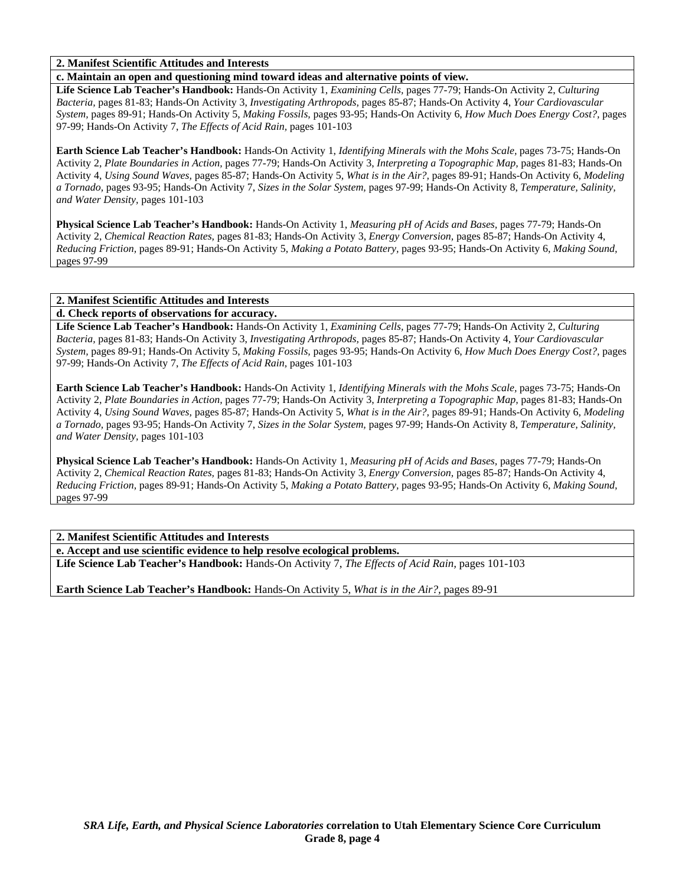**2. Manifest Scientific Attitudes and Interests**

**c. Maintain an open and questioning mind toward ideas and alternative points of view.**

**Life Science Lab Teacher's Handbook:** Hands-On Activity 1, *Examining Cells,* pages 77-79; Hands-On Activity 2, *Culturing Bacteria,* pages 81-83; Hands-On Activity 3, *Investigating Arthropods,* pages 85-87; Hands-On Activity 4, *Your Cardiovascular System,* pages 89-91; Hands-On Activity 5, *Making Fossils,* pages 93-95; Hands-On Activity 6, *How Much Does Energy Cost?,* pages 97-99; Hands-On Activity 7, *The Effects of Acid Rain,* pages 101-103

**Earth Science Lab Teacher's Handbook:** Hands-On Activity 1, *Identifying Minerals with the Mohs Scale,* pages 73-75; Hands-On Activity 2, *Plate Boundaries in Action,* pages 77-79; Hands-On Activity 3, *Interpreting a Topographic Map,* pages 81-83; Hands-On Activity 4, *Using Sound Waves,* pages 85-87; Hands-On Activity 5, *What is in the Air?,* pages 89-91; Hands-On Activity 6, *Modeling a Tornado,* pages 93-95; Hands-On Activity 7, *Sizes in the Solar System,* pages 97-99; Hands-On Activity 8, *Temperature, Salinity, and Water Density,* pages 101-103

**Physical Science Lab Teacher's Handbook:** Hands-On Activity 1, *Measuring pH of Acids and Bases,* pages 77-79; Hands-On Activity 2, *Chemical Reaction Rates,* pages 81-83; Hands-On Activity 3, *Energy Conversion,* pages 85-87; Hands-On Activity 4, *Reducing Friction,* pages 89-91; Hands-On Activity 5, *Making a Potato Battery,* pages 93-95; Hands-On Activity 6, *Making Sound,* pages 97-99

**2. Manifest Scientific Attitudes and Interests**

**d. Check reports of observations for accuracy.**

**Life Science Lab Teacher's Handbook:** Hands-On Activity 1, *Examining Cells,* pages 77-79; Hands-On Activity 2, *Culturing Bacteria,* pages 81-83; Hands-On Activity 3, *Investigating Arthropods,* pages 85-87; Hands-On Activity 4, *Your Cardiovascular System,* pages 89-91; Hands-On Activity 5, *Making Fossils,* pages 93-95; Hands-On Activity 6, *How Much Does Energy Cost?,* pages 97-99; Hands-On Activity 7, *The Effects of Acid Rain,* pages 101-103

**Earth Science Lab Teacher's Handbook:** Hands-On Activity 1, *Identifying Minerals with the Mohs Scale,* pages 73-75; Hands-On Activity 2, *Plate Boundaries in Action,* pages 77-79; Hands-On Activity 3, *Interpreting a Topographic Map,* pages 81-83; Hands-On Activity 4, *Using Sound Waves,* pages 85-87; Hands-On Activity 5, *What is in the Air?,* pages 89-91; Hands-On Activity 6, *Modeling a Tornado,* pages 93-95; Hands-On Activity 7, *Sizes in the Solar System,* pages 97-99; Hands-On Activity 8, *Temperature, Salinity, and Water Density,* pages 101-103

**Physical Science Lab Teacher's Handbook:** Hands-On Activity 1, *Measuring pH of Acids and Bases,* pages 77-79; Hands-On Activity 2, *Chemical Reaction Rates,* pages 81-83; Hands-On Activity 3, *Energy Conversion,* pages 85-87; Hands-On Activity 4, *Reducing Friction,* pages 89-91; Hands-On Activity 5, *Making a Potato Battery,* pages 93-95; Hands-On Activity 6, *Making Sound,* pages 97-99

**2. Manifest Scientific Attitudes and Interests**

**e. Accept and use scientific evidence to help resolve ecological problems.**

**Life Science Lab Teacher's Handbook:** Hands-On Activity 7, *The Effects of Acid Rain,* pages 101-103

**Earth Science Lab Teacher's Handbook:** Hands-On Activity 5, *What is in the Air?,* pages 89-91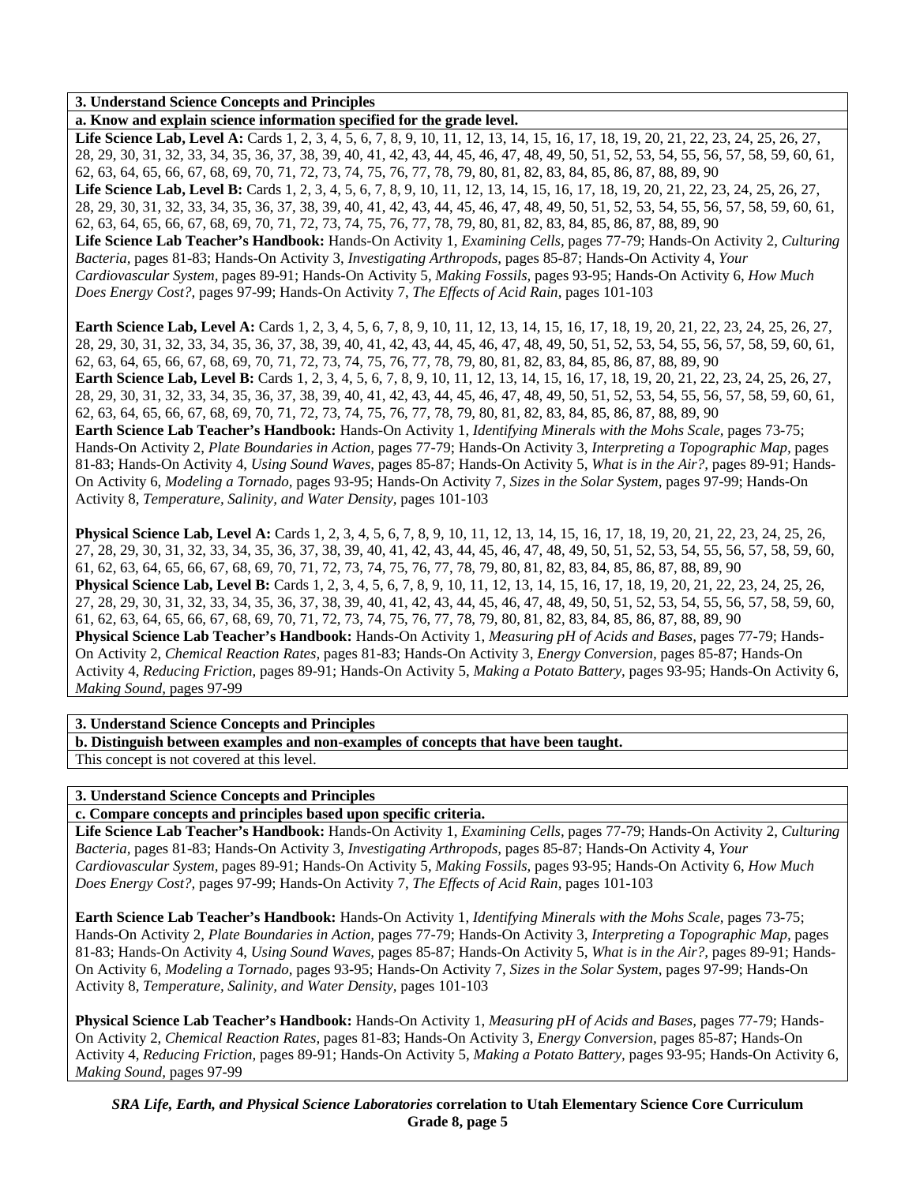**3. Understand Science Concepts and Principles**

**a. Know and explain science information specified for the grade level.**

**Life Science Lab, Level A:** Cards 1, 2, 3, 4, 5, 6, 7, 8, 9, 10, 11, 12, 13, 14, 15, 16, 17, 18, 19, 20, 21, 22, 23, 24, 25, 26, 27, 28, 29, 30, 31, 32, 33, 34, 35, 36, 37, 38, 39, 40, 41, 42, 43, 44, 45, 46, 47, 48, 49, 50, 51, 52, 53, 54, 55, 56, 57, 58, 59, 60, 61, 62, 63, 64, 65, 66, 67, 68, 69, 70, 71, 72, 73, 74, 75, 76, 77, 78, 79, 80, 81, 82, 83, 84, 85, 86, 87, 88, 89, 90
**Life Science Lab, Level B:** Cards 1, 2, 3, 4, 5, 6, 7, 8, 9, 10, 11, 12, 13, 14, 15, 16, 17, 18, 19, 20, 21, 22, 23, 24, 25, 26, 27, 28, 29, 30, 31, 32, 33, 34, 35, 36, 37, 38, 39, 40, 41, 42, 43, 44, 45, 46, 47, 48, 49, 50, 51, 52, 53, 54, 55, 56, 57, 58, 59, 60, 61, 62, 63, 64, 65, 66, 67, 68, 69, 70, 71, 72, 73, 74, 75, 76, 77, 78, 79, 80, 81, 82, 83, 84, 85, 86, 87, 88, 89, 90
**Life Science Lab Teacher's Handbook:** Hands-On Activity 1, *Examining Cells,* pages 77-79; Hands-On Activity 2, *Culturing Bacteria,* pages 81-83; Hands-On Activity 3, *Investigating Arthropods,* pages 85-87; Hands-On Activity 4, *Your Cardiovascular System,* pages 89-91; Hands-On Activity 5, *Making Fossils,* pages 93-95; Hands-On Activity 6, *How Much Does Energy Cost?,* pages 97-99; Hands-On Activity 7, *The Effects of Acid Rain,* pages 101-103

**Earth Science Lab, Level A:** Cards 1, 2, 3, 4, 5, 6, 7, 8, 9, 10, 11, 12, 13, 14, 15, 16, 17, 18, 19, 20, 21, 22, 23, 24, 25, 26, 27, 28, 29, 30, 31, 32, 33, 34, 35, 36, 37, 38, 39, 40, 41, 42, 43, 44, 45, 46, 47, 48, 49, 50, 51, 52, 53, 54, 55, 56, 57, 58, 59, 60, 61, 62, 63, 64, 65, 66, 67, 68, 69, 70, 71, 72, 73, 74, 75, 76, 77, 78, 79, 80, 81, 82, 83, 84, 85, 86, 87, 88, 89, 90
**Earth Science Lab, Level B:** Cards 1, 2, 3, 4, 5, 6, 7, 8, 9, 10, 11, 12, 13, 14, 15, 16, 17, 18, 19, 20, 21, 22, 23, 24, 25, 26, 27, 28, 29, 30, 31, 32, 33, 34, 35, 36, 37, 38, 39, 40, 41, 42, 43, 44, 45, 46, 47, 48, 49, 50, 51, 52, 53, 54, 55, 56, 57, 58, 59, 60, 61, 62, 63, 64, 65, 66, 67, 68, 69, 70, 71, 72, 73, 74, 75, 76, 77, 78, 79, 80, 81, 82, 83, 84, 85, 86, 87, 88, 89, 90
**Earth Science Lab Teacher's Handbook:** Hands-On Activity 1, *Identifying Minerals with the Mohs Scale,* pages 73-75; Hands-On Activity 2, *Plate Boundaries in Action,* pages 77-79; Hands-On Activity 3, *Interpreting a Topographic Map,* pages 81-83; Hands-On Activity 4, *Using Sound Waves,* pages 85-87; Hands-On Activity 5, *What is in the Air?,* pages 89-91; Hands-On Activity 6, *Modeling a Tornado,* pages 93-95; Hands-On Activity 7, *Sizes in the Solar System,* pages 97-99; Hands-On Activity 8, *Temperature, Salinity, and Water Density,* pages 101-103

**Physical Science Lab, Level A:** Cards 1, 2, 3, 4, 5, 6, 7, 8, 9, 10, 11, 12, 13, 14, 15, 16, 17, 18, 19, 20, 21, 22, 23, 24, 25, 26, 27, 28, 29, 30, 31, 32, 33, 34, 35, 36, 37, 38, 39, 40, 41, 42, 43, 44, 45, 46, 47, 48, 49, 50, 51, 52, 53, 54, 55, 56, 57, 58, 59, 60, 61, 62, 63, 64, 65, 66, 67, 68, 69, 70, 71, 72, 73, 74, 75, 76, 77, 78, 79, 80, 81, 82, 83, 84, 85, 86, 87, 88, 89, 90
**Physical Science Lab, Level B:** Cards 1, 2, 3, 4, 5, 6, 7, 8, 9, 10, 11, 12, 13, 14, 15, 16, 17, 18, 19, 20, 21, 22, 23, 24, 25, 26, 27, 28, 29, 30, 31, 32, 33, 34, 35, 36, 37, 38, 39, 40, 41, 42, 43, 44, 45, 46, 47, 48, 49, 50, 51, 52, 53, 54, 55, 56, 57, 58, 59, 60, 61, 62, 63, 64, 65, 66, 67, 68, 69, 70, 71, 72, 73, 74, 75, 76, 77, 78, 79, 80, 81, 82, 83, 84, 85, 86, 87, 88, 89, 90
**Physical Science Lab Teacher's Handbook:** Hands-On Activity 1, *Measuring pH of Acids and Bases,* pages 77-79; Hands-On Activity 2, *Chemical Reaction Rates,* pages 81-83; Hands-On Activity 3, *Energy Conversion,* pages 85-87; Hands-On Activity 4, *Reducing Friction,* pages 89-91; Hands-On Activity 5, *Making a Potato Battery,* pages 93-95; Hands-On Activity 6, *Making Sound,* pages 97-99

**3. Understand Science Concepts and Principles**

**b. Distinguish between examples and non-examples of concepts that have been taught.**

This concept is not covered at this level.

**3. Understand Science Concepts and Principles**

**c. Compare concepts and principles based upon specific criteria.**

**Life Science Lab Teacher's Handbook:** Hands-On Activity 1, *Examining Cells,* pages 77-79; Hands-On Activity 2, *Culturing Bacteria,* pages 81-83; Hands-On Activity 3, *Investigating Arthropods,* pages 85-87; Hands-On Activity 4, *Your Cardiovascular System,* pages 89-91; Hands-On Activity 5, *Making Fossils,* pages 93-95; Hands-On Activity 6, *How Much Does Energy Cost?,* pages 97-99; Hands-On Activity 7, *The Effects of Acid Rain,* pages 101-103

**Earth Science Lab Teacher's Handbook:** Hands-On Activity 1, *Identifying Minerals with the Mohs Scale,* pages 73-75; Hands-On Activity 2, *Plate Boundaries in Action,* pages 77-79; Hands-On Activity 3, *Interpreting a Topographic Map,* pages 81-83; Hands-On Activity 4, *Using Sound Waves,* pages 85-87; Hands-On Activity 5, *What is in the Air?,* pages 89-91; Hands-On Activity 6, *Modeling a Tornado,* pages 93-95; Hands-On Activity 7, *Sizes in the Solar System,* pages 97-99; Hands-On Activity 8, *Temperature, Salinity, and Water Density,* pages 101-103

**Physical Science Lab Teacher's Handbook:** Hands-On Activity 1, *Measuring pH of Acids and Bases,* pages 77-79; Hands-On Activity 2, *Chemical Reaction Rates,* pages 81-83; Hands-On Activity 3, *Energy Conversion,* pages 85-87; Hands-On Activity 4, *Reducing Friction,* pages 89-91; Hands-On Activity 5, *Making a Potato Battery,* pages 93-95; Hands-On Activity 6, *Making Sound,* pages 97-99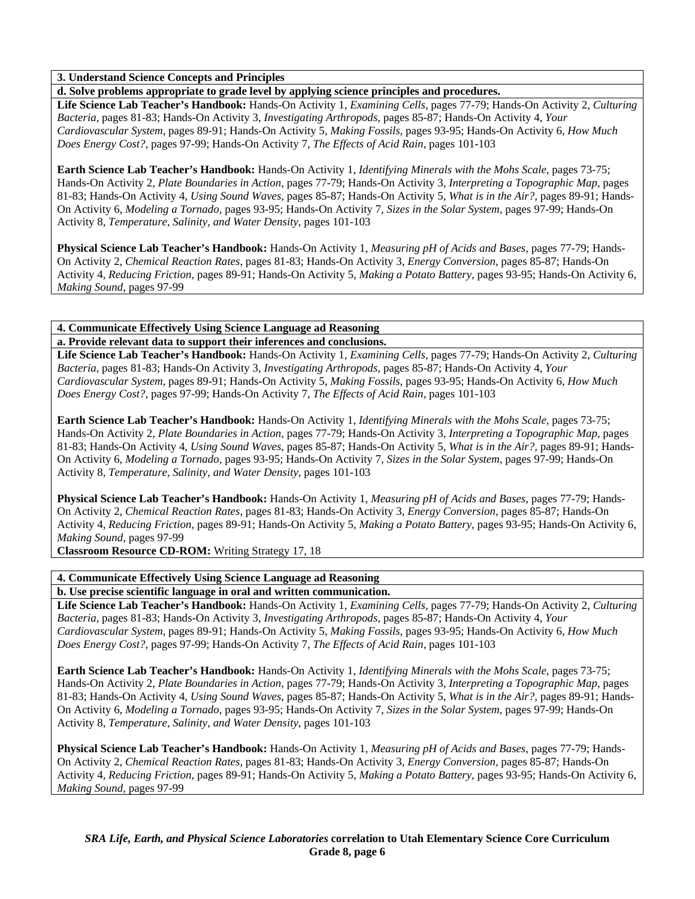**3. Understand Science Concepts and Principles**

**d. Solve problems appropriate to grade level by applying science principles and procedures.**

**Life Science Lab Teacher's Handbook:** Hands-On Activity 1, *Examining Cells,* pages 77-79; Hands-On Activity 2, *Culturing Bacteria,* pages 81-83; Hands-On Activity 3, *Investigating Arthropods,* pages 85-87; Hands-On Activity 4, *Your Cardiovascular System,* pages 89-91; Hands-On Activity 5, *Making Fossils,* pages 93-95; Hands-On Activity 6, *How Much Does Energy Cost?,* pages 97-99; Hands-On Activity 7, *The Effects of Acid Rain,* pages 101-103

**Earth Science Lab Teacher's Handbook:** Hands-On Activity 1, *Identifying Minerals with the Mohs Scale,* pages 73-75; Hands-On Activity 2, *Plate Boundaries in Action,* pages 77-79; Hands-On Activity 3, *Interpreting a Topographic Map,* pages 81-83; Hands-On Activity 4, *Using Sound Waves,* pages 85-87; Hands-On Activity 5, *What is in the Air?,* pages 89-91; Hands-On Activity 6, *Modeling a Tornado,* pages 93-95; Hands-On Activity 7, *Sizes in the Solar System,* pages 97-99; Hands-On Activity 8, *Temperature, Salinity, and Water Density,* pages 101-103

**Physical Science Lab Teacher's Handbook:** Hands-On Activity 1, *Measuring pH of Acids and Bases,* pages 77-79; Hands-On Activity 2, *Chemical Reaction Rates,* pages 81-83; Hands-On Activity 3, *Energy Conversion,* pages 85-87; Hands-On Activity 4, *Reducing Friction,* pages 89-91; Hands-On Activity 5, *Making a Potato Battery,* pages 93-95; Hands-On Activity 6, *Making Sound,* pages 97-99

**4. Communicate Effectively Using Science Language ad Reasoning**

**a. Provide relevant data to support their inferences and conclusions.**

**Life Science Lab Teacher's Handbook:** Hands-On Activity 1, *Examining Cells,* pages 77-79; Hands-On Activity 2, *Culturing Bacteria,* pages 81-83; Hands-On Activity 3, *Investigating Arthropods,* pages 85-87; Hands-On Activity 4, *Your Cardiovascular System,* pages 89-91; Hands-On Activity 5, *Making Fossils,* pages 93-95; Hands-On Activity 6, *How Much Does Energy Cost?,* pages 97-99; Hands-On Activity 7, *The Effects of Acid Rain,* pages 101-103

**Earth Science Lab Teacher's Handbook:** Hands-On Activity 1, *Identifying Minerals with the Mohs Scale,* pages 73-75; Hands-On Activity 2, *Plate Boundaries in Action,* pages 77-79; Hands-On Activity 3, *Interpreting a Topographic Map,* pages 81-83; Hands-On Activity 4, *Using Sound Waves,* pages 85-87; Hands-On Activity 5, *What is in the Air?,* pages 89-91; Hands-On Activity 6, *Modeling a Tornado,* pages 93-95; Hands-On Activity 7, *Sizes in the Solar System,* pages 97-99; Hands-On Activity 8, *Temperature, Salinity, and Water Density,* pages 101-103

**Physical Science Lab Teacher's Handbook:** Hands-On Activity 1, *Measuring pH of Acids and Bases,* pages 77-79; Hands-On Activity 2, *Chemical Reaction Rates,* pages 81-83; Hands-On Activity 3, *Energy Conversion,* pages 85-87; Hands-On Activity 4, *Reducing Friction,* pages 89-91; Hands-On Activity 5, *Making a Potato Battery,* pages 93-95; Hands-On Activity 6, *Making Sound,* pages 97-99

**Classroom Resource CD-ROM:** Writing Strategy 17, 18

**4. Communicate Effectively Using Science Language ad Reasoning**

**b. Use precise scientific language in oral and written communication.**

**Life Science Lab Teacher's Handbook:** Hands-On Activity 1, *Examining Cells,* pages 77-79; Hands-On Activity 2, *Culturing Bacteria,* pages 81-83; Hands-On Activity 3, *Investigating Arthropods,* pages 85-87; Hands-On Activity 4, *Your Cardiovascular System,* pages 89-91; Hands-On Activity 5, *Making Fossils,* pages 93-95; Hands-On Activity 6, *How Much Does Energy Cost?,* pages 97-99; Hands-On Activity 7, *The Effects of Acid Rain,* pages 101-103

**Earth Science Lab Teacher's Handbook:** Hands-On Activity 1, *Identifying Minerals with the Mohs Scale,* pages 73-75; Hands-On Activity 2, *Plate Boundaries in Action,* pages 77-79; Hands-On Activity 3, *Interpreting a Topographic Map,* pages 81-83; Hands-On Activity 4, *Using Sound Waves,* pages 85-87; Hands-On Activity 5, *What is in the Air?,* pages 89-91; Hands-On Activity 6, *Modeling a Tornado,* pages 93-95; Hands-On Activity 7, *Sizes in the Solar System,* pages 97-99; Hands-On Activity 8, *Temperature, Salinity, and Water Density,* pages 101-103

**Physical Science Lab Teacher's Handbook:** Hands-On Activity 1, *Measuring pH of Acids and Bases,* pages 77-79; Hands-On Activity 2, *Chemical Reaction Rates,* pages 81-83; Hands-On Activity 3, *Energy Conversion,* pages 85-87; Hands-On Activity 4, *Reducing Friction,* pages 89-91; Hands-On Activity 5, *Making a Potato Battery,* pages 93-95; Hands-On Activity 6, *Making Sound,* pages 97-99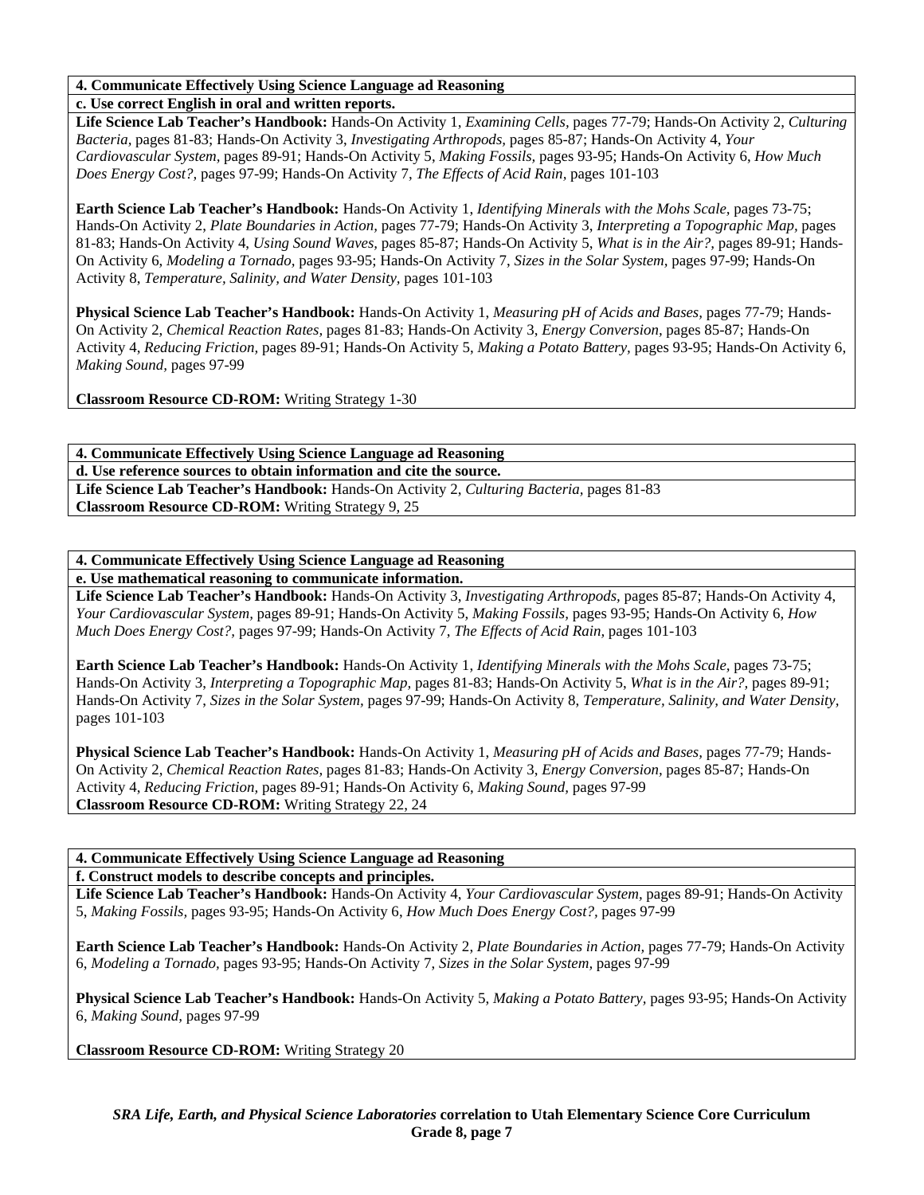**4. Communicate Effectively Using Science Language ad Reasoning**

**c. Use correct English in oral and written reports.**

**Life Science Lab Teacher's Handbook:** Hands-On Activity 1, *Examining Cells,* pages 77-79; Hands-On Activity 2, *Culturing Bacteria,* pages 81-83; Hands-On Activity 3, *Investigating Arthropods,* pages 85-87; Hands-On Activity 4, *Your Cardiovascular System,* pages 89-91; Hands-On Activity 5, *Making Fossils,* pages 93-95; Hands-On Activity 6, *How Much Does Energy Cost?,* pages 97-99; Hands-On Activity 7, *The Effects of Acid Rain,* pages 101-103

**Earth Science Lab Teacher's Handbook:** Hands-On Activity 1, *Identifying Minerals with the Mohs Scale,* pages 73-75; Hands-On Activity 2, *Plate Boundaries in Action,* pages 77-79; Hands-On Activity 3, *Interpreting a Topographic Map,* pages 81-83; Hands-On Activity 4, *Using Sound Waves,* pages 85-87; Hands-On Activity 5, *What is in the Air?,* pages 89-91; Hands-On Activity 6, *Modeling a Tornado,* pages 93-95; Hands-On Activity 7, *Sizes in the Solar System,* pages 97-99; Hands-On Activity 8, *Temperature, Salinity, and Water Density,* pages 101-103

**Physical Science Lab Teacher's Handbook:** Hands-On Activity 1, *Measuring pH of Acids and Bases,* pages 77-79; Hands-On Activity 2, *Chemical Reaction Rates,* pages 81-83; Hands-On Activity 3, *Energy Conversion,* pages 85-87; Hands-On Activity 4, *Reducing Friction,* pages 89-91; Hands-On Activity 5, *Making a Potato Battery,* pages 93-95; Hands-On Activity 6, *Making Sound,* pages 97-99

**Classroom Resource CD-ROM:** Writing Strategy 1-30

**4. Communicate Effectively Using Science Language ad Reasoning**

**d. Use reference sources to obtain information and cite the source.**

**Life Science Lab Teacher's Handbook:** Hands-On Activity 2, *Culturing Bacteria,* pages 81-83

**Classroom Resource CD-ROM:** Writing Strategy 9, 25

**4. Communicate Effectively Using Science Language ad Reasoning**

**e. Use mathematical reasoning to communicate information.**

**Life Science Lab Teacher's Handbook:** Hands-On Activity 3, *Investigating Arthropods,* pages 85-87; Hands-On Activity 4, *Your Cardiovascular System,* pages 89-91; Hands-On Activity 5, *Making Fossils,* pages 93-95; Hands-On Activity 6, *How Much Does Energy Cost?,* pages 97-99; Hands-On Activity 7, *The Effects of Acid Rain,* pages 101-103

**Earth Science Lab Teacher's Handbook:** Hands-On Activity 1, *Identifying Minerals with the Mohs Scale,* pages 73-75; Hands-On Activity 3, *Interpreting a Topographic Map,* pages 81-83; Hands-On Activity 5, *What is in the Air?,* pages 89-91; Hands-On Activity 7, *Sizes in the Solar System,* pages 97-99; Hands-On Activity 8, *Temperature, Salinity, and Water Density,* pages 101-103

**Physical Science Lab Teacher's Handbook:** Hands-On Activity 1, *Measuring pH of Acids and Bases,* pages 77-79; Hands-On Activity 2, *Chemical Reaction Rates,* pages 81-83; Hands-On Activity 3, *Energy Conversion,* pages 85-87; Hands-On Activity 4, *Reducing Friction,* pages 89-91; Hands-On Activity 6, *Making Sound,* pages 97-99

**Classroom Resource CD-ROM:** Writing Strategy 22, 24

**4. Communicate Effectively Using Science Language ad Reasoning**

**f. Construct models to describe concepts and principles.**

**Life Science Lab Teacher's Handbook:** Hands-On Activity 4, *Your Cardiovascular System,* pages 89-91; Hands-On Activity 5, *Making Fossils,* pages 93-95; Hands-On Activity 6, *How Much Does Energy Cost?,* pages 97-99

**Earth Science Lab Teacher's Handbook:** Hands-On Activity 2, *Plate Boundaries in Action,* pages 77-79; Hands-On Activity 6, *Modeling a Tornado,* pages 93-95; Hands-On Activity 7, *Sizes in the Solar System,* pages 97-99

**Physical Science Lab Teacher's Handbook:** Hands-On Activity 5, *Making a Potato Battery,* pages 93-95; Hands-On Activity 6, *Making Sound,* pages 97-99

**Classroom Resource CD-ROM:** Writing Strategy 20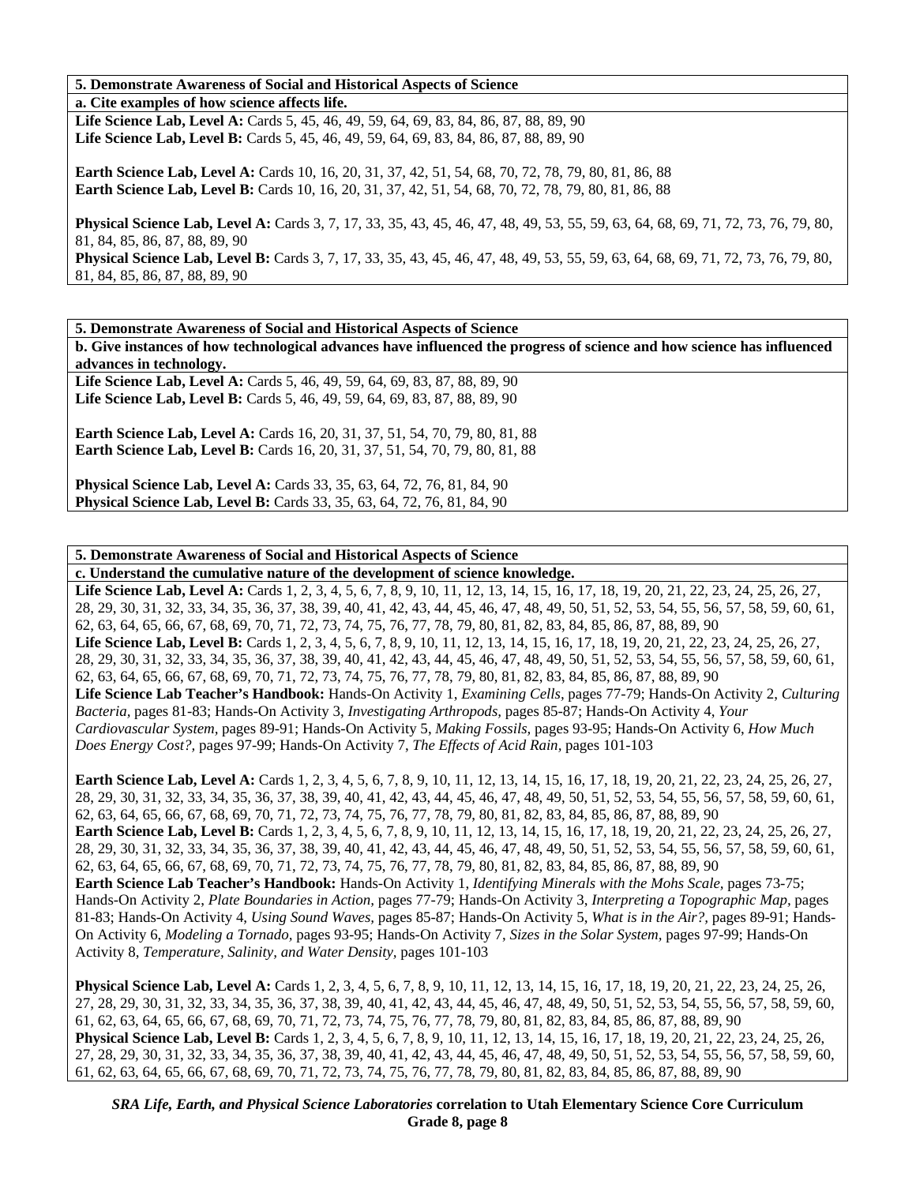**5. Demonstrate Awareness of Social and Historical Aspects of Science**

**a. Cite examples of how science affects life.**

**Life Science Lab, Level A:** Cards 5, 45, 46, 49, 59, 64, 69, 83, 84, 86, 87, 88, 89, 90
**Life Science Lab, Level B:** Cards 5, 45, 46, 49, 59, 64, 69, 83, 84, 86, 87, 88, 89, 90

**Earth Science Lab, Level A:** Cards 10, 16, 20, 31, 37, 42, 51, 54, 68, 70, 72, 78, 79, 80, 81, 86, 88
**Earth Science Lab, Level B:** Cards 10, 16, 20, 31, 37, 42, 51, 54, 68, 70, 72, 78, 79, 80, 81, 86, 88

**Physical Science Lab, Level A:** Cards 3, 7, 17, 33, 35, 43, 45, 46, 47, 48, 49, 53, 55, 59, 63, 64, 68, 69, 71, 72, 73, 76, 79, 80, 81, 84, 85, 86, 87, 88, 89, 90
**Physical Science Lab, Level B:** Cards 3, 7, 17, 33, 35, 43, 45, 46, 47, 48, 49, 53, 55, 59, 63, 64, 68, 69, 71, 72, 73, 76, 79, 80, 81, 84, 85, 86, 87, 88, 89, 90

**5. Demonstrate Awareness of Social and Historical Aspects of Science**

**b. Give instances of how technological advances have influenced the progress of science and how science has influenced advances in technology.**

**Life Science Lab, Level A:** Cards 5, 46, 49, 59, 64, 69, 83, 87, 88, 89, 90
**Life Science Lab, Level B:** Cards 5, 46, 49, 59, 64, 69, 83, 87, 88, 89, 90

**Earth Science Lab, Level A:** Cards 16, 20, 31, 37, 51, 54, 70, 79, 80, 81, 88
**Earth Science Lab, Level B:** Cards 16, 20, 31, 37, 51, 54, 70, 79, 80, 81, 88

**Physical Science Lab, Level A:** Cards 33, 35, 63, 64, 72, 76, 81, 84, 90
**Physical Science Lab, Level B:** Cards 33, 35, 63, 64, 72, 76, 81, 84, 90

**5. Demonstrate Awareness of Social and Historical Aspects of Science**

**c. Understand the cumulative nature of the development of science knowledge.**

**Life Science Lab, Level A:** Cards 1, 2, 3, 4, 5, 6, 7, 8, 9, 10, 11, 12, 13, 14, 15, 16, 17, 18, 19, 20, 21, 22, 23, 24, 25, 26, 27, 28, 29, 30, 31, 32, 33, 34, 35, 36, 37, 38, 39, 40, 41, 42, 43, 44, 45, 46, 47, 48, 49, 50, 51, 52, 53, 54, 55, 56, 57, 58, 59, 60, 61, 62, 63, 64, 65, 66, 67, 68, 69, 70, 71, 72, 73, 74, 75, 76, 77, 78, 79, 80, 81, 82, 83, 84, 85, 86, 87, 88, 89, 90
**Life Science Lab, Level B:** Cards 1, 2, 3, 4, 5, 6, 7, 8, 9, 10, 11, 12, 13, 14, 15, 16, 17, 18, 19, 20, 21, 22, 23, 24, 25, 26, 27, 28, 29, 30, 31, 32, 33, 34, 35, 36, 37, 38, 39, 40, 41, 42, 43, 44, 45, 46, 47, 48, 49, 50, 51, 52, 53, 54, 55, 56, 57, 58, 59, 60, 61, 62, 63, 64, 65, 66, 67, 68, 69, 70, 71, 72, 73, 74, 75, 76, 77, 78, 79, 80, 81, 82, 83, 84, 85, 86, 87, 88, 89, 90
**Life Science Lab Teacher's Handbook:** Hands-On Activity 1, *Examining Cells,* pages 77-79; Hands-On Activity 2, *Culturing Bacteria,* pages 81-83; Hands-On Activity 3, *Investigating Arthropods,* pages 85-87; Hands-On Activity 4, *Your Cardiovascular System,* pages 89-91; Hands-On Activity 5, *Making Fossils,* pages 93-95; Hands-On Activity 6, *How Much Does Energy Cost?,* pages 97-99; Hands-On Activity 7, *The Effects of Acid Rain,* pages 101-103

**Earth Science Lab, Level A:** Cards 1, 2, 3, 4, 5, 6, 7, 8, 9, 10, 11, 12, 13, 14, 15, 16, 17, 18, 19, 20, 21, 22, 23, 24, 25, 26, 27, 28, 29, 30, 31, 32, 33, 34, 35, 36, 37, 38, 39, 40, 41, 42, 43, 44, 45, 46, 47, 48, 49, 50, 51, 52, 53, 54, 55, 56, 57, 58, 59, 60, 61, 62, 63, 64, 65, 66, 67, 68, 69, 70, 71, 72, 73, 74, 75, 76, 77, 78, 79, 80, 81, 82, 83, 84, 85, 86, 87, 88, 89, 90
**Earth Science Lab, Level B:** Cards 1, 2, 3, 4, 5, 6, 7, 8, 9, 10, 11, 12, 13, 14, 15, 16, 17, 18, 19, 20, 21, 22, 23, 24, 25, 26, 27, 28, 29, 30, 31, 32, 33, 34, 35, 36, 37, 38, 39, 40, 41, 42, 43, 44, 45, 46, 47, 48, 49, 50, 51, 52, 53, 54, 55, 56, 57, 58, 59, 60, 61, 62, 63, 64, 65, 66, 67, 68, 69, 70, 71, 72, 73, 74, 75, 76, 77, 78, 79, 80, 81, 82, 83, 84, 85, 86, 87, 88, 89, 90
**Earth Science Lab Teacher's Handbook:** Hands-On Activity 1, *Identifying Minerals with the Mohs Scale,* pages 73-75; Hands-On Activity 2, *Plate Boundaries in Action,* pages 77-79; Hands-On Activity 3, *Interpreting a Topographic Map,* pages 81-83; Hands-On Activity 4, *Using Sound Waves,* pages 85-87; Hands-On Activity 5, *What is in the Air?,* pages 89-91; Hands-On Activity 6, *Modeling a Tornado,* pages 93-95; Hands-On Activity 7, *Sizes in the Solar System,* pages 97-99; Hands-On Activity 8, *Temperature, Salinity, and Water Density,* pages 101-103

**Physical Science Lab, Level A:** Cards 1, 2, 3, 4, 5, 6, 7, 8, 9, 10, 11, 12, 13, 14, 15, 16, 17, 18, 19, 20, 21, 22, 23, 24, 25, 26, 27, 28, 29, 30, 31, 32, 33, 34, 35, 36, 37, 38, 39, 40, 41, 42, 43, 44, 45, 46, 47, 48, 49, 50, 51, 52, 53, 54, 55, 56, 57, 58, 59, 60, 61, 62, 63, 64, 65, 66, 67, 68, 69, 70, 71, 72, 73, 74, 75, 76, 77, 78, 79, 80, 81, 82, 83, 84, 85, 86, 87, 88, 89, 90
**Physical Science Lab, Level B:** Cards 1, 2, 3, 4, 5, 6, 7, 8, 9, 10, 11, 12, 13, 14, 15, 16, 17, 18, 19, 20, 21, 22, 23, 24, 25, 26, 27, 28, 29, 30, 31, 32, 33, 34, 35, 36, 37, 38, 39, 40, 41, 42, 43, 44, 45, 46, 47, 48, 49, 50, 51, 52, 53, 54, 55, 56, 57, 58, 59, 60, 61, 62, 63, 64, 65, 66, 67, 68, 69, 70, 71, 72, 73, 74, 75, 76, 77, 78, 79, 80, 81, 82, 83, 84, 85, 86, 87, 88, 89, 90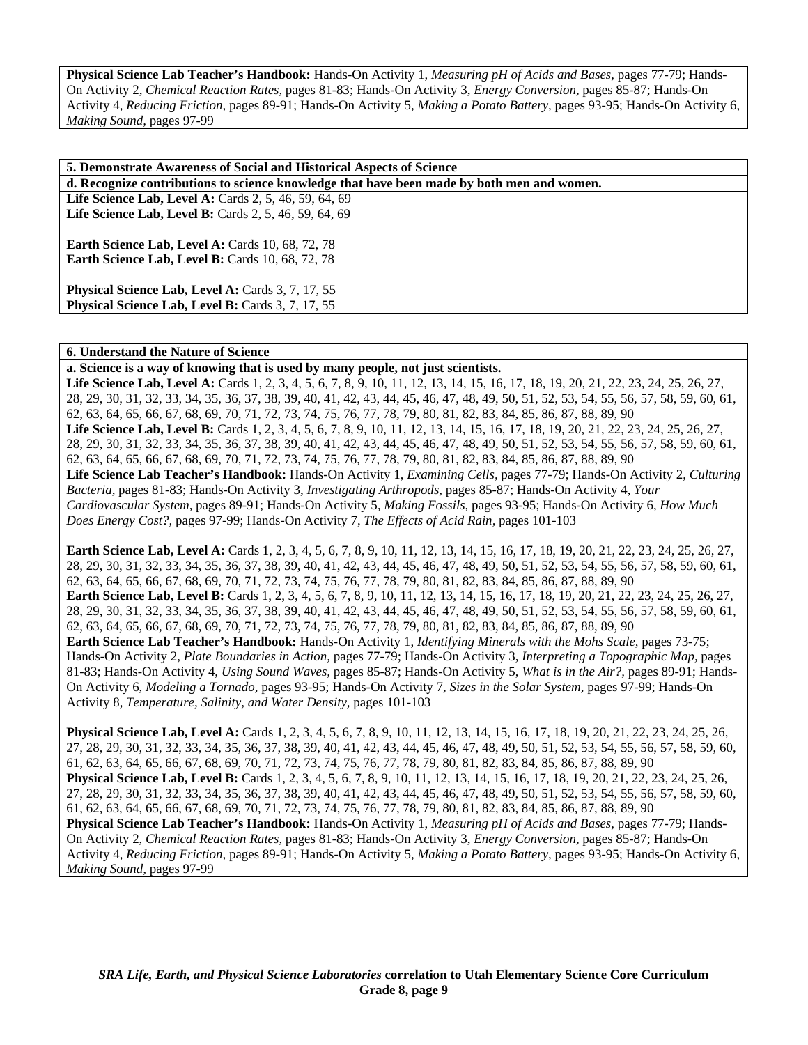**Physical Science Lab Teacher's Handbook:** Hands-On Activity 1, *Measuring pH of Acids and Bases,* pages 77-79; Hands-On Activity 2, *Chemical Reaction Rates,* pages 81-83; Hands-On Activity 3, *Energy Conversion,* pages 85-87; Hands-On Activity 4, *Reducing Friction,* pages 89-91; Hands-On Activity 5, *Making a Potato Battery,* pages 93-95; Hands-On Activity 6, *Making Sound,* pages 97-99

**5. Demonstrate Awareness of Social and Historical Aspects of Science**

**d. Recognize contributions to science knowledge that have been made by both men and women.**

**Life Science Lab, Level A:** Cards 2, 5, 46, 59, 64, 69
**Life Science Lab, Level B:** Cards 2, 5, 46, 59, 64, 69

**Earth Science Lab, Level A:** Cards 10, 68, 72, 78
**Earth Science Lab, Level B:** Cards 10, 68, 72, 78

**Physical Science Lab, Level A:** Cards 3, 7, 17, 55
**Physical Science Lab, Level B:** Cards 3, 7, 17, 55

**6. Understand the Nature of Science**

**a. Science is a way of knowing that is used by many people, not just scientists.**

**Life Science Lab, Level A:** Cards 1, 2, 3, 4, 5, 6, 7, 8, 9, 10, 11, 12, 13, 14, 15, 16, 17, 18, 19, 20, 21, 22, 23, 24, 25, 26, 27, 28, 29, 30, 31, 32, 33, 34, 35, 36, 37, 38, 39, 40, 41, 42, 43, 44, 45, 46, 47, 48, 49, 50, 51, 52, 53, 54, 55, 56, 57, 58, 59, 60, 61, 62, 63, 64, 65, 66, 67, 68, 69, 70, 71, 72, 73, 74, 75, 76, 77, 78, 79, 80, 81, 82, 83, 84, 85, 86, 87, 88, 89, 90
**Life Science Lab, Level B:** Cards 1, 2, 3, 4, 5, 6, 7, 8, 9, 10, 11, 12, 13, 14, 15, 16, 17, 18, 19, 20, 21, 22, 23, 24, 25, 26, 27, 28, 29, 30, 31, 32, 33, 34, 35, 36, 37, 38, 39, 40, 41, 42, 43, 44, 45, 46, 47, 48, 49, 50, 51, 52, 53, 54, 55, 56, 57, 58, 59, 60, 61, 62, 63, 64, 65, 66, 67, 68, 69, 70, 71, 72, 73, 74, 75, 76, 77, 78, 79, 80, 81, 82, 83, 84, 85, 86, 87, 88, 89, 90
**Life Science Lab Teacher's Handbook:** Hands-On Activity 1, *Examining Cells,* pages 77-79; Hands-On Activity 2, *Culturing Bacteria,* pages 81-83; Hands-On Activity 3, *Investigating Arthropods,* pages 85-87; Hands-On Activity 4, *Your Cardiovascular System,* pages 89-91; Hands-On Activity 5, *Making Fossils,* pages 93-95; Hands-On Activity 6, *How Much Does Energy Cost?,* pages 97-99; Hands-On Activity 7, *The Effects of Acid Rain,* pages 101-103

**Earth Science Lab, Level A:** Cards 1, 2, 3, 4, 5, 6, 7, 8, 9, 10, 11, 12, 13, 14, 15, 16, 17, 18, 19, 20, 21, 22, 23, 24, 25, 26, 27, 28, 29, 30, 31, 32, 33, 34, 35, 36, 37, 38, 39, 40, 41, 42, 43, 44, 45, 46, 47, 48, 49, 50, 51, 52, 53, 54, 55, 56, 57, 58, 59, 60, 61, 62, 63, 64, 65, 66, 67, 68, 69, 70, 71, 72, 73, 74, 75, 76, 77, 78, 79, 80, 81, 82, 83, 84, 85, 86, 87, 88, 89, 90
**Earth Science Lab, Level B:** Cards 1, 2, 3, 4, 5, 6, 7, 8, 9, 10, 11, 12, 13, 14, 15, 16, 17, 18, 19, 20, 21, 22, 23, 24, 25, 26, 27, 28, 29, 30, 31, 32, 33, 34, 35, 36, 37, 38, 39, 40, 41, 42, 43, 44, 45, 46, 47, 48, 49, 50, 51, 52, 53, 54, 55, 56, 57, 58, 59, 60, 61, 62, 63, 64, 65, 66, 67, 68, 69, 70, 71, 72, 73, 74, 75, 76, 77, 78, 79, 80, 81, 82, 83, 84, 85, 86, 87, 88, 89, 90
**Earth Science Lab Teacher's Handbook:** Hands-On Activity 1, *Identifying Minerals with the Mohs Scale,* pages 73-75; Hands-On Activity 2, *Plate Boundaries in Action,* pages 77-79; Hands-On Activity 3, *Interpreting a Topographic Map,* pages 81-83; Hands-On Activity 4, *Using Sound Waves,* pages 85-87; Hands-On Activity 5, *What is in the Air?,* pages 89-91; Hands-On Activity 6, *Modeling a Tornado,* pages 93-95; Hands-On Activity 7, *Sizes in the Solar System,* pages 97-99; Hands-On Activity 8, *Temperature, Salinity, and Water Density,* pages 101-103

**Physical Science Lab, Level A:** Cards 1, 2, 3, 4, 5, 6, 7, 8, 9, 10, 11, 12, 13, 14, 15, 16, 17, 18, 19, 20, 21, 22, 23, 24, 25, 26, 27, 28, 29, 30, 31, 32, 33, 34, 35, 36, 37, 38, 39, 40, 41, 42, 43, 44, 45, 46, 47, 48, 49, 50, 51, 52, 53, 54, 55, 56, 57, 58, 59, 60, 61, 62, 63, 64, 65, 66, 67, 68, 69, 70, 71, 72, 73, 74, 75, 76, 77, 78, 79, 80, 81, 82, 83, 84, 85, 86, 87, 88, 89, 90
**Physical Science Lab, Level B:** Cards 1, 2, 3, 4, 5, 6, 7, 8, 9, 10, 11, 12, 13, 14, 15, 16, 17, 18, 19, 20, 21, 22, 23, 24, 25, 26, 27, 28, 29, 30, 31, 32, 33, 34, 35, 36, 37, 38, 39, 40, 41, 42, 43, 44, 45, 46, 47, 48, 49, 50, 51, 52, 53, 54, 55, 56, 57, 58, 59, 60, 61, 62, 63, 64, 65, 66, 67, 68, 69, 70, 71, 72, 73, 74, 75, 76, 77, 78, 79, 80, 81, 82, 83, 84, 85, 86, 87, 88, 89, 90
**Physical Science Lab Teacher's Handbook:** Hands-On Activity 1, *Measuring pH of Acids and Bases,* pages 77-79; Hands-On Activity 2, *Chemical Reaction Rates,* pages 81-83; Hands-On Activity 3, *Energy Conversion,* pages 85-87; Hands-On Activity 4, *Reducing Friction,* pages 89-91; Hands-On Activity 5, *Making a Potato Battery,* pages 93-95; Hands-On Activity 6, *Making Sound,* pages 97-99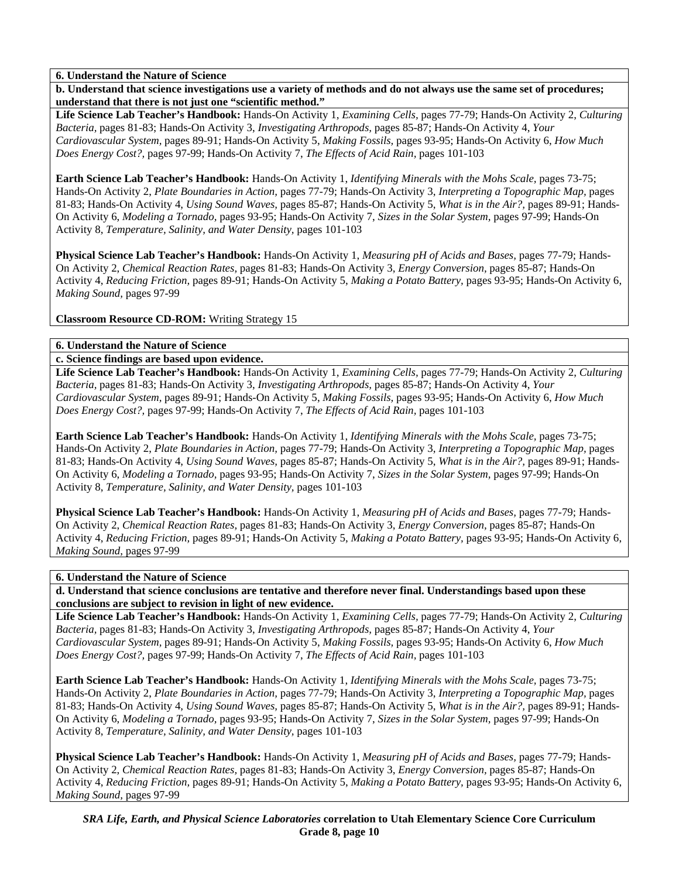**6. Understand the Nature of Science**

**b. Understand that science investigations use a variety of methods and do not always use the same set of procedures; understand that there is not just one "scientific method."**

**Life Science Lab Teacher's Handbook:** Hands-On Activity 1, *Examining Cells,* pages 77-79; Hands-On Activity 2, *Culturing Bacteria,* pages 81-83; Hands-On Activity 3, *Investigating Arthropods,* pages 85-87; Hands-On Activity 4, *Your Cardiovascular System,* pages 89-91; Hands-On Activity 5, *Making Fossils,* pages 93-95; Hands-On Activity 6, *How Much Does Energy Cost?,* pages 97-99; Hands-On Activity 7, *The Effects of Acid Rain,* pages 101-103

**Earth Science Lab Teacher's Handbook:** Hands-On Activity 1, *Identifying Minerals with the Mohs Scale,* pages 73-75; Hands-On Activity 2, *Plate Boundaries in Action,* pages 77-79; Hands-On Activity 3, *Interpreting a Topographic Map,* pages 81-83; Hands-On Activity 4, *Using Sound Waves,* pages 85-87; Hands-On Activity 5, *What is in the Air?,* pages 89-91; Hands-On Activity 6, *Modeling a Tornado,* pages 93-95; Hands-On Activity 7, *Sizes in the Solar System,* pages 97-99; Hands-On Activity 8, *Temperature, Salinity, and Water Density,* pages 101-103

**Physical Science Lab Teacher's Handbook:** Hands-On Activity 1, *Measuring pH of Acids and Bases,* pages 77-79; Hands-On Activity 2, *Chemical Reaction Rates,* pages 81-83; Hands-On Activity 3, *Energy Conversion,* pages 85-87; Hands-On Activity 4, *Reducing Friction,* pages 89-91; Hands-On Activity 5, *Making a Potato Battery,* pages 93-95; Hands-On Activity 6, *Making Sound,* pages 97-99

**Classroom Resource CD-ROM:** Writing Strategy 15

**6. Understand the Nature of Science**

**c. Science findings are based upon evidence.**

**Life Science Lab Teacher's Handbook:** Hands-On Activity 1, *Examining Cells,* pages 77-79; Hands-On Activity 2, *Culturing Bacteria,* pages 81-83; Hands-On Activity 3, *Investigating Arthropods,* pages 85-87; Hands-On Activity 4, *Your Cardiovascular System,* pages 89-91; Hands-On Activity 5, *Making Fossils,* pages 93-95; Hands-On Activity 6, *How Much Does Energy Cost?,* pages 97-99; Hands-On Activity 7, *The Effects of Acid Rain,* pages 101-103

**Earth Science Lab Teacher's Handbook:** Hands-On Activity 1, *Identifying Minerals with the Mohs Scale,* pages 73-75; Hands-On Activity 2, *Plate Boundaries in Action,* pages 77-79; Hands-On Activity 3, *Interpreting a Topographic Map,* pages 81-83; Hands-On Activity 4, *Using Sound Waves,* pages 85-87; Hands-On Activity 5, *What is in the Air?,* pages 89-91; Hands-On Activity 6, *Modeling a Tornado,* pages 93-95; Hands-On Activity 7, *Sizes in the Solar System,* pages 97-99; Hands-On Activity 8, *Temperature, Salinity, and Water Density,* pages 101-103

**Physical Science Lab Teacher's Handbook:** Hands-On Activity 1, *Measuring pH of Acids and Bases,* pages 77-79; Hands-On Activity 2, *Chemical Reaction Rates,* pages 81-83; Hands-On Activity 3, *Energy Conversion,* pages 85-87; Hands-On Activity 4, *Reducing Friction,* pages 89-91; Hands-On Activity 5, *Making a Potato Battery,* pages 93-95; Hands-On Activity 6, *Making Sound,* pages 97-99

**6. Understand the Nature of Science**

**d. Understand that science conclusions are tentative and therefore never final. Understandings based upon these conclusions are subject to revision in light of new evidence.**

**Life Science Lab Teacher's Handbook:** Hands-On Activity 1, *Examining Cells,* pages 77-79; Hands-On Activity 2, *Culturing Bacteria,* pages 81-83; Hands-On Activity 3, *Investigating Arthropods,* pages 85-87; Hands-On Activity 4, *Your Cardiovascular System,* pages 89-91; Hands-On Activity 5, *Making Fossils,* pages 93-95; Hands-On Activity 6, *How Much Does Energy Cost?,* pages 97-99; Hands-On Activity 7, *The Effects of Acid Rain,* pages 101-103

**Earth Science Lab Teacher's Handbook:** Hands-On Activity 1, *Identifying Minerals with the Mohs Scale,* pages 73-75; Hands-On Activity 2, *Plate Boundaries in Action,* pages 77-79; Hands-On Activity 3, *Interpreting a Topographic Map,* pages 81-83; Hands-On Activity 4, *Using Sound Waves,* pages 85-87; Hands-On Activity 5, *What is in the Air?,* pages 89-91; Hands-On Activity 6, *Modeling a Tornado,* pages 93-95; Hands-On Activity 7, *Sizes in the Solar System,* pages 97-99; Hands-On Activity 8, *Temperature, Salinity, and Water Density,* pages 101-103

**Physical Science Lab Teacher's Handbook:** Hands-On Activity 1, *Measuring pH of Acids and Bases,* pages 77-79; Hands-On Activity 2, *Chemical Reaction Rates,* pages 81-83; Hands-On Activity 3, *Energy Conversion,* pages 85-87; Hands-On Activity 4, *Reducing Friction,* pages 89-91; Hands-On Activity 5, *Making a Potato Battery,* pages 93-95; Hands-On Activity 6, *Making Sound,* pages 97-99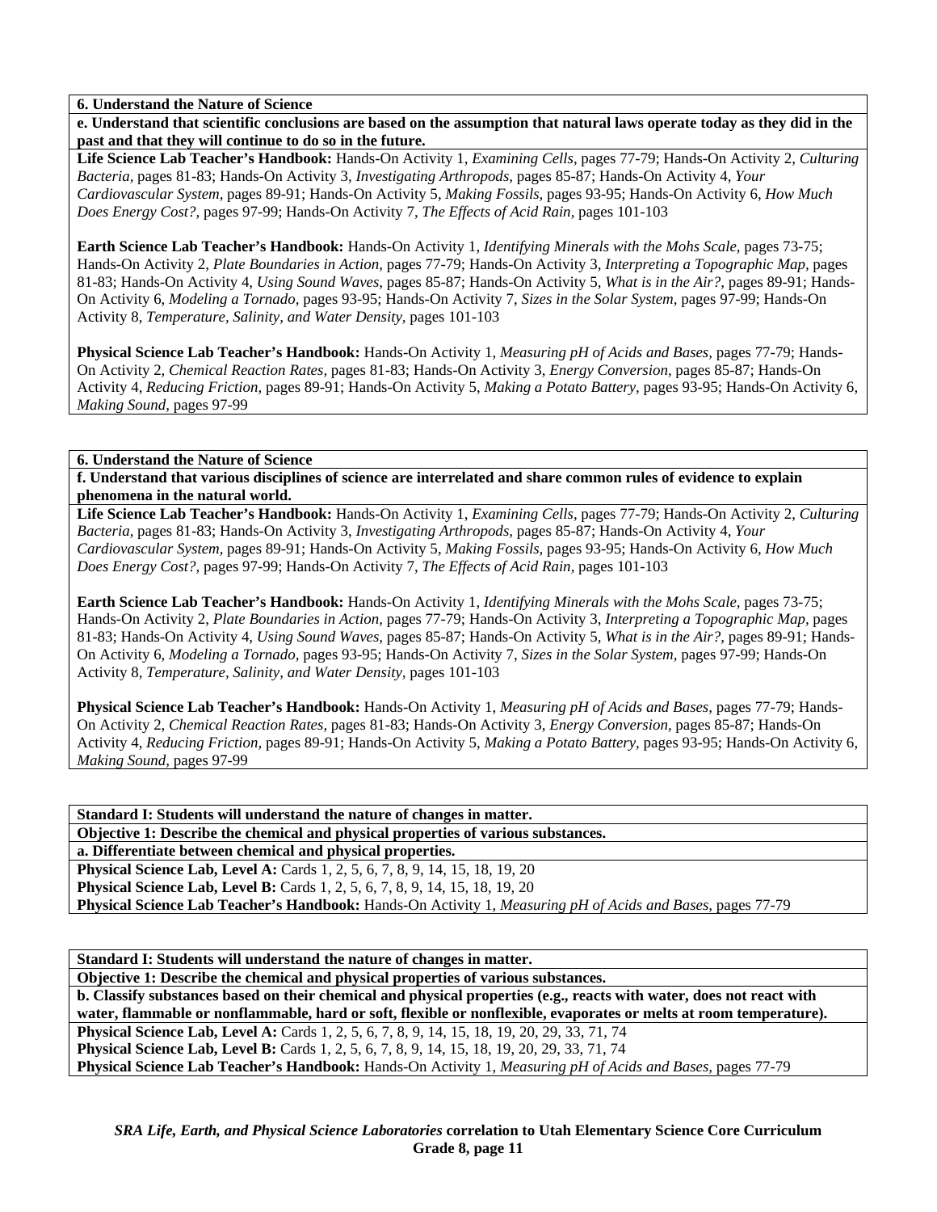**6. Understand the Nature of Science**

**e. Understand that scientific conclusions are based on the assumption that natural laws operate today as they did in the past and that they will continue to do so in the future.**

**Life Science Lab Teacher's Handbook:** Hands-On Activity 1, *Examining Cells,* pages 77-79; Hands-On Activity 2, *Culturing Bacteria,* pages 81-83; Hands-On Activity 3, *Investigating Arthropods,* pages 85-87; Hands-On Activity 4, *Your Cardiovascular System,* pages 89-91; Hands-On Activity 5, *Making Fossils,* pages 93-95; Hands-On Activity 6, *How Much Does Energy Cost?,* pages 97-99; Hands-On Activity 7, *The Effects of Acid Rain,* pages 101-103

**Earth Science Lab Teacher's Handbook:** Hands-On Activity 1, *Identifying Minerals with the Mohs Scale,* pages 73-75; Hands-On Activity 2, *Plate Boundaries in Action,* pages 77-79; Hands-On Activity 3, *Interpreting a Topographic Map,* pages 81-83; Hands-On Activity 4, *Using Sound Waves,* pages 85-87; Hands-On Activity 5, *What is in the Air?,* pages 89-91; Hands-On Activity 6, *Modeling a Tornado,* pages 93-95; Hands-On Activity 7, *Sizes in the Solar System,* pages 97-99; Hands-On Activity 8, *Temperature, Salinity, and Water Density,* pages 101-103

**Physical Science Lab Teacher's Handbook:** Hands-On Activity 1, *Measuring pH of Acids and Bases,* pages 77-79; Hands-On Activity 2, *Chemical Reaction Rates,* pages 81-83; Hands-On Activity 3, *Energy Conversion,* pages 85-87; Hands-On Activity 4, *Reducing Friction,* pages 89-91; Hands-On Activity 5, *Making a Potato Battery,* pages 93-95; Hands-On Activity 6, *Making Sound,* pages 97-99

**6. Understand the Nature of Science**

**f. Understand that various disciplines of science are interrelated and share common rules of evidence to explain phenomena in the natural world.**

**Life Science Lab Teacher's Handbook:** Hands-On Activity 1, *Examining Cells,* pages 77-79; Hands-On Activity 2, *Culturing Bacteria,* pages 81-83; Hands-On Activity 3, *Investigating Arthropods,* pages 85-87; Hands-On Activity 4, *Your Cardiovascular System,* pages 89-91; Hands-On Activity 5, *Making Fossils,* pages 93-95; Hands-On Activity 6, *How Much Does Energy Cost?,* pages 97-99; Hands-On Activity 7, *The Effects of Acid Rain,* pages 101-103

**Earth Science Lab Teacher's Handbook:** Hands-On Activity 1, *Identifying Minerals with the Mohs Scale,* pages 73-75; Hands-On Activity 2, *Plate Boundaries in Action,* pages 77-79; Hands-On Activity 3, *Interpreting a Topographic Map,* pages 81-83; Hands-On Activity 4, *Using Sound Waves,* pages 85-87; Hands-On Activity 5, *What is in the Air?,* pages 89-91; Hands-On Activity 6, *Modeling a Tornado,* pages 93-95; Hands-On Activity 7, *Sizes in the Solar System,* pages 97-99; Hands-On Activity 8, *Temperature, Salinity, and Water Density,* pages 101-103

**Physical Science Lab Teacher's Handbook:** Hands-On Activity 1, *Measuring pH of Acids and Bases,* pages 77-79; Hands-On Activity 2, *Chemical Reaction Rates,* pages 81-83; Hands-On Activity 3, *Energy Conversion,* pages 85-87; Hands-On Activity 4, *Reducing Friction,* pages 89-91; Hands-On Activity 5, *Making a Potato Battery,* pages 93-95; Hands-On Activity 6, *Making Sound,* pages 97-99

**Standard I: Students will understand the nature of changes in matter.**

**Objective 1: Describe the chemical and physical properties of various substances.**

**a. Differentiate between chemical and physical properties.**

**Physical Science Lab, Level A:** Cards 1, 2, 5, 6, 7, 8, 9, 14, 15, 18, 19, 20
**Physical Science Lab, Level B:** Cards 1, 2, 5, 6, 7, 8, 9, 14, 15, 18, 19, 20
**Physical Science Lab Teacher's Handbook:** Hands-On Activity 1, *Measuring pH of Acids and Bases,* pages 77-79

**Standard I: Students will understand the nature of changes in matter.**

**Objective 1: Describe the chemical and physical properties of various substances.**

**b. Classify substances based on their chemical and physical properties (e.g., reacts with water, does not react with water, flammable or nonflammable, hard or soft, flexible or nonflexible, evaporates or melts at room temperature).**

**Physical Science Lab, Level A:** Cards 1, 2, 5, 6, 7, 8, 9, 14, 15, 18, 19, 20, 29, 33, 71, 74
**Physical Science Lab, Level B:** Cards 1, 2, 5, 6, 7, 8, 9, 14, 15, 18, 19, 20, 29, 33, 71, 74
**Physical Science Lab Teacher's Handbook:** Hands-On Activity 1, *Measuring pH of Acids and Bases,* pages 77-79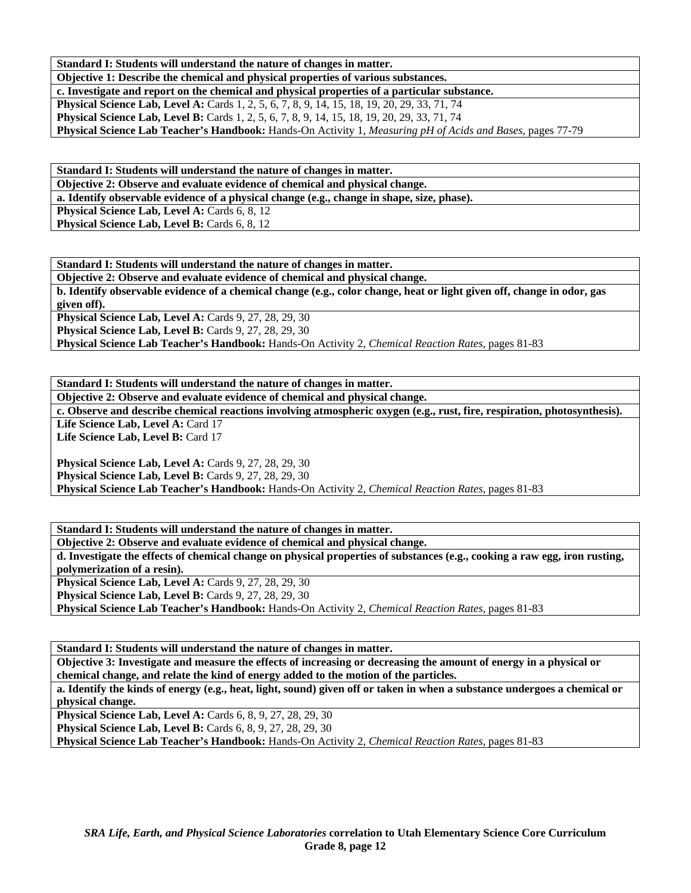**Standard I: Students will understand the nature of changes in matter.**

**Objective 1: Describe the chemical and physical properties of various substances.**

**c. Investigate and report on the chemical and physical properties of a particular substance.**

**Physical Science Lab, Level A:** Cards 1, 2, 5, 6, 7, 8, 9, 14, 15, 18, 19, 20, 29, 33, 71, 74
**Physical Science Lab, Level B:** Cards 1, 2, 5, 6, 7, 8, 9, 14, 15, 18, 19, 20, 29, 33, 71, 74
**Physical Science Lab Teacher's Handbook:** Hands-On Activity 1, *Measuring pH of Acids and Bases*, pages 77-79

**Standard I: Students will understand the nature of changes in matter.**

**Objective 2: Observe and evaluate evidence of chemical and physical change.**

**a. Identify observable evidence of a physical change (e.g., change in shape, size, phase).**

**Physical Science Lab, Level A:** Cards 6, 8, 12
**Physical Science Lab, Level B:** Cards 6, 8, 12

**Standard I: Students will understand the nature of changes in matter.**

**Objective 2: Observe and evaluate evidence of chemical and physical change.**

**b. Identify observable evidence of a chemical change (e.g., color change, heat or light given off, change in odor, gas given off).**

**Physical Science Lab, Level A:** Cards 9, 27, 28, 29, 30
**Physical Science Lab, Level B:** Cards 9, 27, 28, 29, 30
**Physical Science Lab Teacher's Handbook:** Hands-On Activity 2, *Chemical Reaction Rates*, pages 81-83

**Standard I: Students will understand the nature of changes in matter.**

**Objective 2: Observe and evaluate evidence of chemical and physical change.**

**c. Observe and describe chemical reactions involving atmospheric oxygen (e.g., rust, fire, respiration, photosynthesis).**

**Life Science Lab, Level A:** Card 17
**Life Science Lab, Level B:** Card 17

**Physical Science Lab, Level A:** Cards 9, 27, 28, 29, 30
**Physical Science Lab, Level B:** Cards 9, 27, 28, 29, 30
**Physical Science Lab Teacher's Handbook:** Hands-On Activity 2, *Chemical Reaction Rates*, pages 81-83

**Standard I: Students will understand the nature of changes in matter.**

**Objective 2: Observe and evaluate evidence of chemical and physical change.**

**d. Investigate the effects of chemical change on physical properties of substances (e.g., cooking a raw egg, iron rusting, polymerization of a resin).**

**Physical Science Lab, Level A:** Cards 9, 27, 28, 29, 30
**Physical Science Lab, Level B:** Cards 9, 27, 28, 29, 30
**Physical Science Lab Teacher's Handbook:** Hands-On Activity 2, *Chemical Reaction Rates*, pages 81-83

**Standard I: Students will understand the nature of changes in matter.**

**Objective 3: Investigate and measure the effects of increasing or decreasing the amount of energy in a physical or chemical change, and relate the kind of energy added to the motion of the particles.**

**a. Identify the kinds of energy (e.g., heat, light, sound) given off or taken in when a substance undergoes a chemical or physical change.**

**Physical Science Lab, Level A:** Cards 6, 8, 9, 27, 28, 29, 30
**Physical Science Lab, Level B:** Cards 6, 8, 9, 27, 28, 29, 30
**Physical Science Lab Teacher's Handbook:** Hands-On Activity 2, *Chemical Reaction Rates*, pages 81-83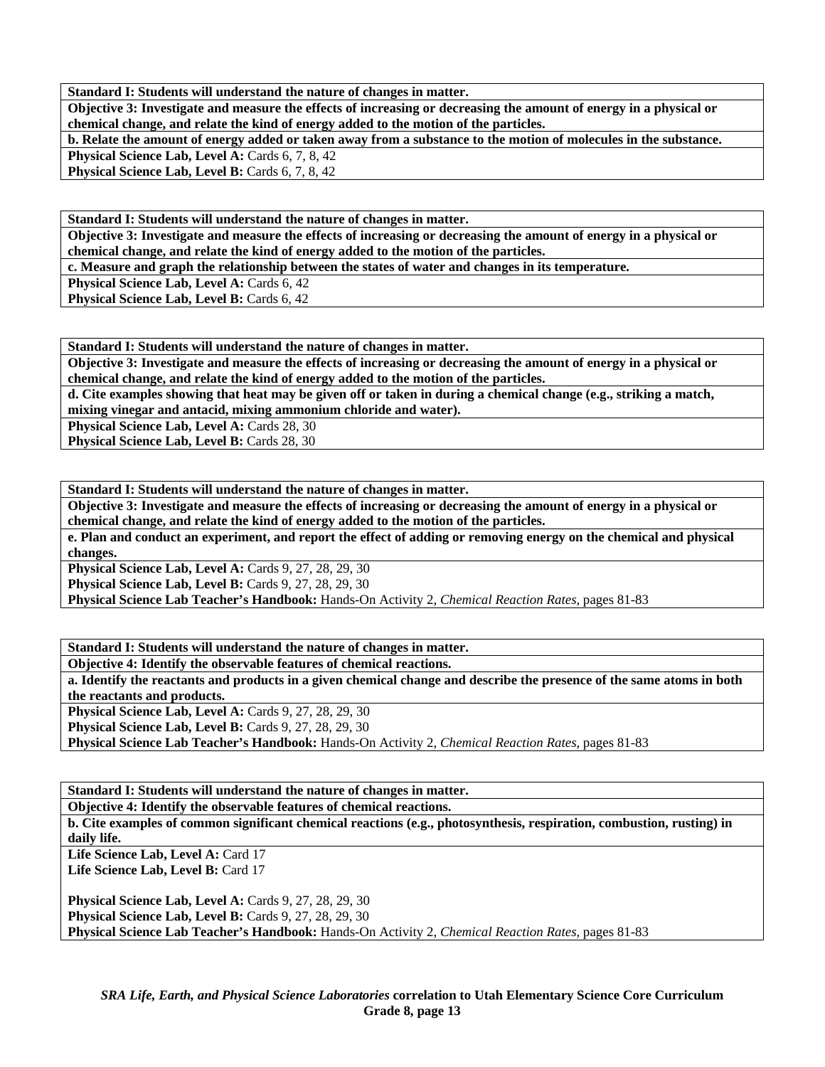**Standard I: Students will understand the nature of changes in matter.**

**Objective 3: Investigate and measure the effects of increasing or decreasing the amount of energy in a physical or chemical change, and relate the kind of energy added to the motion of the particles.**

**b. Relate the amount of energy added or taken away from a substance to the motion of molecules in the substance.**

**Physical Science Lab, Level A:** Cards 6, 7, 8, 42
**Physical Science Lab, Level B:** Cards 6, 7, 8, 42

**Standard I: Students will understand the nature of changes in matter.**

**Objective 3: Investigate and measure the effects of increasing or decreasing the amount of energy in a physical or chemical change, and relate the kind of energy added to the motion of the particles.**

**c. Measure and graph the relationship between the states of water and changes in its temperature.**

**Physical Science Lab, Level A:** Cards 6, 42
**Physical Science Lab, Level B:** Cards 6, 42

**Standard I: Students will understand the nature of changes in matter.**

**Objective 3: Investigate and measure the effects of increasing or decreasing the amount of energy in a physical or chemical change, and relate the kind of energy added to the motion of the particles.**

**d. Cite examples showing that heat may be given off or taken in during a chemical change (e.g., striking a match, mixing vinegar and antacid, mixing ammonium chloride and water).**

**Physical Science Lab, Level A:** Cards 28, 30
**Physical Science Lab, Level B:** Cards 28, 30

**Standard I: Students will understand the nature of changes in matter.**

**Objective 3: Investigate and measure the effects of increasing or decreasing the amount of energy in a physical or chemical change, and relate the kind of energy added to the motion of the particles.**

**e. Plan and conduct an experiment, and report the effect of adding or removing energy on the chemical and physical changes.**

**Physical Science Lab, Level A:** Cards 9, 27, 28, 29, 30
**Physical Science Lab, Level B:** Cards 9, 27, 28, 29, 30
**Physical Science Lab Teacher's Handbook:** Hands-On Activity 2, *Chemical Reaction Rates,* pages 81-83

**Standard I: Students will understand the nature of changes in matter.**

**Objective 4: Identify the observable features of chemical reactions.**

**a. Identify the reactants and products in a given chemical change and describe the presence of the same atoms in both the reactants and products.**

**Physical Science Lab, Level A:** Cards 9, 27, 28, 29, 30
**Physical Science Lab, Level B:** Cards 9, 27, 28, 29, 30
**Physical Science Lab Teacher's Handbook:** Hands-On Activity 2, *Chemical Reaction Rates,* pages 81-83

**Standard I: Students will understand the nature of changes in matter.**

**Objective 4: Identify the observable features of chemical reactions.**

**b. Cite examples of common significant chemical reactions (e.g., photosynthesis, respiration, combustion, rusting) in daily life.**

**Life Science Lab, Level A:** Card 17
**Life Science Lab, Level B:** Card 17

**Physical Science Lab, Level A:** Cards 9, 27, 28, 29, 30
**Physical Science Lab, Level B:** Cards 9, 27, 28, 29, 30
**Physical Science Lab Teacher's Handbook:** Hands-On Activity 2, *Chemical Reaction Rates,* pages 81-83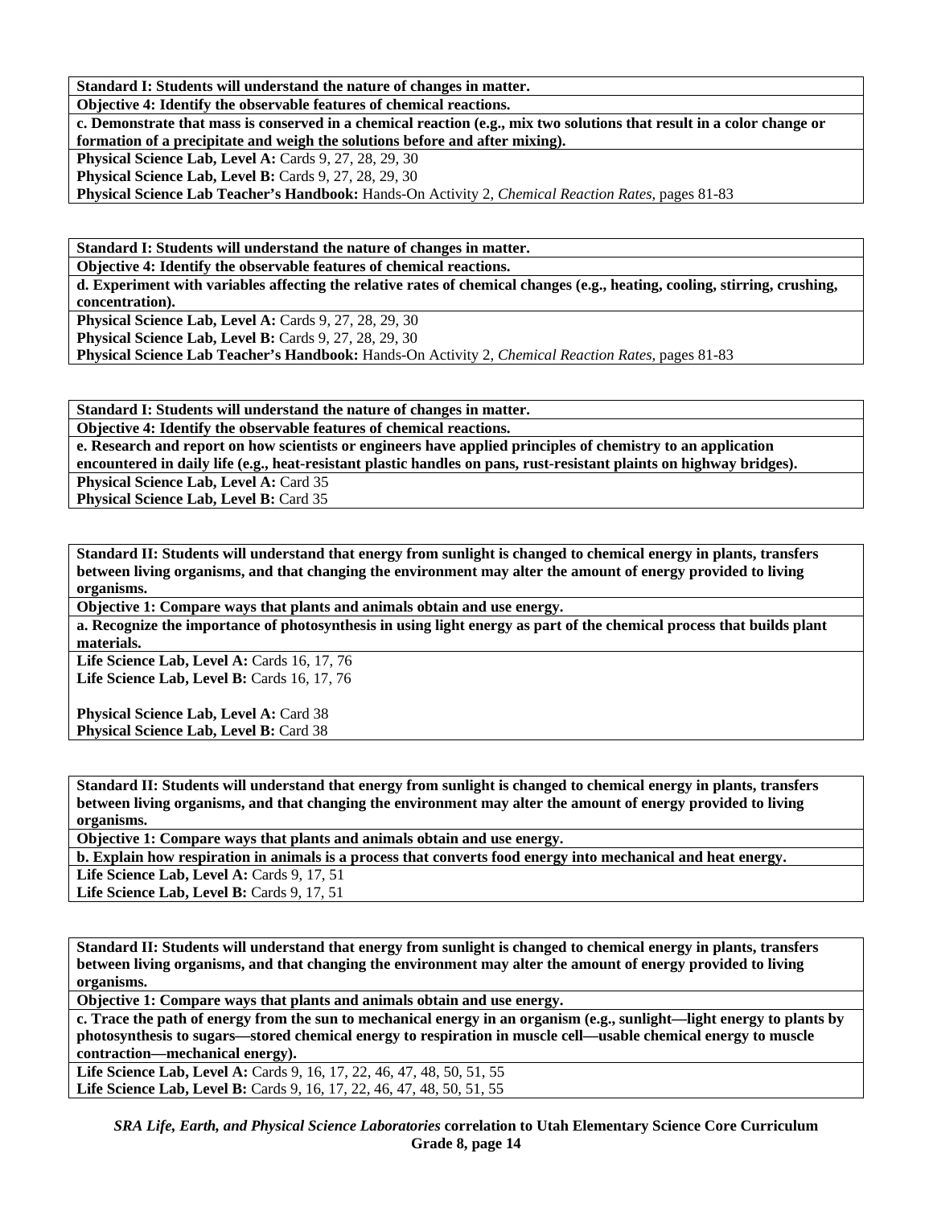**Standard I: Students will understand the nature of changes in matter.**

**Objective 4: Identify the observable features of chemical reactions.**

**c. Demonstrate that mass is conserved in a chemical reaction (e.g., mix two solutions that result in a color change or formation of a precipitate and weigh the solutions before and after mixing).**

**Physical Science Lab, Level A:** Cards 9, 27, 28, 29, 30
**Physical Science Lab, Level B:** Cards 9, 27, 28, 29, 30
**Physical Science Lab Teacher's Handbook:** Hands-On Activity 2, *Chemical Reaction Rates,* pages 81-83

**Standard I: Students will understand the nature of changes in matter.**

**Objective 4: Identify the observable features of chemical reactions.**

**d. Experiment with variables affecting the relative rates of chemical changes (e.g., heating, cooling, stirring, crushing, concentration).**

**Physical Science Lab, Level A:** Cards 9, 27, 28, 29, 30
**Physical Science Lab, Level B:** Cards 9, 27, 28, 29, 30
**Physical Science Lab Teacher's Handbook:** Hands-On Activity 2, *Chemical Reaction Rates,* pages 81-83

**Standard I: Students will understand the nature of changes in matter.**

**Objective 4: Identify the observable features of chemical reactions.**

**e. Research and report on how scientists or engineers have applied principles of chemistry to an application encountered in daily life (e.g., heat-resistant plastic handles on pans, rust-resistant plaints on highway bridges).**

**Physical Science Lab, Level A:** Card 35
**Physical Science Lab, Level B:** Card 35

**Standard II: Students will understand that energy from sunlight is changed to chemical energy in plants, transfers between living organisms, and that changing the environment may alter the amount of energy provided to living organisms.**

**Objective 1: Compare ways that plants and animals obtain and use energy.**

**a. Recognize the importance of photosynthesis in using light energy as part of the chemical process that builds plant materials.**

**Life Science Lab, Level A:** Cards 16, 17, 76
**Life Science Lab, Level B:** Cards 16, 17, 76

**Physical Science Lab, Level A:** Card 38
**Physical Science Lab, Level B:** Card 38

**Standard II: Students will understand that energy from sunlight is changed to chemical energy in plants, transfers between living organisms, and that changing the environment may alter the amount of energy provided to living organisms.**

**Objective 1: Compare ways that plants and animals obtain and use energy.**

**b. Explain how respiration in animals is a process that converts food energy into mechanical and heat energy.**

**Life Science Lab, Level A:** Cards 9, 17, 51
**Life Science Lab, Level B:** Cards 9, 17, 51

**Standard II: Students will understand that energy from sunlight is changed to chemical energy in plants, transfers between living organisms, and that changing the environment may alter the amount of energy provided to living organisms.**

**Objective 1: Compare ways that plants and animals obtain and use energy.**

**c. Trace the path of energy from the sun to mechanical energy in an organism (e.g., sunlight—light energy to plants by photosynthesis to sugars—stored chemical energy to respiration in muscle cell—usable chemical energy to muscle contraction—mechanical energy).**

**Life Science Lab, Level A:** Cards 9, 16, 17, 22, 46, 47, 48, 50, 51, 55
**Life Science Lab, Level B:** Cards 9, 16, 17, 22, 46, 47, 48, 50, 51, 55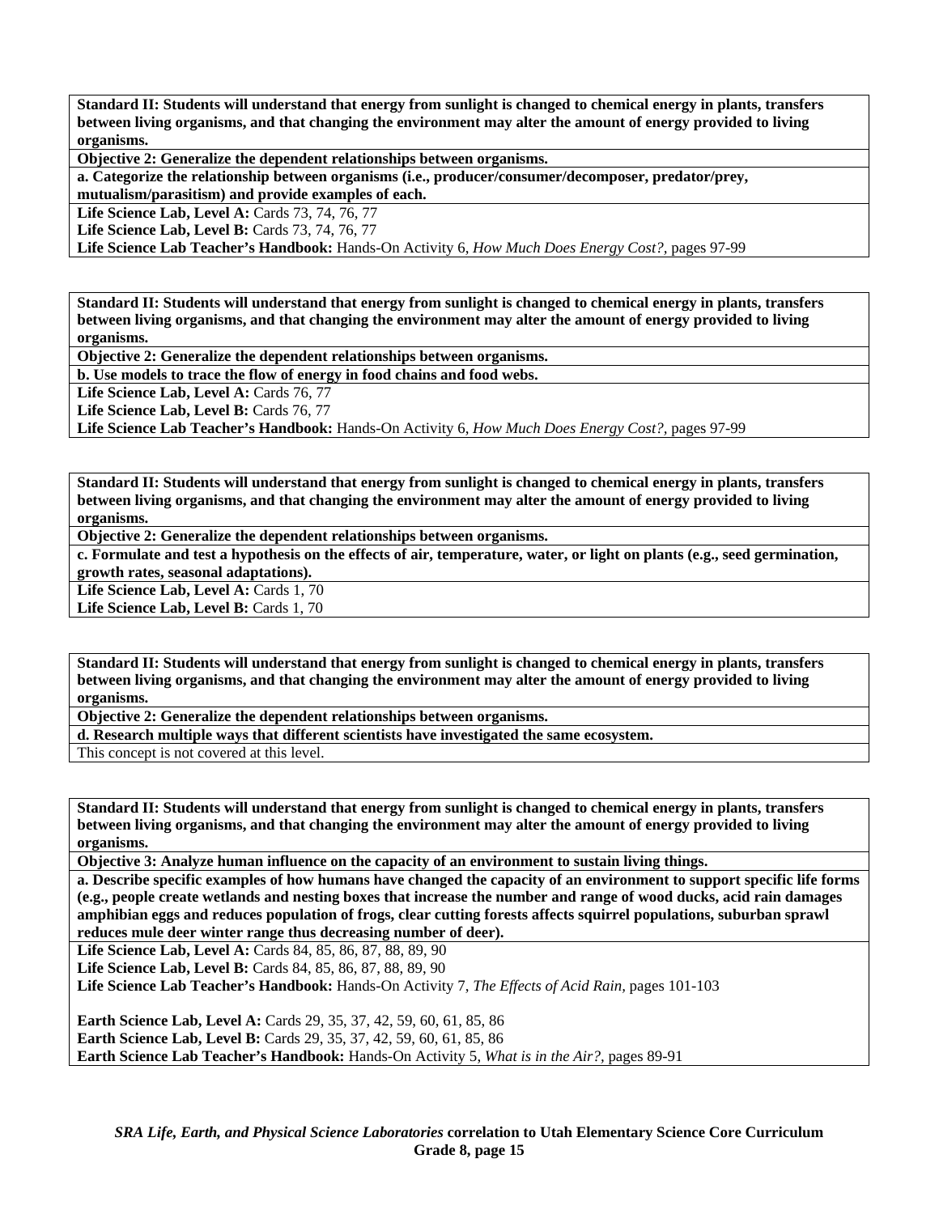**Standard II: Students will understand that energy from sunlight is changed to chemical energy in plants, transfers between living organisms, and that changing the environment may alter the amount of energy provided to living organisms.**

**Objective 2: Generalize the dependent relationships between organisms.**

**a. Categorize the relationship between organisms (i.e., producer/consumer/decomposer, predator/prey, mutualism/parasitism) and provide examples of each.**

**Life Science Lab, Level A:** Cards 73, 74, 76, 77
**Life Science Lab, Level B:** Cards 73, 74, 76, 77
**Life Science Lab Teacher's Handbook:** Hands-On Activity 6, *How Much Does Energy Cost?,* pages 97-99

**Standard II: Students will understand that energy from sunlight is changed to chemical energy in plants, transfers between living organisms, and that changing the environment may alter the amount of energy provided to living organisms.**

**Objective 2: Generalize the dependent relationships between organisms.**

**b. Use models to trace the flow of energy in food chains and food webs.**

**Life Science Lab, Level A:** Cards 76, 77
**Life Science Lab, Level B:** Cards 76, 77
**Life Science Lab Teacher's Handbook:** Hands-On Activity 6, *How Much Does Energy Cost?,* pages 97-99

**Standard II: Students will understand that energy from sunlight is changed to chemical energy in plants, transfers between living organisms, and that changing the environment may alter the amount of energy provided to living organisms.**

**Objective 2: Generalize the dependent relationships between organisms.**

**c. Formulate and test a hypothesis on the effects of air, temperature, water, or light on plants (e.g., seed germination, growth rates, seasonal adaptations).**

**Life Science Lab, Level A:** Cards 1, 70
**Life Science Lab, Level B:** Cards 1, 70

**Standard II: Students will understand that energy from sunlight is changed to chemical energy in plants, transfers between living organisms, and that changing the environment may alter the amount of energy provided to living organisms.**

**Objective 2: Generalize the dependent relationships between organisms.**

**d. Research multiple ways that different scientists have investigated the same ecosystem.**

This concept is not covered at this level.

**Standard II: Students will understand that energy from sunlight is changed to chemical energy in plants, transfers between living organisms, and that changing the environment may alter the amount of energy provided to living organisms.**

**Objective 3: Analyze human influence on the capacity of an environment to sustain living things.**

**a. Describe specific examples of how humans have changed the capacity of an environment to support specific life forms (e.g., people create wetlands and nesting boxes that increase the number and range of wood ducks, acid rain damages amphibian eggs and reduces population of frogs, clear cutting forests affects squirrel populations, suburban sprawl reduces mule deer winter range thus decreasing number of deer).**

**Life Science Lab, Level A:** Cards 84, 85, 86, 87, 88, 89, 90
**Life Science Lab, Level B:** Cards 84, 85, 86, 87, 88, 89, 90
**Life Science Lab Teacher's Handbook:** Hands-On Activity 7, *The Effects of Acid Rain,* pages 101-103

**Earth Science Lab, Level A:** Cards 29, 35, 37, 42, 59, 60, 61, 85, 86
**Earth Science Lab, Level B:** Cards 29, 35, 37, 42, 59, 60, 61, 85, 86
**Earth Science Lab Teacher's Handbook:** Hands-On Activity 5, *What is in the Air?,* pages 89-91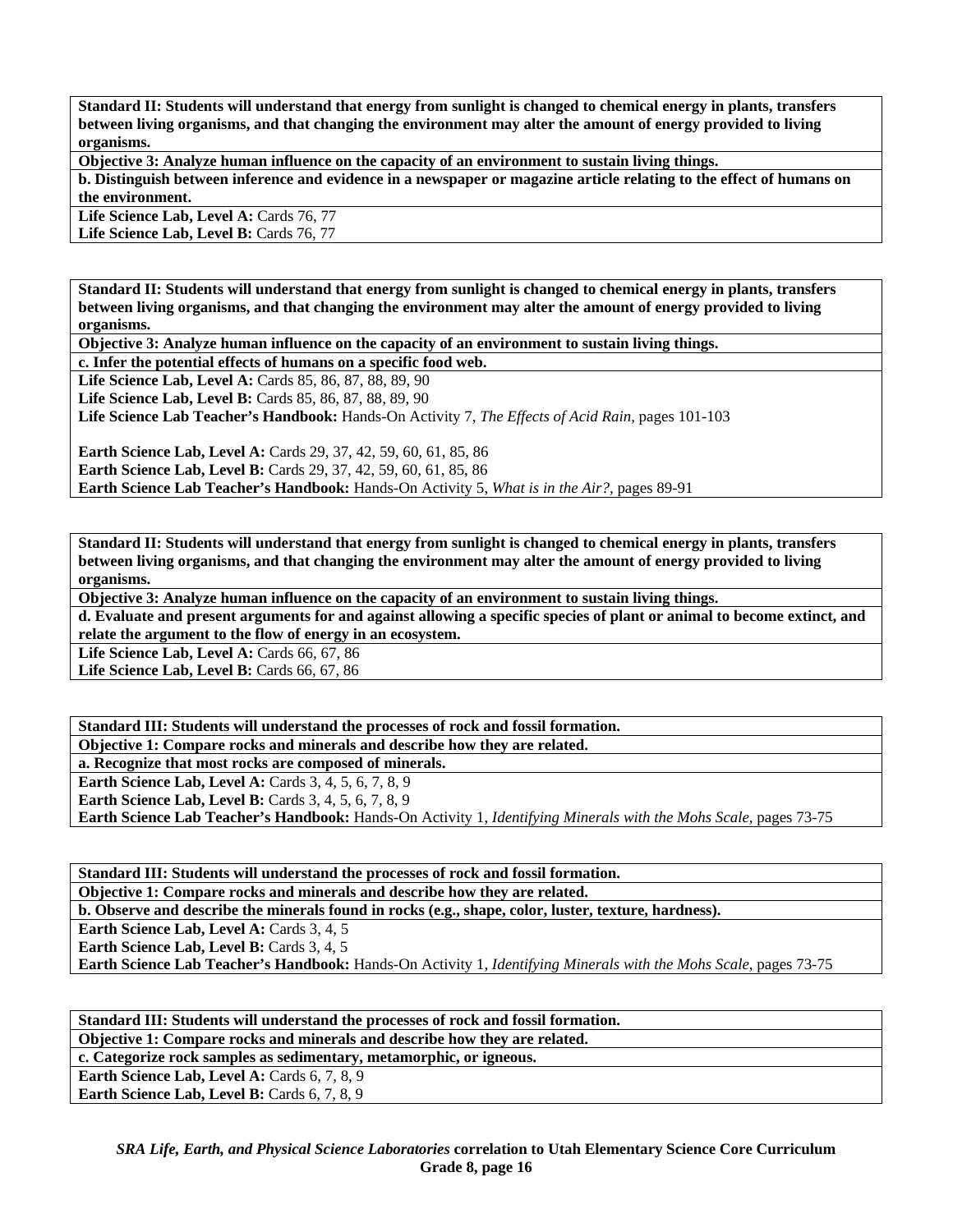**Standard II: Students will understand that energy from sunlight is changed to chemical energy in plants, transfers between living organisms, and that changing the environment may alter the amount of energy provided to living organisms.**

**Objective 3: Analyze human influence on the capacity of an environment to sustain living things.**

**b. Distinguish between inference and evidence in a newspaper or magazine article relating to the effect of humans on the environment.**

**Life Science Lab, Level A:** Cards 76, 77
**Life Science Lab, Level B:** Cards 76, 77

**Standard II: Students will understand that energy from sunlight is changed to chemical energy in plants, transfers between living organisms, and that changing the environment may alter the amount of energy provided to living organisms.**

**Objective 3: Analyze human influence on the capacity of an environment to sustain living things.**

**c. Infer the potential effects of humans on a specific food web.**

**Life Science Lab, Level A:** Cards 85, 86, 87, 88, 89, 90
**Life Science Lab, Level B:** Cards 85, 86, 87, 88, 89, 90
**Life Science Lab Teacher's Handbook:** Hands-On Activity 7, *The Effects of Acid Rain,* pages 101-103

**Earth Science Lab, Level A:** Cards 29, 37, 42, 59, 60, 61, 85, 86
**Earth Science Lab, Level B:** Cards 29, 37, 42, 59, 60, 61, 85, 86
**Earth Science Lab Teacher's Handbook:** Hands-On Activity 5, *What is in the Air?,* pages 89-91

**Standard II: Students will understand that energy from sunlight is changed to chemical energy in plants, transfers between living organisms, and that changing the environment may alter the amount of energy provided to living organisms.**

**Objective 3: Analyze human influence on the capacity of an environment to sustain living things.**

**d. Evaluate and present arguments for and against allowing a specific species of plant or animal to become extinct, and relate the argument to the flow of energy in an ecosystem.**

**Life Science Lab, Level A:** Cards 66, 67, 86
**Life Science Lab, Level B:** Cards 66, 67, 86

**Standard III: Students will understand the processes of rock and fossil formation.**

**Objective 1: Compare rocks and minerals and describe how they are related.**

**a. Recognize that most rocks are composed of minerals.**

**Earth Science Lab, Level A:** Cards 3, 4, 5, 6, 7, 8, 9
**Earth Science Lab, Level B:** Cards 3, 4, 5, 6, 7, 8, 9
**Earth Science Lab Teacher's Handbook:** Hands-On Activity 1, *Identifying Minerals with the Mohs Scale,* pages 73-75

**Standard III: Students will understand the processes of rock and fossil formation.**

**Objective 1: Compare rocks and minerals and describe how they are related.**

**b. Observe and describe the minerals found in rocks (e.g., shape, color, luster, texture, hardness).**

**Earth Science Lab, Level A:** Cards 3, 4, 5
**Earth Science Lab, Level B:** Cards 3, 4, 5
**Earth Science Lab Teacher's Handbook:** Hands-On Activity 1, *Identifying Minerals with the Mohs Scale,* pages 73-75

**Standard III: Students will understand the processes of rock and fossil formation.**

**Objective 1: Compare rocks and minerals and describe how they are related.**

**c. Categorize rock samples as sedimentary, metamorphic, or igneous.**

**Earth Science Lab, Level A:** Cards 6, 7, 8, 9
**Earth Science Lab, Level B:** Cards 6, 7, 8, 9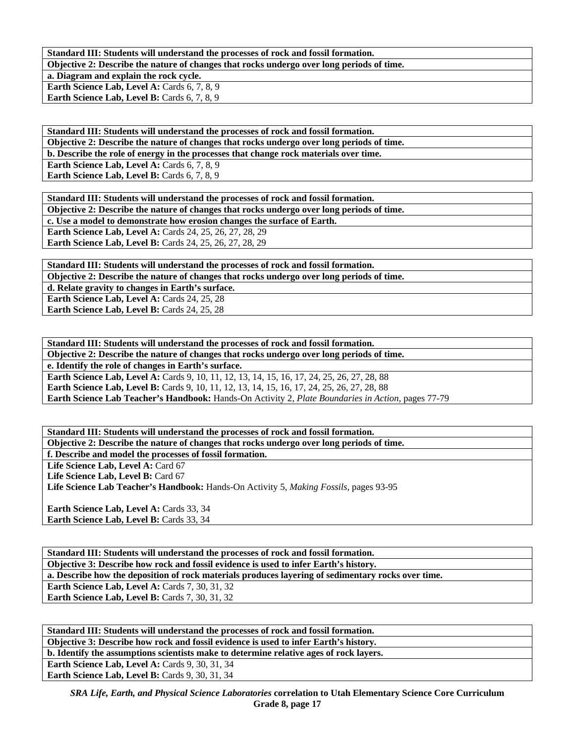| **Standard III: Students will understand the processes of rock and fossil formation.** |
|---|
| **Objective 2: Describe the nature of changes that rocks undergo over long periods of time.** |
| **a. Diagram and explain the rock cycle.** |
| **Earth Science Lab, Level A:** Cards 6, 7, 8, 9<br>**Earth Science Lab, Level B:** Cards 6, 7, 8, 9 |

| **Standard III: Students will understand the processes of rock and fossil formation.** |
|---|
| **Objective 2: Describe the nature of changes that rocks undergo over long periods of time.** |
| **b. Describe the role of energy in the processes that change rock materials over time.** |
| **Earth Science Lab, Level A:** Cards 6, 7, 8, 9<br>**Earth Science Lab, Level B:** Cards 6, 7, 8, 9 |

| **Standard III: Students will understand the processes of rock and fossil formation.** |
|---|
| **Objective 2: Describe the nature of changes that rocks undergo over long periods of time.** |
| **c. Use a model to demonstrate how erosion changes the surface of Earth.** |
| **Earth Science Lab, Level A:** Cards 24, 25, 26, 27, 28, 29<br>**Earth Science Lab, Level B:** Cards 24, 25, 26, 27, 28, 29 |

| **Standard III: Students will understand the processes of rock and fossil formation.** |
|---|
| **Objective 2: Describe the nature of changes that rocks undergo over long periods of time.** |
| **d. Relate gravity to changes in Earth's surface.** |
| **Earth Science Lab, Level A:** Cards 24, 25, 28<br>**Earth Science Lab, Level B:** Cards 24, 25, 28 |

| **Standard III: Students will understand the processes of rock and fossil formation.** |
|---|
| **Objective 2: Describe the nature of changes that rocks undergo over long periods of time.** |
| **e. Identify the role of changes in Earth's surface.** |
| **Earth Science Lab, Level A:** Cards 9, 10, 11, 12, 13, 14, 15, 16, 17, 24, 25, 26, 27, 28, 88<br>**Earth Science Lab, Level B:** Cards 9, 10, 11, 12, 13, 14, 15, 16, 17, 24, 25, 26, 27, 28, 88<br>**Earth Science Lab Teacher's Handbook:** Hands-On Activity 2, *Plate Boundaries in Action,* pages 77-79 |

| **Standard III: Students will understand the processes of rock and fossil formation.** |
|---|
| **Objective 2: Describe the nature of changes that rocks undergo over long periods of time.** |
| **f. Describe and model the processes of fossil formation.** |
| **Life Science Lab, Level A:** Card 67<br>**Life Science Lab, Level B:** Card 67<br>**Life Science Lab Teacher's Handbook:** Hands-On Activity 5, *Making Fossils,* pages 93-95<br><br>**Earth Science Lab, Level A:** Cards 33, 34<br>**Earth Science Lab, Level B:** Cards 33, 34 |

| **Standard III: Students will understand the processes of rock and fossil formation.** |
|---|
| **Objective 3: Describe how rock and fossil evidence is used to infer Earth's history.** |
| **a. Describe how the deposition of rock materials produces layering of sedimentary rocks over time.** |
| **Earth Science Lab, Level A:** Cards 7, 30, 31, 32<br>**Earth Science Lab, Level B:** Cards 7, 30, 31, 32 |

| **Standard III: Students will understand the processes of rock and fossil formation.** |
|---|
| **Objective 3: Describe how rock and fossil evidence is used to infer Earth's history.** |
| **b. Identify the assumptions scientists make to determine relative ages of rock layers.** |
| **Earth Science Lab, Level A:** Cards 9, 30, 31, 34<br>**Earth Science Lab, Level B:** Cards 9, 30, 31, 34 |

***SRA Life, Earth, and Physical Science Laboratories*** **correlation to Utah Elementary Science Core Curriculum Grade 8, page 17**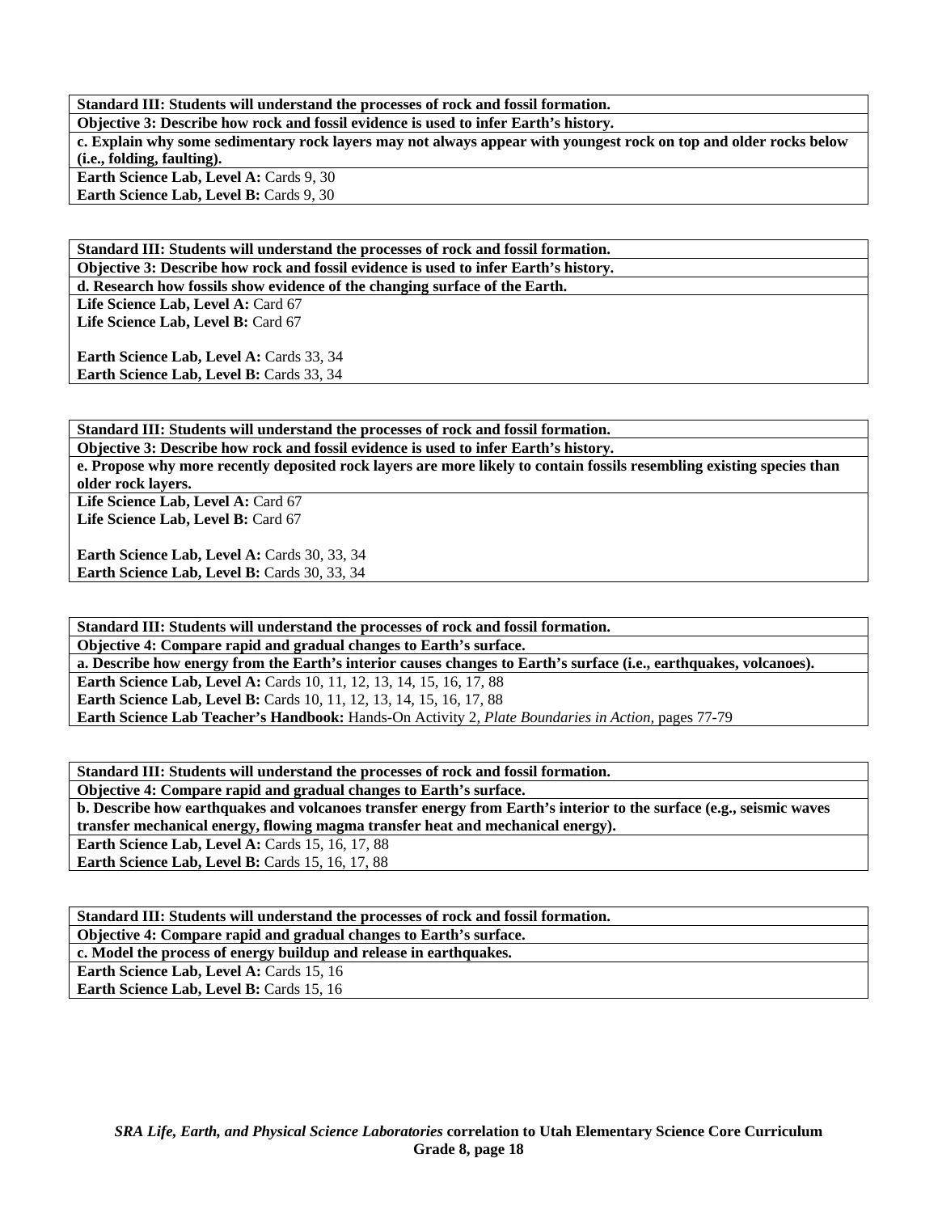**Standard III: Students will understand the processes of rock and fossil formation.**

**Objective 3: Describe how rock and fossil evidence is used to infer Earth's history.**

**c. Explain why some sedimentary rock layers may not always appear with youngest rock on top and older rocks below (i.e., folding, faulting).**

**Earth Science Lab, Level A:** Cards 9, 30
**Earth Science Lab, Level B:** Cards 9, 30

**Standard III: Students will understand the processes of rock and fossil formation.**

**Objective 3: Describe how rock and fossil evidence is used to infer Earth's history.**

**d. Research how fossils show evidence of the changing surface of the Earth.**

**Life Science Lab, Level A:** Card 67
**Life Science Lab, Level B:** Card 67

**Earth Science Lab, Level A:** Cards 33, 34
**Earth Science Lab, Level B:** Cards 33, 34

**Standard III: Students will understand the processes of rock and fossil formation.**

**Objective 3: Describe how rock and fossil evidence is used to infer Earth's history.**

**e. Propose why more recently deposited rock layers are more likely to contain fossils resembling existing species than older rock layers.**

**Life Science Lab, Level A:** Card 67
**Life Science Lab, Level B:** Card 67

**Earth Science Lab, Level A:** Cards 30, 33, 34
**Earth Science Lab, Level B:** Cards 30, 33, 34

**Standard III: Students will understand the processes of rock and fossil formation.**

**Objective 4: Compare rapid and gradual changes to Earth's surface.**

**a. Describe how energy from the Earth's interior causes changes to Earth's surface (i.e., earthquakes, volcanoes).**

**Earth Science Lab, Level A:** Cards 10, 11, 12, 13, 14, 15, 16, 17, 88
**Earth Science Lab, Level B:** Cards 10, 11, 12, 13, 14, 15, 16, 17, 88
**Earth Science Lab Teacher's Handbook:** Hands-On Activity 2, *Plate Boundaries in Action,* pages 77-79

**Standard III: Students will understand the processes of rock and fossil formation.**

**Objective 4: Compare rapid and gradual changes to Earth's surface.**

**b. Describe how earthquakes and volcanoes transfer energy from Earth's interior to the surface (e.g., seismic waves transfer mechanical energy, flowing magma transfer heat and mechanical energy).**

**Earth Science Lab, Level A:** Cards 15, 16, 17, 88
**Earth Science Lab, Level B:** Cards 15, 16, 17, 88

**Standard III: Students will understand the processes of rock and fossil formation.**

**Objective 4: Compare rapid and gradual changes to Earth's surface.**

**c. Model the process of energy buildup and release in earthquakes.**

**Earth Science Lab, Level A:** Cards 15, 16
**Earth Science Lab, Level B:** Cards 15, 16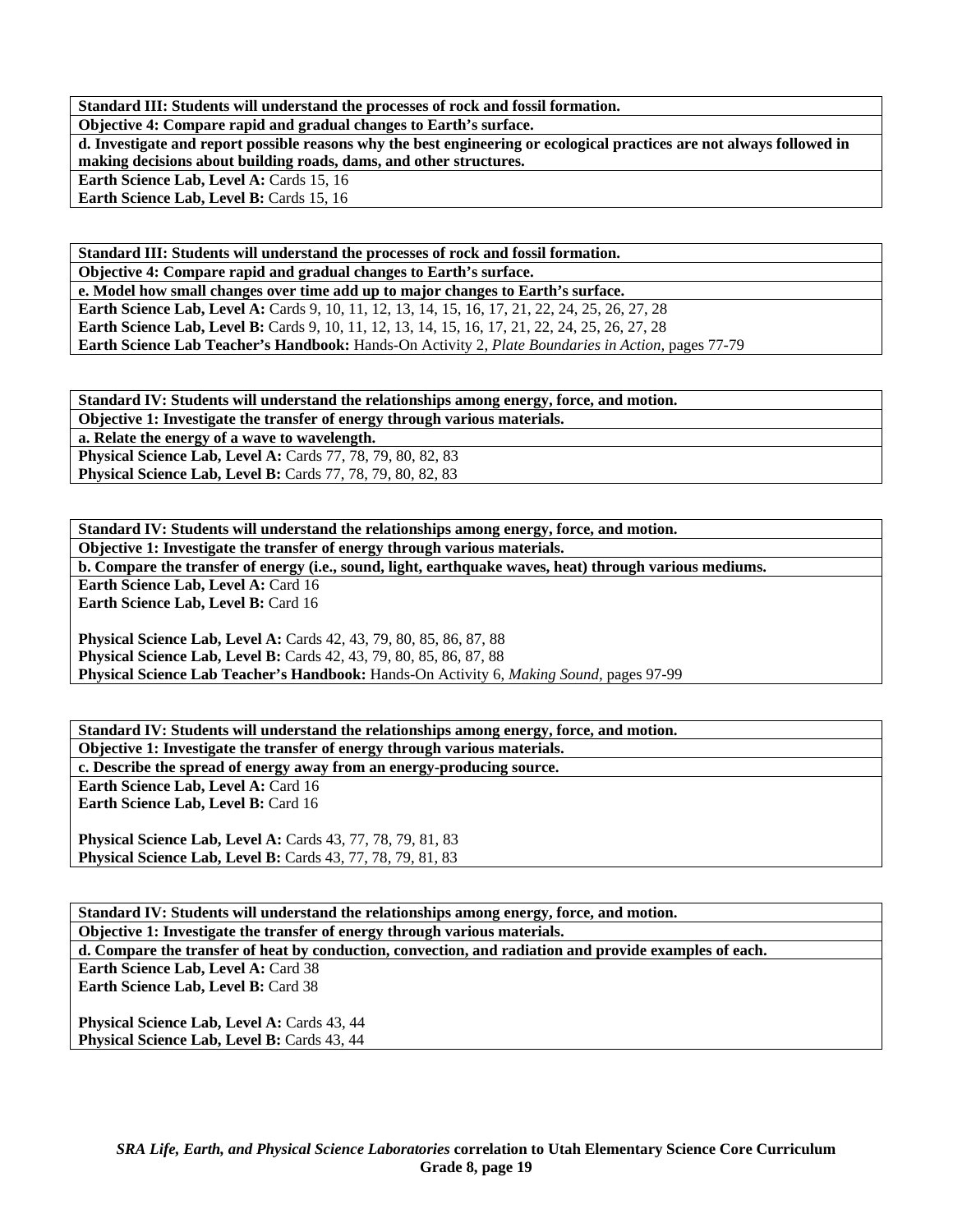**Standard III: Students will understand the processes of rock and fossil formation.**

**Objective 4: Compare rapid and gradual changes to Earth's surface.**

**d. Investigate and report possible reasons why the best engineering or ecological practices are not always followed in making decisions about building roads, dams, and other structures.**

**Earth Science Lab, Level A:** Cards 15, 16
**Earth Science Lab, Level B:** Cards 15, 16

**Standard III: Students will understand the processes of rock and fossil formation.**

**Objective 4: Compare rapid and gradual changes to Earth's surface.**

**e. Model how small changes over time add up to major changes to Earth's surface.**

**Earth Science Lab, Level A:** Cards 9, 10, 11, 12, 13, 14, 15, 16, 17, 21, 22, 24, 25, 26, 27, 28
**Earth Science Lab, Level B:** Cards 9, 10, 11, 12, 13, 14, 15, 16, 17, 21, 22, 24, 25, 26, 27, 28
**Earth Science Lab Teacher's Handbook:** Hands-On Activity 2, *Plate Boundaries in Action,* pages 77-79

**Standard IV: Students will understand the relationships among energy, force, and motion.**

**Objective 1: Investigate the transfer of energy through various materials.**

**a. Relate the energy of a wave to wavelength.**

**Physical Science Lab, Level A:** Cards 77, 78, 79, 80, 82, 83
**Physical Science Lab, Level B:** Cards 77, 78, 79, 80, 82, 83

**Standard IV: Students will understand the relationships among energy, force, and motion.**

**Objective 1: Investigate the transfer of energy through various materials.**

**b. Compare the transfer of energy (i.e., sound, light, earthquake waves, heat) through various mediums.**

**Earth Science Lab, Level A:** Card 16
**Earth Science Lab, Level B:** Card 16

**Physical Science Lab, Level A:** Cards 42, 43, 79, 80, 85, 86, 87, 88
**Physical Science Lab, Level B:** Cards 42, 43, 79, 80, 85, 86, 87, 88
**Physical Science Lab Teacher's Handbook:** Hands-On Activity 6, *Making Sound,* pages 97-99

**Standard IV: Students will understand the relationships among energy, force, and motion.**

**Objective 1: Investigate the transfer of energy through various materials.**

**c. Describe the spread of energy away from an energy-producing source.**

**Earth Science Lab, Level A:** Card 16
**Earth Science Lab, Level B:** Card 16

**Physical Science Lab, Level A:** Cards 43, 77, 78, 79, 81, 83
**Physical Science Lab, Level B:** Cards 43, 77, 78, 79, 81, 83

**Standard IV: Students will understand the relationships among energy, force, and motion.**

**Objective 1: Investigate the transfer of energy through various materials.**

**d. Compare the transfer of heat by conduction, convection, and radiation and provide examples of each.**

**Earth Science Lab, Level A:** Card 38
**Earth Science Lab, Level B:** Card 38

**Physical Science Lab, Level A:** Cards 43, 44
**Physical Science Lab, Level B:** Cards 43, 44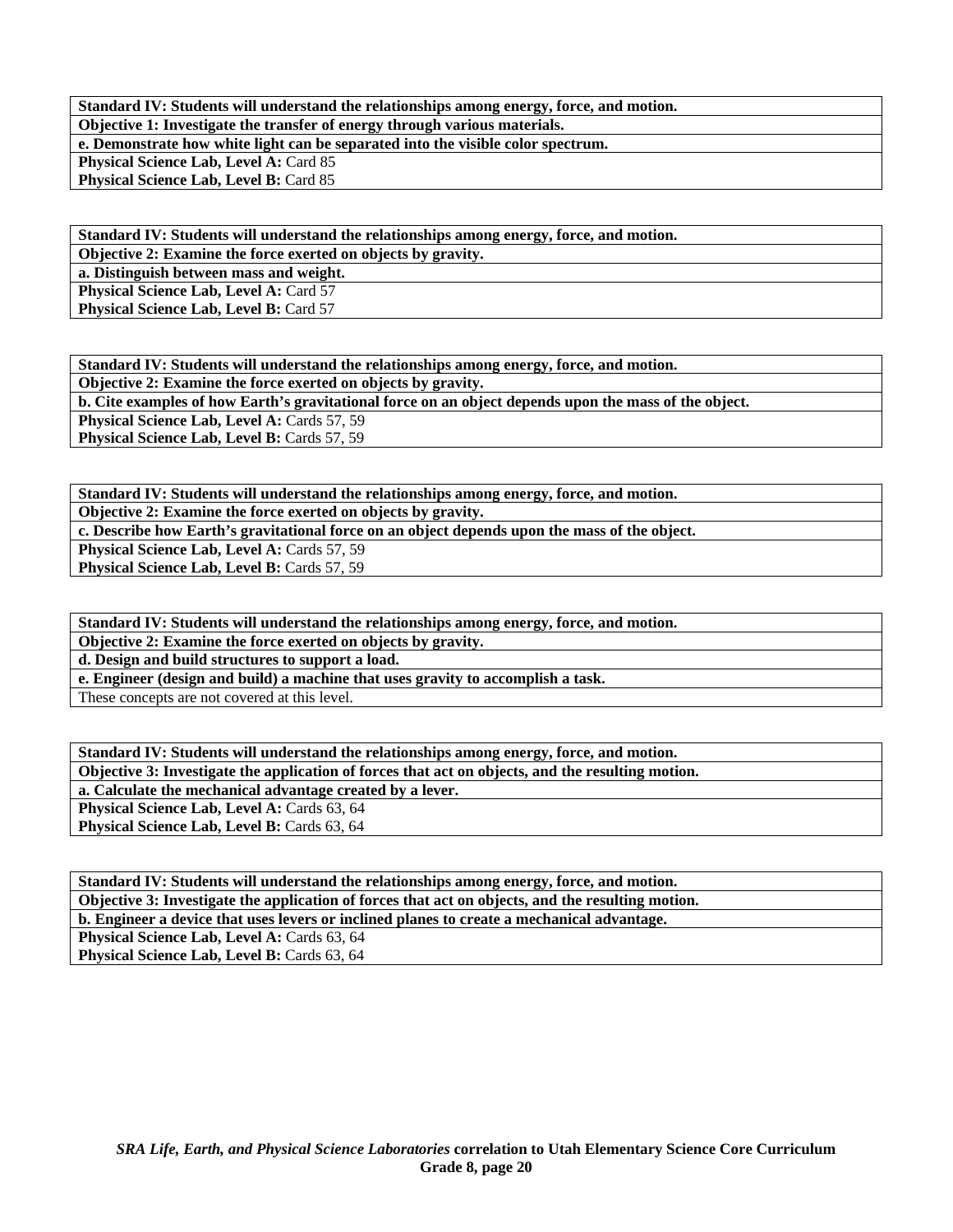| **Standard IV: Students will understand the relationships among energy, force, and motion.** |
|---|
| **Objective 1: Investigate the transfer of energy through various materials.** |
| **e. Demonstrate how white light can be separated into the visible color spectrum.** |
| **Physical Science Lab, Level A:** Card 85 |
| **Physical Science Lab, Level B:** Card 85 |

| **Standard IV: Students will understand the relationships among energy, force, and motion.** |
|---|
| **Objective 2: Examine the force exerted on objects by gravity.** |
| **a. Distinguish between mass and weight.** |
| **Physical Science Lab, Level A:** Card 57 |
| **Physical Science Lab, Level B:** Card 57 |

| **Standard IV: Students will understand the relationships among energy, force, and motion.** |
|---|
| **Objective 2: Examine the force exerted on objects by gravity.** |
| **b. Cite examples of how Earth's gravitational force on an object depends upon the mass of the object.** |
| **Physical Science Lab, Level A:** Cards 57, 59 |
| **Physical Science Lab, Level B:** Cards 57, 59 |

| **Standard IV: Students will understand the relationships among energy, force, and motion.** |
|---|
| **Objective 2: Examine the force exerted on objects by gravity.** |
| **c. Describe how Earth's gravitational force on an object depends upon the mass of the object.** |
| **Physical Science Lab, Level A:** Cards 57, 59 |
| **Physical Science Lab, Level B:** Cards 57, 59 |

| **Standard IV: Students will understand the relationships among energy, force, and motion.** |
|---|
| **Objective 2: Examine the force exerted on objects by gravity.** |
| **d. Design and build structures to support a load.** |
| **e. Engineer (design and build) a machine that uses gravity to accomplish a task.** |
| These concepts are not covered at this level. |

| **Standard IV: Students will understand the relationships among energy, force, and motion.** |
|---|
| **Objective 3: Investigate the application of forces that act on objects, and the resulting motion.** |
| **a. Calculate the mechanical advantage created by a lever.** |
| **Physical Science Lab, Level A:** Cards 63, 64 |
| **Physical Science Lab, Level B:** Cards 63, 64 |

| **Standard IV: Students will understand the relationships among energy, force, and motion.** |
|---|
| **Objective 3: Investigate the application of forces that act on objects, and the resulting motion.** |
| **b. Engineer a device that uses levers or inclined planes to create a mechanical advantage.** |
| **Physical Science Lab, Level A:** Cards 63, 64 |
| **Physical Science Lab, Level B:** Cards 63, 64 |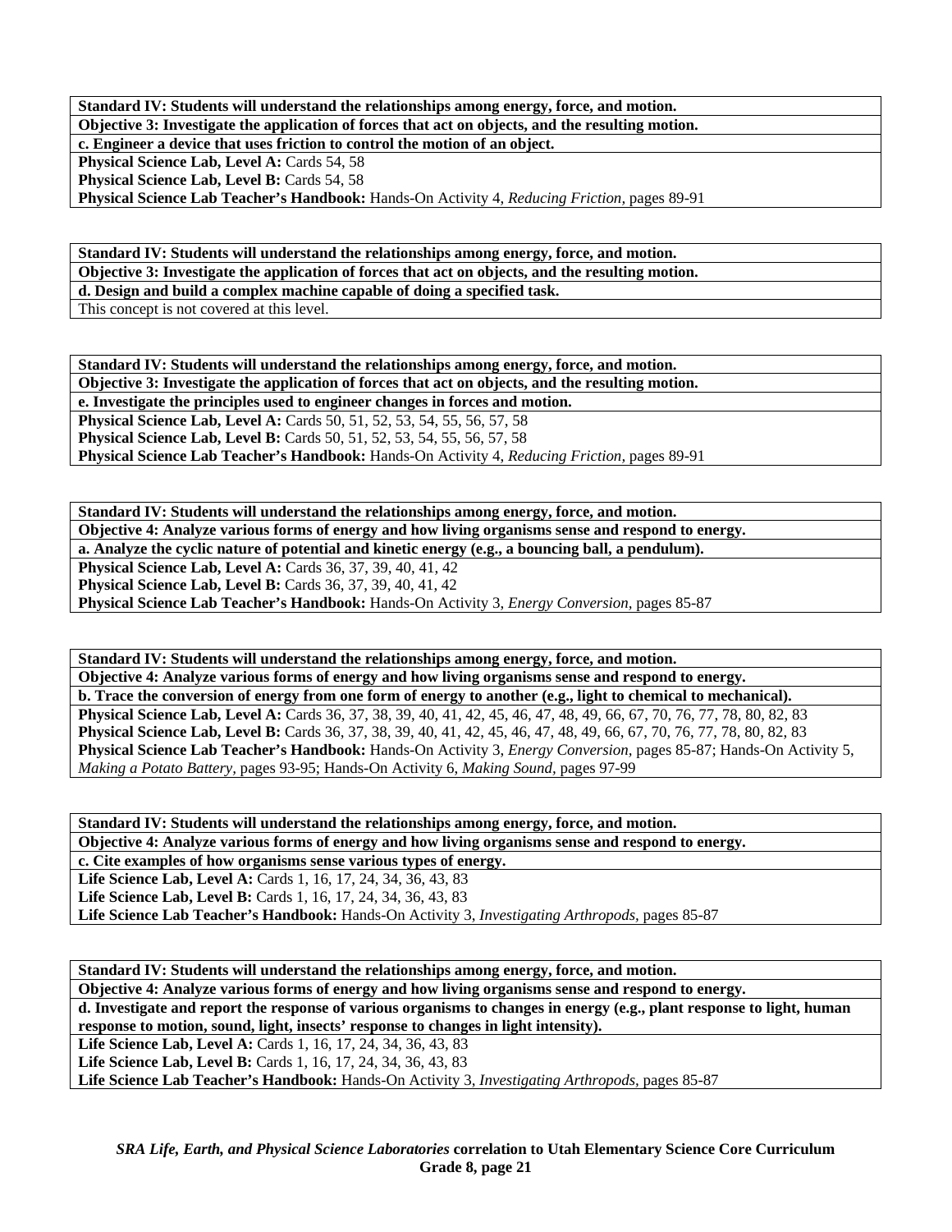| **Standard IV: Students will understand the relationships among energy, force, and motion.** |
|---|
| **Objective 3: Investigate the application of forces that act on objects, and the resulting motion.** |
| **c. Engineer a device that uses friction to control the motion of an object.** |
| **Physical Science Lab, Level A:** Cards 54, 58<br>**Physical Science Lab, Level B:** Cards 54, 58<br>**Physical Science Lab Teacher's Handbook:** Hands-On Activity 4, *Reducing Friction,* pages 89-91 |

| **Standard IV: Students will understand the relationships among energy, force, and motion.** |
|---|
| **Objective 3: Investigate the application of forces that act on objects, and the resulting motion.** |
| **d. Design and build a complex machine capable of doing a specified task.** |
| This concept is not covered at this level. |

| **Standard IV: Students will understand the relationships among energy, force, and motion.** |
|---|
| **Objective 3: Investigate the application of forces that act on objects, and the resulting motion.** |
| **e. Investigate the principles used to engineer changes in forces and motion.** |
| **Physical Science Lab, Level A:** Cards 50, 51, 52, 53, 54, 55, 56, 57, 58<br>**Physical Science Lab, Level B:** Cards 50, 51, 52, 53, 54, 55, 56, 57, 58<br>**Physical Science Lab Teacher's Handbook:** Hands-On Activity 4, *Reducing Friction,* pages 89-91 |

| **Standard IV: Students will understand the relationships among energy, force, and motion.** |
|---|
| **Objective 4: Analyze various forms of energy and how living organisms sense and respond to energy.** |
| **a. Analyze the cyclic nature of potential and kinetic energy (e.g., a bouncing ball, a pendulum).** |
| **Physical Science Lab, Level A:** Cards 36, 37, 39, 40, 41, 42<br>**Physical Science Lab, Level B:** Cards 36, 37, 39, 40, 41, 42<br>**Physical Science Lab Teacher's Handbook:** Hands-On Activity 3, *Energy Conversion,* pages 85-87 |

| **Standard IV: Students will understand the relationships among energy, force, and motion.** |
|---|
| **Objective 4: Analyze various forms of energy and how living organisms sense and respond to energy.** |
| **b. Trace the conversion of energy from one form of energy to another (e.g., light to chemical to mechanical).** |
| **Physical Science Lab, Level A:** Cards 36, 37, 38, 39, 40, 41, 42, 45, 46, 47, 48, 49, 66, 67, 70, 76, 77, 78, 80, 82, 83<br>**Physical Science Lab, Level B:** Cards 36, 37, 38, 39, 40, 41, 42, 45, 46, 47, 48, 49, 66, 67, 70, 76, 77, 78, 80, 82, 83<br>**Physical Science Lab Teacher's Handbook:** Hands-On Activity 3, *Energy Conversion,* pages 85-87; Hands-On Activity 5, *Making a Potato Battery,* pages 93-95; Hands-On Activity 6, *Making Sound,* pages 97-99 |

| **Standard IV: Students will understand the relationships among energy, force, and motion.** |
|---|
| **Objective 4: Analyze various forms of energy and how living organisms sense and respond to energy.** |
| **c. Cite examples of how organisms sense various types of energy.** |
| **Life Science Lab, Level A:** Cards 1, 16, 17, 24, 34, 36, 43, 83<br>**Life Science Lab, Level B:** Cards 1, 16, 17, 24, 34, 36, 43, 83<br>**Life Science Lab Teacher's Handbook:** Hands-On Activity 3, *Investigating Arthropods,* pages 85-87 |

| **Standard IV: Students will understand the relationships among energy, force, and motion.** |
|---|
| **Objective 4: Analyze various forms of energy and how living organisms sense and respond to energy.** |
| **d. Investigate and report the response of various organisms to changes in energy (e.g., plant response to light, human response to motion, sound, light, insects' response to changes in light intensity).** |
| **Life Science Lab, Level A:** Cards 1, 16, 17, 24, 34, 36, 43, 83<br>**Life Science Lab, Level B:** Cards 1, 16, 17, 24, 34, 36, 43, 83<br>**Life Science Lab Teacher's Handbook:** Hands-On Activity 3, *Investigating Arthropods,* pages 85-87 |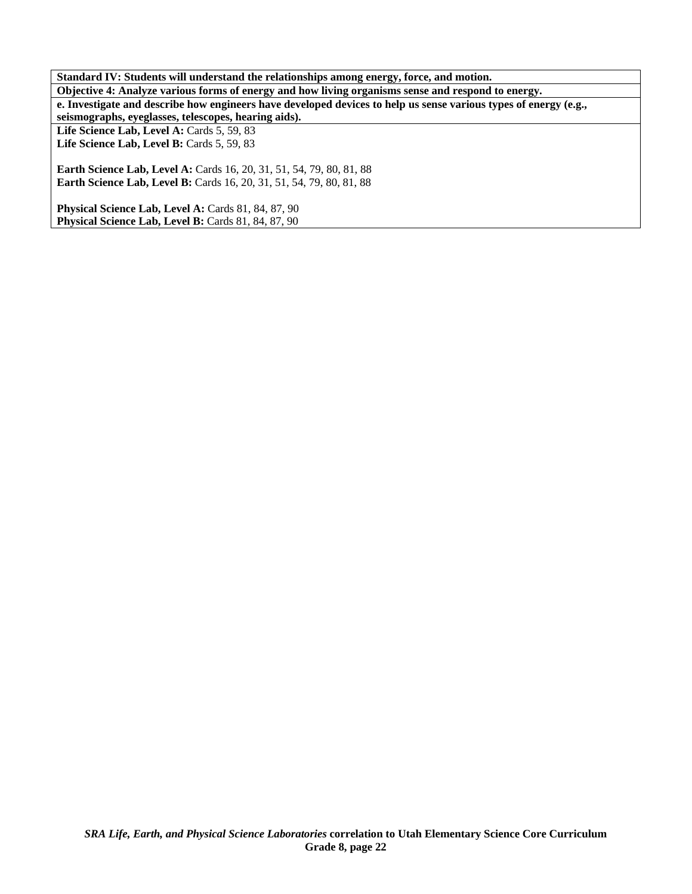**Standard IV: Students will understand the relationships among energy, force, and motion.**

**Objective 4: Analyze various forms of energy and how living organisms sense and respond to energy.**

**e. Investigate and describe how engineers have developed devices to help us sense various types of energy (e.g., seismographs, eyeglasses, telescopes, hearing aids).**

**Life Science Lab, Level A:** Cards 5, 59, 83
**Life Science Lab, Level B:** Cards 5, 59, 83

**Earth Science Lab, Level A:** Cards 16, 20, 31, 51, 54, 79, 80, 81, 88
**Earth Science Lab, Level B:** Cards 16, 20, 31, 51, 54, 79, 80, 81, 88

**Physical Science Lab, Level A:** Cards 81, 84, 87, 90
**Physical Science Lab, Level B:** Cards 81, 84, 87, 90